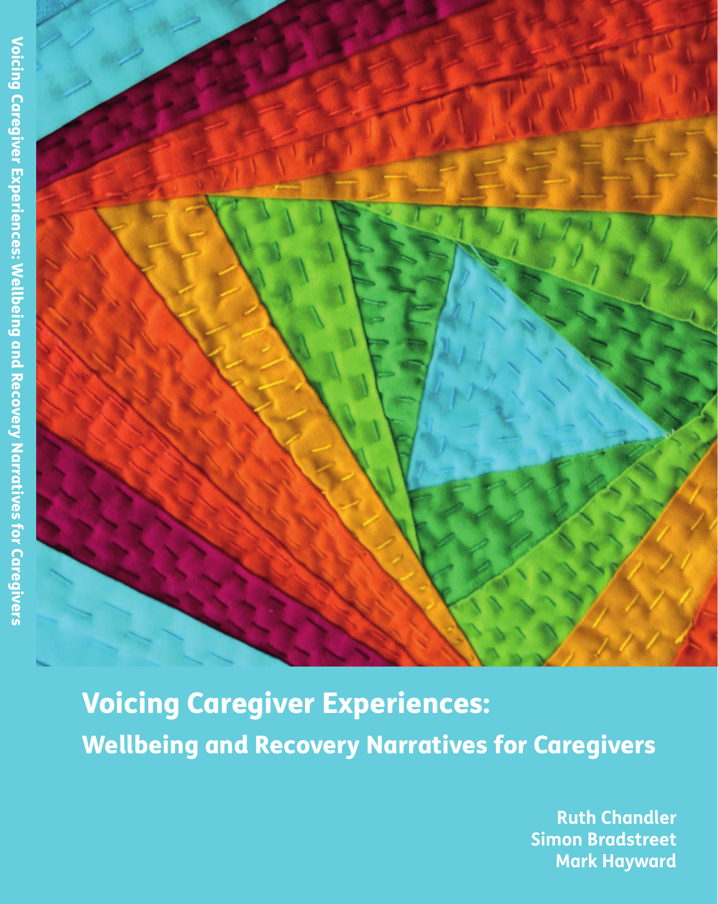# Voicing Caregiver Experiences:

## Wellbeing and Recovery Narratives for Caregivers

**Ruth Chandler**
**Simon Bradstreet**
**Mark Hayward**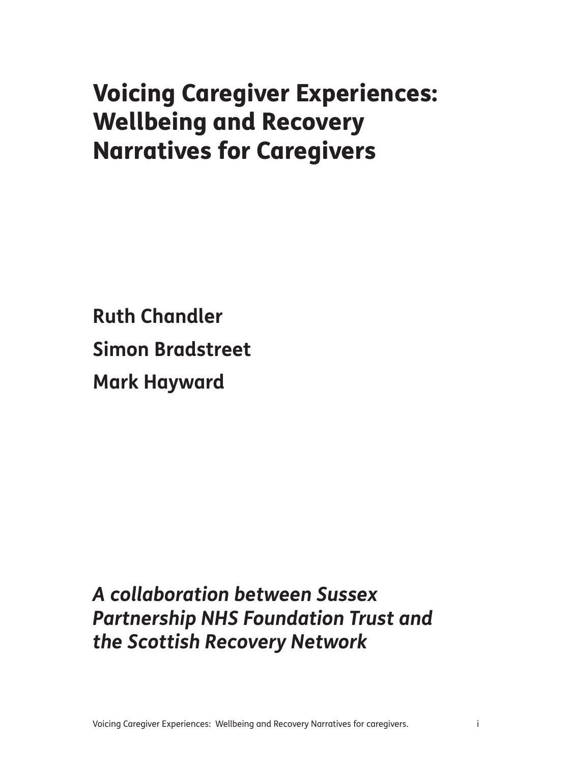# Voicing Caregiver Experiences: Wellbeing and Recovery Narratives for Caregivers

**Ruth Chandler**

**Simon Bradstreet**

**Mark Hayward**

***A collaboration between Sussex Partnership NHS Foundation Trust and the Scottish Recovery Network***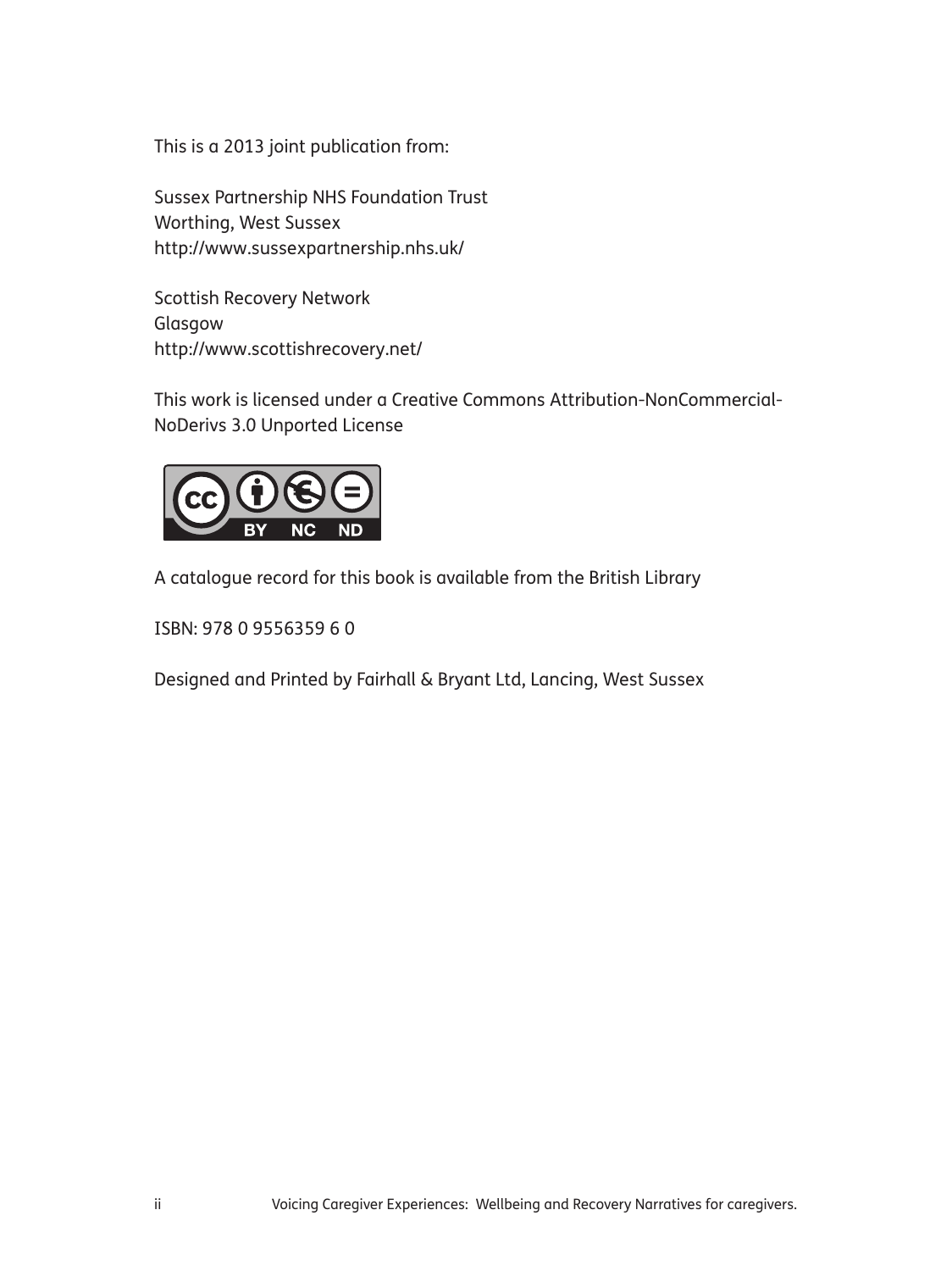This is a 2013 joint publication from:

Sussex Partnership NHS Foundation Trust
Worthing, West Sussex
http://www.sussexpartnership.nhs.uk/

Scottish Recovery Network
Glasgow
http://www.scottishrecovery.net/

This work is licensed under a Creative Commons Attribution-NonCommercial-NoDerivs 3.0 Unported License

A catalogue record for this book is available from the British Library

ISBN: 978 0 9556359 6 0

Designed and Printed by Fairhall & Bryant Ltd, Lancing, West Sussex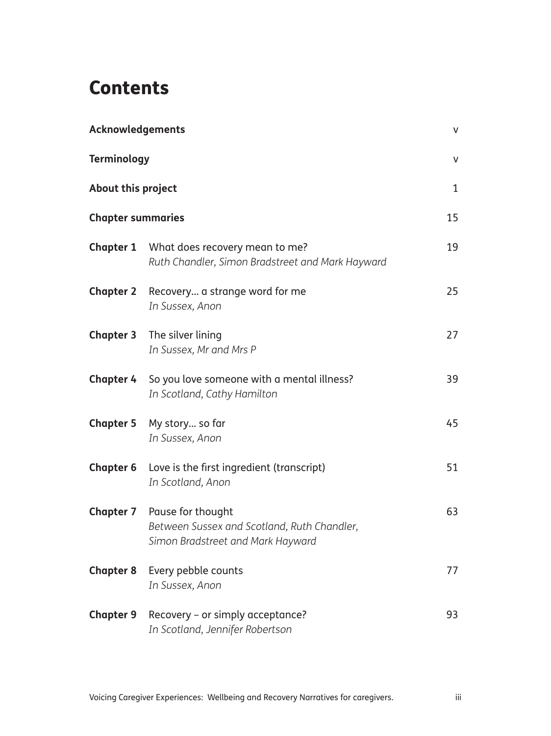# Contents

| | | |
|---|---|---|
| **Acknowledgements** | | v |
| **Terminology** | | v |
| **About this project** | | 1 |
| **Chapter summaries** | | 15 |
| **Chapter 1** | What does recovery mean to me?<br>*Ruth Chandler, Simon Bradstreet and Mark Hayward* | 19 |
| **Chapter 2** | Recovery… a strange word for me<br>*In Sussex, Anon* | 25 |
| **Chapter 3** | The silver lining<br>*In Sussex, Mr and Mrs P* | 27 |
| **Chapter 4** | So you love someone with a mental illness?<br>*In Scotland, Cathy Hamilton* | 39 |
| **Chapter 5** | My story… so far<br>*In Sussex, Anon* | 45 |
| **Chapter 6** | Love is the first ingredient (transcript)<br>*In Scotland, Anon* | 51 |
| **Chapter 7** | Pause for thought<br>*Between Sussex and Scotland, Ruth Chandler, Simon Bradstreet and Mark Hayward* | 63 |
| **Chapter 8** | Every pebble counts<br>*In Sussex, Anon* | 77 |
| **Chapter 9** | Recovery – or simply acceptance?<br>*In Scotland, Jennifer Robertson* | 93 |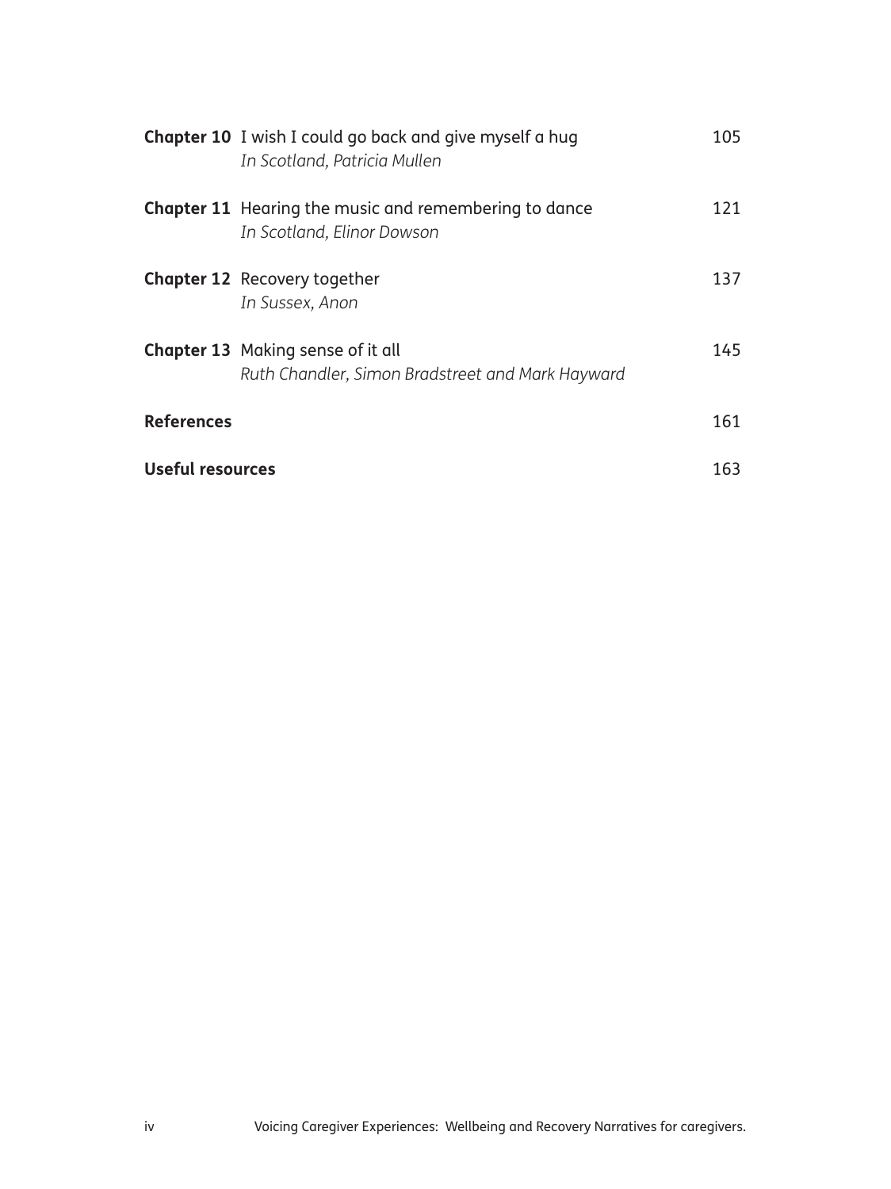| | | |
|---|---|---|
| **Chapter 10** | I wish I could go back and give myself a hug<br>*In Scotland, Patricia Mullen* | 105 |
| **Chapter 11** | Hearing the music and remembering to dance<br>*In Scotland, Elinor Dowson* | 121 |
| **Chapter 12** | Recovery together<br>*In Sussex, Anon* | 137 |
| **Chapter 13** | Making sense of it all<br>*Ruth Chandler, Simon Bradstreet and Mark Hayward* | 145 |
| **References** | | 161 |
| **Useful resources** | | 163 |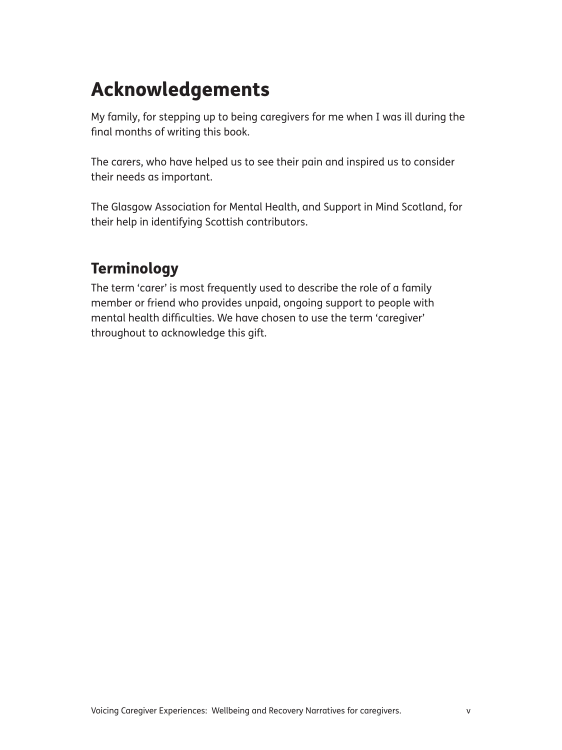# Acknowledgements

My family, for stepping up to being caregivers for me when I was ill during the final months of writing this book.

The carers, who have helped us to see their pain and inspired us to consider their needs as important.

The Glasgow Association for Mental Health, and Support in Mind Scotland, for their help in identifying Scottish contributors.

## Terminology

The term 'carer' is most frequently used to describe the role of a family member or friend who provides unpaid, ongoing support to people with mental health difficulties. We have chosen to use the term 'caregiver' throughout to acknowledge this gift.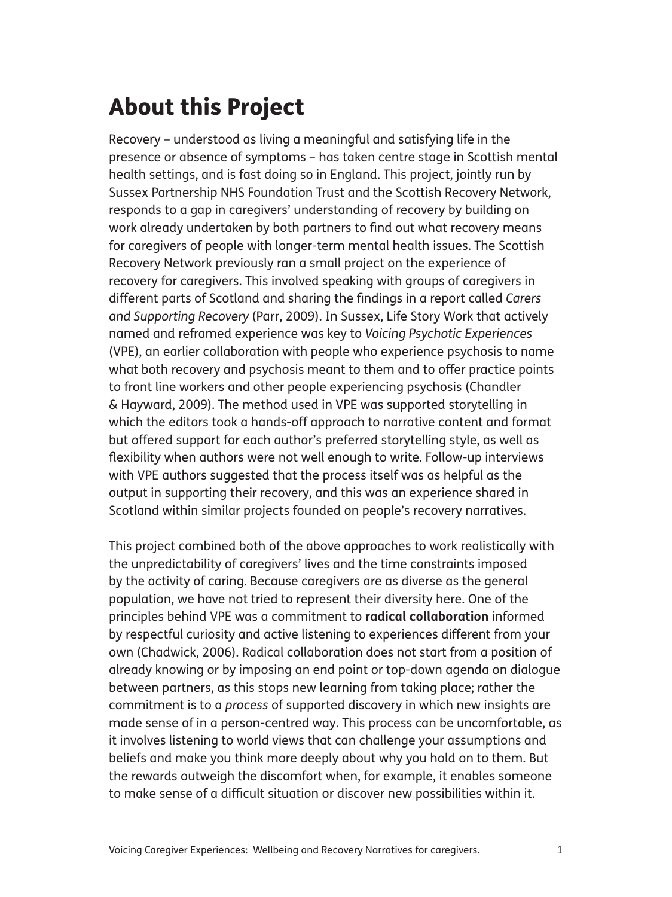# About this Project

Recovery – understood as living a meaningful and satisfying life in the presence or absence of symptoms – has taken centre stage in Scottish mental health settings, and is fast doing so in England. This project, jointly run by Sussex Partnership NHS Foundation Trust and the Scottish Recovery Network, responds to a gap in caregivers' understanding of recovery by building on work already undertaken by both partners to find out what recovery means for caregivers of people with longer-term mental health issues. The Scottish Recovery Network previously ran a small project on the experience of recovery for caregivers. This involved speaking with groups of caregivers in different parts of Scotland and sharing the findings in a report called *Carers and Supporting Recovery* (Parr, 2009). In Sussex, Life Story Work that actively named and reframed experience was key to *Voicing Psychotic Experiences* (VPE), an earlier collaboration with people who experience psychosis to name what both recovery and psychosis meant to them and to offer practice points to front line workers and other people experiencing psychosis (Chandler & Hayward, 2009). The method used in VPE was supported storytelling in which the editors took a hands-off approach to narrative content and format but offered support for each author's preferred storytelling style, as well as flexibility when authors were not well enough to write. Follow-up interviews with VPE authors suggested that the process itself was as helpful as the output in supporting their recovery, and this was an experience shared in Scotland within similar projects founded on people's recovery narratives.

This project combined both of the above approaches to work realistically with the unpredictability of caregivers' lives and the time constraints imposed by the activity of caring. Because caregivers are as diverse as the general population, we have not tried to represent their diversity here. One of the principles behind VPE was a commitment to **radical collaboration** informed by respectful curiosity and active listening to experiences different from your own (Chadwick, 2006). Radical collaboration does not start from a position of already knowing or by imposing an end point or top-down agenda on dialogue between partners, as this stops new learning from taking place; rather the commitment is to a *process* of supported discovery in which new insights are made sense of in a person-centred way. This process can be uncomfortable, as it involves listening to world views that can challenge your assumptions and beliefs and make you think more deeply about why you hold on to them. But the rewards outweigh the discomfort when, for example, it enables someone to make sense of a difficult situation or discover new possibilities within it.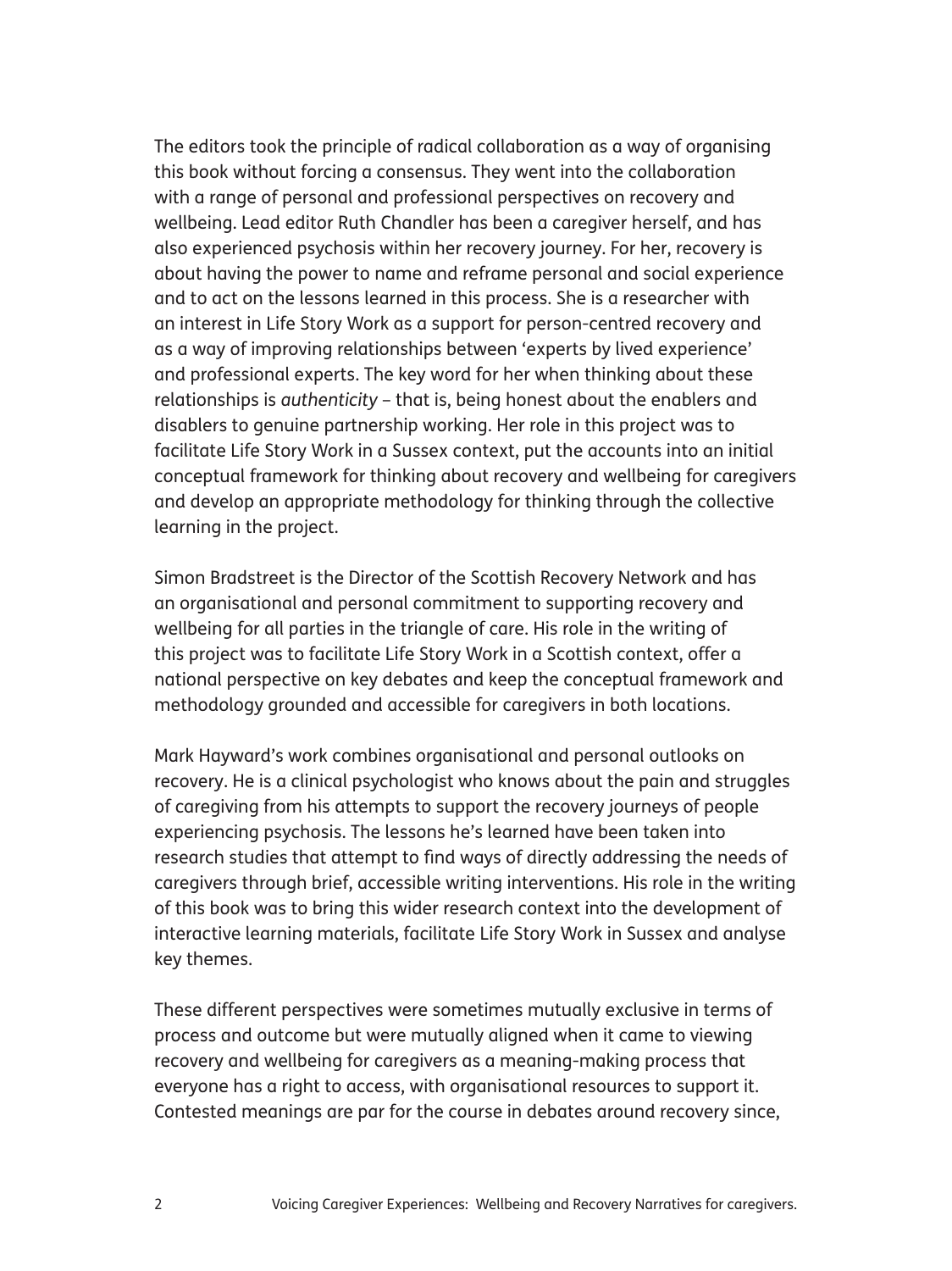The editors took the principle of radical collaboration as a way of organising this book without forcing a consensus. They went into the collaboration with a range of personal and professional perspectives on recovery and wellbeing. Lead editor Ruth Chandler has been a caregiver herself, and has also experienced psychosis within her recovery journey. For her, recovery is about having the power to name and reframe personal and social experience and to act on the lessons learned in this process. She is a researcher with an interest in Life Story Work as a support for person-centred recovery and as a way of improving relationships between 'experts by lived experience' and professional experts. The key word for her when thinking about these relationships is *authenticity* – that is, being honest about the enablers and disablers to genuine partnership working. Her role in this project was to facilitate Life Story Work in a Sussex context, put the accounts into an initial conceptual framework for thinking about recovery and wellbeing for caregivers and develop an appropriate methodology for thinking through the collective learning in the project.

Simon Bradstreet is the Director of the Scottish Recovery Network and has an organisational and personal commitment to supporting recovery and wellbeing for all parties in the triangle of care. His role in the writing of this project was to facilitate Life Story Work in a Scottish context, offer a national perspective on key debates and keep the conceptual framework and methodology grounded and accessible for caregivers in both locations.

Mark Hayward's work combines organisational and personal outlooks on recovery. He is a clinical psychologist who knows about the pain and struggles of caregiving from his attempts to support the recovery journeys of people experiencing psychosis. The lessons he's learned have been taken into research studies that attempt to find ways of directly addressing the needs of caregivers through brief, accessible writing interventions. His role in the writing of this book was to bring this wider research context into the development of interactive learning materials, facilitate Life Story Work in Sussex and analyse key themes.

These different perspectives were sometimes mutually exclusive in terms of process and outcome but were mutually aligned when it came to viewing recovery and wellbeing for caregivers as a meaning-making process that everyone has a right to access, with organisational resources to support it. Contested meanings are par for the course in debates around recovery since,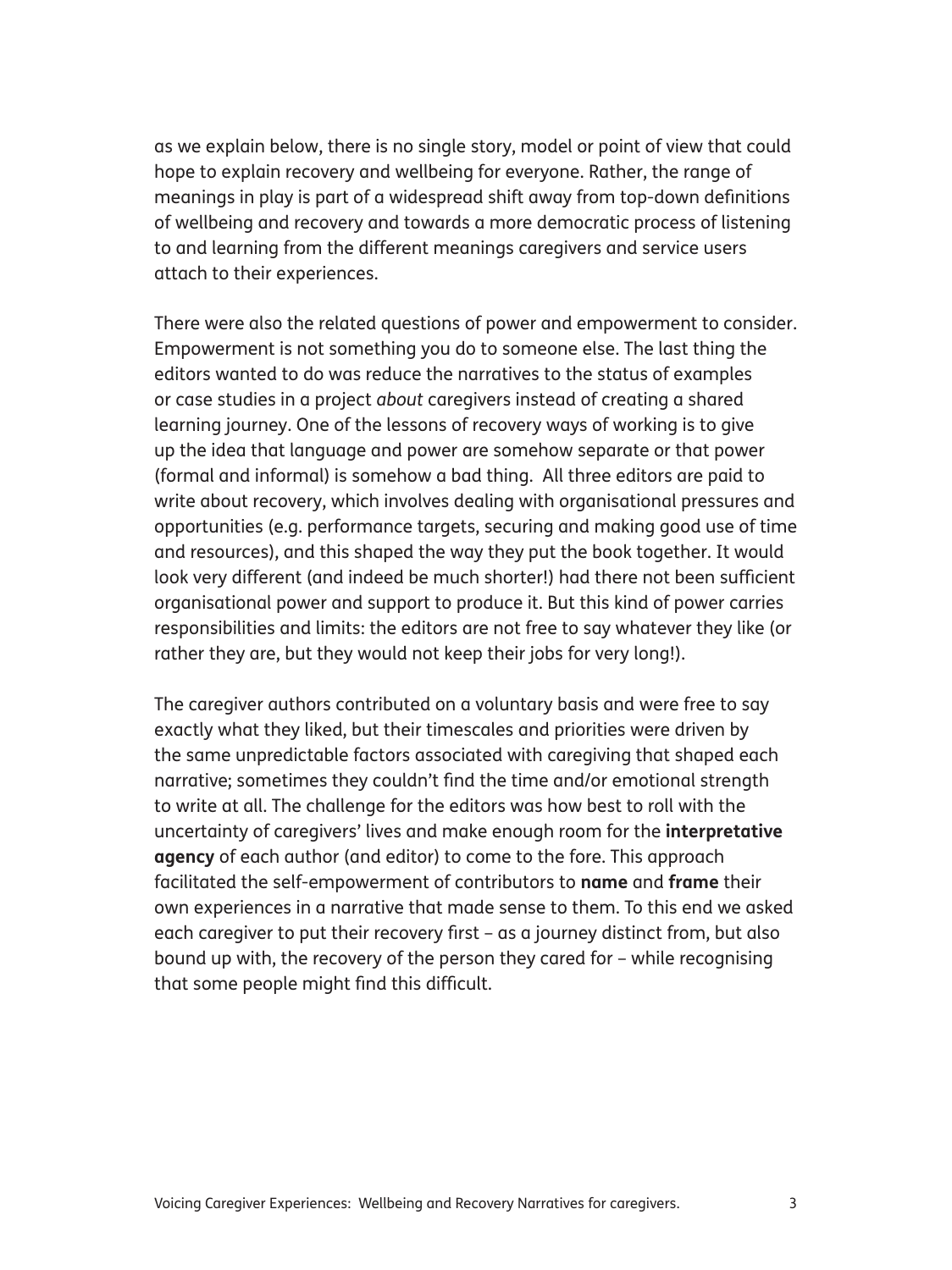as we explain below, there is no single story, model or point of view that could hope to explain recovery and wellbeing for everyone. Rather, the range of meanings in play is part of a widespread shift away from top-down definitions of wellbeing and recovery and towards a more democratic process of listening to and learning from the different meanings caregivers and service users attach to their experiences.

There were also the related questions of power and empowerment to consider. Empowerment is not something you do to someone else. The last thing the editors wanted to do was reduce the narratives to the status of examples or case studies in a project *about* caregivers instead of creating a shared learning journey. One of the lessons of recovery ways of working is to give up the idea that language and power are somehow separate or that power (formal and informal) is somehow a bad thing.  All three editors are paid to write about recovery, which involves dealing with organisational pressures and opportunities (e.g. performance targets, securing and making good use of time and resources), and this shaped the way they put the book together. It would look very different (and indeed be much shorter!) had there not been sufficient organisational power and support to produce it. But this kind of power carries responsibilities and limits: the editors are not free to say whatever they like (or rather they are, but they would not keep their jobs for very long!).

The caregiver authors contributed on a voluntary basis and were free to say exactly what they liked, but their timescales and priorities were driven by the same unpredictable factors associated with caregiving that shaped each narrative; sometimes they couldn't find the time and/or emotional strength to write at all. The challenge for the editors was how best to roll with the uncertainty of caregivers' lives and make enough room for the **interpretative agency** of each author (and editor) to come to the fore. This approach facilitated the self-empowerment of contributors to **name** and **frame** their own experiences in a narrative that made sense to them. To this end we asked each caregiver to put their recovery first – as a journey distinct from, but also bound up with, the recovery of the person they cared for – while recognising that some people might find this difficult.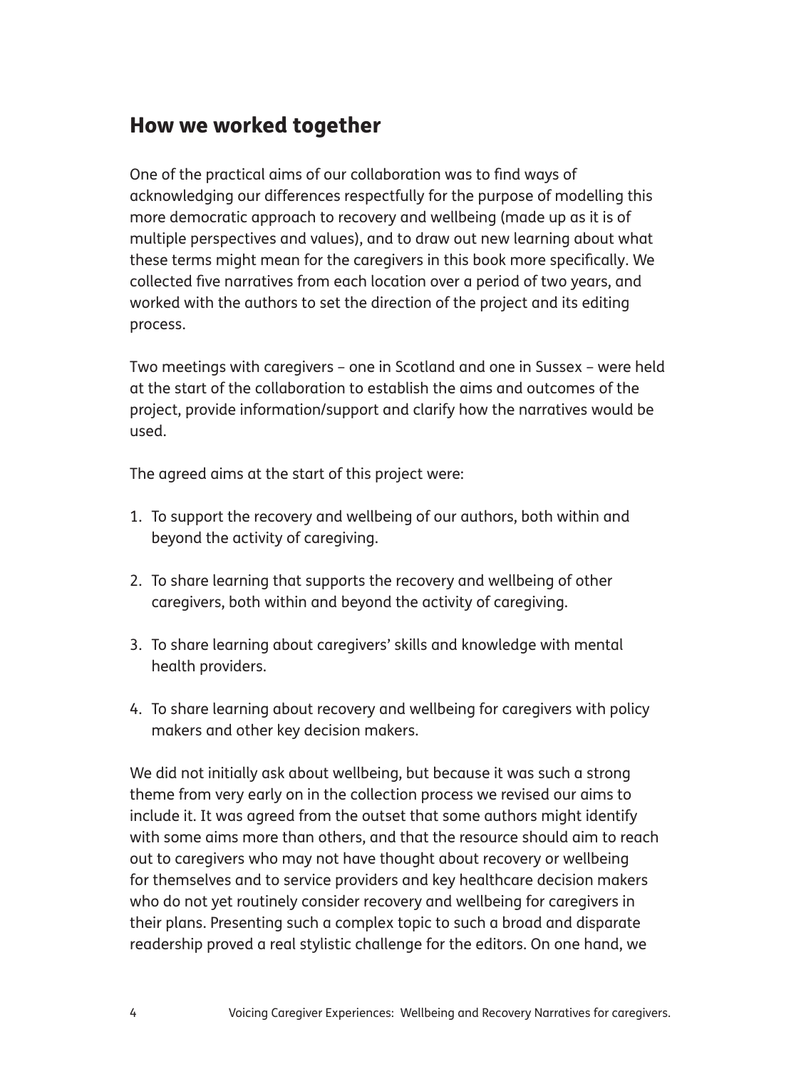## How we worked together

One of the practical aims of our collaboration was to find ways of acknowledging our differences respectfully for the purpose of modelling this more democratic approach to recovery and wellbeing (made up as it is of multiple perspectives and values), and to draw out new learning about what these terms might mean for the caregivers in this book more specifically. We collected five narratives from each location over a period of two years, and worked with the authors to set the direction of the project and its editing process.

Two meetings with caregivers – one in Scotland and one in Sussex – were held at the start of the collaboration to establish the aims and outcomes of the project, provide information/support and clarify how the narratives would be used.

The agreed aims at the start of this project were:

1. To support the recovery and wellbeing of our authors, both within and beyond the activity of caregiving.
2. To share learning that supports the recovery and wellbeing of other caregivers, both within and beyond the activity of caregiving.
3. To share learning about caregivers' skills and knowledge with mental health providers.
4. To share learning about recovery and wellbeing for caregivers with policy makers and other key decision makers.

We did not initially ask about wellbeing, but because it was such a strong theme from very early on in the collection process we revised our aims to include it. It was agreed from the outset that some authors might identify with some aims more than others, and that the resource should aim to reach out to caregivers who may not have thought about recovery or wellbeing for themselves and to service providers and key healthcare decision makers who do not yet routinely consider recovery and wellbeing for caregivers in their plans. Presenting such a complex topic to such a broad and disparate readership proved a real stylistic challenge for the editors. On one hand, we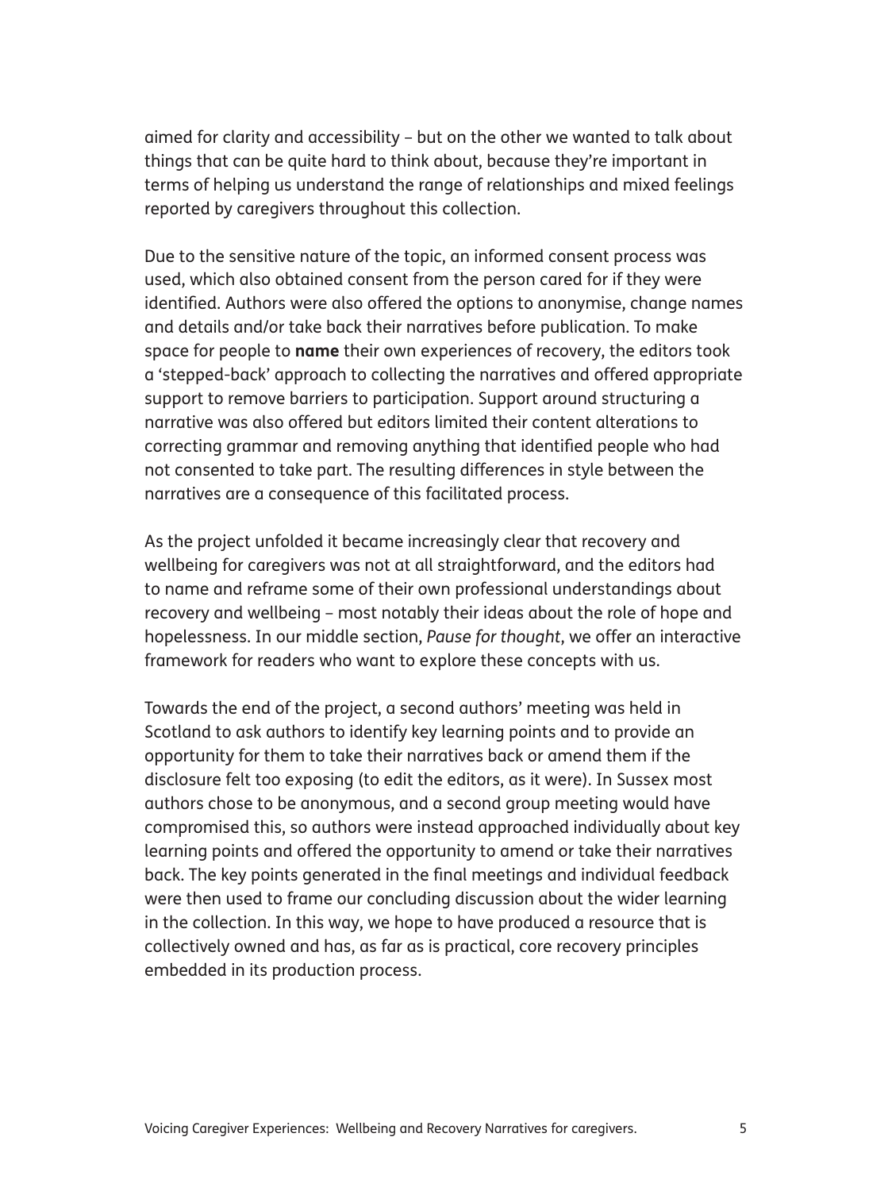aimed for clarity and accessibility – but on the other we wanted to talk about things that can be quite hard to think about, because they're important in terms of helping us understand the range of relationships and mixed feelings reported by caregivers throughout this collection.

Due to the sensitive nature of the topic, an informed consent process was used, which also obtained consent from the person cared for if they were identified. Authors were also offered the options to anonymise, change names and details and/or take back their narratives before publication. To make space for people to **name** their own experiences of recovery, the editors took a 'stepped-back' approach to collecting the narratives and offered appropriate support to remove barriers to participation. Support around structuring a narrative was also offered but editors limited their content alterations to correcting grammar and removing anything that identified people who had not consented to take part. The resulting differences in style between the narratives are a consequence of this facilitated process.

As the project unfolded it became increasingly clear that recovery and wellbeing for caregivers was not at all straightforward, and the editors had to name and reframe some of their own professional understandings about recovery and wellbeing – most notably their ideas about the role of hope and hopelessness. In our middle section, *Pause for thought*, we offer an interactive framework for readers who want to explore these concepts with us.

Towards the end of the project, a second authors' meeting was held in Scotland to ask authors to identify key learning points and to provide an opportunity for them to take their narratives back or amend them if the disclosure felt too exposing (to edit the editors, as it were). In Sussex most authors chose to be anonymous, and a second group meeting would have compromised this, so authors were instead approached individually about key learning points and offered the opportunity to amend or take their narratives back. The key points generated in the final meetings and individual feedback were then used to frame our concluding discussion about the wider learning in the collection. In this way, we hope to have produced a resource that is collectively owned and has, as far as is practical, core recovery principles embedded in its production process.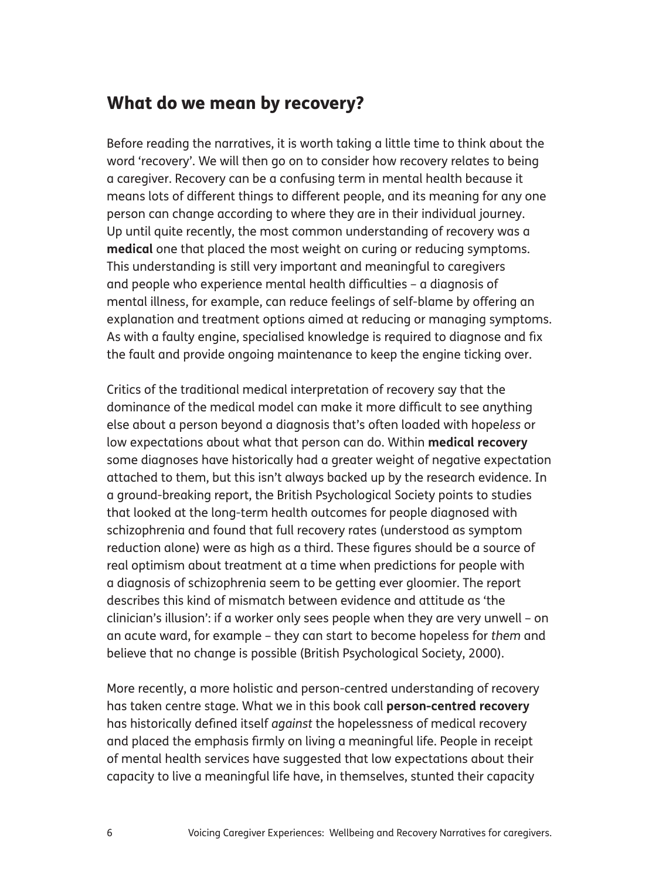## What do we mean by recovery?

Before reading the narratives, it is worth taking a little time to think about the word 'recovery'. We will then go on to consider how recovery relates to being a caregiver. Recovery can be a confusing term in mental health because it means lots of different things to different people, and its meaning for any one person can change according to where they are in their individual journey. Up until quite recently, the most common understanding of recovery was a **medical** one that placed the most weight on curing or reducing symptoms. This understanding is still very important and meaningful to caregivers and people who experience mental health difficulties – a diagnosis of mental illness, for example, can reduce feelings of self-blame by offering an explanation and treatment options aimed at reducing or managing symptoms. As with a faulty engine, specialised knowledge is required to diagnose and fix the fault and provide ongoing maintenance to keep the engine ticking over.

Critics of the traditional medical interpretation of recovery say that the dominance of the medical model can make it more difficult to see anything else about a person beyond a diagnosis that's often loaded with hope*less* or low expectations about what that person can do. Within **medical recovery** some diagnoses have historically had a greater weight of negative expectation attached to them, but this isn't always backed up by the research evidence. In a ground-breaking report, the British Psychological Society points to studies that looked at the long-term health outcomes for people diagnosed with schizophrenia and found that full recovery rates (understood as symptom reduction alone) were as high as a third. These figures should be a source of real optimism about treatment at a time when predictions for people with a diagnosis of schizophrenia seem to be getting ever gloomier. The report describes this kind of mismatch between evidence and attitude as 'the clinician's illusion': if a worker only sees people when they are very unwell – on an acute ward, for example – they can start to become hopeless for *them* and believe that no change is possible (British Psychological Society, 2000).

More recently, a more holistic and person-centred understanding of recovery has taken centre stage. What we in this book call **person-centred recovery** has historically defined itself *against* the hopelessness of medical recovery and placed the emphasis firmly on living a meaningful life. People in receipt of mental health services have suggested that low expectations about their capacity to live a meaningful life have, in themselves, stunted their capacity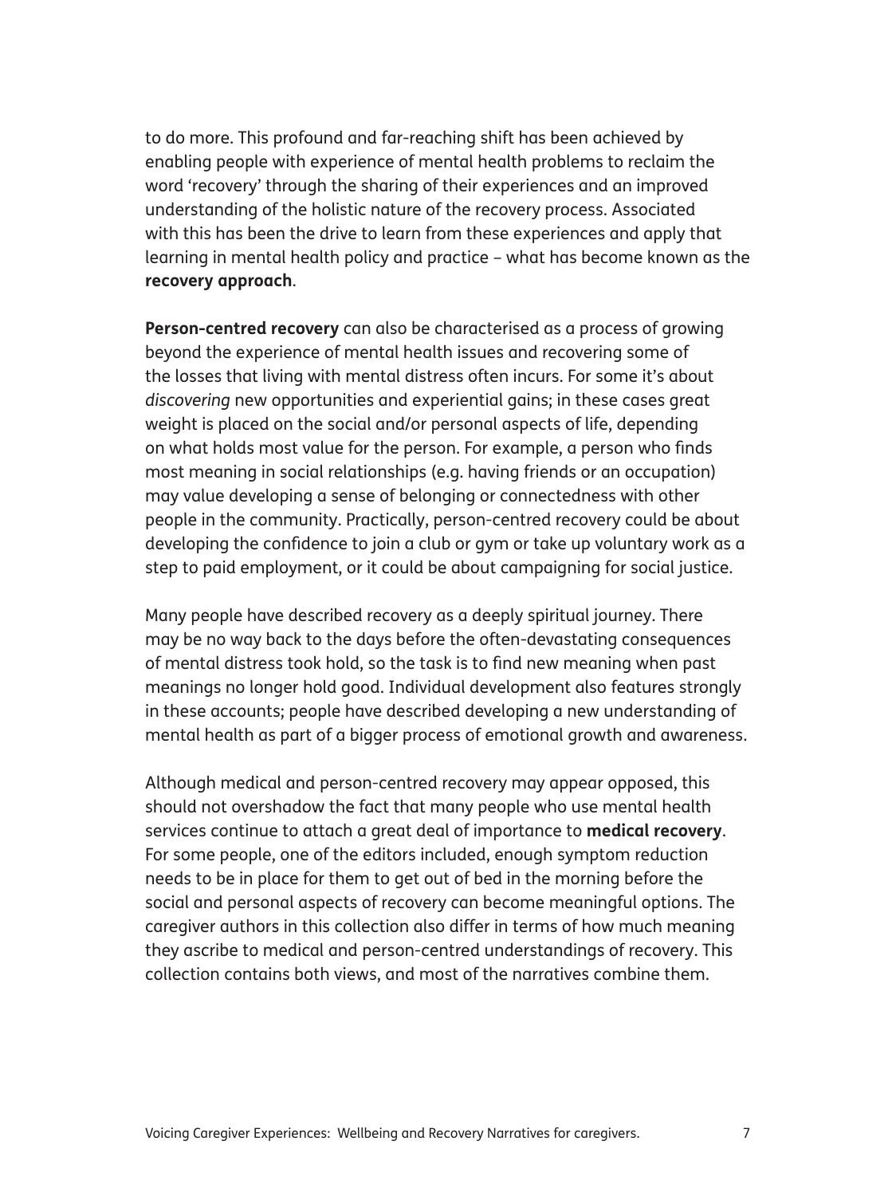to do more. This profound and far-reaching shift has been achieved by enabling people with experience of mental health problems to reclaim the word 'recovery' through the sharing of their experiences and an improved understanding of the holistic nature of the recovery process. Associated with this has been the drive to learn from these experiences and apply that learning in mental health policy and practice – what has become known as the **recovery approach**.

**Person-centred recovery** can also be characterised as a process of growing beyond the experience of mental health issues and recovering some of the losses that living with mental distress often incurs. For some it's about *discovering* new opportunities and experiential gains; in these cases great weight is placed on the social and/or personal aspects of life, depending on what holds most value for the person. For example, a person who finds most meaning in social relationships (e.g. having friends or an occupation) may value developing a sense of belonging or connectedness with other people in the community. Practically, person-centred recovery could be about developing the confidence to join a club or gym or take up voluntary work as a step to paid employment, or it could be about campaigning for social justice.

Many people have described recovery as a deeply spiritual journey. There may be no way back to the days before the often-devastating consequences of mental distress took hold, so the task is to find new meaning when past meanings no longer hold good. Individual development also features strongly in these accounts; people have described developing a new understanding of mental health as part of a bigger process of emotional growth and awareness.

Although medical and person-centred recovery may appear opposed, this should not overshadow the fact that many people who use mental health services continue to attach a great deal of importance to **medical recovery**. For some people, one of the editors included, enough symptom reduction needs to be in place for them to get out of bed in the morning before the social and personal aspects of recovery can become meaningful options. The caregiver authors in this collection also differ in terms of how much meaning they ascribe to medical and person-centred understandings of recovery. This collection contains both views, and most of the narratives combine them.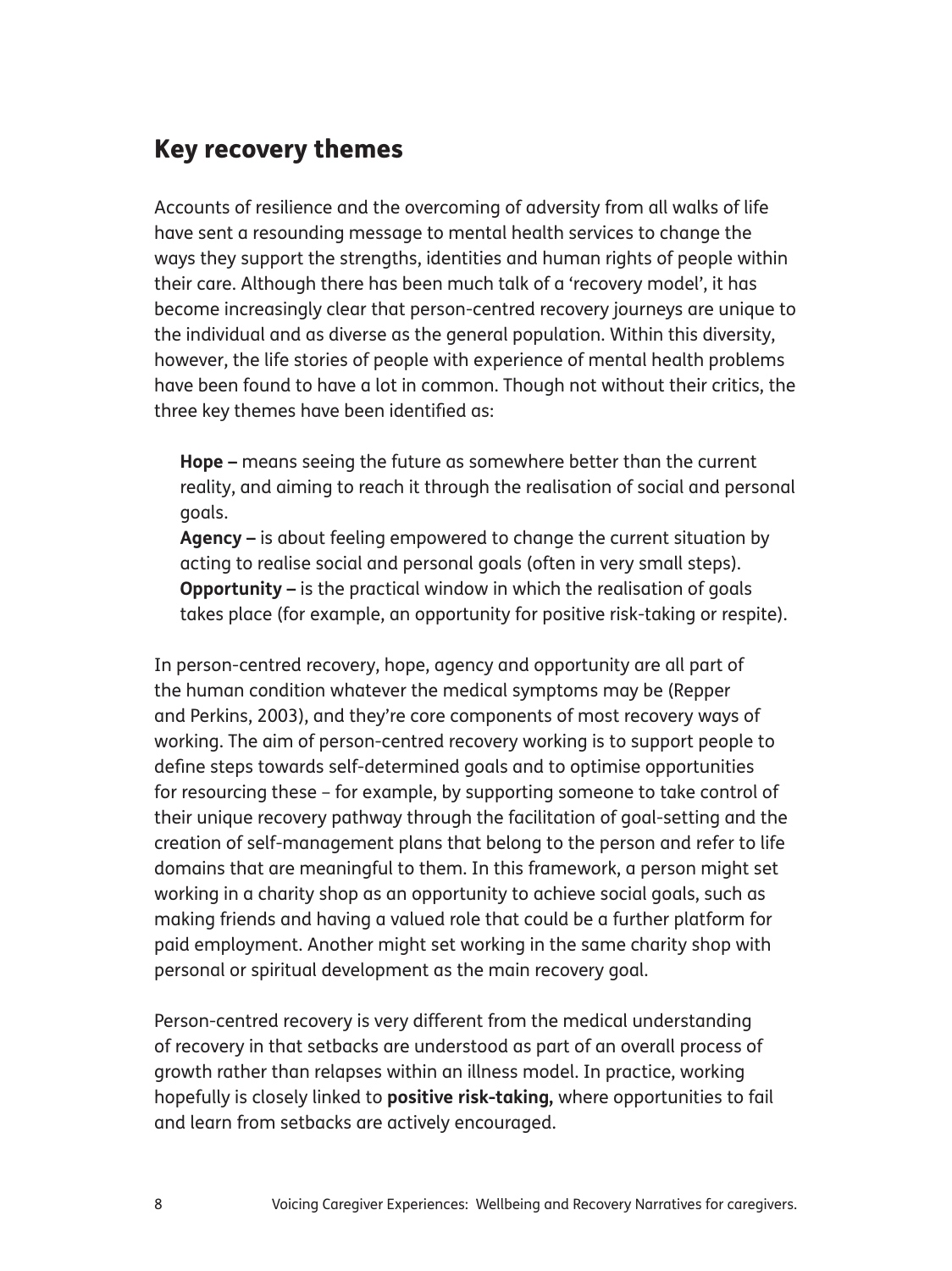## Key recovery themes

Accounts of resilience and the overcoming of adversity from all walks of life have sent a resounding message to mental health services to change the ways they support the strengths, identities and human rights of people within their care. Although there has been much talk of a 'recovery model', it has become increasingly clear that person-centred recovery journeys are unique to the individual and as diverse as the general population. Within this diversity, however, the life stories of people with experience of mental health problems have been found to have a lot in common. Though not without their critics, the three key themes have been identified as:

**Hope –** means seeing the future as somewhere better than the current reality, and aiming to reach it through the realisation of social and personal goals.
**Agency –** is about feeling empowered to change the current situation by acting to realise social and personal goals (often in very small steps).
**Opportunity –** is the practical window in which the realisation of goals takes place (for example, an opportunity for positive risk-taking or respite).

In person-centred recovery, hope, agency and opportunity are all part of the human condition whatever the medical symptoms may be (Repper and Perkins, 2003), and they're core components of most recovery ways of working. The aim of person-centred recovery working is to support people to define steps towards self-determined goals and to optimise opportunities for resourcing these – for example, by supporting someone to take control of their unique recovery pathway through the facilitation of goal-setting and the creation of self-management plans that belong to the person and refer to life domains that are meaningful to them. In this framework, a person might set working in a charity shop as an opportunity to achieve social goals, such as making friends and having a valued role that could be a further platform for paid employment. Another might set working in the same charity shop with personal or spiritual development as the main recovery goal.

Person-centred recovery is very different from the medical understanding of recovery in that setbacks are understood as part of an overall process of growth rather than relapses within an illness model. In practice, working hopefully is closely linked to **positive risk-taking,** where opportunities to fail and learn from setbacks are actively encouraged.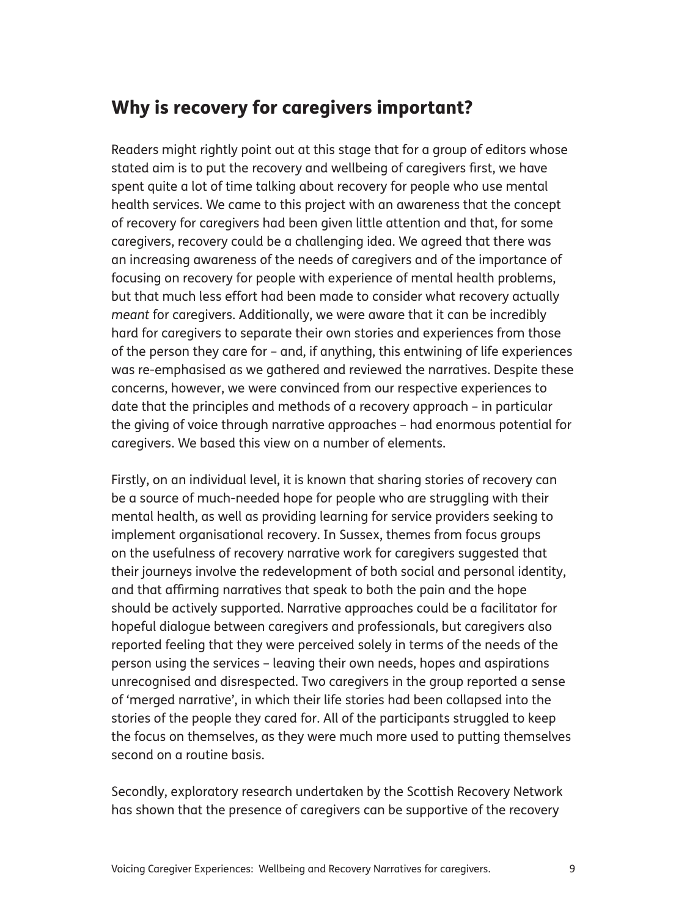## Why is recovery for caregivers important?

Readers might rightly point out at this stage that for a group of editors whose stated aim is to put the recovery and wellbeing of caregivers first, we have spent quite a lot of time talking about recovery for people who use mental health services. We came to this project with an awareness that the concept of recovery for caregivers had been given little attention and that, for some caregivers, recovery could be a challenging idea. We agreed that there was an increasing awareness of the needs of caregivers and of the importance of focusing on recovery for people with experience of mental health problems, but that much less effort had been made to consider what recovery actually *meant* for caregivers. Additionally, we were aware that it can be incredibly hard for caregivers to separate their own stories and experiences from those of the person they care for – and, if anything, this entwining of life experiences was re-emphasised as we gathered and reviewed the narratives. Despite these concerns, however, we were convinced from our respective experiences to date that the principles and methods of a recovery approach – in particular the giving of voice through narrative approaches – had enormous potential for caregivers. We based this view on a number of elements.

Firstly, on an individual level, it is known that sharing stories of recovery can be a source of much-needed hope for people who are struggling with their mental health, as well as providing learning for service providers seeking to implement organisational recovery. In Sussex, themes from focus groups on the usefulness of recovery narrative work for caregivers suggested that their journeys involve the redevelopment of both social and personal identity, and that affirming narratives that speak to both the pain and the hope should be actively supported. Narrative approaches could be a facilitator for hopeful dialogue between caregivers and professionals, but caregivers also reported feeling that they were perceived solely in terms of the needs of the person using the services – leaving their own needs, hopes and aspirations unrecognised and disrespected. Two caregivers in the group reported a sense of 'merged narrative', in which their life stories had been collapsed into the stories of the people they cared for. All of the participants struggled to keep the focus on themselves, as they were much more used to putting themselves second on a routine basis.

Secondly, exploratory research undertaken by the Scottish Recovery Network has shown that the presence of caregivers can be supportive of the recovery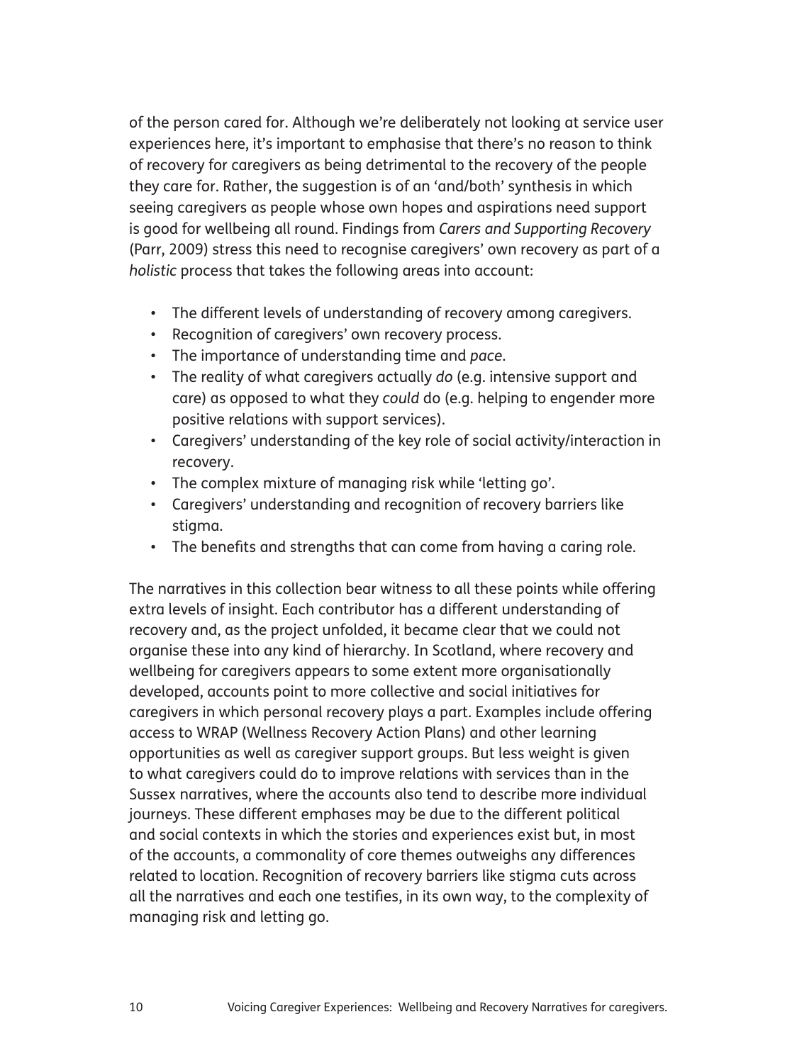of the person cared for. Although we're deliberately not looking at service user experiences here, it's important to emphasise that there's no reason to think of recovery for caregivers as being detrimental to the recovery of the people they care for. Rather, the suggestion is of an 'and/both' synthesis in which seeing caregivers as people whose own hopes and aspirations need support is good for wellbeing all round. Findings from *Carers and Supporting Recovery* (Parr, 2009) stress this need to recognise caregivers' own recovery as part of a *holistic* process that takes the following areas into account:

- The different levels of understanding of recovery among caregivers.
- Recognition of caregivers' own recovery process.
- The importance of understanding time and *pace*.
- The reality of what caregivers actually *do* (e.g. intensive support and care) as opposed to what they *could* do (e.g. helping to engender more positive relations with support services).
- Caregivers' understanding of the key role of social activity/interaction in recovery.
- The complex mixture of managing risk while 'letting go'.
- Caregivers' understanding and recognition of recovery barriers like stigma.
- The benefits and strengths that can come from having a caring role.

The narratives in this collection bear witness to all these points while offering extra levels of insight. Each contributor has a different understanding of recovery and, as the project unfolded, it became clear that we could not organise these into any kind of hierarchy. In Scotland, where recovery and wellbeing for caregivers appears to some extent more organisationally developed, accounts point to more collective and social initiatives for caregivers in which personal recovery plays a part. Examples include offering access to WRAP (Wellness Recovery Action Plans) and other learning opportunities as well as caregiver support groups. But less weight is given to what caregivers could do to improve relations with services than in the Sussex narratives, where the accounts also tend to describe more individual journeys. These different emphases may be due to the different political and social contexts in which the stories and experiences exist but, in most of the accounts, a commonality of core themes outweighs any differences related to location. Recognition of recovery barriers like stigma cuts across all the narratives and each one testifies, in its own way, to the complexity of managing risk and letting go.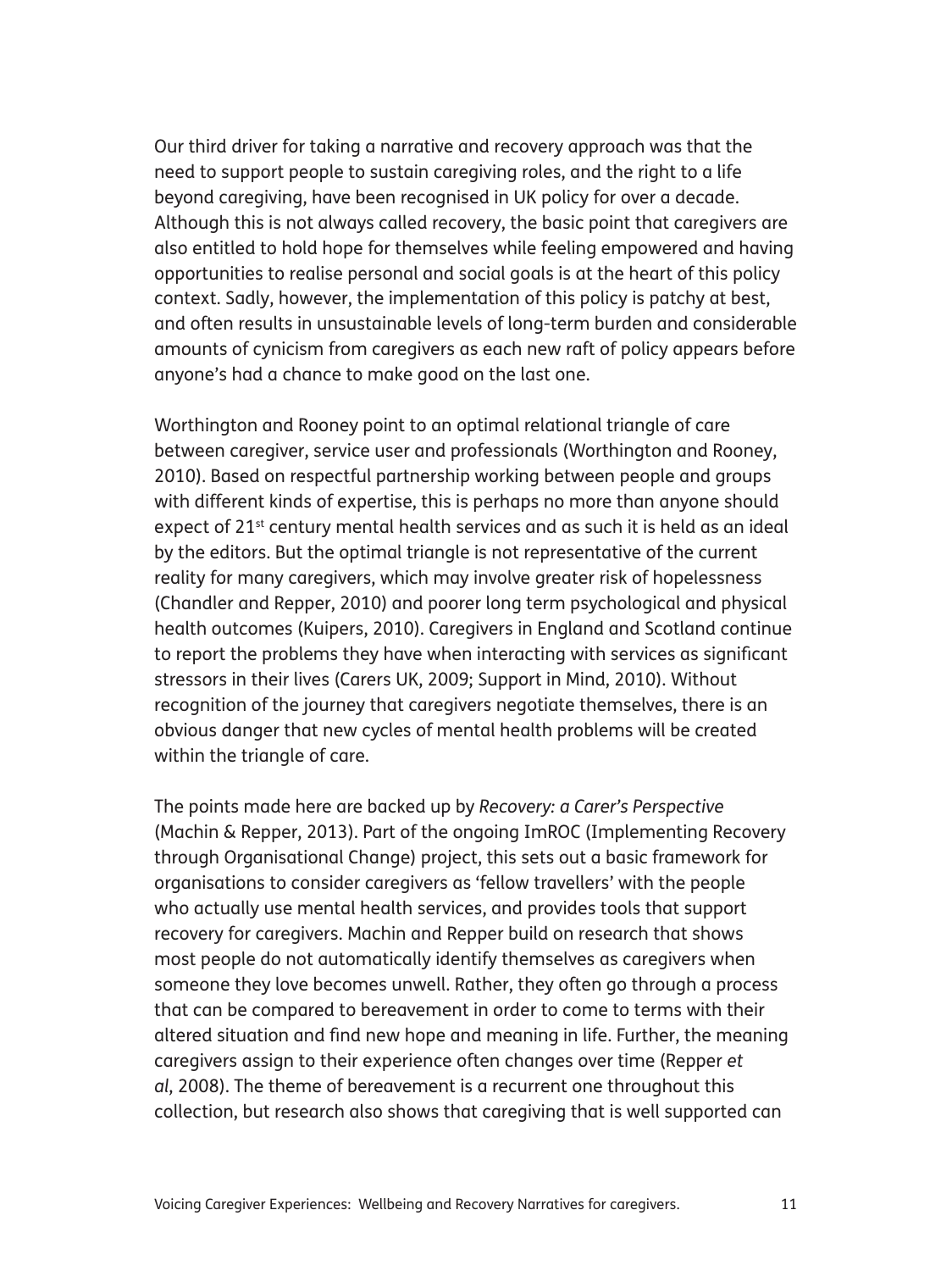Our third driver for taking a narrative and recovery approach was that the need to support people to sustain caregiving roles, and the right to a life beyond caregiving, have been recognised in UK policy for over a decade. Although this is not always called recovery, the basic point that caregivers are also entitled to hold hope for themselves while feeling empowered and having opportunities to realise personal and social goals is at the heart of this policy context. Sadly, however, the implementation of this policy is patchy at best, and often results in unsustainable levels of long-term burden and considerable amounts of cynicism from caregivers as each new raft of policy appears before anyone's had a chance to make good on the last one.

Worthington and Rooney point to an optimal relational triangle of care between caregiver, service user and professionals (Worthington and Rooney, 2010). Based on respectful partnership working between people and groups with different kinds of expertise, this is perhaps no more than anyone should expect of 21st century mental health services and as such it is held as an ideal by the editors. But the optimal triangle is not representative of the current reality for many caregivers, which may involve greater risk of hopelessness (Chandler and Repper, 2010) and poorer long term psychological and physical health outcomes (Kuipers, 2010). Caregivers in England and Scotland continue to report the problems they have when interacting with services as significant stressors in their lives (Carers UK, 2009; Support in Mind, 2010). Without recognition of the journey that caregivers negotiate themselves, there is an obvious danger that new cycles of mental health problems will be created within the triangle of care.

The points made here are backed up by *Recovery: a Carer's Perspective* (Machin & Repper, 2013). Part of the ongoing ImROC (Implementing Recovery through Organisational Change) project, this sets out a basic framework for organisations to consider caregivers as 'fellow travellers' with the people who actually use mental health services, and provides tools that support recovery for caregivers. Machin and Repper build on research that shows most people do not automatically identify themselves as caregivers when someone they love becomes unwell. Rather, they often go through a process that can be compared to bereavement in order to come to terms with their altered situation and find new hope and meaning in life. Further, the meaning caregivers assign to their experience often changes over time (Repper *et al*, 2008). The theme of bereavement is a recurrent one throughout this collection, but research also shows that caregiving that is well supported can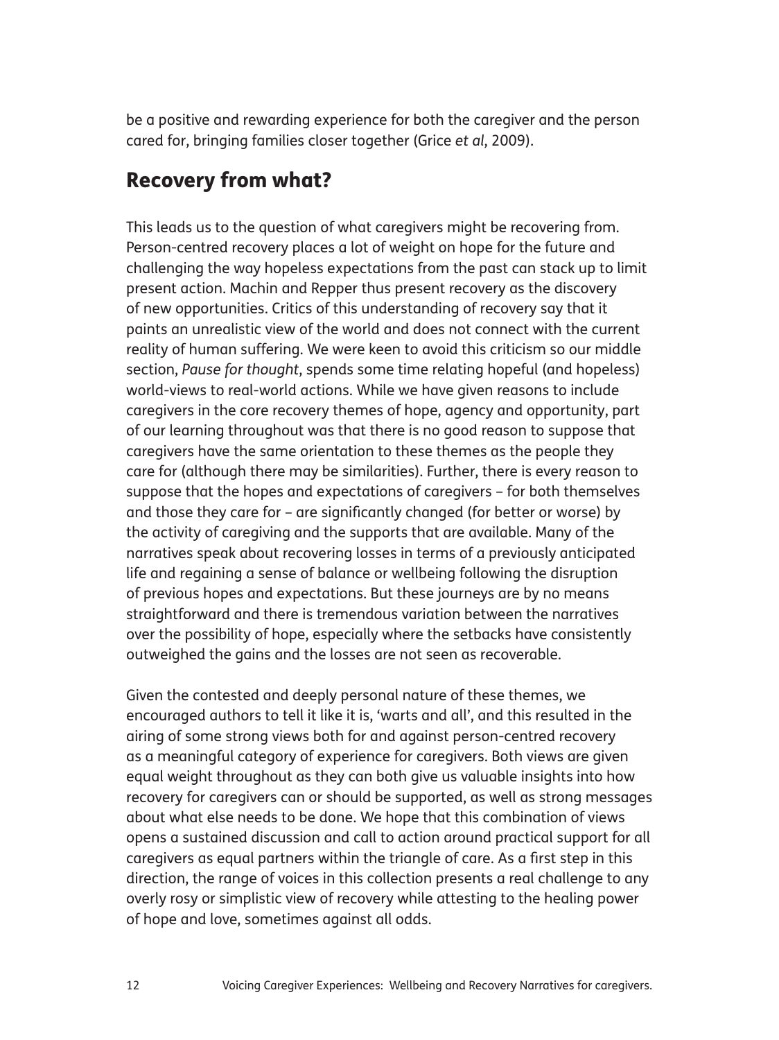be a positive and rewarding experience for both the caregiver and the person cared for, bringing families closer together (Grice *et al*, 2009).

## Recovery from what?

This leads us to the question of what caregivers might be recovering from. Person-centred recovery places a lot of weight on hope for the future and challenging the way hopeless expectations from the past can stack up to limit present action. Machin and Repper thus present recovery as the discovery of new opportunities. Critics of this understanding of recovery say that it paints an unrealistic view of the world and does not connect with the current reality of human suffering. We were keen to avoid this criticism so our middle section, *Pause for thought*, spends some time relating hopeful (and hopeless) world-views to real-world actions. While we have given reasons to include caregivers in the core recovery themes of hope, agency and opportunity, part of our learning throughout was that there is no good reason to suppose that caregivers have the same orientation to these themes as the people they care for (although there may be similarities). Further, there is every reason to suppose that the hopes and expectations of caregivers – for both themselves and those they care for – are significantly changed (for better or worse) by the activity of caregiving and the supports that are available. Many of the narratives speak about recovering losses in terms of a previously anticipated life and regaining a sense of balance or wellbeing following the disruption of previous hopes and expectations. But these journeys are by no means straightforward and there is tremendous variation between the narratives over the possibility of hope, especially where the setbacks have consistently outweighed the gains and the losses are not seen as recoverable.

Given the contested and deeply personal nature of these themes, we encouraged authors to tell it like it is, 'warts and all', and this resulted in the airing of some strong views both for and against person-centred recovery as a meaningful category of experience for caregivers. Both views are given equal weight throughout as they can both give us valuable insights into how recovery for caregivers can or should be supported, as well as strong messages about what else needs to be done. We hope that this combination of views opens a sustained discussion and call to action around practical support for all caregivers as equal partners within the triangle of care. As a first step in this direction, the range of voices in this collection presents a real challenge to any overly rosy or simplistic view of recovery while attesting to the healing power of hope and love, sometimes against all odds.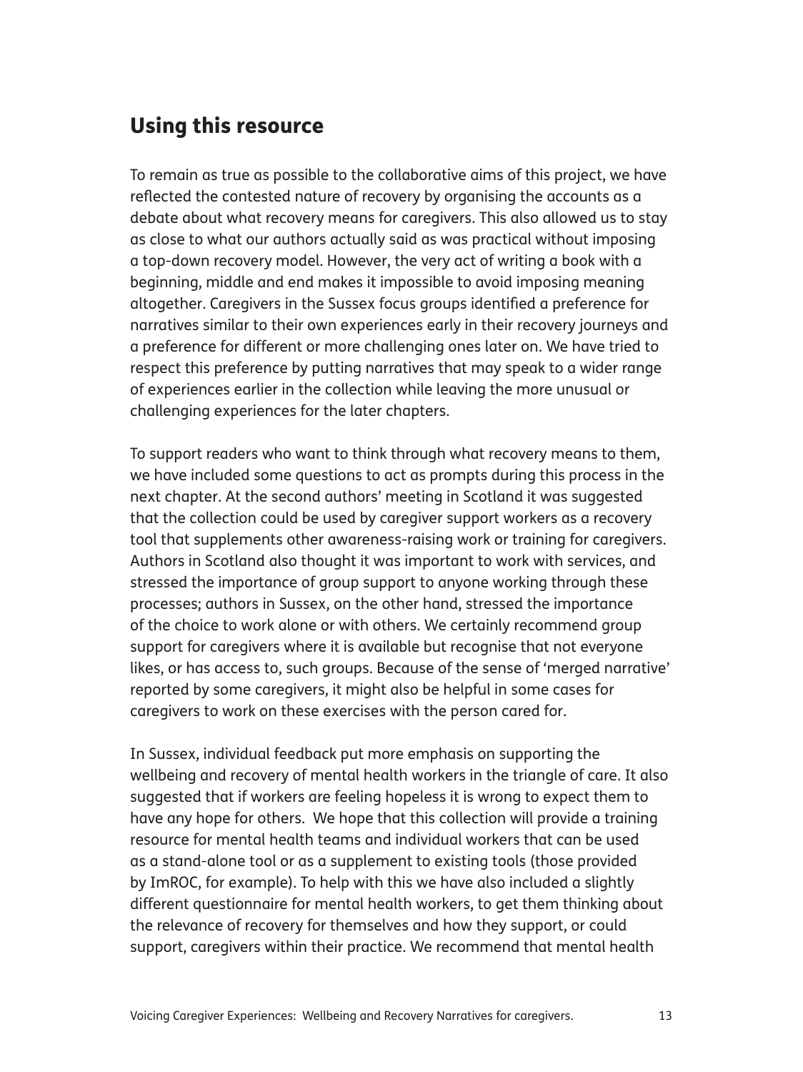## Using this resource

To remain as true as possible to the collaborative aims of this project, we have reflected the contested nature of recovery by organising the accounts as a debate about what recovery means for caregivers. This also allowed us to stay as close to what our authors actually said as was practical without imposing a top-down recovery model. However, the very act of writing a book with a beginning, middle and end makes it impossible to avoid imposing meaning altogether. Caregivers in the Sussex focus groups identified a preference for narratives similar to their own experiences early in their recovery journeys and a preference for different or more challenging ones later on. We have tried to respect this preference by putting narratives that may speak to a wider range of experiences earlier in the collection while leaving the more unusual or challenging experiences for the later chapters.

To support readers who want to think through what recovery means to them, we have included some questions to act as prompts during this process in the next chapter. At the second authors' meeting in Scotland it was suggested that the collection could be used by caregiver support workers as a recovery tool that supplements other awareness-raising work or training for caregivers. Authors in Scotland also thought it was important to work with services, and stressed the importance of group support to anyone working through these processes; authors in Sussex, on the other hand, stressed the importance of the choice to work alone or with others. We certainly recommend group support for caregivers where it is available but recognise that not everyone likes, or has access to, such groups. Because of the sense of 'merged narrative' reported by some caregivers, it might also be helpful in some cases for caregivers to work on these exercises with the person cared for.

In Sussex, individual feedback put more emphasis on supporting the wellbeing and recovery of mental health workers in the triangle of care. It also suggested that if workers are feeling hopeless it is wrong to expect them to have any hope for others. We hope that this collection will provide a training resource for mental health teams and individual workers that can be used as a stand-alone tool or as a supplement to existing tools (those provided by ImROC, for example). To help with this we have also included a slightly different questionnaire for mental health workers, to get them thinking about the relevance of recovery for themselves and how they support, or could support, caregivers within their practice. We recommend that mental health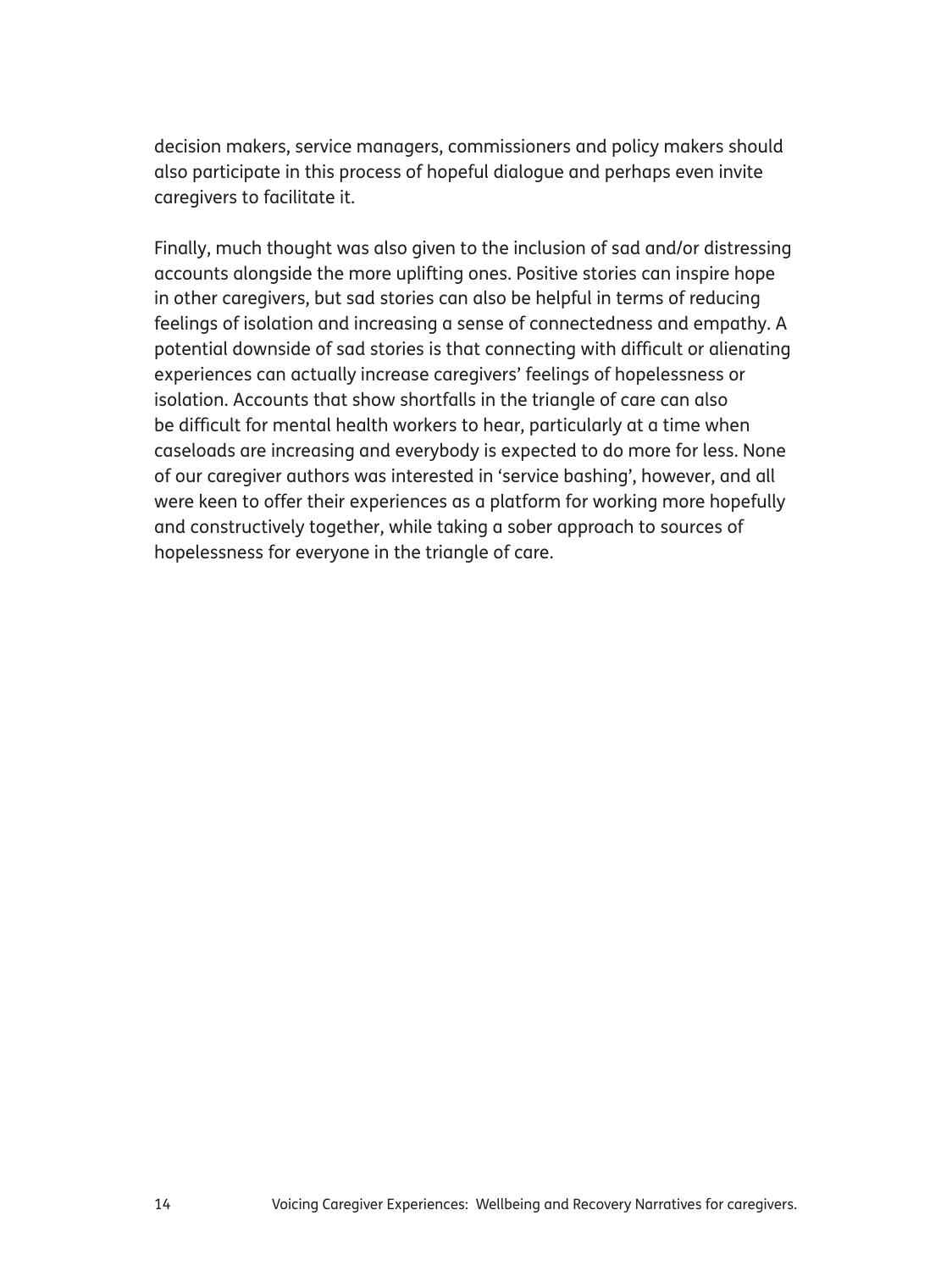decision makers, service managers, commissioners and policy makers should also participate in this process of hopeful dialogue and perhaps even invite caregivers to facilitate it.

Finally, much thought was also given to the inclusion of sad and/or distressing accounts alongside the more uplifting ones. Positive stories can inspire hope in other caregivers, but sad stories can also be helpful in terms of reducing feelings of isolation and increasing a sense of connectedness and empathy. A potential downside of sad stories is that connecting with difficult or alienating experiences can actually increase caregivers' feelings of hopelessness or isolation. Accounts that show shortfalls in the triangle of care can also be difficult for mental health workers to hear, particularly at a time when caseloads are increasing and everybody is expected to do more for less. None of our caregiver authors was interested in 'service bashing', however, and all were keen to offer their experiences as a platform for working more hopefully and constructively together, while taking a sober approach to sources of hopelessness for everyone in the triangle of care.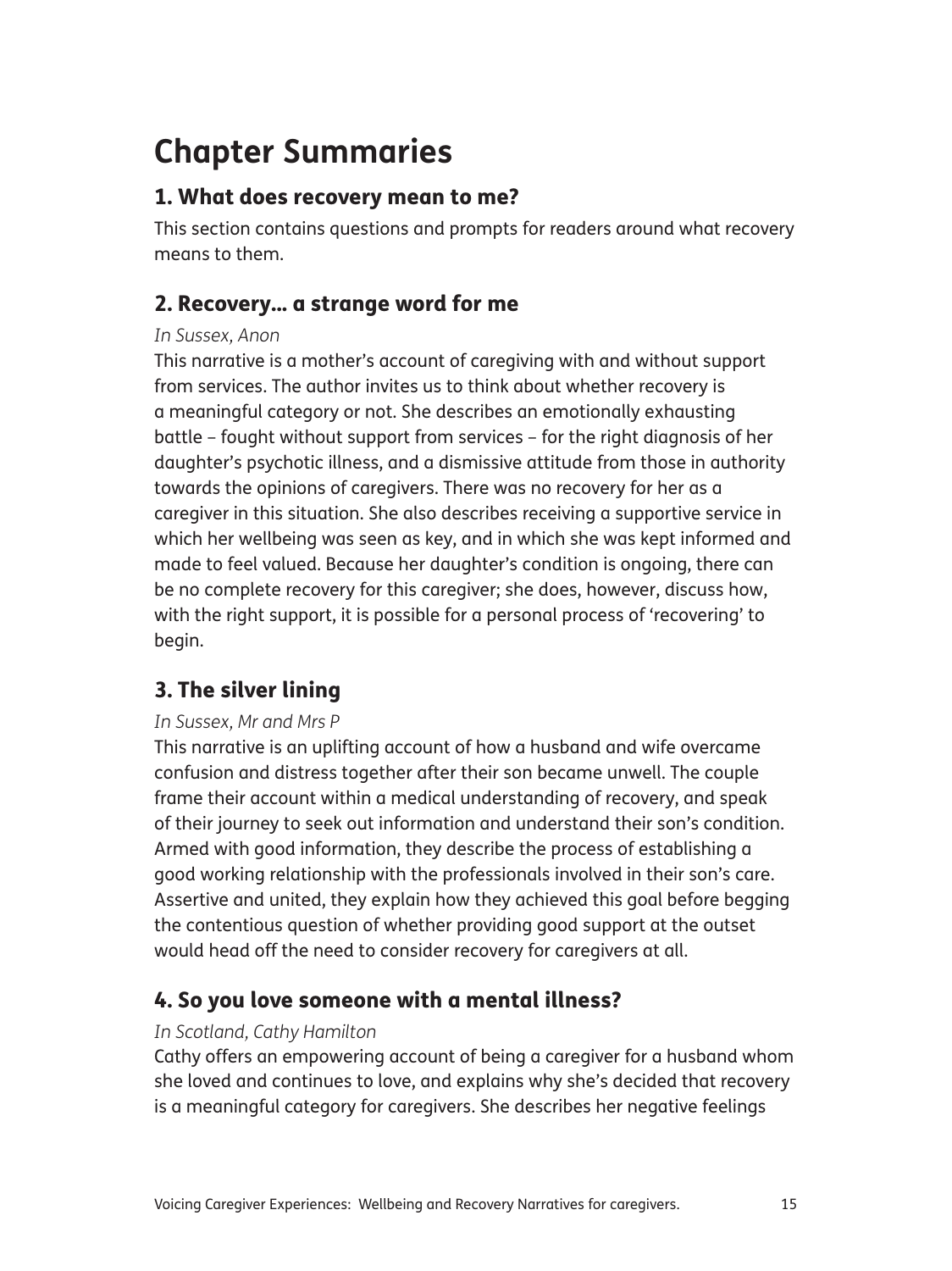# Chapter Summaries

## 1. What does recovery mean to me?

This section contains questions and prompts for readers around what recovery means to them.

## 2. Recovery... a strange word for me

*In Sussex, Anon*

This narrative is a mother's account of caregiving with and without support from services. The author invites us to think about whether recovery is a meaningful category or not. She describes an emotionally exhausting battle – fought without support from services – for the right diagnosis of her daughter's psychotic illness, and a dismissive attitude from those in authority towards the opinions of caregivers. There was no recovery for her as a caregiver in this situation. She also describes receiving a supportive service in which her wellbeing was seen as key, and in which she was kept informed and made to feel valued. Because her daughter's condition is ongoing, there can be no complete recovery for this caregiver; she does, however, discuss how, with the right support, it is possible for a personal process of 'recovering' to begin.

## 3. The silver lining

*In Sussex, Mr and Mrs P*

This narrative is an uplifting account of how a husband and wife overcame confusion and distress together after their son became unwell. The couple frame their account within a medical understanding of recovery, and speak of their journey to seek out information and understand their son's condition. Armed with good information, they describe the process of establishing a good working relationship with the professionals involved in their son's care. Assertive and united, they explain how they achieved this goal before begging the contentious question of whether providing good support at the outset would head off the need to consider recovery for caregivers at all.

## 4. So you love someone with a mental illness?

*In Scotland, Cathy Hamilton*

Cathy offers an empowering account of being a caregiver for a husband whom she loved and continues to love, and explains why she's decided that recovery is a meaningful category for caregivers. She describes her negative feelings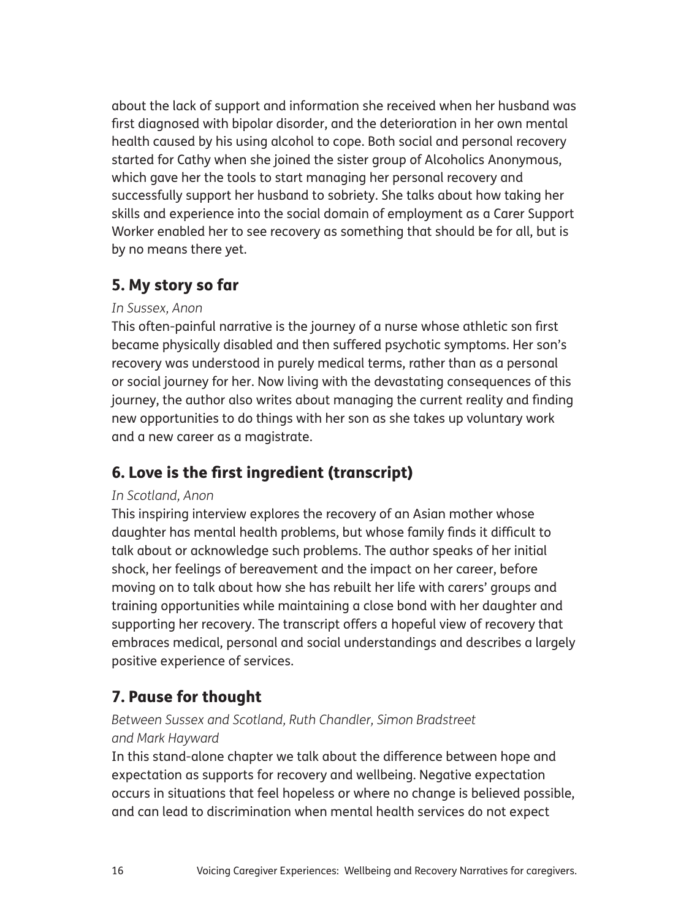about the lack of support and information she received when her husband was first diagnosed with bipolar disorder, and the deterioration in her own mental health caused by his using alcohol to cope. Both social and personal recovery started for Cathy when she joined the sister group of Alcoholics Anonymous, which gave her the tools to start managing her personal recovery and successfully support her husband to sobriety. She talks about how taking her skills and experience into the social domain of employment as a Carer Support Worker enabled her to see recovery as something that should be for all, but is by no means there yet.

## 5. My story so far

*In Sussex, Anon*

This often-painful narrative is the journey of a nurse whose athletic son first became physically disabled and then suffered psychotic symptoms. Her son's recovery was understood in purely medical terms, rather than as a personal or social journey for her. Now living with the devastating consequences of this journey, the author also writes about managing the current reality and finding new opportunities to do things with her son as she takes up voluntary work and a new career as a magistrate.

## 6. Love is the first ingredient (transcript)

*In Scotland, Anon*

This inspiring interview explores the recovery of an Asian mother whose daughter has mental health problems, but whose family finds it difficult to talk about or acknowledge such problems. The author speaks of her initial shock, her feelings of bereavement and the impact on her career, before moving on to talk about how she has rebuilt her life with carers' groups and training opportunities while maintaining a close bond with her daughter and supporting her recovery. The transcript offers a hopeful view of recovery that embraces medical, personal and social understandings and describes a largely positive experience of services.

## 7. Pause for thought

*Between Sussex and Scotland, Ruth Chandler, Simon Bradstreet and Mark Hayward*

In this stand-alone chapter we talk about the difference between hope and expectation as supports for recovery and wellbeing. Negative expectation occurs in situations that feel hopeless or where no change is believed possible, and can lead to discrimination when mental health services do not expect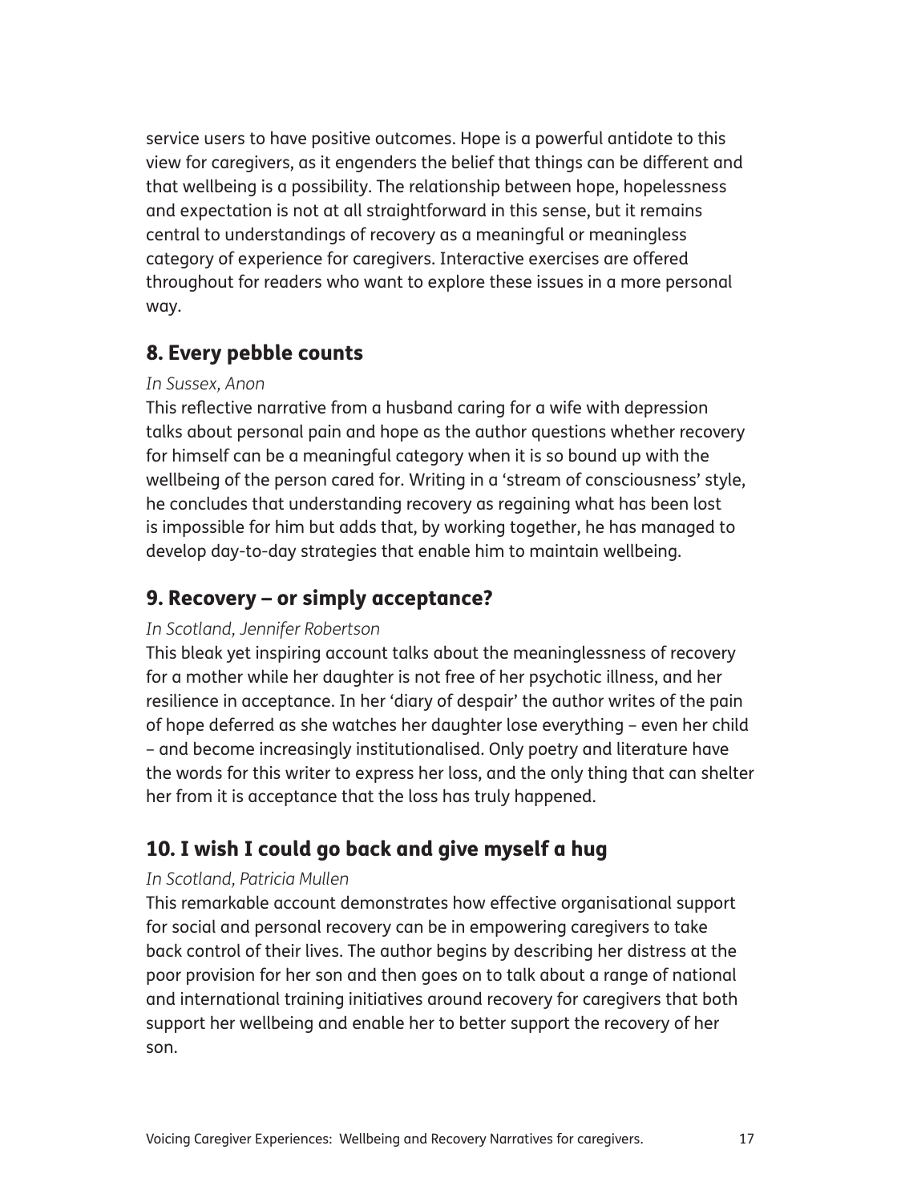service users to have positive outcomes. Hope is a powerful antidote to this view for caregivers, as it engenders the belief that things can be different and that wellbeing is a possibility. The relationship between hope, hopelessness and expectation is not at all straightforward in this sense, but it remains central to understandings of recovery as a meaningful or meaningless category of experience for caregivers. Interactive exercises are offered throughout for readers who want to explore these issues in a more personal way.

## 8. Every pebble counts

*In Sussex, Anon*

This reflective narrative from a husband caring for a wife with depression talks about personal pain and hope as the author questions whether recovery for himself can be a meaningful category when it is so bound up with the wellbeing of the person cared for. Writing in a 'stream of consciousness' style, he concludes that understanding recovery as regaining what has been lost is impossible for him but adds that, by working together, he has managed to develop day-to-day strategies that enable him to maintain wellbeing.

## 9. Recovery – or simply acceptance?

*In Scotland, Jennifer Robertson*

This bleak yet inspiring account talks about the meaninglessness of recovery for a mother while her daughter is not free of her psychotic illness, and her resilience in acceptance. In her 'diary of despair' the author writes of the pain of hope deferred as she watches her daughter lose everything – even her child – and become increasingly institutionalised. Only poetry and literature have the words for this writer to express her loss, and the only thing that can shelter her from it is acceptance that the loss has truly happened.

## 10. I wish I could go back and give myself a hug

*In Scotland, Patricia Mullen*

This remarkable account demonstrates how effective organisational support for social and personal recovery can be in empowering caregivers to take back control of their lives. The author begins by describing her distress at the poor provision for her son and then goes on to talk about a range of national and international training initiatives around recovery for caregivers that both support her wellbeing and enable her to better support the recovery of her son.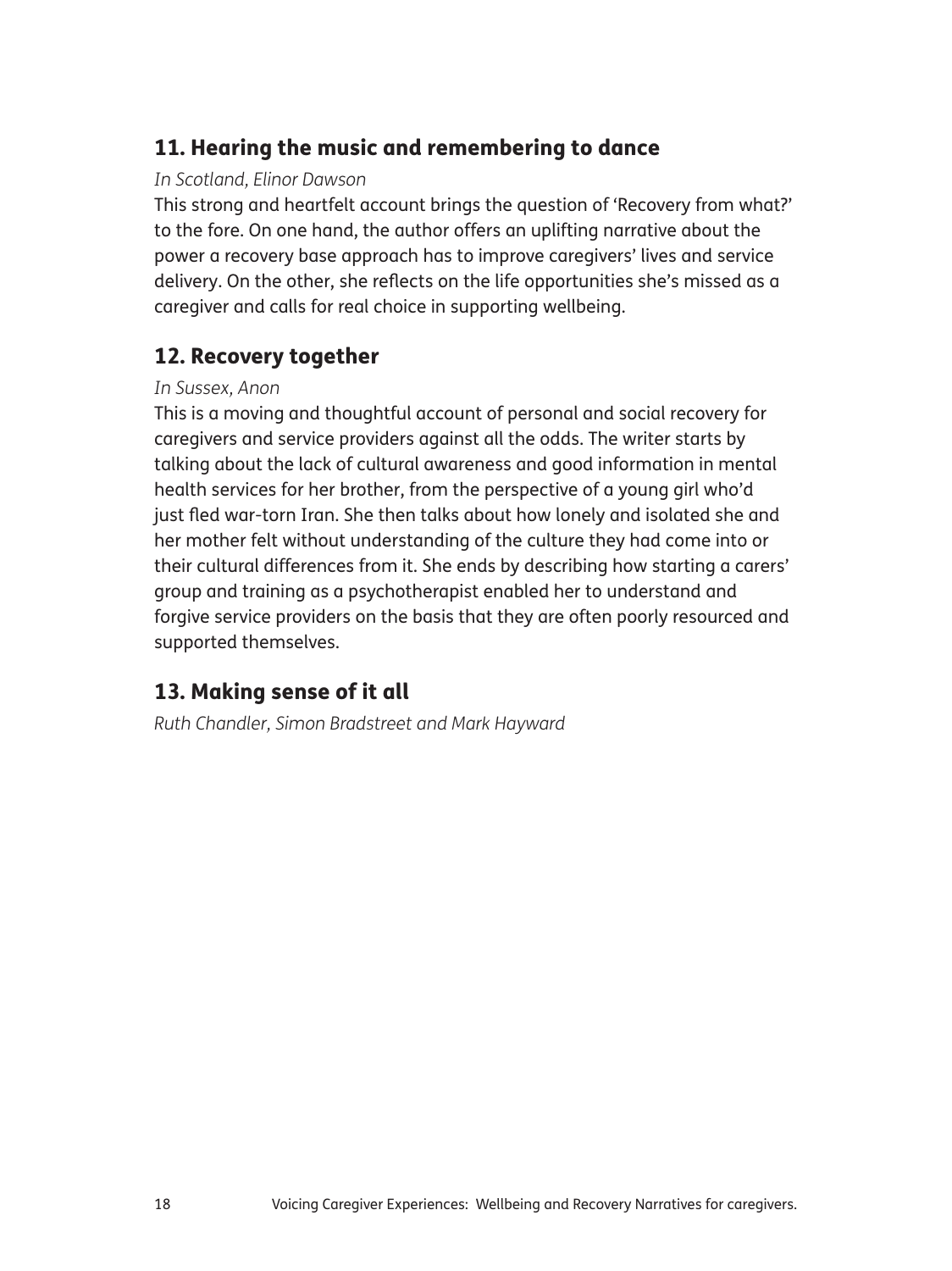## 11. Hearing the music and remembering to dance

*In Scotland, Elinor Dawson*

This strong and heartfelt account brings the question of 'Recovery from what?' to the fore. On one hand, the author offers an uplifting narrative about the power a recovery base approach has to improve caregivers' lives and service delivery. On the other, she reflects on the life opportunities she's missed as a caregiver and calls for real choice in supporting wellbeing.

## 12. Recovery together

*In Sussex, Anon*

This is a moving and thoughtful account of personal and social recovery for caregivers and service providers against all the odds. The writer starts by talking about the lack of cultural awareness and good information in mental health services for her brother, from the perspective of a young girl who'd just fled war-torn Iran. She then talks about how lonely and isolated she and her mother felt without understanding of the culture they had come into or their cultural differences from it. She ends by describing how starting a carers' group and training as a psychotherapist enabled her to understand and forgive service providers on the basis that they are often poorly resourced and supported themselves.

## 13. Making sense of it all

*Ruth Chandler, Simon Bradstreet and Mark Hayward*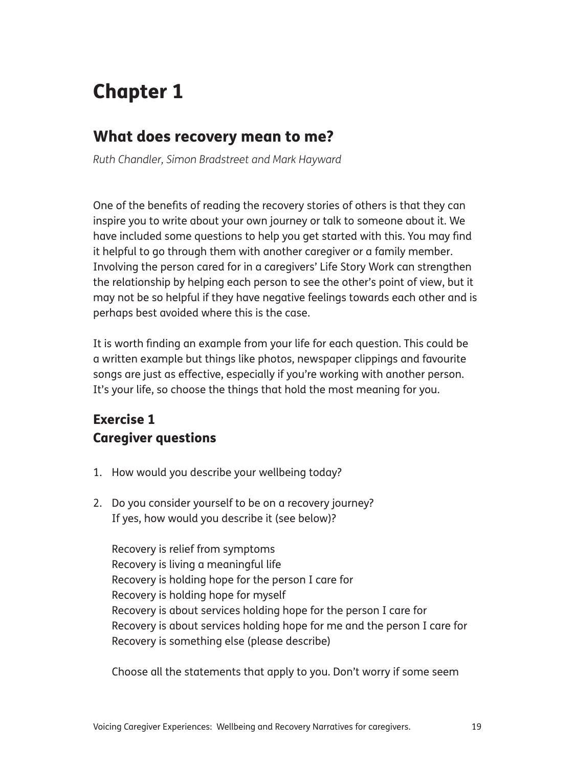# Chapter 1

## What does recovery mean to me?

*Ruth Chandler, Simon Bradstreet and Mark Hayward*

One of the benefits of reading the recovery stories of others is that they can inspire you to write about your own journey or talk to someone about it. We have included some questions to help you get started with this. You may find it helpful to go through them with another caregiver or a family member. Involving the person cared for in a caregivers' Life Story Work can strengthen the relationship by helping each person to see the other's point of view, but it may not be so helpful if they have negative feelings towards each other and is perhaps best avoided where this is the case.

It is worth finding an example from your life for each question. This could be a written example but things like photos, newspaper clippings and favourite songs are just as effective, especially if you're working with another person. It's your life, so choose the things that hold the most meaning for you.

### Exercise 1
### Caregiver questions

1. How would you describe your wellbeing today?

2. Do you consider yourself to be on a recovery journey?
   If yes, how would you describe it (see below)?

   Recovery is relief from symptoms
   Recovery is living a meaningful life
   Recovery is holding hope for the person I care for
   Recovery is holding hope for myself
   Recovery is about services holding hope for the person I care for
   Recovery is about services holding hope for me and the person I care for
   Recovery is something else (please describe)

   Choose all the statements that apply to you. Don't worry if some seem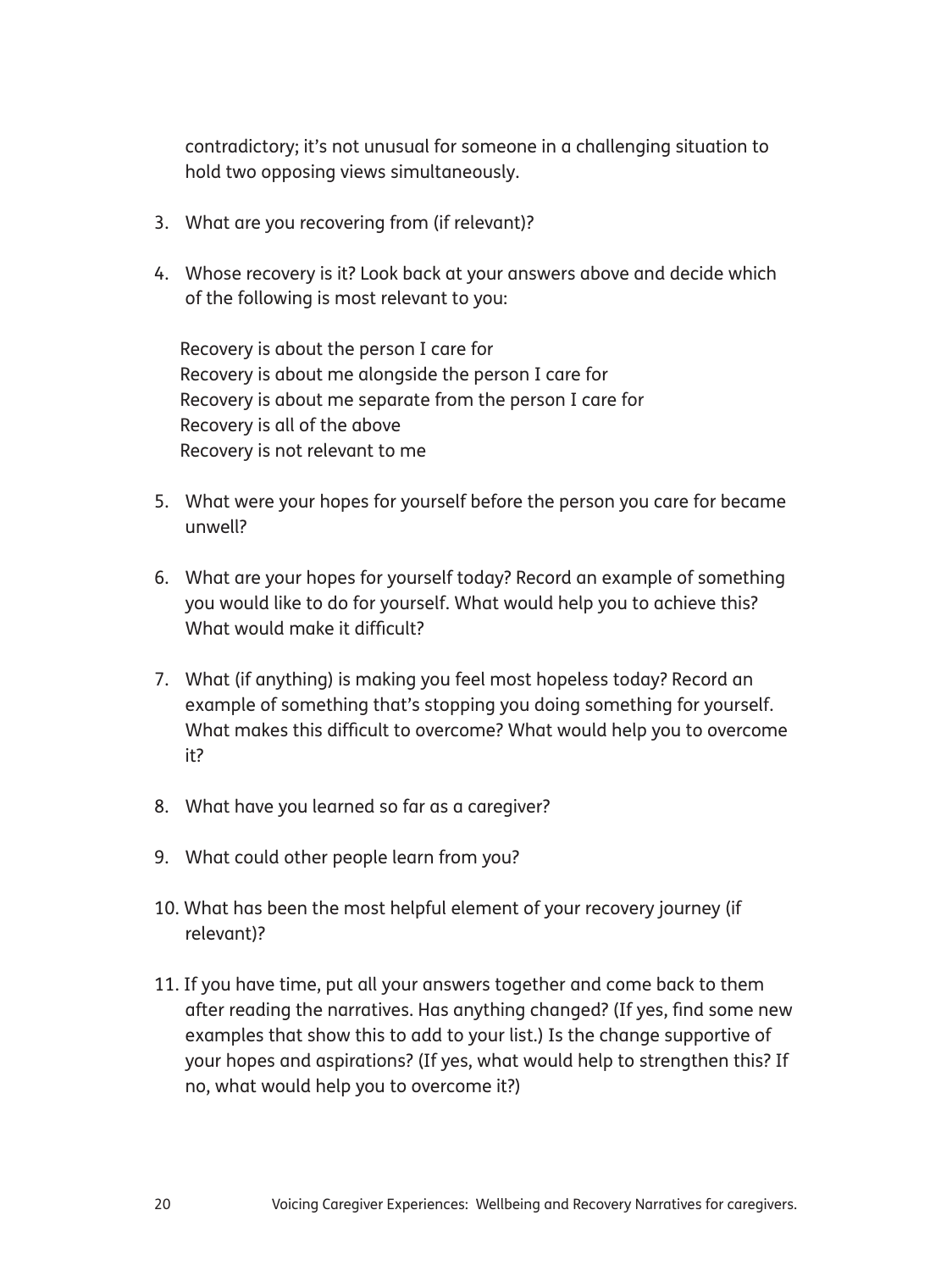contradictory; it's not unusual for someone in a challenging situation to hold two opposing views simultaneously.

3. What are you recovering from (if relevant)?

4. Whose recovery is it? Look back at your answers above and decide which of the following is most relevant to you:

   Recovery is about the person I care for
   Recovery is about me alongside the person I care for
   Recovery is about me separate from the person I care for
   Recovery is all of the above
   Recovery is not relevant to me

5. What were your hopes for yourself before the person you care for became unwell?

6. What are your hopes for yourself today? Record an example of something you would like to do for yourself. What would help you to achieve this? What would make it difficult?

7. What (if anything) is making you feel most hopeless today? Record an example of something that's stopping you doing something for yourself. What makes this difficult to overcome? What would help you to overcome it?

8. What have you learned so far as a caregiver?

9. What could other people learn from you?

10. What has been the most helpful element of your recovery journey (if relevant)?

11. If you have time, put all your answers together and come back to them after reading the narratives. Has anything changed? (If yes, find some new examples that show this to add to your list.) Is the change supportive of your hopes and aspirations? (If yes, what would help to strengthen this? If no, what would help you to overcome it?)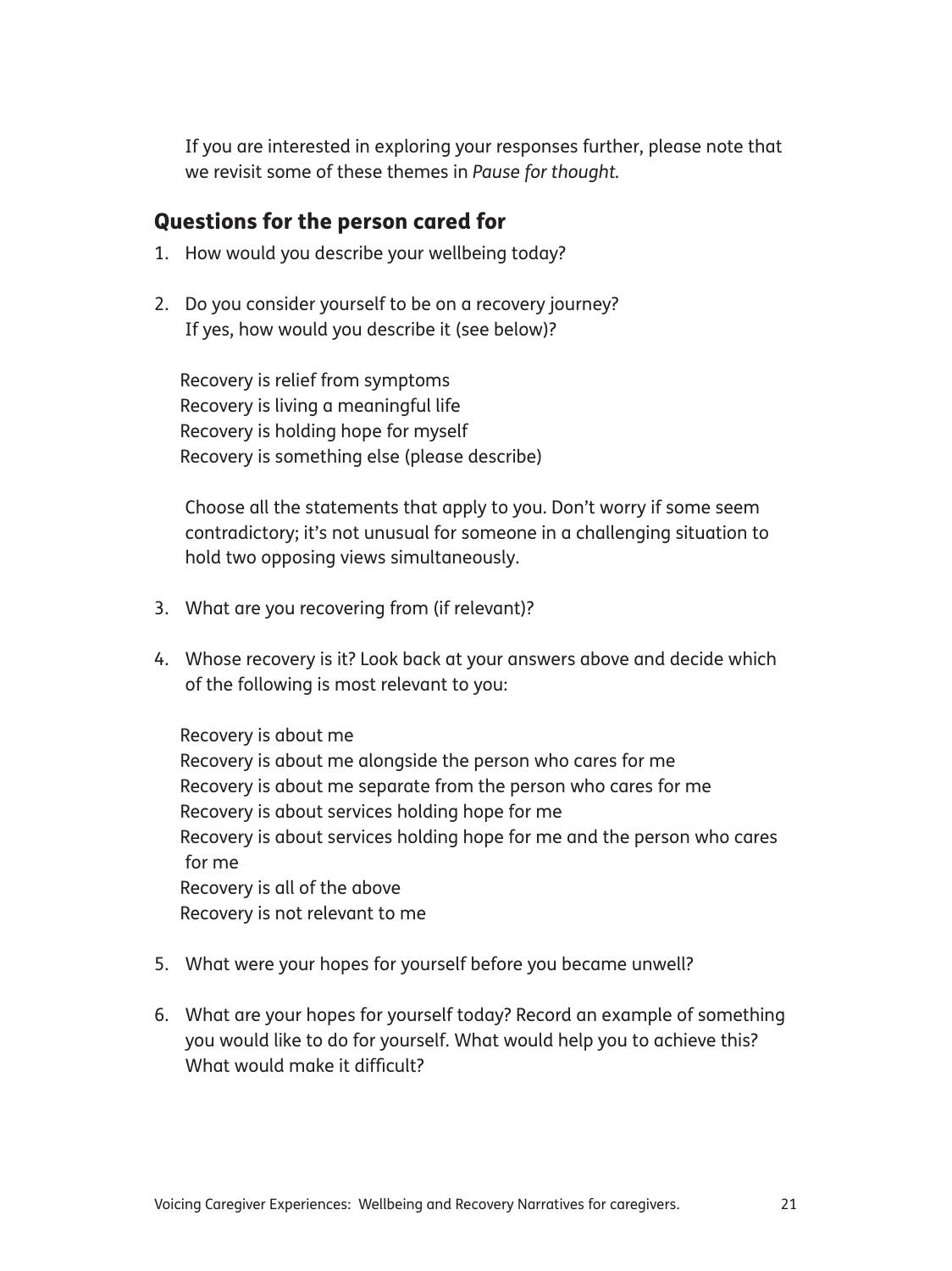If you are interested in exploring your responses further, please note that we revisit some of these themes in *Pause for thought.*

## Questions for the person cared for

1. How would you describe your wellbeing today?

2. Do you consider yourself to be on a recovery journey? If yes, how would you describe it (see below)?

   Recovery is relief from symptoms
   Recovery is living a meaningful life
   Recovery is holding hope for myself
   Recovery is something else (please describe)

   Choose all the statements that apply to you. Don't worry if some seem contradictory; it's not unusual for someone in a challenging situation to hold two opposing views simultaneously.

3. What are you recovering from (if relevant)?

4. Whose recovery is it? Look back at your answers above and decide which of the following is most relevant to you:

   Recovery is about me
   Recovery is about me alongside the person who cares for me
   Recovery is about me separate from the person who cares for me
   Recovery is about services holding hope for me
   Recovery is about services holding hope for me and the person who cares for me
   Recovery is all of the above
   Recovery is not relevant to me

5. What were your hopes for yourself before you became unwell?

6. What are your hopes for yourself today? Record an example of something you would like to do for yourself. What would help you to achieve this? What would make it difficult?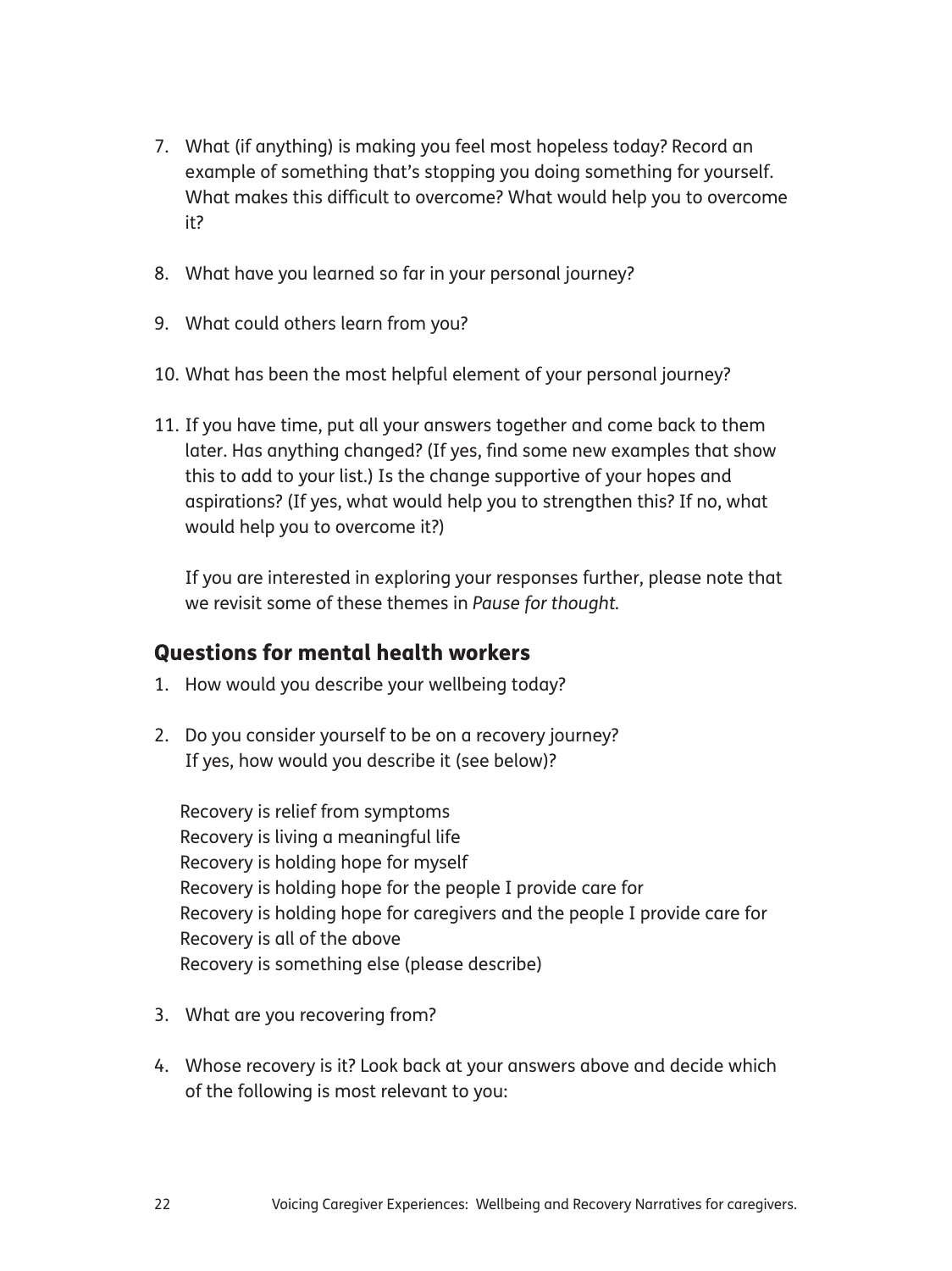7. What (if anything) is making you feel most hopeless today? Record an example of something that's stopping you doing something for yourself. What makes this difficult to overcome? What would help you to overcome it?

8. What have you learned so far in your personal journey?

9. What could others learn from you?

10. What has been the most helpful element of your personal journey?

11. If you have time, put all your answers together and come back to them later. Has anything changed? (If yes, find some new examples that show this to add to your list.) Is the change supportive of your hopes and aspirations? (If yes, what would help you to strengthen this? If no, what would help you to overcome it?)

    If you are interested in exploring your responses further, please note that we revisit some of these themes in *Pause for thought.*

## Questions for mental health workers

1. How would you describe your wellbeing today?

2. Do you consider yourself to be on a recovery journey? If yes, how would you describe it (see below)?

   Recovery is relief from symptoms
   Recovery is living a meaningful life
   Recovery is holding hope for myself
   Recovery is holding hope for the people I provide care for
   Recovery is holding hope for caregivers and the people I provide care for
   Recovery is all of the above
   Recovery is something else (please describe)

3. What are you recovering from?

4. Whose recovery is it? Look back at your answers above and decide which of the following is most relevant to you: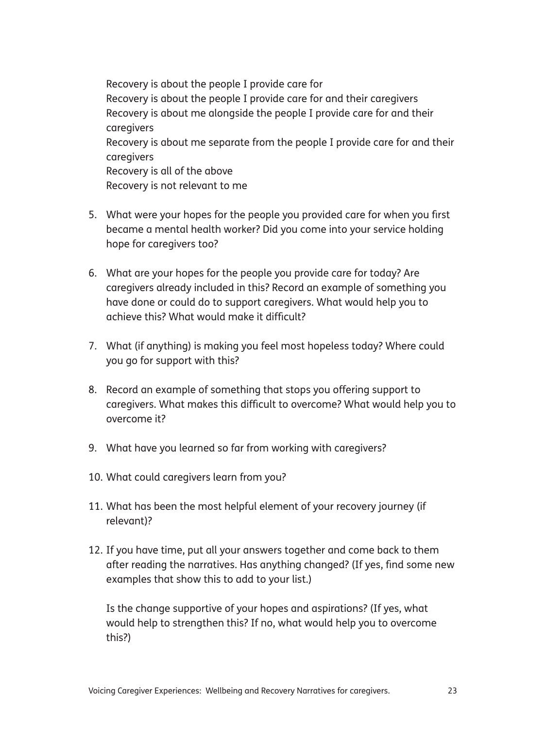Recovery is about the people I provide care for
Recovery is about the people I provide care for and their caregivers
Recovery is about me alongside the people I provide care for and their caregivers
Recovery is about me separate from the people I provide care for and their caregivers
Recovery is all of the above
Recovery is not relevant to me

5. What were your hopes for the people you provided care for when you first became a mental health worker? Did you come into your service holding hope for caregivers too?

6. What are your hopes for the people you provide care for today? Are caregivers already included in this? Record an example of something you have done or could do to support caregivers. What would help you to achieve this? What would make it difficult?

7. What (if anything) is making you feel most hopeless today? Where could you go for support with this?

8. Record an example of something that stops you offering support to caregivers. What makes this difficult to overcome? What would help you to overcome it?

9. What have you learned so far from working with caregivers?

10. What could caregivers learn from you?

11. What has been the most helpful element of your recovery journey (if relevant)?

12. If you have time, put all your answers together and come back to them after reading the narratives. Has anything changed? (If yes, find some new examples that show this to add to your list.)

    Is the change supportive of your hopes and aspirations? (If yes, what would help to strengthen this? If no, what would help you to overcome this?)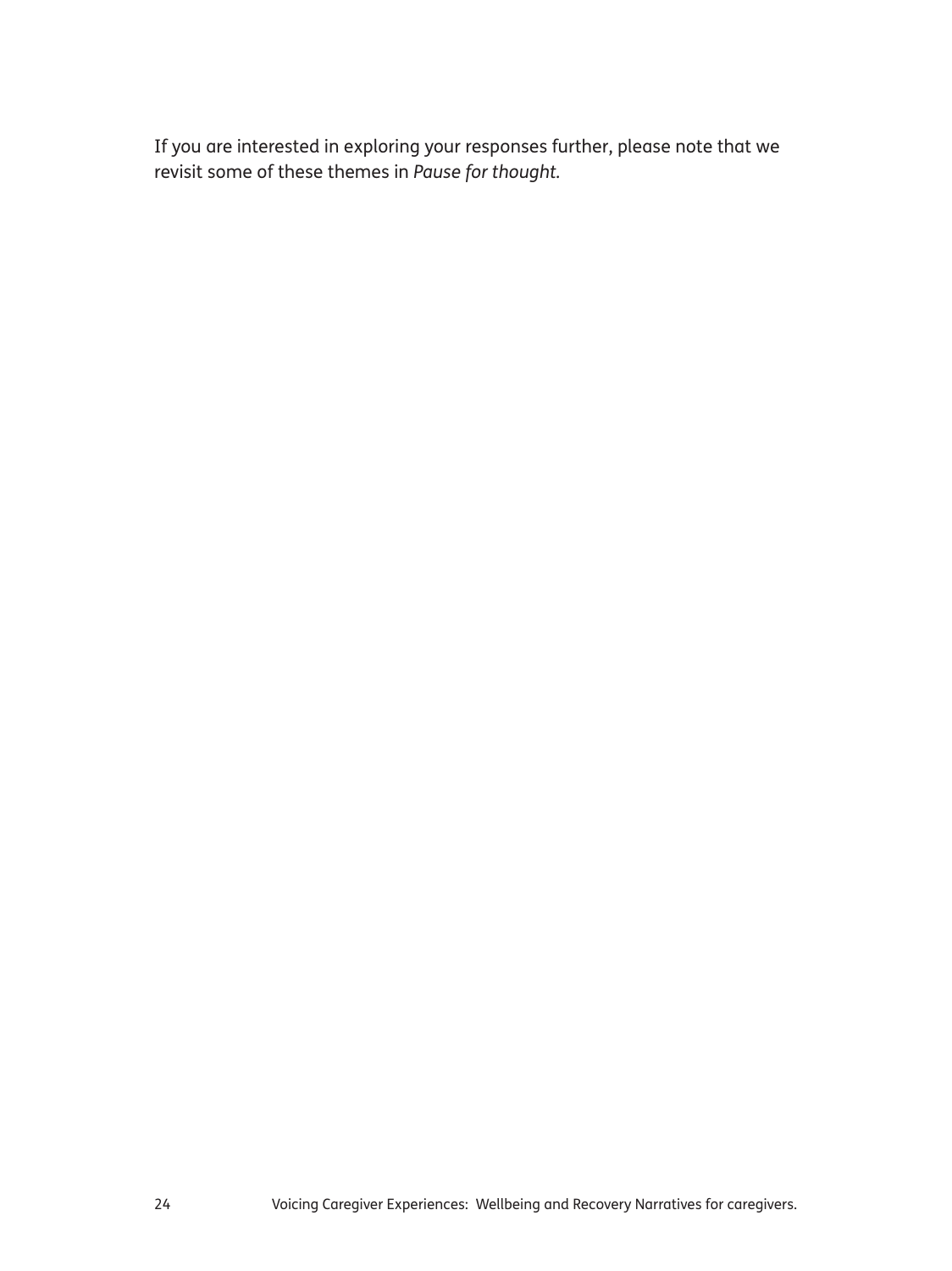If you are interested in exploring your responses further, please note that we revisit some of these themes in *Pause for thought.*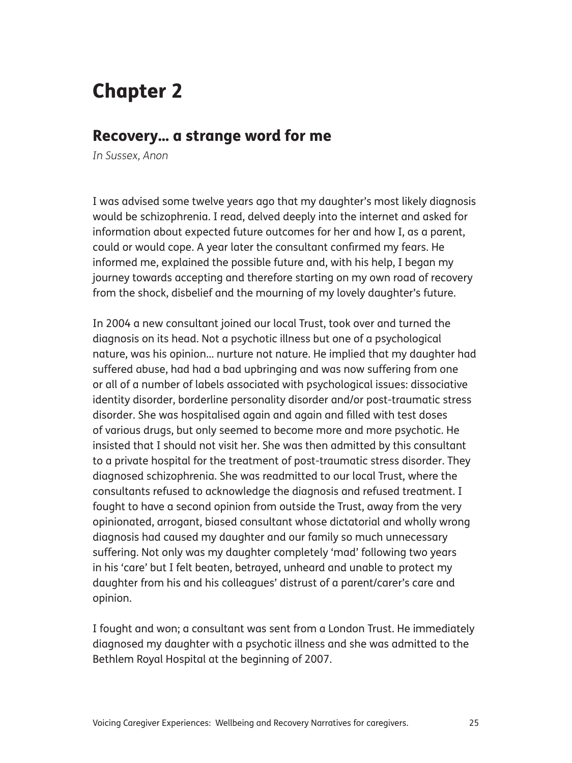# Chapter 2

## Recovery... a strange word for me

*In Sussex, Anon*

I was advised some twelve years ago that my daughter's most likely diagnosis would be schizophrenia. I read, delved deeply into the internet and asked for information about expected future outcomes for her and how I, as a parent, could or would cope. A year later the consultant confirmed my fears. He informed me, explained the possible future and, with his help, I began my journey towards accepting and therefore starting on my own road of recovery from the shock, disbelief and the mourning of my lovely daughter's future.

In 2004 a new consultant joined our local Trust, took over and turned the diagnosis on its head. Not a psychotic illness but one of a psychological nature, was his opinion... nurture not nature. He implied that my daughter had suffered abuse, had had a bad upbringing and was now suffering from one or all of a number of labels associated with psychological issues: dissociative identity disorder, borderline personality disorder and/or post-traumatic stress disorder. She was hospitalised again and again and filled with test doses of various drugs, but only seemed to become more and more psychotic. He insisted that I should not visit her. She was then admitted by this consultant to a private hospital for the treatment of post-traumatic stress disorder. They diagnosed schizophrenia. She was readmitted to our local Trust, where the consultants refused to acknowledge the diagnosis and refused treatment. I fought to have a second opinion from outside the Trust, away from the very opinionated, arrogant, biased consultant whose dictatorial and wholly wrong diagnosis had caused my daughter and our family so much unnecessary suffering. Not only was my daughter completely 'mad' following two years in his 'care' but I felt beaten, betrayed, unheard and unable to protect my daughter from his and his colleagues' distrust of a parent/carer's care and opinion.

I fought and won; a consultant was sent from a London Trust. He immediately diagnosed my daughter with a psychotic illness and she was admitted to the Bethlem Royal Hospital at the beginning of 2007.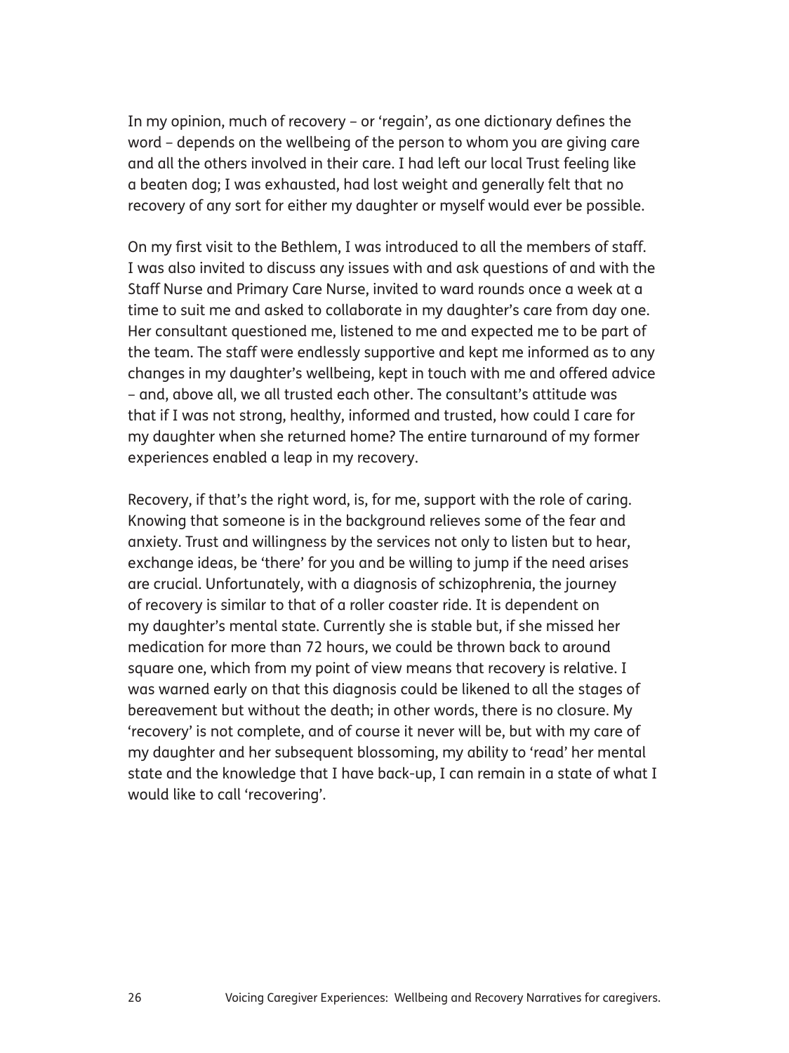In my opinion, much of recovery – or 'regain', as one dictionary defines the word – depends on the wellbeing of the person to whom you are giving care and all the others involved in their care. I had left our local Trust feeling like a beaten dog; I was exhausted, had lost weight and generally felt that no recovery of any sort for either my daughter or myself would ever be possible.

On my first visit to the Bethlem, I was introduced to all the members of staff. I was also invited to discuss any issues with and ask questions of and with the Staff Nurse and Primary Care Nurse, invited to ward rounds once a week at a time to suit me and asked to collaborate in my daughter's care from day one. Her consultant questioned me, listened to me and expected me to be part of the team. The staff were endlessly supportive and kept me informed as to any changes in my daughter's wellbeing, kept in touch with me and offered advice – and, above all, we all trusted each other. The consultant's attitude was that if I was not strong, healthy, informed and trusted, how could I care for my daughter when she returned home? The entire turnaround of my former experiences enabled a leap in my recovery.

Recovery, if that's the right word, is, for me, support with the role of caring. Knowing that someone is in the background relieves some of the fear and anxiety. Trust and willingness by the services not only to listen but to hear, exchange ideas, be 'there' for you and be willing to jump if the need arises are crucial. Unfortunately, with a diagnosis of schizophrenia, the journey of recovery is similar to that of a roller coaster ride. It is dependent on my daughter's mental state. Currently she is stable but, if she missed her medication for more than 72 hours, we could be thrown back to around square one, which from my point of view means that recovery is relative. I was warned early on that this diagnosis could be likened to all the stages of bereavement but without the death; in other words, there is no closure. My 'recovery' is not complete, and of course it never will be, but with my care of my daughter and her subsequent blossoming, my ability to 'read' her mental state and the knowledge that I have back-up, I can remain in a state of what I would like to call 'recovering'.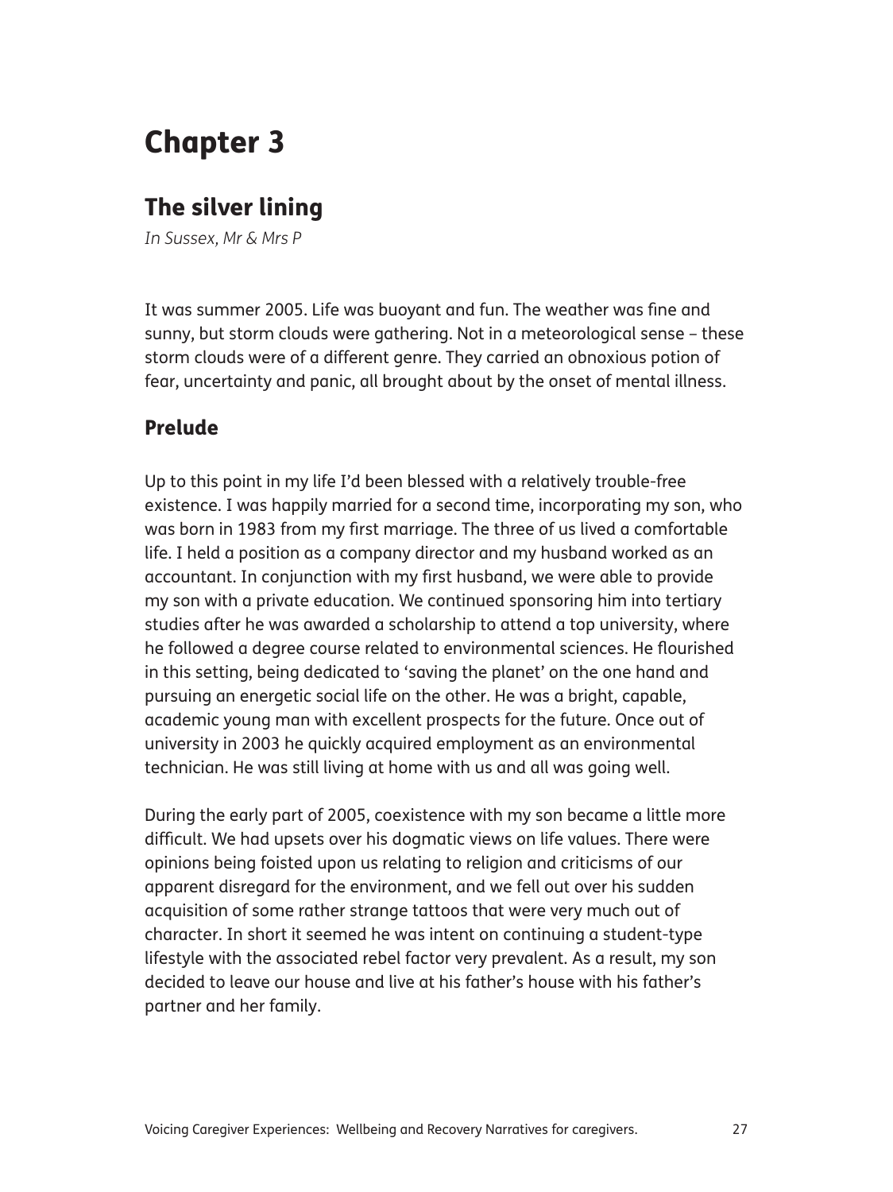# Chapter 3

## The silver lining

*In Sussex, Mr & Mrs P*

It was summer 2005. Life was buoyant and fun. The weather was fine and sunny, but storm clouds were gathering. Not in a meteorological sense – these storm clouds were of a different genre. They carried an obnoxious potion of fear, uncertainty and panic, all brought about by the onset of mental illness.

### Prelude

Up to this point in my life I'd been blessed with a relatively trouble-free existence. I was happily married for a second time, incorporating my son, who was born in 1983 from my first marriage. The three of us lived a comfortable life. I held a position as a company director and my husband worked as an accountant. In conjunction with my first husband, we were able to provide my son with a private education. We continued sponsoring him into tertiary studies after he was awarded a scholarship to attend a top university, where he followed a degree course related to environmental sciences. He flourished in this setting, being dedicated to 'saving the planet' on the one hand and pursuing an energetic social life on the other. He was a bright, capable, academic young man with excellent prospects for the future. Once out of university in 2003 he quickly acquired employment as an environmental technician. He was still living at home with us and all was going well.

During the early part of 2005, coexistence with my son became a little more difficult. We had upsets over his dogmatic views on life values. There were opinions being foisted upon us relating to religion and criticisms of our apparent disregard for the environment, and we fell out over his sudden acquisition of some rather strange tattoos that were very much out of character. In short it seemed he was intent on continuing a student-type lifestyle with the associated rebel factor very prevalent. As a result, my son decided to leave our house and live at his father's house with his father's partner and her family.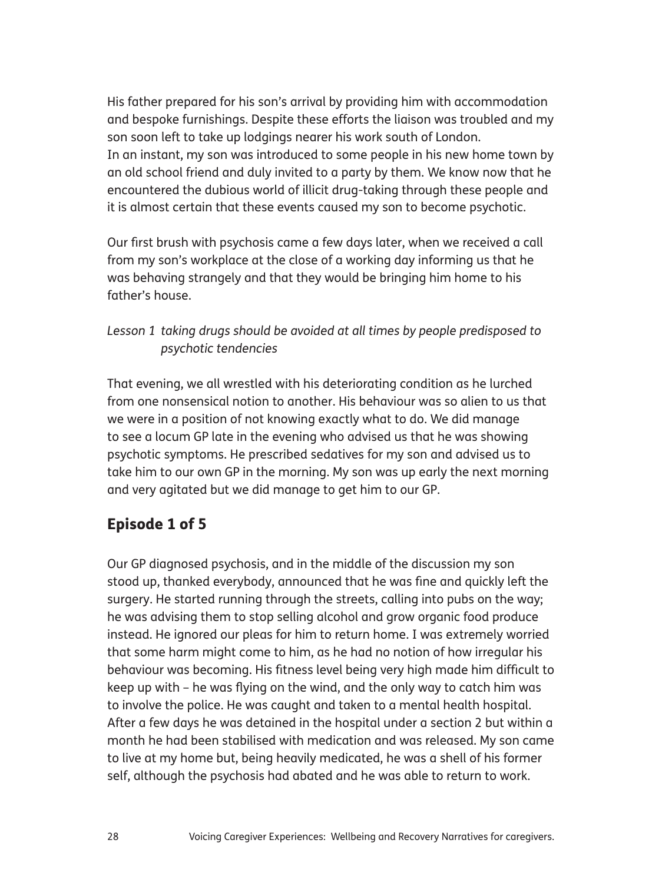His father prepared for his son's arrival by providing him with accommodation and bespoke furnishings. Despite these efforts the liaison was troubled and my son soon left to take up lodgings nearer his work south of London.
In an instant, my son was introduced to some people in his new home town by an old school friend and duly invited to a party by them. We know now that he encountered the dubious world of illicit drug-taking through these people and it is almost certain that these events caused my son to become psychotic.

Our first brush with psychosis came a few days later, when we received a call from my son's workplace at the close of a working day informing us that he was behaving strangely and that they would be bringing him home to his father's house.

*Lesson 1 taking drugs should be avoided at all times by people predisposed to psychotic tendencies*

That evening, we all wrestled with his deteriorating condition as he lurched from one nonsensical notion to another. His behaviour was so alien to us that we were in a position of not knowing exactly what to do. We did manage to see a locum GP late in the evening who advised us that he was showing psychotic symptoms. He prescribed sedatives for my son and advised us to take him to our own GP in the morning. My son was up early the next morning and very agitated but we did manage to get him to our GP.

## Episode 1 of 5

Our GP diagnosed psychosis, and in the middle of the discussion my son stood up, thanked everybody, announced that he was fine and quickly left the surgery. He started running through the streets, calling into pubs on the way; he was advising them to stop selling alcohol and grow organic food produce instead. He ignored our pleas for him to return home. I was extremely worried that some harm might come to him, as he had no notion of how irregular his behaviour was becoming. His fitness level being very high made him difficult to keep up with – he was flying on the wind, and the only way to catch him was to involve the police. He was caught and taken to a mental health hospital. After a few days he was detained in the hospital under a section 2 but within a month he had been stabilised with medication and was released. My son came to live at my home but, being heavily medicated, he was a shell of his former self, although the psychosis had abated and he was able to return to work.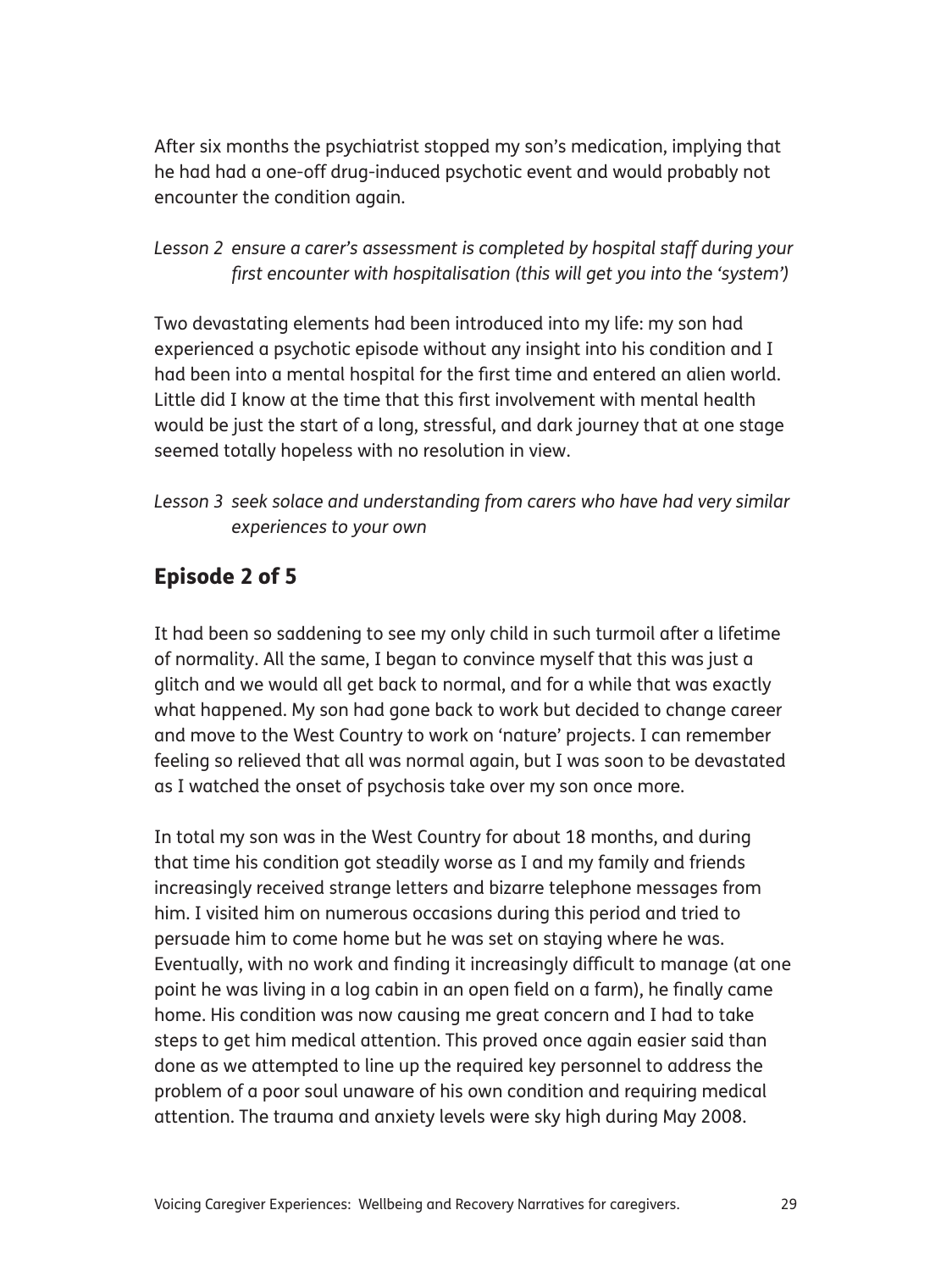After six months the psychiatrist stopped my son's medication, implying that he had had a one-off drug-induced psychotic event and would probably not encounter the condition again.

*Lesson 2 ensure a carer's assessment is completed by hospital staff during your first encounter with hospitalisation (this will get you into the 'system')*

Two devastating elements had been introduced into my life: my son had experienced a psychotic episode without any insight into his condition and I had been into a mental hospital for the first time and entered an alien world. Little did I know at the time that this first involvement with mental health would be just the start of a long, stressful, and dark journey that at one stage seemed totally hopeless with no resolution in view.

*Lesson 3 seek solace and understanding from carers who have had very similar experiences to your own*

## Episode 2 of 5

It had been so saddening to see my only child in such turmoil after a lifetime of normality. All the same, I began to convince myself that this was just a glitch and we would all get back to normal, and for a while that was exactly what happened. My son had gone back to work but decided to change career and move to the West Country to work on 'nature' projects. I can remember feeling so relieved that all was normal again, but I was soon to be devastated as I watched the onset of psychosis take over my son once more.

In total my son was in the West Country for about 18 months, and during that time his condition got steadily worse as I and my family and friends increasingly received strange letters and bizarre telephone messages from him. I visited him on numerous occasions during this period and tried to persuade him to come home but he was set on staying where he was. Eventually, with no work and finding it increasingly difficult to manage (at one point he was living in a log cabin in an open field on a farm), he finally came home. His condition was now causing me great concern and I had to take steps to get him medical attention. This proved once again easier said than done as we attempted to line up the required key personnel to address the problem of a poor soul unaware of his own condition and requiring medical attention. The trauma and anxiety levels were sky high during May 2008.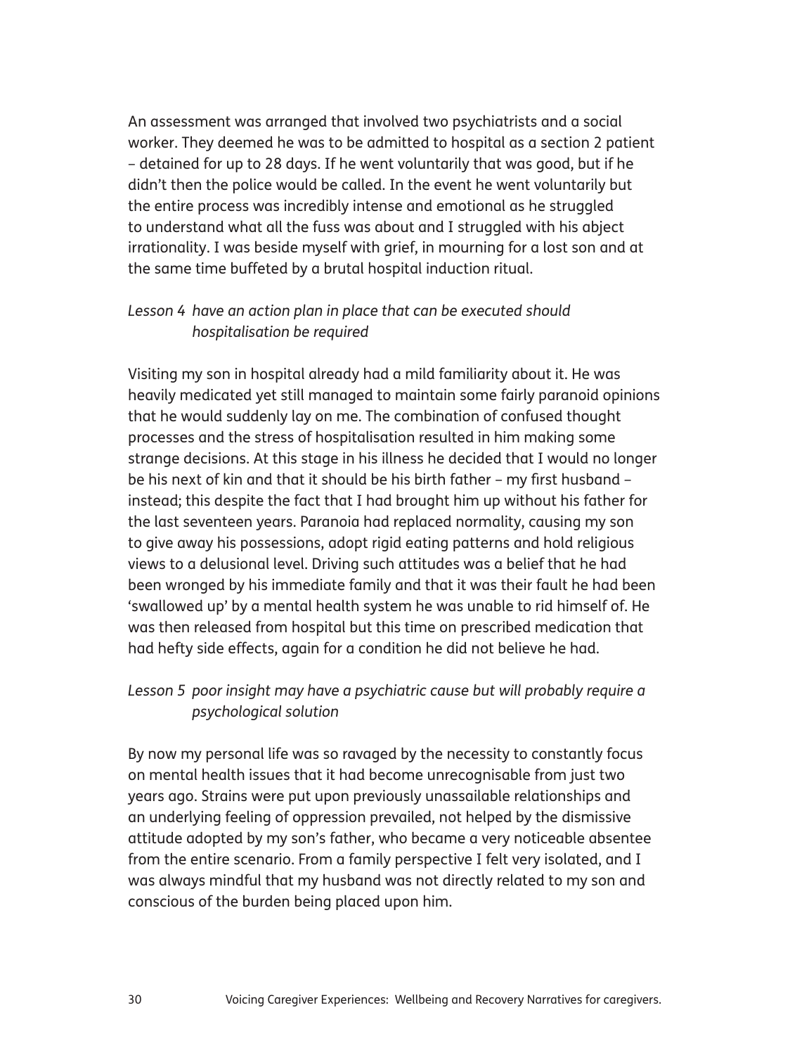An assessment was arranged that involved two psychiatrists and a social worker. They deemed he was to be admitted to hospital as a section 2 patient – detained for up to 28 days. If he went voluntarily that was good, but if he didn't then the police would be called. In the event he went voluntarily but the entire process was incredibly intense and emotional as he struggled to understand what all the fuss was about and I struggled with his abject irrationality. I was beside myself with grief, in mourning for a lost son and at the same time buffeted by a brutal hospital induction ritual.

*Lesson 4 have an action plan in place that can be executed should hospitalisation be required*

Visiting my son in hospital already had a mild familiarity about it. He was heavily medicated yet still managed to maintain some fairly paranoid opinions that he would suddenly lay on me. The combination of confused thought processes and the stress of hospitalisation resulted in him making some strange decisions. At this stage in his illness he decided that I would no longer be his next of kin and that it should be his birth father – my first husband – instead; this despite the fact that I had brought him up without his father for the last seventeen years. Paranoia had replaced normality, causing my son to give away his possessions, adopt rigid eating patterns and hold religious views to a delusional level. Driving such attitudes was a belief that he had been wronged by his immediate family and that it was their fault he had been 'swallowed up' by a mental health system he was unable to rid himself of. He was then released from hospital but this time on prescribed medication that had hefty side effects, again for a condition he did not believe he had.

*Lesson 5 poor insight may have a psychiatric cause but will probably require a psychological solution*

By now my personal life was so ravaged by the necessity to constantly focus on mental health issues that it had become unrecognisable from just two years ago. Strains were put upon previously unassailable relationships and an underlying feeling of oppression prevailed, not helped by the dismissive attitude adopted by my son's father, who became a very noticeable absentee from the entire scenario. From a family perspective I felt very isolated, and I was always mindful that my husband was not directly related to my son and conscious of the burden being placed upon him.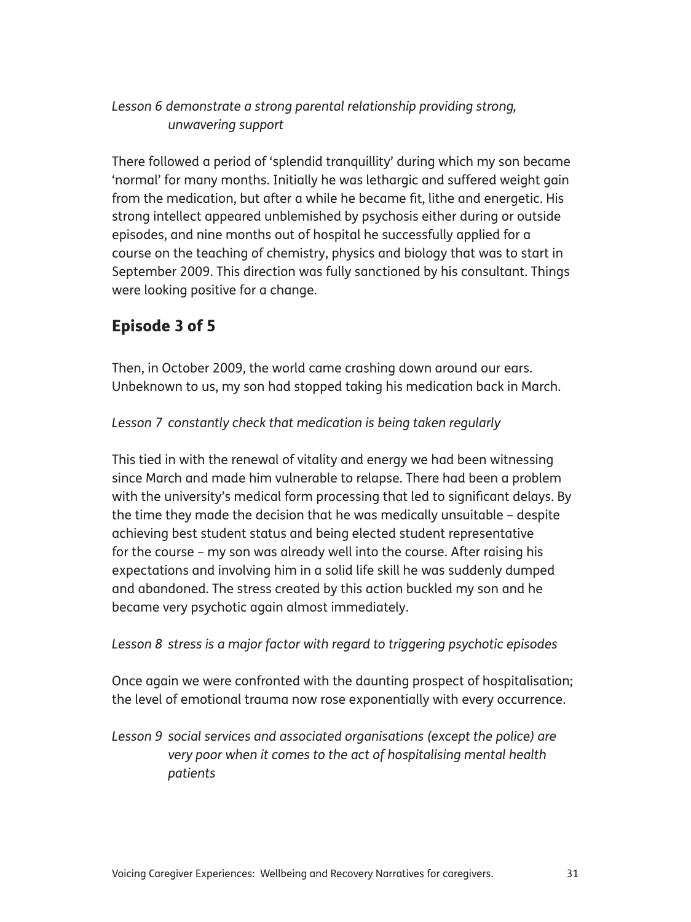*Lesson 6 demonstrate a strong parental relationship providing strong, unwavering support*

There followed a period of 'splendid tranquillity' during which my son became 'normal' for many months. Initially he was lethargic and suffered weight gain from the medication, but after a while he became fit, lithe and energetic. His strong intellect appeared unblemished by psychosis either during or outside episodes, and nine months out of hospital he successfully applied for a course on the teaching of chemistry, physics and biology that was to start in September 2009. This direction was fully sanctioned by his consultant. Things were looking positive for a change.

## Episode 3 of 5

Then, in October 2009, the world came crashing down around our ears. Unbeknown to us, my son had stopped taking his medication back in March.

*Lesson 7 constantly check that medication is being taken regularly*

This tied in with the renewal of vitality and energy we had been witnessing since March and made him vulnerable to relapse. There had been a problem with the university's medical form processing that led to significant delays. By the time they made the decision that he was medically unsuitable – despite achieving best student status and being elected student representative for the course – my son was already well into the course. After raising his expectations and involving him in a solid life skill he was suddenly dumped and abandoned. The stress created by this action buckled my son and he became very psychotic again almost immediately.

*Lesson 8 stress is a major factor with regard to triggering psychotic episodes*

Once again we were confronted with the daunting prospect of hospitalisation; the level of emotional trauma now rose exponentially with every occurrence.

*Lesson 9 social services and associated organisations (except the police) are very poor when it comes to the act of hospitalising mental health patients*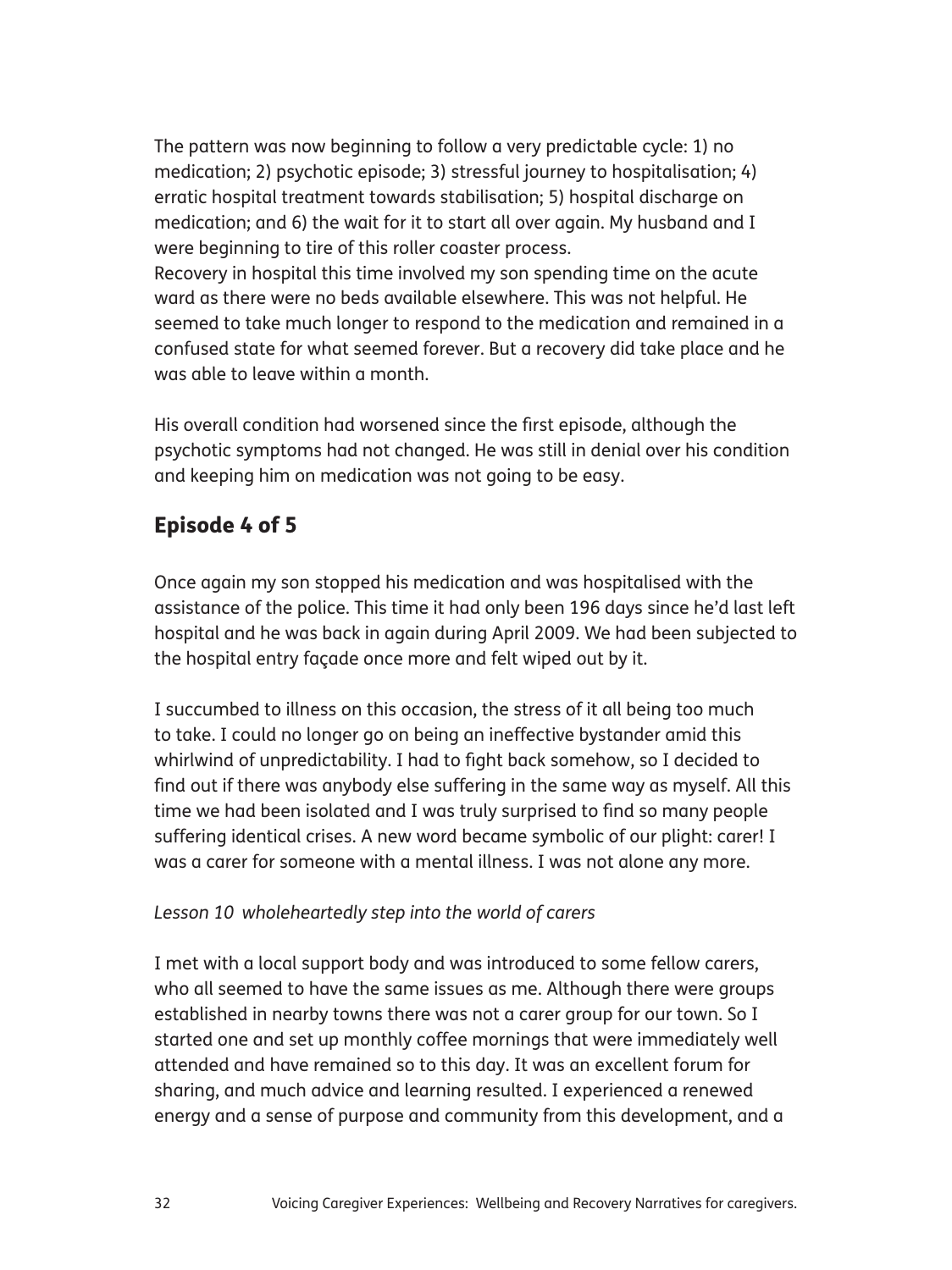The pattern was now beginning to follow a very predictable cycle: 1) no medication; 2) psychotic episode; 3) stressful journey to hospitalisation; 4) erratic hospital treatment towards stabilisation; 5) hospital discharge on medication; and 6) the wait for it to start all over again. My husband and I were beginning to tire of this roller coaster process.
Recovery in hospital this time involved my son spending time on the acute ward as there were no beds available elsewhere. This was not helpful. He seemed to take much longer to respond to the medication and remained in a confused state for what seemed forever. But a recovery did take place and he was able to leave within a month.

His overall condition had worsened since the first episode, although the psychotic symptoms had not changed. He was still in denial over his condition and keeping him on medication was not going to be easy.

## Episode 4 of 5

Once again my son stopped his medication and was hospitalised with the assistance of the police. This time it had only been 196 days since he'd last left hospital and he was back in again during April 2009. We had been subjected to the hospital entry façade once more and felt wiped out by it.

I succumbed to illness on this occasion, the stress of it all being too much to take. I could no longer go on being an ineffective bystander amid this whirlwind of unpredictability. I had to fight back somehow, so I decided to find out if there was anybody else suffering in the same way as myself. All this time we had been isolated and I was truly surprised to find so many people suffering identical crises. A new word became symbolic of our plight: carer! I was a carer for someone with a mental illness. I was not alone any more.

*Lesson 10 wholeheartedly step into the world of carers*

I met with a local support body and was introduced to some fellow carers, who all seemed to have the same issues as me. Although there were groups established in nearby towns there was not a carer group for our town. So I started one and set up monthly coffee mornings that were immediately well attended and have remained so to this day. It was an excellent forum for sharing, and much advice and learning resulted. I experienced a renewed energy and a sense of purpose and community from this development, and a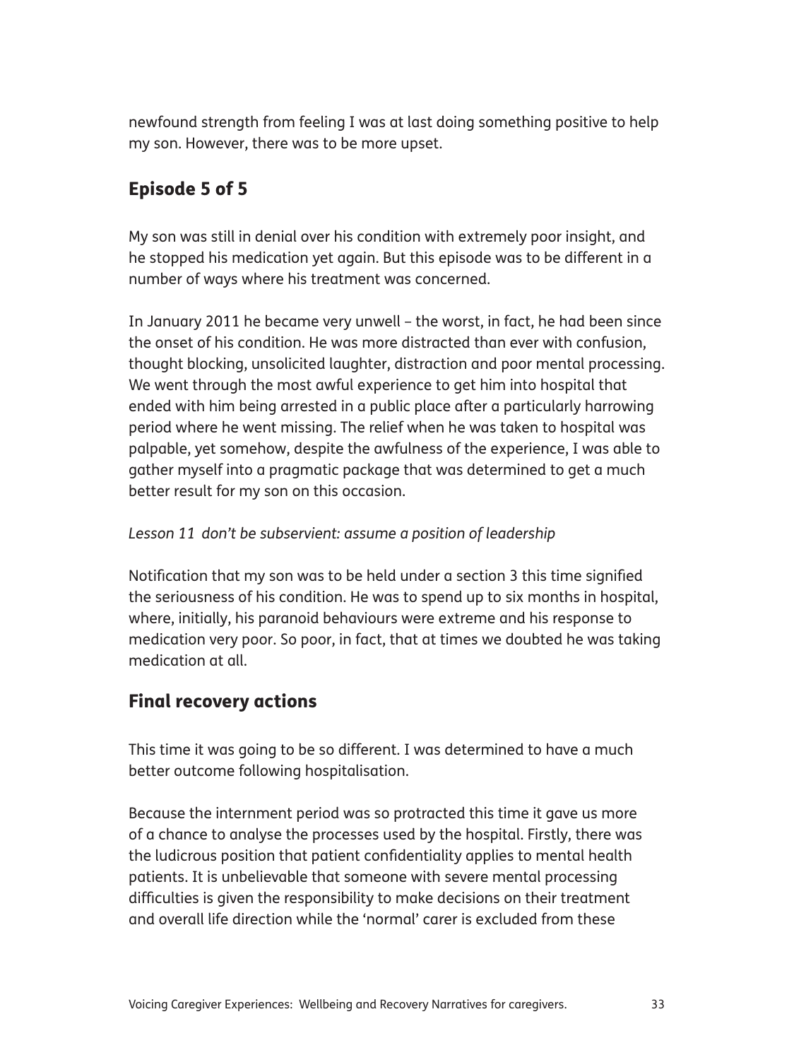newfound strength from feeling I was at last doing something positive to help my son. However, there was to be more upset.

## Episode 5 of 5

My son was still in denial over his condition with extremely poor insight, and he stopped his medication yet again. But this episode was to be different in a number of ways where his treatment was concerned.

In January 2011 he became very unwell – the worst, in fact, he had been since the onset of his condition. He was more distracted than ever with confusion, thought blocking, unsolicited laughter, distraction and poor mental processing. We went through the most awful experience to get him into hospital that ended with him being arrested in a public place after a particularly harrowing period where he went missing. The relief when he was taken to hospital was palpable, yet somehow, despite the awfulness of the experience, I was able to gather myself into a pragmatic package that was determined to get a much better result for my son on this occasion.

*Lesson 11  don't be subservient: assume a position of leadership*

Notification that my son was to be held under a section 3 this time signified the seriousness of his condition. He was to spend up to six months in hospital, where, initially, his paranoid behaviours were extreme and his response to medication very poor. So poor, in fact, that at times we doubted he was taking medication at all.

## Final recovery actions

This time it was going to be so different. I was determined to have a much better outcome following hospitalisation.

Because the internment period was so protracted this time it gave us more of a chance to analyse the processes used by the hospital. Firstly, there was the ludicrous position that patient confidentiality applies to mental health patients. It is unbelievable that someone with severe mental processing difficulties is given the responsibility to make decisions on their treatment and overall life direction while the 'normal' carer is excluded from these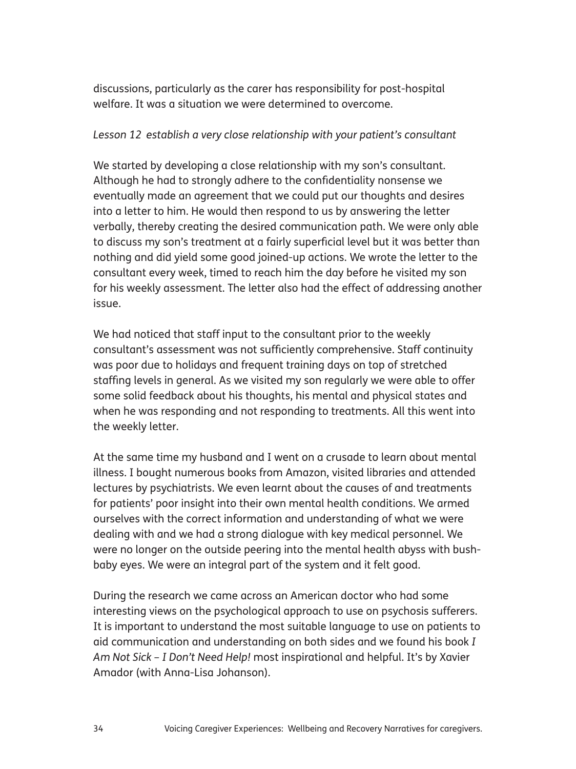discussions, particularly as the carer has responsibility for post-hospital welfare. It was a situation we were determined to overcome.

*Lesson 12 establish a very close relationship with your patient's consultant*

We started by developing a close relationship with my son's consultant. Although he had to strongly adhere to the confidentiality nonsense we eventually made an agreement that we could put our thoughts and desires into a letter to him. He would then respond to us by answering the letter verbally, thereby creating the desired communication path. We were only able to discuss my son's treatment at a fairly superficial level but it was better than nothing and did yield some good joined-up actions. We wrote the letter to the consultant every week, timed to reach him the day before he visited my son for his weekly assessment. The letter also had the effect of addressing another issue.

We had noticed that staff input to the consultant prior to the weekly consultant's assessment was not sufficiently comprehensive. Staff continuity was poor due to holidays and frequent training days on top of stretched staffing levels in general. As we visited my son regularly we were able to offer some solid feedback about his thoughts, his mental and physical states and when he was responding and not responding to treatments. All this went into the weekly letter.

At the same time my husband and I went on a crusade to learn about mental illness. I bought numerous books from Amazon, visited libraries and attended lectures by psychiatrists. We even learnt about the causes of and treatments for patients' poor insight into their own mental health conditions. We armed ourselves with the correct information and understanding of what we were dealing with and we had a strong dialogue with key medical personnel. We were no longer on the outside peering into the mental health abyss with bush-baby eyes. We were an integral part of the system and it felt good.

During the research we came across an American doctor who had some interesting views on the psychological approach to use on psychosis sufferers. It is important to understand the most suitable language to use on patients to aid communication and understanding on both sides and we found his book *I Am Not Sick – I Don't Need Help!* most inspirational and helpful. It's by Xavier Amador (with Anna-Lisa Johanson).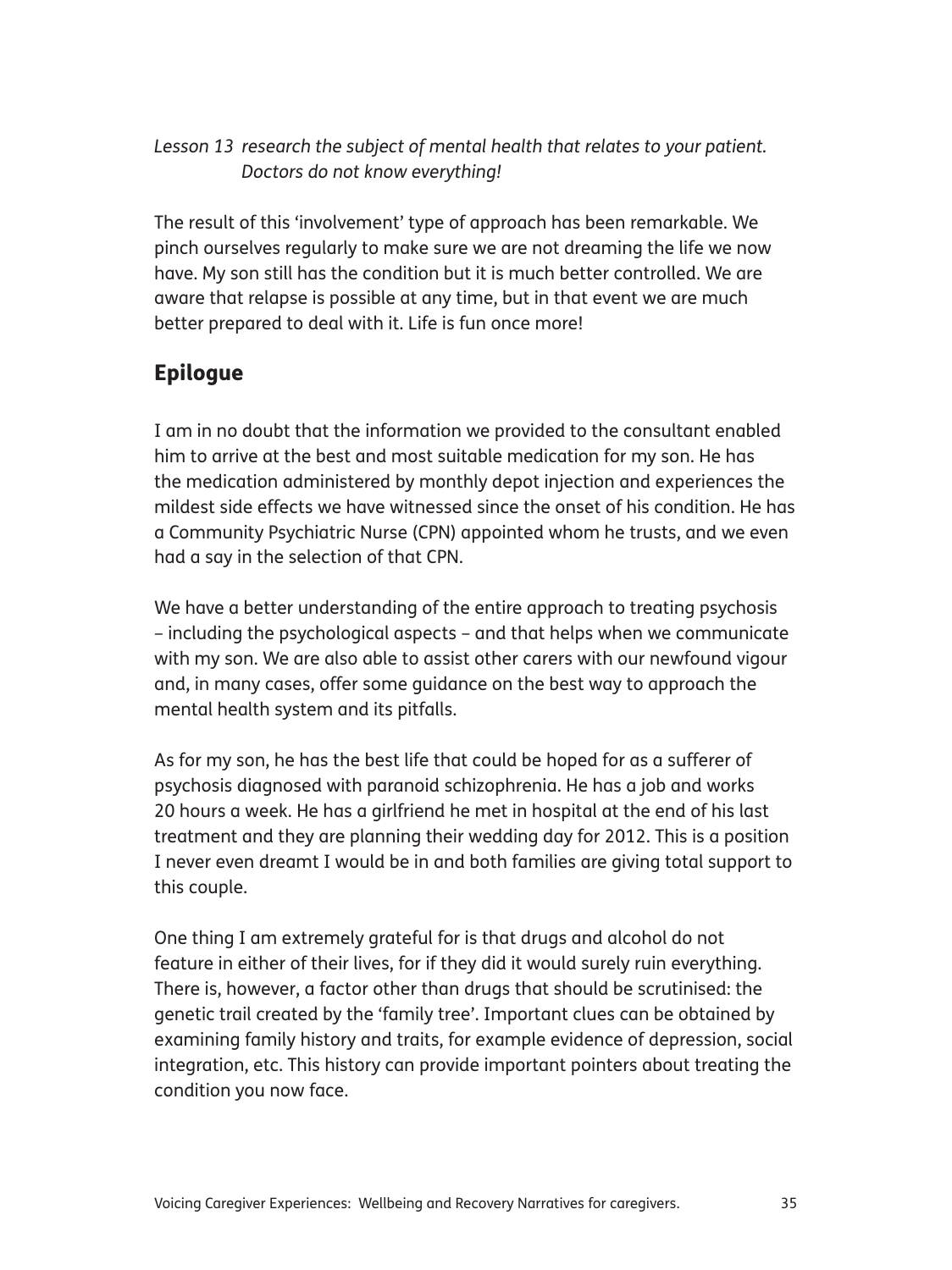*Lesson 13 research the subject of mental health that relates to your patient. Doctors do not know everything!*

The result of this 'involvement' type of approach has been remarkable. We pinch ourselves regularly to make sure we are not dreaming the life we now have. My son still has the condition but it is much better controlled. We are aware that relapse is possible at any time, but in that event we are much better prepared to deal with it. Life is fun once more!

## Epilogue

I am in no doubt that the information we provided to the consultant enabled him to arrive at the best and most suitable medication for my son. He has the medication administered by monthly depot injection and experiences the mildest side effects we have witnessed since the onset of his condition. He has a Community Psychiatric Nurse (CPN) appointed whom he trusts, and we even had a say in the selection of that CPN.

We have a better understanding of the entire approach to treating psychosis – including the psychological aspects – and that helps when we communicate with my son. We are also able to assist other carers with our newfound vigour and, in many cases, offer some guidance on the best way to approach the mental health system and its pitfalls.

As for my son, he has the best life that could be hoped for as a sufferer of psychosis diagnosed with paranoid schizophrenia. He has a job and works 20 hours a week. He has a girlfriend he met in hospital at the end of his last treatment and they are planning their wedding day for 2012. This is a position I never even dreamt I would be in and both families are giving total support to this couple.

One thing I am extremely grateful for is that drugs and alcohol do not feature in either of their lives, for if they did it would surely ruin everything. There is, however, a factor other than drugs that should be scrutinised: the genetic trail created by the 'family tree'. Important clues can be obtained by examining family history and traits, for example evidence of depression, social integration, etc. This history can provide important pointers about treating the condition you now face.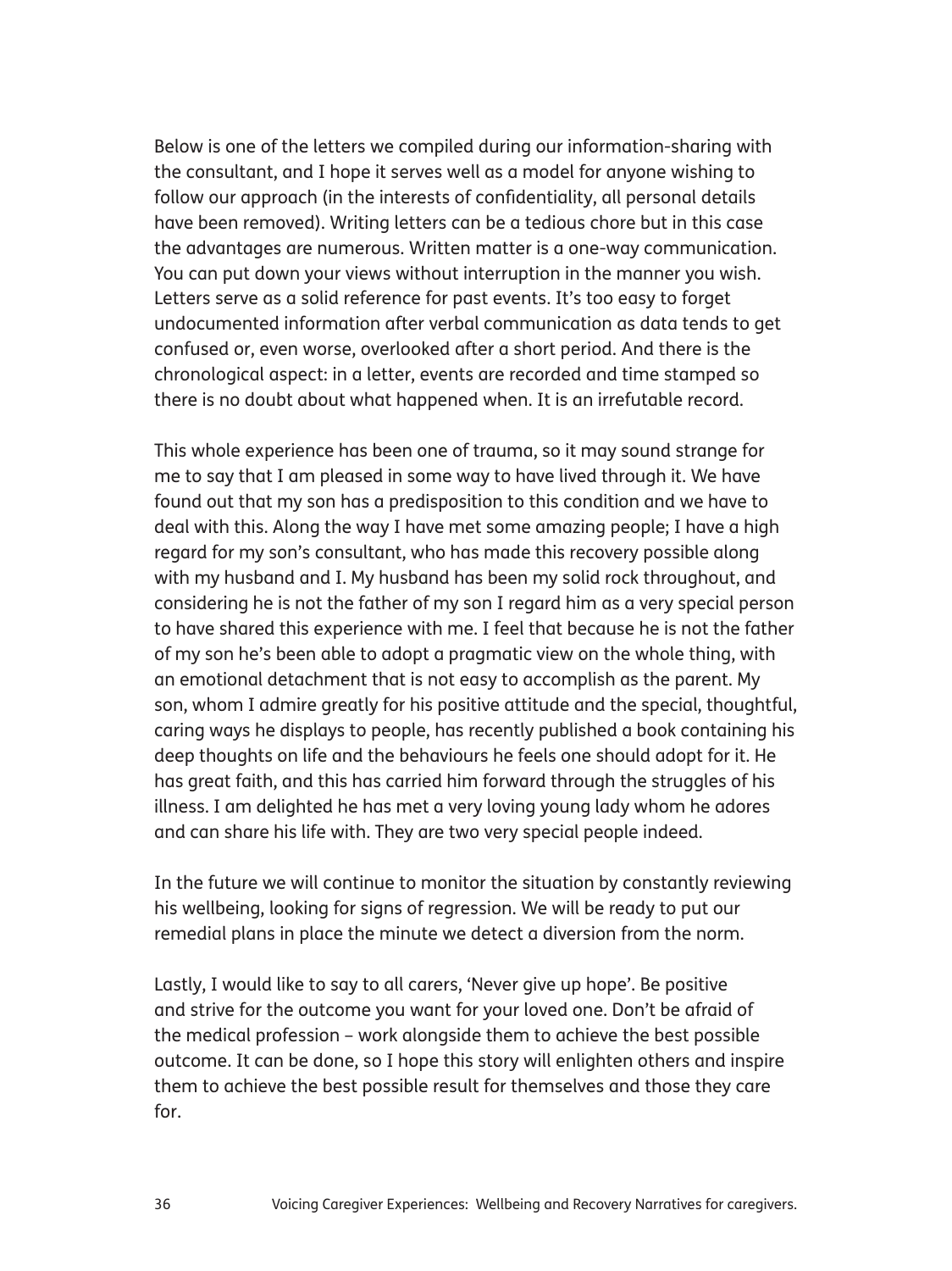Below is one of the letters we compiled during our information-sharing with the consultant, and I hope it serves well as a model for anyone wishing to follow our approach (in the interests of confidentiality, all personal details have been removed). Writing letters can be a tedious chore but in this case the advantages are numerous. Written matter is a one-way communication. You can put down your views without interruption in the manner you wish. Letters serve as a solid reference for past events. It's too easy to forget undocumented information after verbal communication as data tends to get confused or, even worse, overlooked after a short period. And there is the chronological aspect: in a letter, events are recorded and time stamped so there is no doubt about what happened when. It is an irrefutable record.

This whole experience has been one of trauma, so it may sound strange for me to say that I am pleased in some way to have lived through it. We have found out that my son has a predisposition to this condition and we have to deal with this. Along the way I have met some amazing people; I have a high regard for my son's consultant, who has made this recovery possible along with my husband and I. My husband has been my solid rock throughout, and considering he is not the father of my son I regard him as a very special person to have shared this experience with me. I feel that because he is not the father of my son he's been able to adopt a pragmatic view on the whole thing, with an emotional detachment that is not easy to accomplish as the parent. My son, whom I admire greatly for his positive attitude and the special, thoughtful, caring ways he displays to people, has recently published a book containing his deep thoughts on life and the behaviours he feels one should adopt for it. He has great faith, and this has carried him forward through the struggles of his illness. I am delighted he has met a very loving young lady whom he adores and can share his life with. They are two very special people indeed.

In the future we will continue to monitor the situation by constantly reviewing his wellbeing, looking for signs of regression. We will be ready to put our remedial plans in place the minute we detect a diversion from the norm.

Lastly, I would like to say to all carers, 'Never give up hope'. Be positive and strive for the outcome you want for your loved one. Don't be afraid of the medical profession – work alongside them to achieve the best possible outcome. It can be done, so I hope this story will enlighten others and inspire them to achieve the best possible result for themselves and those they care for.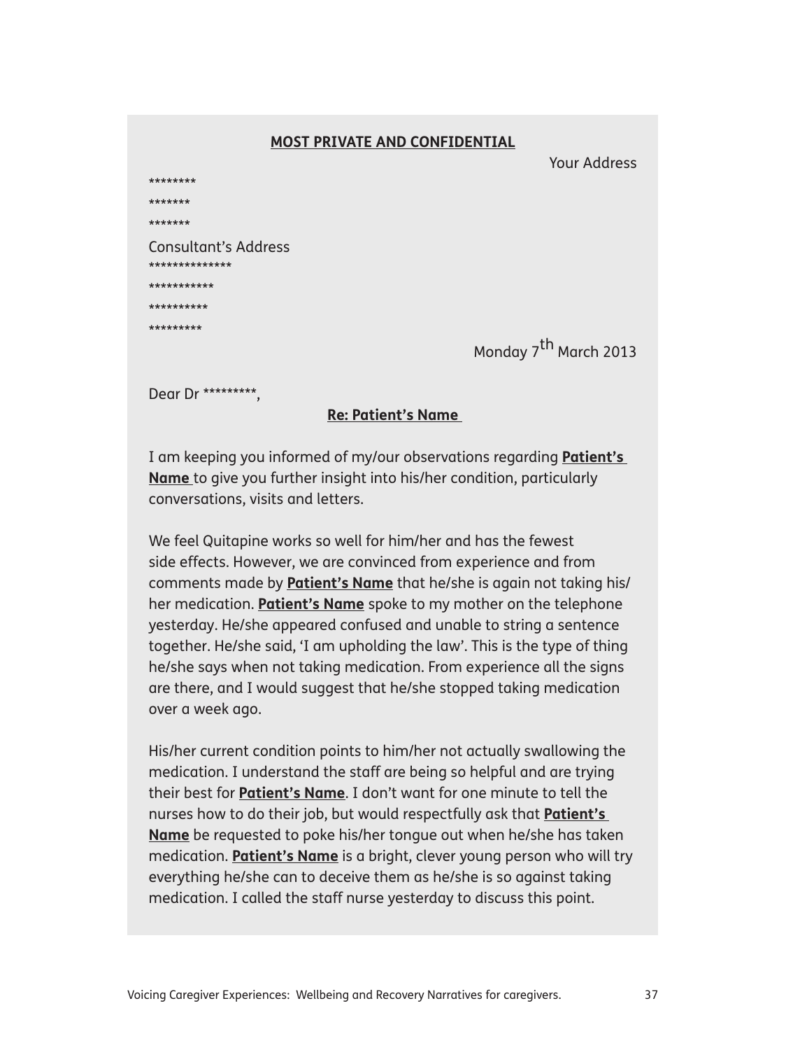**MOST PRIVATE AND CONFIDENTIAL**

Your Address

********
*******
*******

Consultant's Address
**************
***********
**********
*********

Monday 7th March 2013

Dear Dr *********,

**Re: Patient's Name**

I am keeping you informed of my/our observations regarding **Patient's Name** to give you further insight into his/her condition, particularly conversations, visits and letters.

We feel Quitapine works so well for him/her and has the fewest side effects. However, we are convinced from experience and from comments made by **Patient's Name** that he/she is again not taking his/her medication. **Patient's Name** spoke to my mother on the telephone yesterday. He/she appeared confused and unable to string a sentence together. He/she said, 'I am upholding the law'. This is the type of thing he/she says when not taking medication. From experience all the signs are there, and I would suggest that he/she stopped taking medication over a week ago.

His/her current condition points to him/her not actually swallowing the medication. I understand the staff are being so helpful and are trying their best for **Patient's Name**. I don't want for one minute to tell the nurses how to do their job, but would respectfully ask that **Patient's Name** be requested to poke his/her tongue out when he/she has taken medication. **Patient's Name** is a bright, clever young person who will try everything he/she can to deceive them as he/she is so against taking medication. I called the staff nurse yesterday to discuss this point.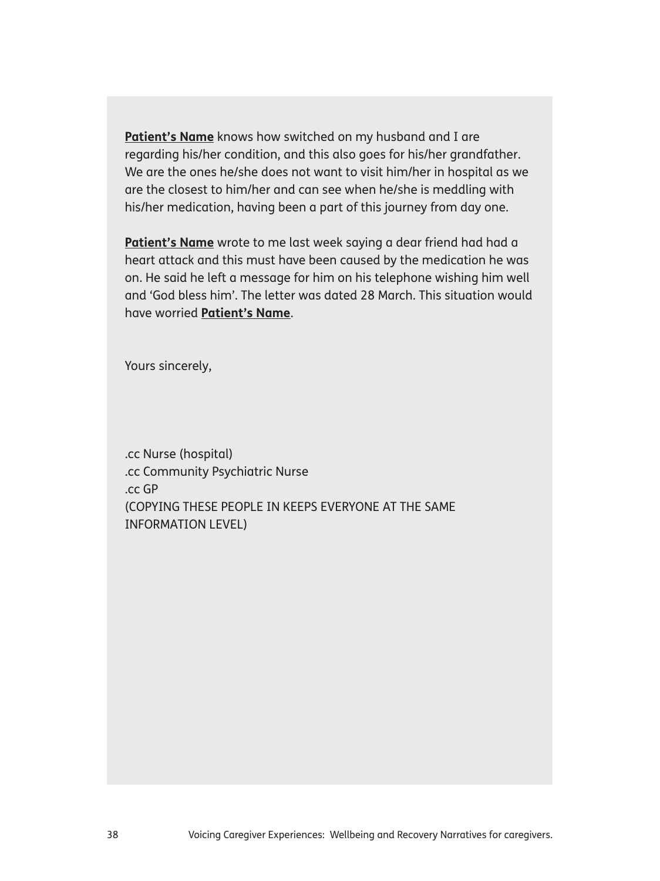**Patient's Name** knows how switched on my husband and I are regarding his/her condition, and this also goes for his/her grandfather. We are the ones he/she does not want to visit him/her in hospital as we are the closest to him/her and can see when he/she is meddling with his/her medication, having been a part of this journey from day one.

**Patient's Name** wrote to me last week saying a dear friend had had a heart attack and this must have been caused by the medication he was on. He said he left a message for him on his telephone wishing him well and 'God bless him'. The letter was dated 28 March. This situation would have worried **Patient's Name**.

Yours sincerely,

.cc Nurse (hospital)
.cc Community Psychiatric Nurse
.cc GP
(COPYING THESE PEOPLE IN KEEPS EVERYONE AT THE SAME INFORMATION LEVEL)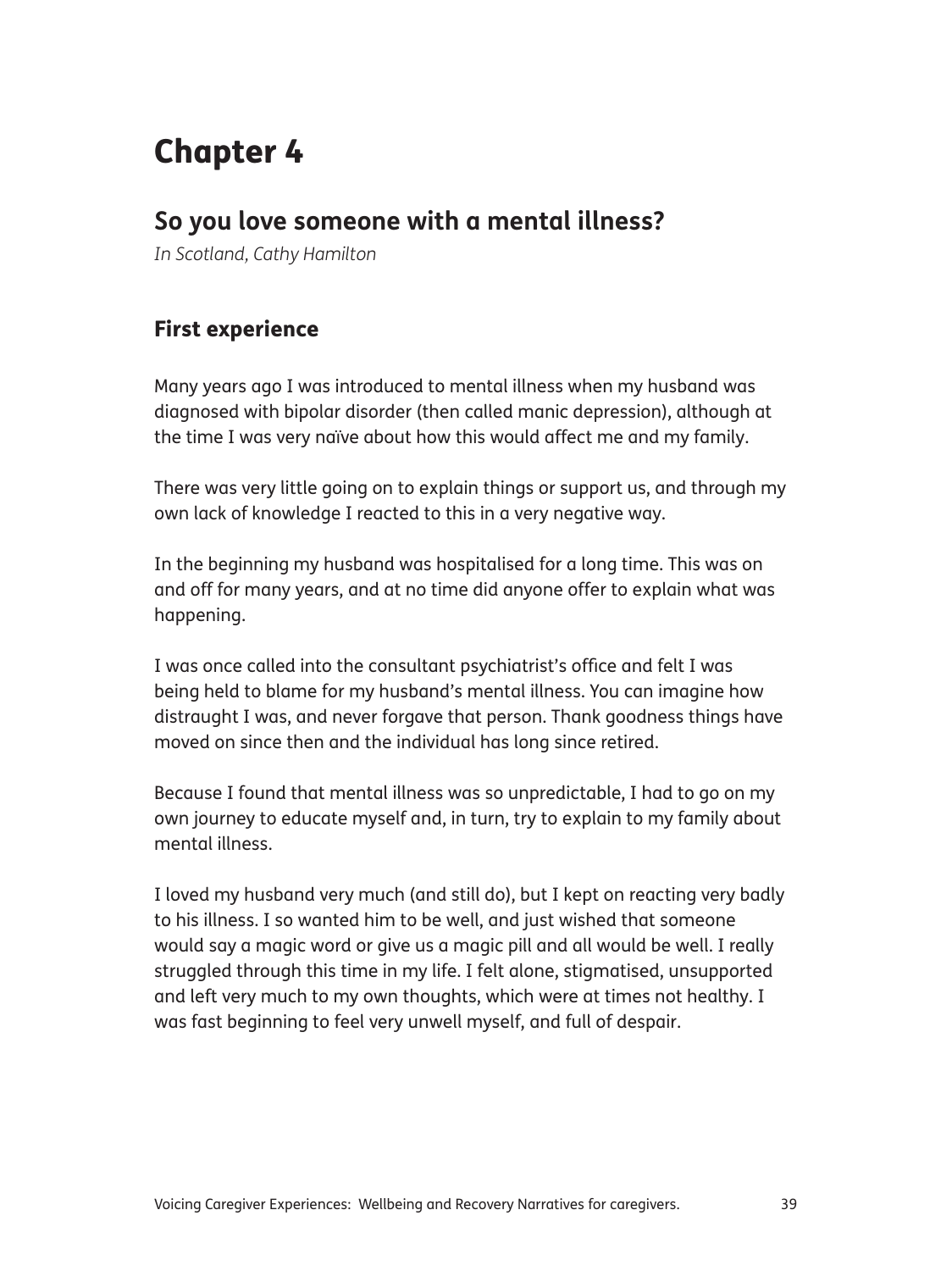# Chapter 4

## So you love someone with a mental illness?

*In Scotland, Cathy Hamilton*

### First experience

Many years ago I was introduced to mental illness when my husband was diagnosed with bipolar disorder (then called manic depression), although at the time I was very naïve about how this would affect me and my family.

There was very little going on to explain things or support us, and through my own lack of knowledge I reacted to this in a very negative way.

In the beginning my husband was hospitalised for a long time. This was on and off for many years, and at no time did anyone offer to explain what was happening.

I was once called into the consultant psychiatrist's office and felt I was being held to blame for my husband's mental illness. You can imagine how distraught I was, and never forgave that person. Thank goodness things have moved on since then and the individual has long since retired.

Because I found that mental illness was so unpredictable, I had to go on my own journey to educate myself and, in turn, try to explain to my family about mental illness.

I loved my husband very much (and still do), but I kept on reacting very badly to his illness. I so wanted him to be well, and just wished that someone would say a magic word or give us a magic pill and all would be well. I really struggled through this time in my life. I felt alone, stigmatised, unsupported and left very much to my own thoughts, which were at times not healthy. I was fast beginning to feel very unwell myself, and full of despair.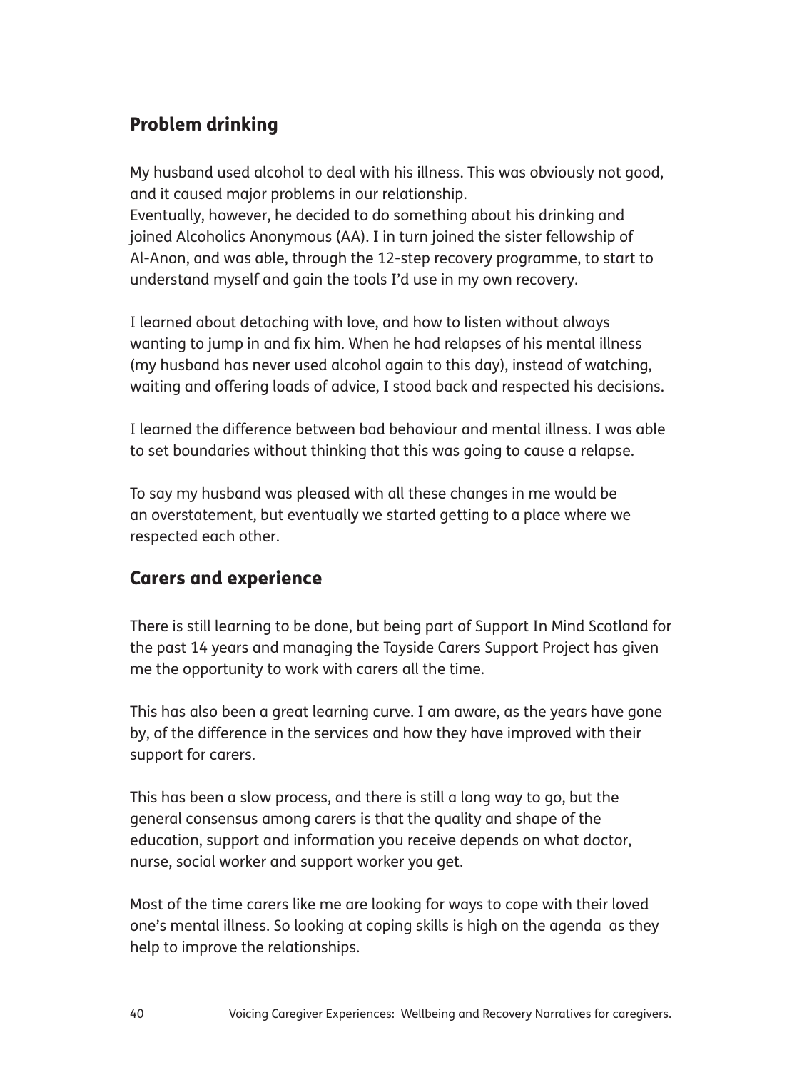## Problem drinking

My husband used alcohol to deal with his illness. This was obviously not good, and it caused major problems in our relationship.
Eventually, however, he decided to do something about his drinking and joined Alcoholics Anonymous (AA). I in turn joined the sister fellowship of Al-Anon, and was able, through the 12-step recovery programme, to start to understand myself and gain the tools I'd use in my own recovery.

I learned about detaching with love, and how to listen without always wanting to jump in and fix him. When he had relapses of his mental illness (my husband has never used alcohol again to this day), instead of watching, waiting and offering loads of advice, I stood back and respected his decisions.

I learned the difference between bad behaviour and mental illness. I was able to set boundaries without thinking that this was going to cause a relapse.

To say my husband was pleased with all these changes in me would be an overstatement, but eventually we started getting to a place where we respected each other.

## Carers and experience

There is still learning to be done, but being part of Support In Mind Scotland for the past 14 years and managing the Tayside Carers Support Project has given me the opportunity to work with carers all the time.

This has also been a great learning curve. I am aware, as the years have gone by, of the difference in the services and how they have improved with their support for carers.

This has been a slow process, and there is still a long way to go, but the general consensus among carers is that the quality and shape of the education, support and information you receive depends on what doctor, nurse, social worker and support worker you get.

Most of the time carers like me are looking for ways to cope with their loved one's mental illness. So looking at coping skills is high on the agenda as they help to improve the relationships.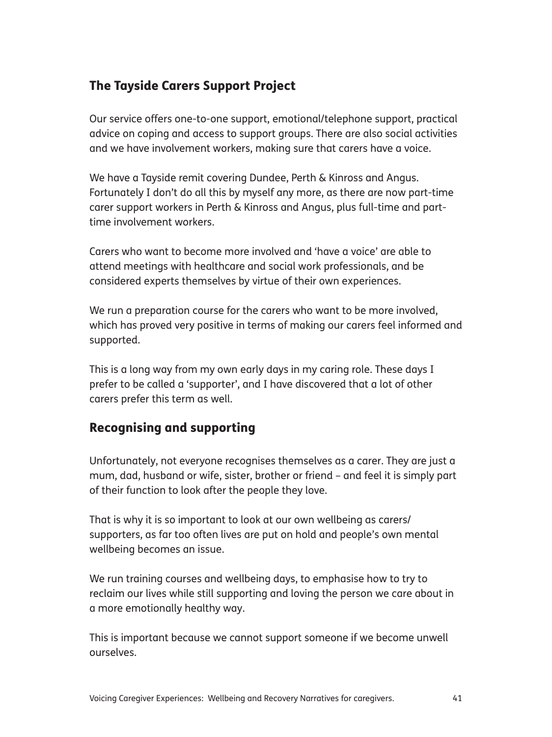## The Tayside Carers Support Project

Our service offers one-to-one support, emotional/telephone support, practical advice on coping and access to support groups. There are also social activities and we have involvement workers, making sure that carers have a voice.

We have a Tayside remit covering Dundee, Perth & Kinross and Angus. Fortunately I don't do all this by myself any more, as there are now part-time carer support workers in Perth & Kinross and Angus, plus full-time and part-time involvement workers.

Carers who want to become more involved and 'have a voice' are able to attend meetings with healthcare and social work professionals, and be considered experts themselves by virtue of their own experiences.

We run a preparation course for the carers who want to be more involved, which has proved very positive in terms of making our carers feel informed and supported.

This is a long way from my own early days in my caring role. These days I prefer to be called a 'supporter', and I have discovered that a lot of other carers prefer this term as well.

## Recognising and supporting

Unfortunately, not everyone recognises themselves as a carer. They are just a mum, dad, husband or wife, sister, brother or friend – and feel it is simply part of their function to look after the people they love.

That is why it is so important to look at our own wellbeing as carers/supporters, as far too often lives are put on hold and people's own mental wellbeing becomes an issue.

We run training courses and wellbeing days, to emphasise how to try to reclaim our lives while still supporting and loving the person we care about in a more emotionally healthy way.

This is important because we cannot support someone if we become unwell ourselves.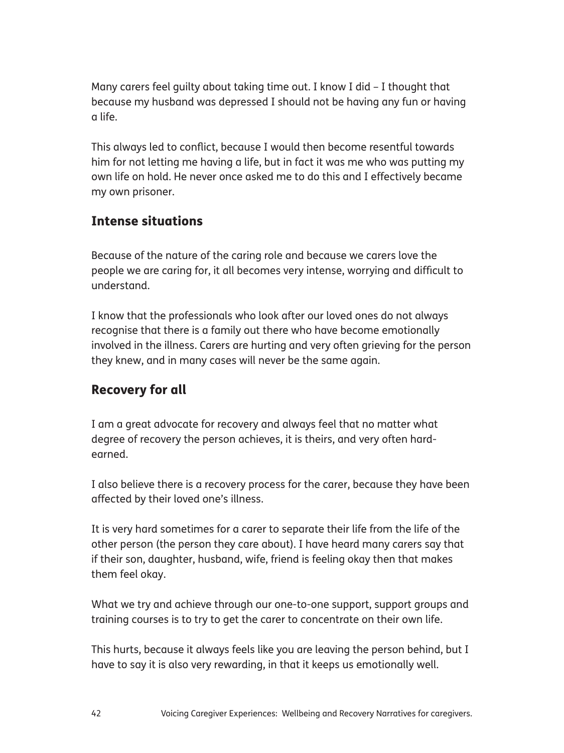Many carers feel guilty about taking time out. I know I did – I thought that because my husband was depressed I should not be having any fun or having a life.

This always led to conflict, because I would then become resentful towards him for not letting me having a life, but in fact it was me who was putting my own life on hold. He never once asked me to do this and I effectively became my own prisoner.

## Intense situations

Because of the nature of the caring role and because we carers love the people we are caring for, it all becomes very intense, worrying and difficult to understand.

I know that the professionals who look after our loved ones do not always recognise that there is a family out there who have become emotionally involved in the illness. Carers are hurting and very often grieving for the person they knew, and in many cases will never be the same again.

## Recovery for all

I am a great advocate for recovery and always feel that no matter what degree of recovery the person achieves, it is theirs, and very often hard-earned.

I also believe there is a recovery process for the carer, because they have been affected by their loved one's illness.

It is very hard sometimes for a carer to separate their life from the life of the other person (the person they care about). I have heard many carers say that if their son, daughter, husband, wife, friend is feeling okay then that makes them feel okay.

What we try and achieve through our one-to-one support, support groups and training courses is to try to get the carer to concentrate on their own life.

This hurts, because it always feels like you are leaving the person behind, but I have to say it is also very rewarding, in that it keeps us emotionally well.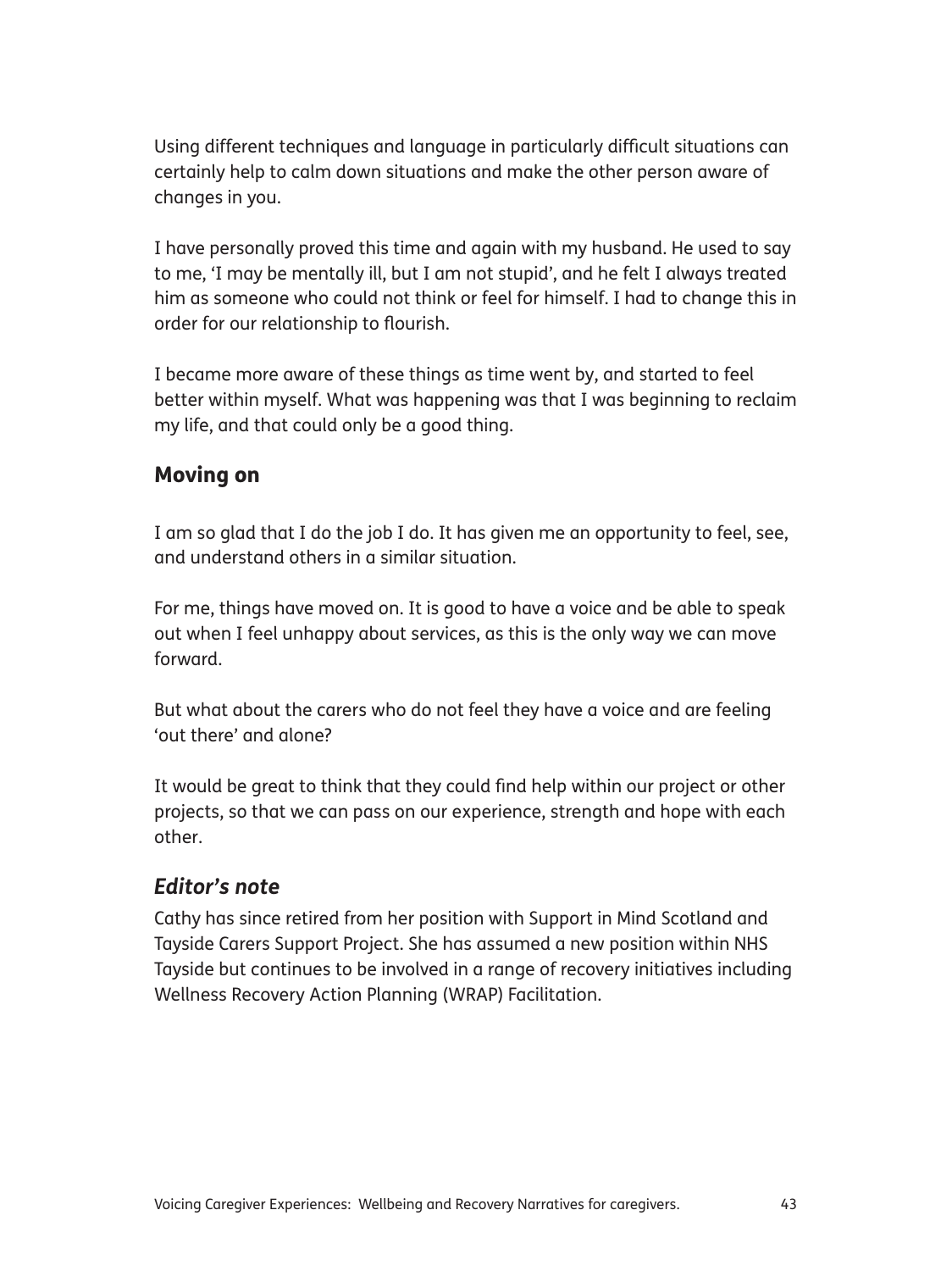Using different techniques and language in particularly difficult situations can certainly help to calm down situations and make the other person aware of changes in you.

I have personally proved this time and again with my husband. He used to say to me, 'I may be mentally ill, but I am not stupid', and he felt I always treated him as someone who could not think or feel for himself. I had to change this in order for our relationship to flourish.

I became more aware of these things as time went by, and started to feel better within myself. What was happening was that I was beginning to reclaim my life, and that could only be a good thing.

## Moving on

I am so glad that I do the job I do. It has given me an opportunity to feel, see, and understand others in a similar situation.

For me, things have moved on. It is good to have a voice and be able to speak out when I feel unhappy about services, as this is the only way we can move forward.

But what about the carers who do not feel they have a voice and are feeling 'out there' and alone?

It would be great to think that they could find help within our project or other projects, so that we can pass on our experience, strength and hope with each other.

### *Editor's note*

Cathy has since retired from her position with Support in Mind Scotland and Tayside Carers Support Project. She has assumed a new position within NHS Tayside but continues to be involved in a range of recovery initiatives including Wellness Recovery Action Planning (WRAP) Facilitation.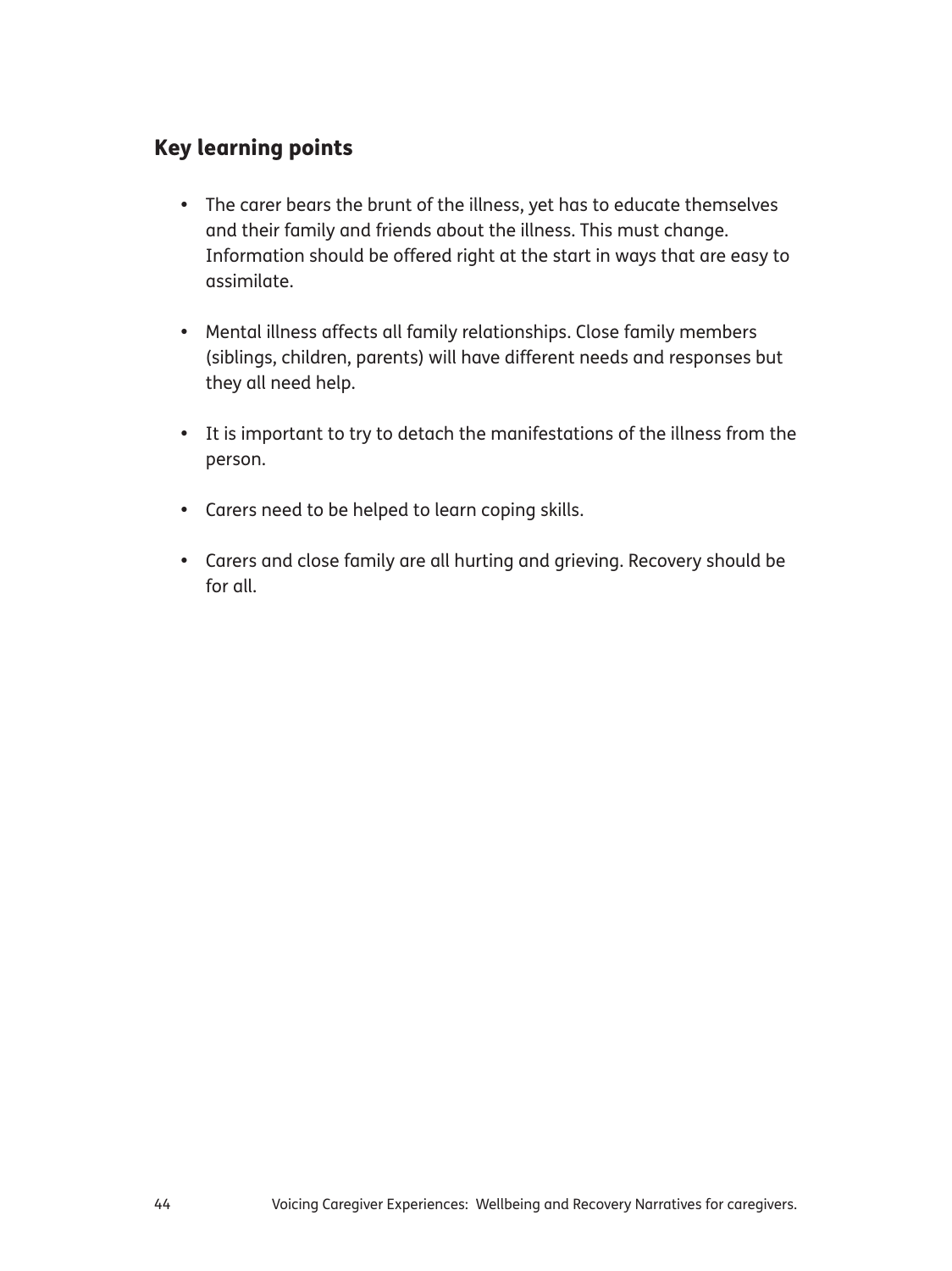## Key learning points

- The carer bears the brunt of the illness, yet has to educate themselves and their family and friends about the illness. This must change. Information should be offered right at the start in ways that are easy to assimilate.

- Mental illness affects all family relationships. Close family members (siblings, children, parents) will have different needs and responses but they all need help.

- It is important to try to detach the manifestations of the illness from the person.

- Carers need to be helped to learn coping skills.

- Carers and close family are all hurting and grieving. Recovery should be for all.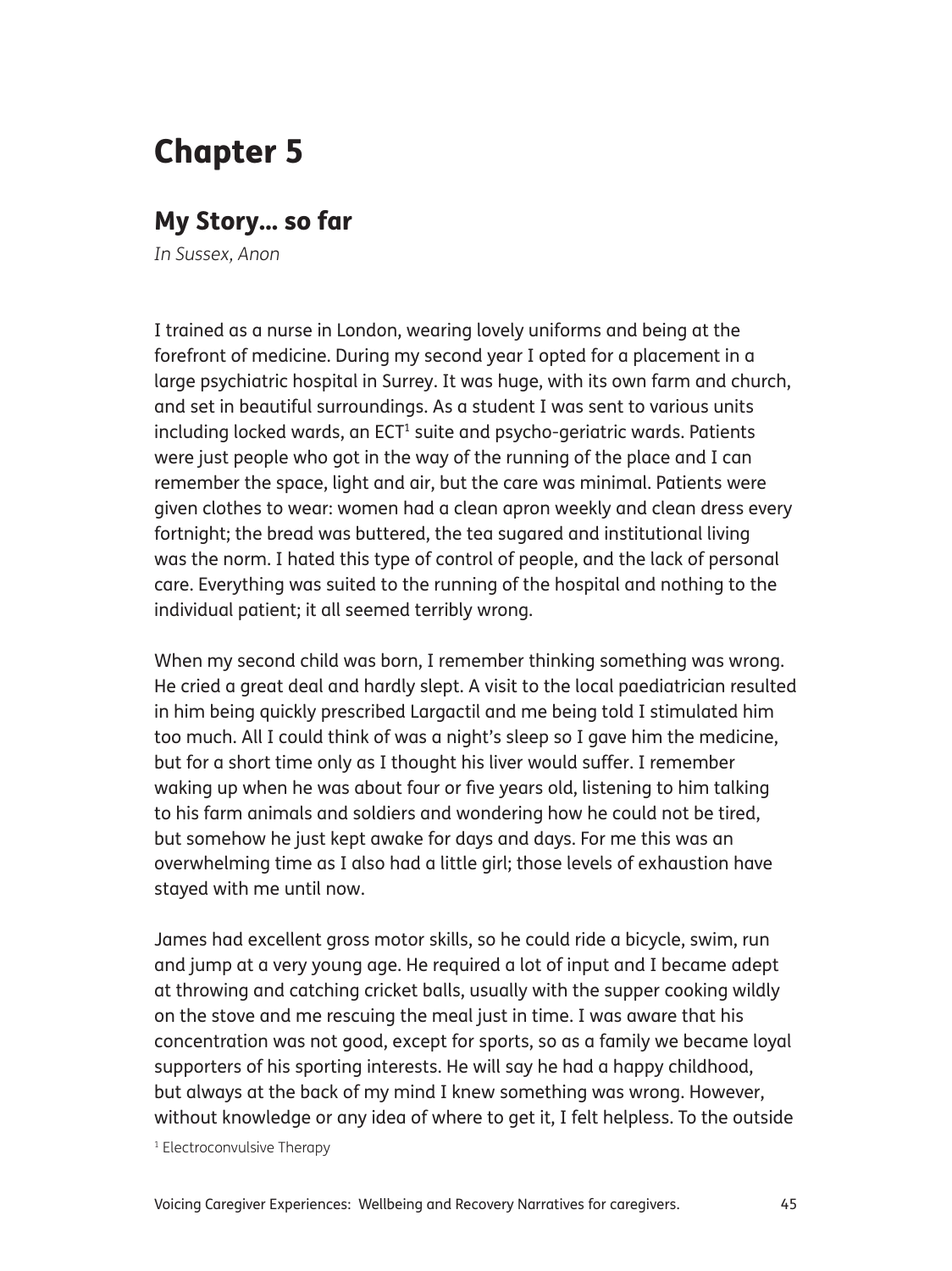# Chapter 5

## My Story… so far

*In Sussex, Anon*

I trained as a nurse in London, wearing lovely uniforms and being at the forefront of medicine. During my second year I opted for a placement in a large psychiatric hospital in Surrey. It was huge, with its own farm and church, and set in beautiful surroundings. As a student I was sent to various units including locked wards, an ECT[1] suite and psycho-geriatric wards. Patients were just people who got in the way of the running of the place and I can remember the space, light and air, but the care was minimal. Patients were given clothes to wear: women had a clean apron weekly and clean dress every fortnight; the bread was buttered, the tea sugared and institutional living was the norm. I hated this type of control of people, and the lack of personal care. Everything was suited to the running of the hospital and nothing to the individual patient; it all seemed terribly wrong.

When my second child was born, I remember thinking something was wrong. He cried a great deal and hardly slept. A visit to the local paediatrician resulted in him being quickly prescribed Largactil and me being told I stimulated him too much. All I could think of was a night's sleep so I gave him the medicine, but for a short time only as I thought his liver would suffer. I remember waking up when he was about four or five years old, listening to him talking to his farm animals and soldiers and wondering how he could not be tired, but somehow he just kept awake for days and days. For me this was an overwhelming time as I also had a little girl; those levels of exhaustion have stayed with me until now.

James had excellent gross motor skills, so he could ride a bicycle, swim, run and jump at a very young age. He required a lot of input and I became adept at throwing and catching cricket balls, usually with the supper cooking wildly on the stove and me rescuing the meal just in time. I was aware that his concentration was not good, except for sports, so as a family we became loyal supporters of his sporting interests. He will say he had a happy childhood, but always at the back of my mind I knew something was wrong. However, without knowledge or any idea of where to get it, I felt helpless. To the outside

[1] Electroconvulsive Therapy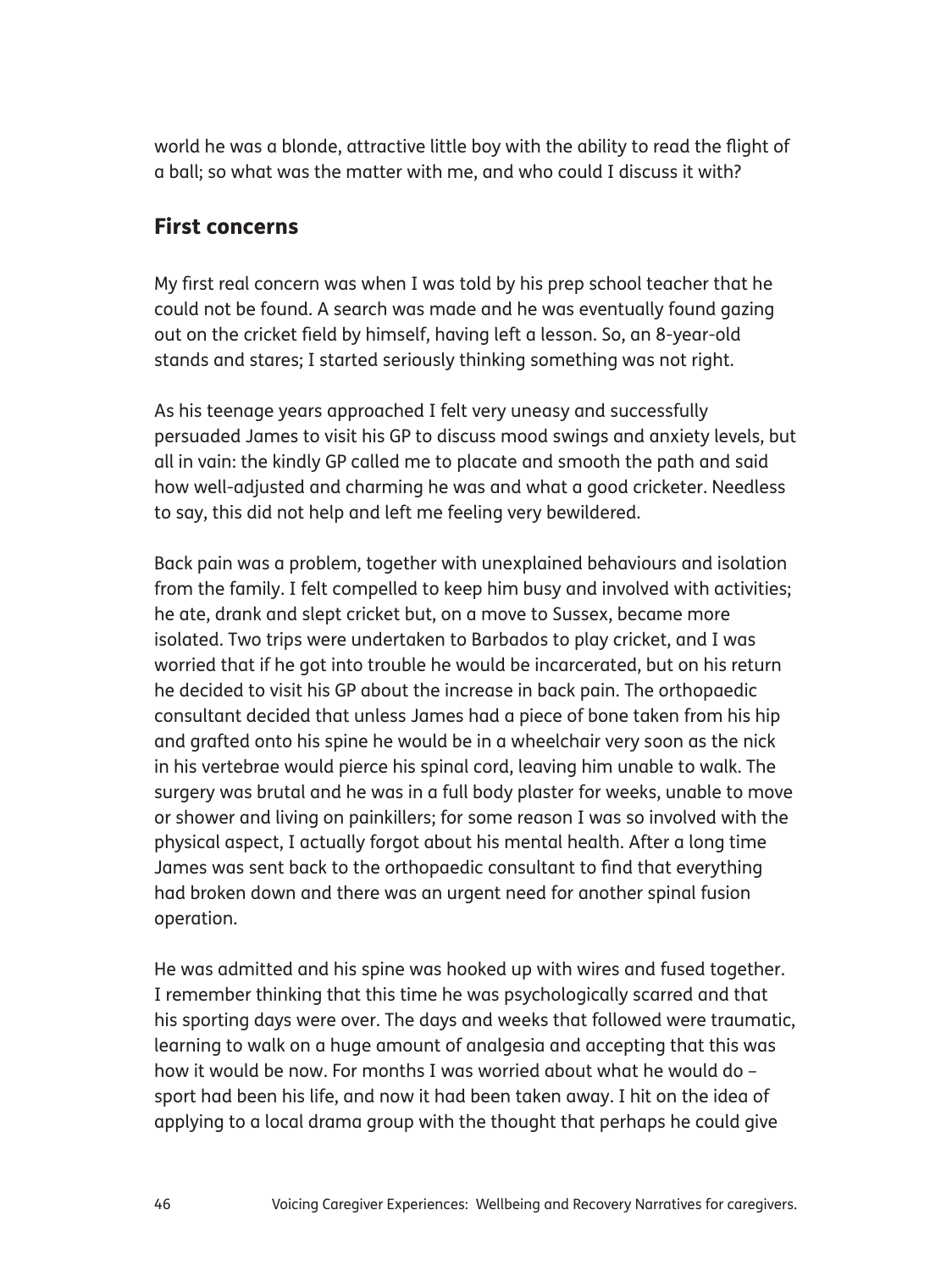world he was a blonde, attractive little boy with the ability to read the flight of a ball; so what was the matter with me, and who could I discuss it with?

## First concerns

My first real concern was when I was told by his prep school teacher that he could not be found. A search was made and he was eventually found gazing out on the cricket field by himself, having left a lesson. So, an 8-year-old stands and stares; I started seriously thinking something was not right.

As his teenage years approached I felt very uneasy and successfully persuaded James to visit his GP to discuss mood swings and anxiety levels, but all in vain: the kindly GP called me to placate and smooth the path and said how well-adjusted and charming he was and what a good cricketer. Needless to say, this did not help and left me feeling very bewildered.

Back pain was a problem, together with unexplained behaviours and isolation from the family. I felt compelled to keep him busy and involved with activities; he ate, drank and slept cricket but, on a move to Sussex, became more isolated. Two trips were undertaken to Barbados to play cricket, and I was worried that if he got into trouble he would be incarcerated, but on his return he decided to visit his GP about the increase in back pain. The orthopaedic consultant decided that unless James had a piece of bone taken from his hip and grafted onto his spine he would be in a wheelchair very soon as the nick in his vertebrae would pierce his spinal cord, leaving him unable to walk. The surgery was brutal and he was in a full body plaster for weeks, unable to move or shower and living on painkillers; for some reason I was so involved with the physical aspect, I actually forgot about his mental health. After a long time James was sent back to the orthopaedic consultant to find that everything had broken down and there was an urgent need for another spinal fusion operation.

He was admitted and his spine was hooked up with wires and fused together. I remember thinking that this time he was psychologically scarred and that his sporting days were over. The days and weeks that followed were traumatic, learning to walk on a huge amount of analgesia and accepting that this was how it would be now. For months I was worried about what he would do – sport had been his life, and now it had been taken away. I hit on the idea of applying to a local drama group with the thought that perhaps he could give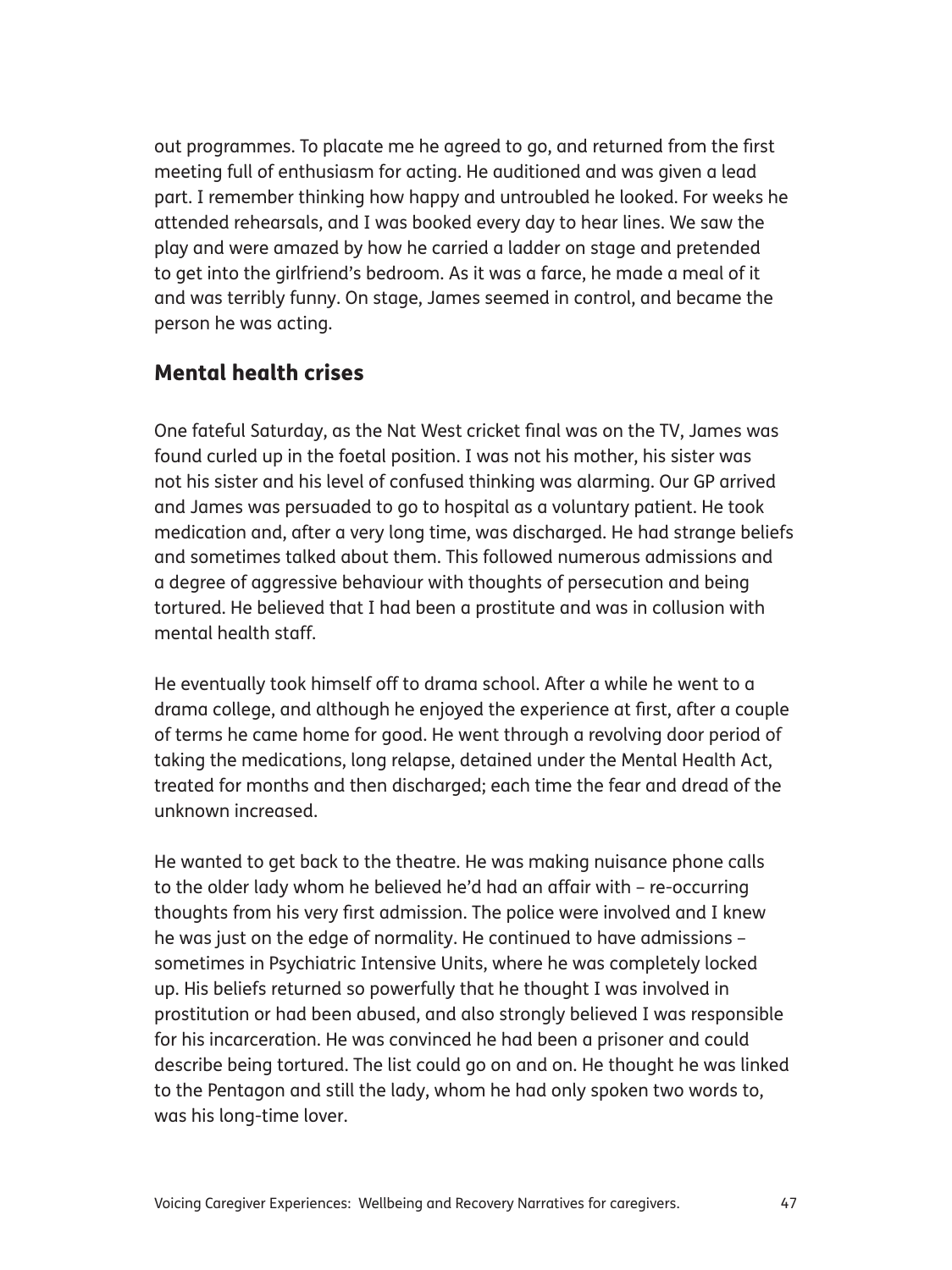out programmes. To placate me he agreed to go, and returned from the first meeting full of enthusiasm for acting. He auditioned and was given a lead part. I remember thinking how happy and untroubled he looked. For weeks he attended rehearsals, and I was booked every day to hear lines. We saw the play and were amazed by how he carried a ladder on stage and pretended to get into the girlfriend's bedroom. As it was a farce, he made a meal of it and was terribly funny. On stage, James seemed in control, and became the person he was acting.

## Mental health crises

One fateful Saturday, as the Nat West cricket final was on the TV, James was found curled up in the foetal position. I was not his mother, his sister was not his sister and his level of confused thinking was alarming. Our GP arrived and James was persuaded to go to hospital as a voluntary patient. He took medication and, after a very long time, was discharged. He had strange beliefs and sometimes talked about them. This followed numerous admissions and a degree of aggressive behaviour with thoughts of persecution and being tortured. He believed that I had been a prostitute and was in collusion with mental health staff.

He eventually took himself off to drama school. After a while he went to a drama college, and although he enjoyed the experience at first, after a couple of terms he came home for good. He went through a revolving door period of taking the medications, long relapse, detained under the Mental Health Act, treated for months and then discharged; each time the fear and dread of the unknown increased.

He wanted to get back to the theatre. He was making nuisance phone calls to the older lady whom he believed he'd had an affair with – re-occurring thoughts from his very first admission. The police were involved and I knew he was just on the edge of normality. He continued to have admissions – sometimes in Psychiatric Intensive Units, where he was completely locked up. His beliefs returned so powerfully that he thought I was involved in prostitution or had been abused, and also strongly believed I was responsible for his incarceration. He was convinced he had been a prisoner and could describe being tortured. The list could go on and on. He thought he was linked to the Pentagon and still the lady, whom he had only spoken two words to, was his long-time lover.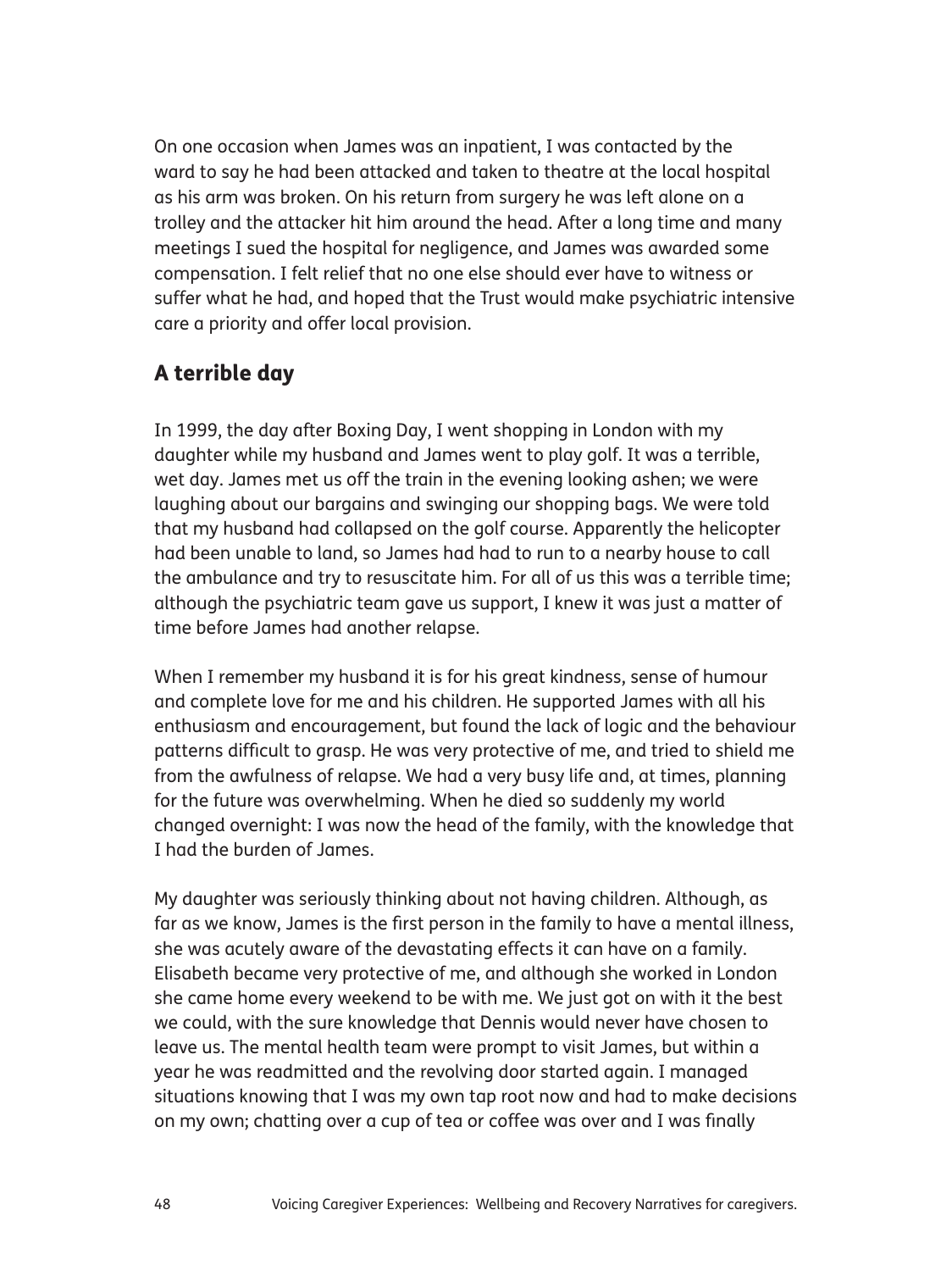On one occasion when James was an inpatient, I was contacted by the ward to say he had been attacked and taken to theatre at the local hospital as his arm was broken. On his return from surgery he was left alone on a trolley and the attacker hit him around the head. After a long time and many meetings I sued the hospital for negligence, and James was awarded some compensation. I felt relief that no one else should ever have to witness or suffer what he had, and hoped that the Trust would make psychiatric intensive care a priority and offer local provision.

## A terrible day

In 1999, the day after Boxing Day, I went shopping in London with my daughter while my husband and James went to play golf. It was a terrible, wet day. James met us off the train in the evening looking ashen; we were laughing about our bargains and swinging our shopping bags. We were told that my husband had collapsed on the golf course. Apparently the helicopter had been unable to land, so James had had to run to a nearby house to call the ambulance and try to resuscitate him. For all of us this was a terrible time; although the psychiatric team gave us support, I knew it was just a matter of time before James had another relapse.

When I remember my husband it is for his great kindness, sense of humour and complete love for me and his children. He supported James with all his enthusiasm and encouragement, but found the lack of logic and the behaviour patterns difficult to grasp. He was very protective of me, and tried to shield me from the awfulness of relapse. We had a very busy life and, at times, planning for the future was overwhelming. When he died so suddenly my world changed overnight: I was now the head of the family, with the knowledge that I had the burden of James.

My daughter was seriously thinking about not having children. Although, as far as we know, James is the first person in the family to have a mental illness, she was acutely aware of the devastating effects it can have on a family. Elisabeth became very protective of me, and although she worked in London she came home every weekend to be with me. We just got on with it the best we could, with the sure knowledge that Dennis would never have chosen to leave us. The mental health team were prompt to visit James, but within a year he was readmitted and the revolving door started again. I managed situations knowing that I was my own tap root now and had to make decisions on my own; chatting over a cup of tea or coffee was over and I was finally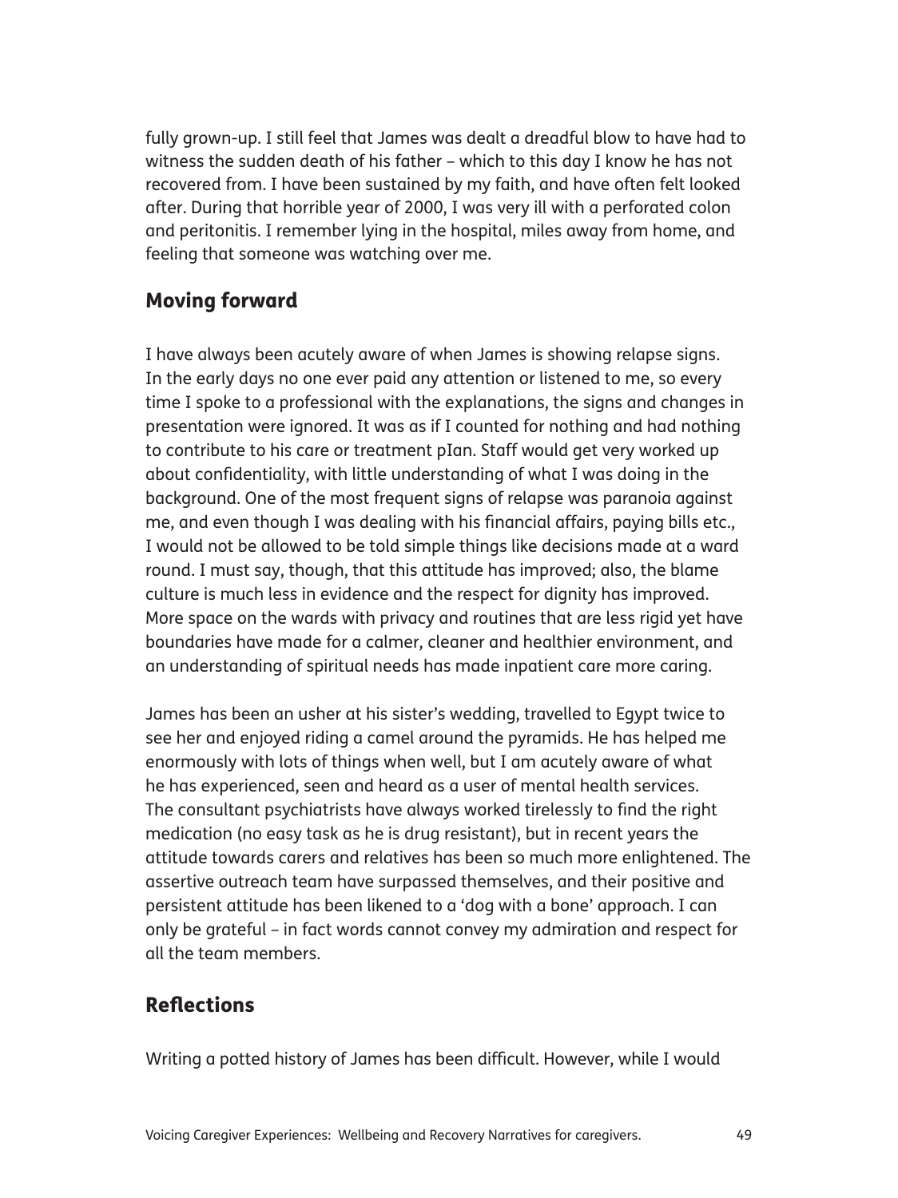fully grown-up. I still feel that James was dealt a dreadful blow to have had to witness the sudden death of his father – which to this day I know he has not recovered from. I have been sustained by my faith, and have often felt looked after. During that horrible year of 2000, I was very ill with a perforated colon and peritonitis. I remember lying in the hospital, miles away from home, and feeling that someone was watching over me.

## Moving forward

I have always been acutely aware of when James is showing relapse signs. In the early days no one ever paid any attention or listened to me, so every time I spoke to a professional with the explanations, the signs and changes in presentation were ignored. It was as if I counted for nothing and had nothing to contribute to his care or treatment pIan. Staff would get very worked up about confidentiality, with little understanding of what I was doing in the background. One of the most frequent signs of relapse was paranoia against me, and even though I was dealing with his financial affairs, paying bills etc., I would not be allowed to be told simple things like decisions made at a ward round. I must say, though, that this attitude has improved; also, the blame culture is much less in evidence and the respect for dignity has improved. More space on the wards with privacy and routines that are less rigid yet have boundaries have made for a calmer, cleaner and healthier environment, and an understanding of spiritual needs has made inpatient care more caring.

James has been an usher at his sister's wedding, travelled to Egypt twice to see her and enjoyed riding a camel around the pyramids. He has helped me enormously with lots of things when well, but I am acutely aware of what he has experienced, seen and heard as a user of mental health services. The consultant psychiatrists have always worked tirelessly to find the right medication (no easy task as he is drug resistant), but in recent years the attitude towards carers and relatives has been so much more enlightened. The assertive outreach team have surpassed themselves, and their positive and persistent attitude has been likened to a 'dog with a bone' approach. I can only be grateful – in fact words cannot convey my admiration and respect for all the team members.

## Reflections

Writing a potted history of James has been difficult. However, while I would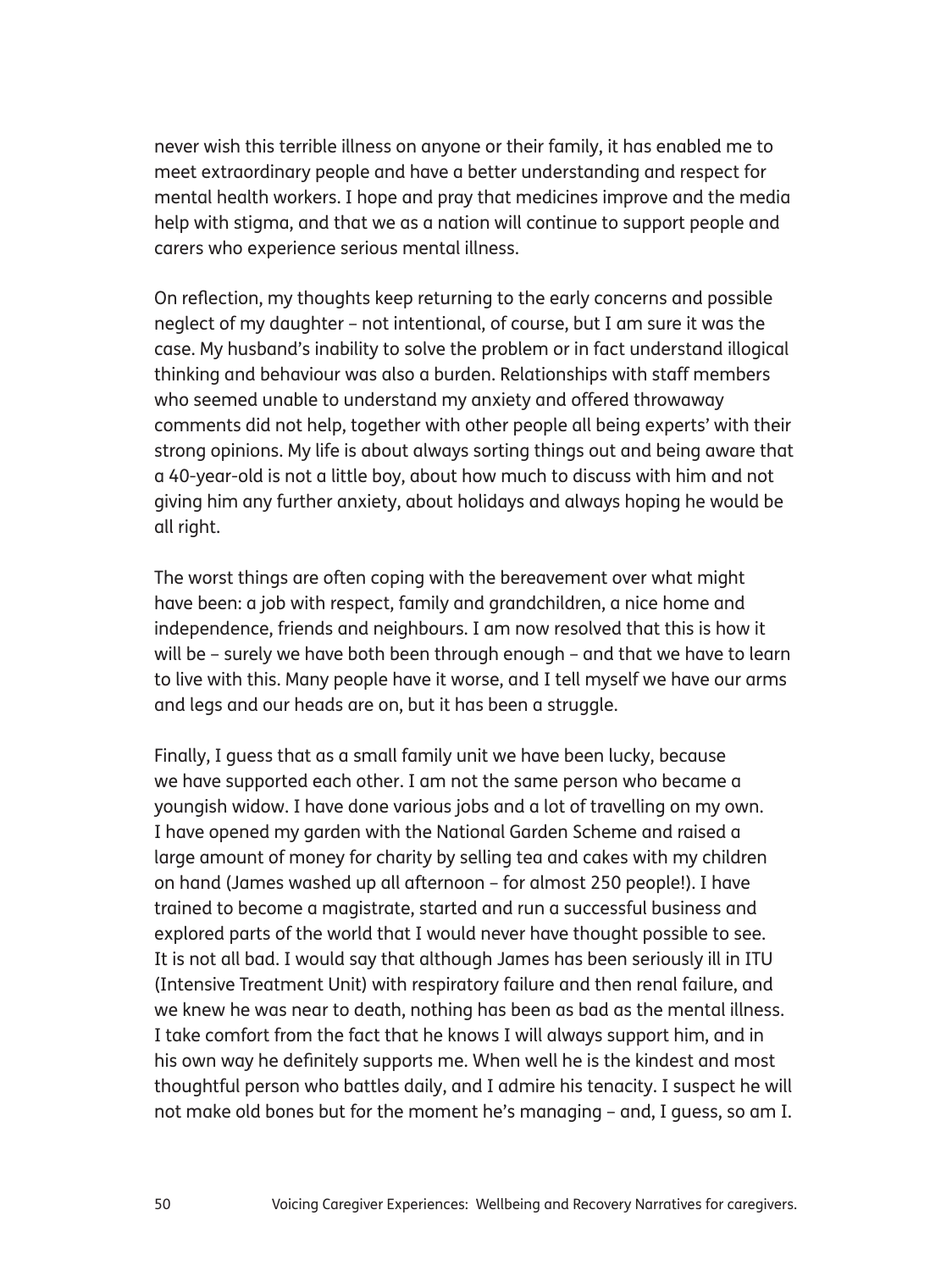never wish this terrible illness on anyone or their family, it has enabled me to meet extraordinary people and have a better understanding and respect for mental health workers. I hope and pray that medicines improve and the media help with stigma, and that we as a nation will continue to support people and carers who experience serious mental illness.

On reflection, my thoughts keep returning to the early concerns and possible neglect of my daughter – not intentional, of course, but I am sure it was the case. My husband's inability to solve the problem or in fact understand illogical thinking and behaviour was also a burden. Relationships with staff members who seemed unable to understand my anxiety and offered throwaway comments did not help, together with other people all being experts' with their strong opinions. My life is about always sorting things out and being aware that a 40-year-old is not a little boy, about how much to discuss with him and not giving him any further anxiety, about holidays and always hoping he would be all right.

The worst things are often coping with the bereavement over what might have been: a job with respect, family and grandchildren, a nice home and independence, friends and neighbours. I am now resolved that this is how it will be – surely we have both been through enough – and that we have to learn to live with this. Many people have it worse, and I tell myself we have our arms and legs and our heads are on, but it has been a struggle.

Finally, I guess that as a small family unit we have been lucky, because we have supported each other. I am not the same person who became a youngish widow. I have done various jobs and a lot of travelling on my own. I have opened my garden with the National Garden Scheme and raised a large amount of money for charity by selling tea and cakes with my children on hand (James washed up all afternoon – for almost 250 people!). I have trained to become a magistrate, started and run a successful business and explored parts of the world that I would never have thought possible to see. It is not all bad. I would say that although James has been seriously ill in ITU (Intensive Treatment Unit) with respiratory failure and then renal failure, and we knew he was near to death, nothing has been as bad as the mental illness. I take comfort from the fact that he knows I will always support him, and in his own way he definitely supports me. When well he is the kindest and most thoughtful person who battles daily, and I admire his tenacity. I suspect he will not make old bones but for the moment he's managing – and, I guess, so am I.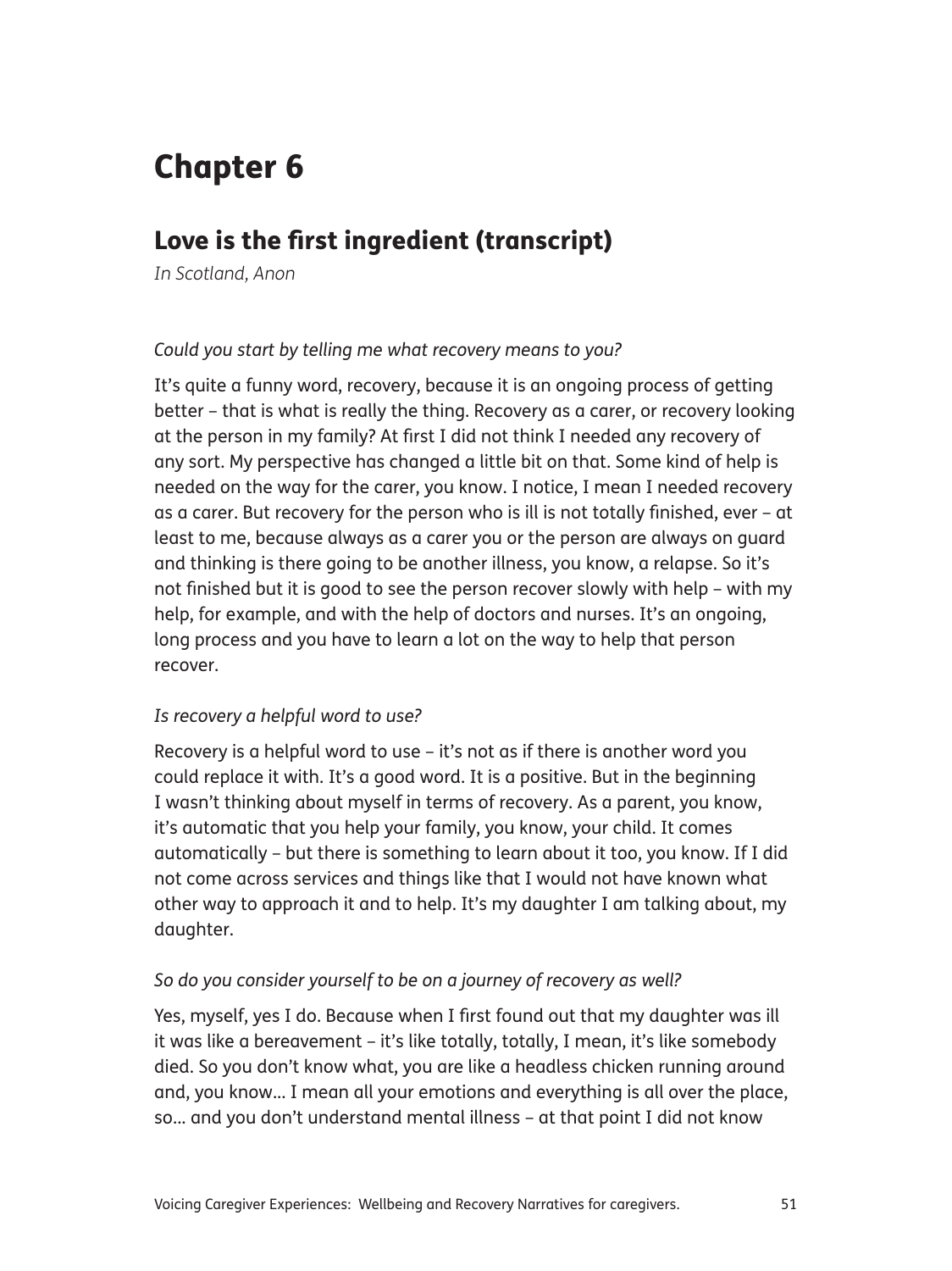# Chapter 6

## Love is the first ingredient (transcript)

*In Scotland, Anon*

*Could you start by telling me what recovery means to you?*

It's quite a funny word, recovery, because it is an ongoing process of getting better – that is what is really the thing. Recovery as a carer, or recovery looking at the person in my family? At first I did not think I needed any recovery of any sort. My perspective has changed a little bit on that. Some kind of help is needed on the way for the carer, you know. I notice, I mean I needed recovery as a carer. But recovery for the person who is ill is not totally finished, ever – at least to me, because always as a carer you or the person are always on guard and thinking is there going to be another illness, you know, a relapse. So it's not finished but it is good to see the person recover slowly with help – with my help, for example, and with the help of doctors and nurses. It's an ongoing, long process and you have to learn a lot on the way to help that person recover.

*Is recovery a helpful word to use?*

Recovery is a helpful word to use – it's not as if there is another word you could replace it with. It's a good word. It is a positive. But in the beginning I wasn't thinking about myself in terms of recovery. As a parent, you know, it's automatic that you help your family, you know, your child. It comes automatically – but there is something to learn about it too, you know. If I did not come across services and things like that I would not have known what other way to approach it and to help. It's my daughter I am talking about, my daughter.

*So do you consider yourself to be on a journey of recovery as well?*

Yes, myself, yes I do. Because when I first found out that my daughter was ill it was like a bereavement – it's like totally, totally, I mean, it's like somebody died. So you don't know what, you are like a headless chicken running around and, you know... I mean all your emotions and everything is all over the place, so... and you don't understand mental illness – at that point I did not know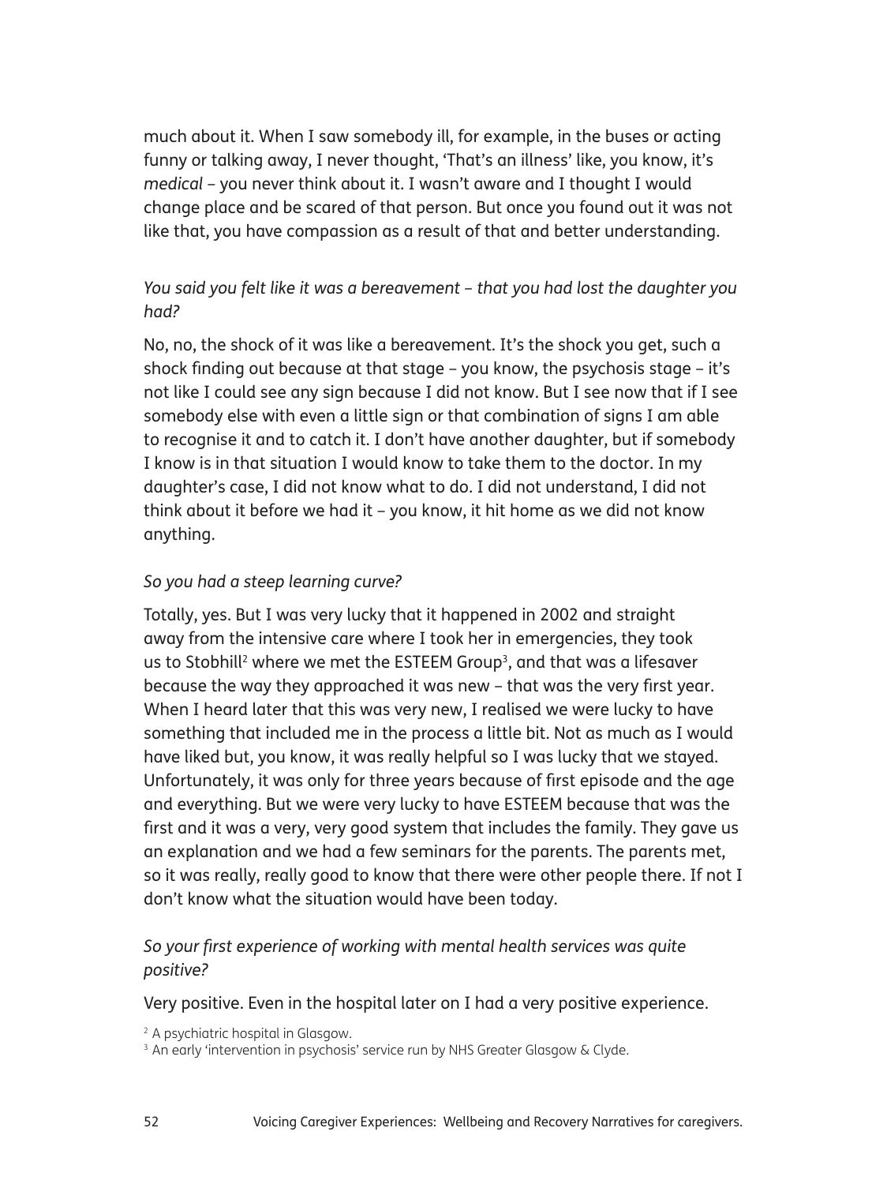much about it. When I saw somebody ill, for example, in the buses or acting funny or talking away, I never thought, 'That's an illness' like, you know, it's *medical* – you never think about it. I wasn't aware and I thought I would change place and be scared of that person. But once you found out it was not like that, you have compassion as a result of that and better understanding.

*You said you felt like it was a bereavement – that you had lost the daughter you had?*

No, no, the shock of it was like a bereavement. It's the shock you get, such a shock finding out because at that stage – you know, the psychosis stage – it's not like I could see any sign because I did not know. But I see now that if I see somebody else with even a little sign or that combination of signs I am able to recognise it and to catch it. I don't have another daughter, but if somebody I know is in that situation I would know to take them to the doctor. In my daughter's case, I did not know what to do. I did not understand, I did not think about it before we had it – you know, it hit home as we did not know anything.

*So you had a steep learning curve?*

Totally, yes. But I was very lucky that it happened in 2002 and straight away from the intensive care where I took her in emergencies, they took us to Stobhill[2] where we met the ESTEEM Group[3], and that was a lifesaver because the way they approached it was new – that was the very first year. When I heard later that this was very new, I realised we were lucky to have something that included me in the process a little bit. Not as much as I would have liked but, you know, it was really helpful so I was lucky that we stayed. Unfortunately, it was only for three years because of first episode and the age and everything. But we were very lucky to have ESTEEM because that was the first and it was a very, very good system that includes the family. They gave us an explanation and we had a few seminars for the parents. The parents met, so it was really, really good to know that there were other people there. If not I don't know what the situation would have been today.

*So your first experience of working with mental health services was quite positive?*

Very positive. Even in the hospital later on I had a very positive experience.

[2] A psychiatric hospital in Glasgow.

[3] An early 'intervention in psychosis' service run by NHS Greater Glasgow & Clyde.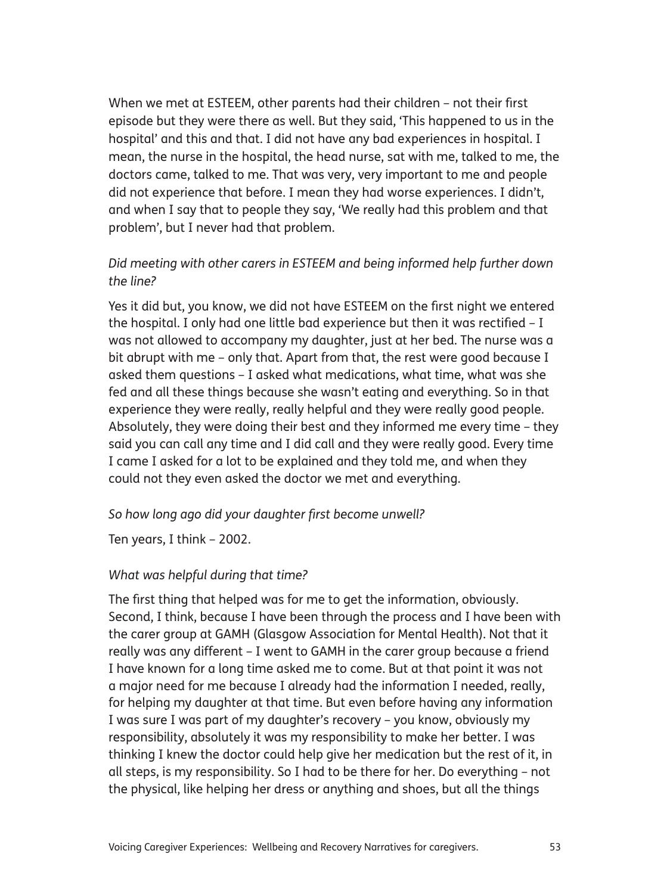When we met at ESTEEM, other parents had their children – not their first episode but they were there as well. But they said, 'This happened to us in the hospital' and this and that. I did not have any bad experiences in hospital. I mean, the nurse in the hospital, the head nurse, sat with me, talked to me, the doctors came, talked to me. That was very, very important to me and people did not experience that before. I mean they had worse experiences. I didn't, and when I say that to people they say, 'We really had this problem and that problem', but I never had that problem.

*Did meeting with other carers in ESTEEM and being informed help further down the line?*

Yes it did but, you know, we did not have ESTEEM on the first night we entered the hospital. I only had one little bad experience but then it was rectified – I was not allowed to accompany my daughter, just at her bed. The nurse was a bit abrupt with me – only that. Apart from that, the rest were good because I asked them questions – I asked what medications, what time, what was she fed and all these things because she wasn't eating and everything. So in that experience they were really, really helpful and they were really good people. Absolutely, they were doing their best and they informed me every time – they said you can call any time and I did call and they were really good. Every time I came I asked for a lot to be explained and they told me, and when they could not they even asked the doctor we met and everything.

*So how long ago did your daughter first become unwell?*

Ten years, I think – 2002.

*What was helpful during that time?*

The first thing that helped was for me to get the information, obviously. Second, I think, because I have been through the process and I have been with the carer group at GAMH (Glasgow Association for Mental Health). Not that it really was any different – I went to GAMH in the carer group because a friend I have known for a long time asked me to come. But at that point it was not a major need for me because I already had the information I needed, really, for helping my daughter at that time. But even before having any information I was sure I was part of my daughter's recovery – you know, obviously my responsibility, absolutely it was my responsibility to make her better. I was thinking I knew the doctor could help give her medication but the rest of it, in all steps, is my responsibility. So I had to be there for her. Do everything – not the physical, like helping her dress or anything and shoes, but all the things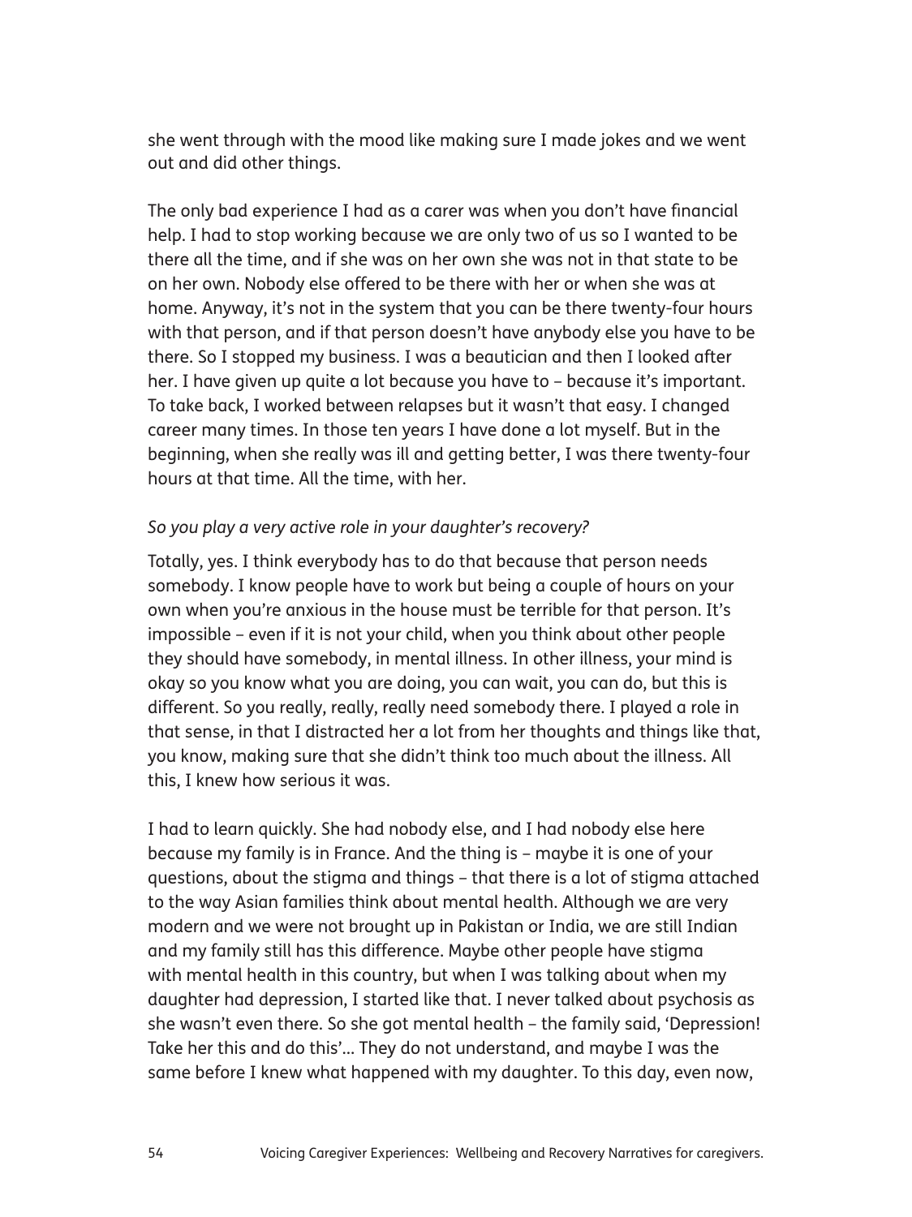she went through with the mood like making sure I made jokes and we went out and did other things.

The only bad experience I had as a carer was when you don't have financial help. I had to stop working because we are only two of us so I wanted to be there all the time, and if she was on her own she was not in that state to be on her own. Nobody else offered to be there with her or when she was at home. Anyway, it's not in the system that you can be there twenty-four hours with that person, and if that person doesn't have anybody else you have to be there. So I stopped my business. I was a beautician and then I looked after her. I have given up quite a lot because you have to – because it's important. To take back, I worked between relapses but it wasn't that easy. I changed career many times. In those ten years I have done a lot myself. But in the beginning, when she really was ill and getting better, I was there twenty-four hours at that time. All the time, with her.

*So you play a very active role in your daughter's recovery?*

Totally, yes. I think everybody has to do that because that person needs somebody. I know people have to work but being a couple of hours on your own when you're anxious in the house must be terrible for that person. It's impossible – even if it is not your child, when you think about other people they should have somebody, in mental illness. In other illness, your mind is okay so you know what you are doing, you can wait, you can do, but this is different. So you really, really, really need somebody there. I played a role in that sense, in that I distracted her a lot from her thoughts and things like that, you know, making sure that she didn't think too much about the illness. All this, I knew how serious it was.

I had to learn quickly. She had nobody else, and I had nobody else here because my family is in France. And the thing is – maybe it is one of your questions, about the stigma and things – that there is a lot of stigma attached to the way Asian families think about mental health. Although we are very modern and we were not brought up in Pakistan or India, we are still Indian and my family still has this difference. Maybe other people have stigma with mental health in this country, but when I was talking about when my daughter had depression, I started like that. I never talked about psychosis as she wasn't even there. So she got mental health – the family said, 'Depression! Take her this and do this'... They do not understand, and maybe I was the same before I knew what happened with my daughter. To this day, even now,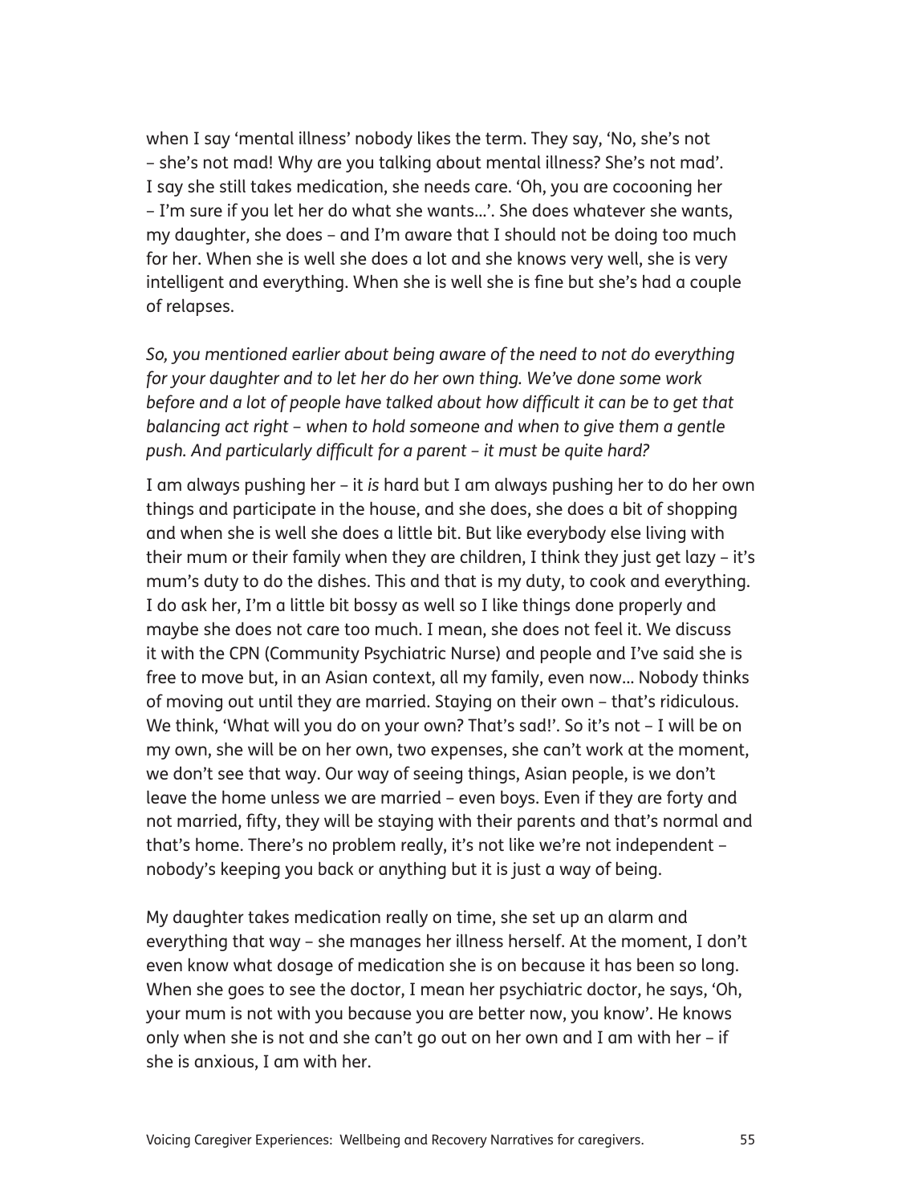when I say 'mental illness' nobody likes the term. They say, 'No, she's not – she's not mad! Why are you talking about mental illness? She's not mad'. I say she still takes medication, she needs care. 'Oh, you are cocooning her – I'm sure if you let her do what she wants…'. She does whatever she wants, my daughter, she does – and I'm aware that I should not be doing too much for her. When she is well she does a lot and she knows very well, she is very intelligent and everything. When she is well she is fine but she's had a couple of relapses.

*So, you mentioned earlier about being aware of the need to not do everything for your daughter and to let her do her own thing. We've done some work before and a lot of people have talked about how difficult it can be to get that balancing act right – when to hold someone and when to give them a gentle push. And particularly difficult for a parent – it must be quite hard?*

I am always pushing her – it *is* hard but I am always pushing her to do her own things and participate in the house, and she does, she does a bit of shopping and when she is well she does a little bit. But like everybody else living with their mum or their family when they are children, I think they just get lazy – it's mum's duty to do the dishes. This and that is my duty, to cook and everything. I do ask her, I'm a little bit bossy as well so I like things done properly and maybe she does not care too much. I mean, she does not feel it. We discuss it with the CPN (Community Psychiatric Nurse) and people and I've said she is free to move but, in an Asian context, all my family, even now… Nobody thinks of moving out until they are married. Staying on their own – that's ridiculous. We think, 'What will you do on your own? That's sad!'. So it's not – I will be on my own, she will be on her own, two expenses, she can't work at the moment, we don't see that way. Our way of seeing things, Asian people, is we don't leave the home unless we are married – even boys. Even if they are forty and not married, fifty, they will be staying with their parents and that's normal and that's home. There's no problem really, it's not like we're not independent – nobody's keeping you back or anything but it is just a way of being.

My daughter takes medication really on time, she set up an alarm and everything that way – she manages her illness herself. At the moment, I don't even know what dosage of medication she is on because it has been so long. When she goes to see the doctor, I mean her psychiatric doctor, he says, 'Oh, your mum is not with you because you are better now, you know'. He knows only when she is not and she can't go out on her own and I am with her – if she is anxious, I am with her.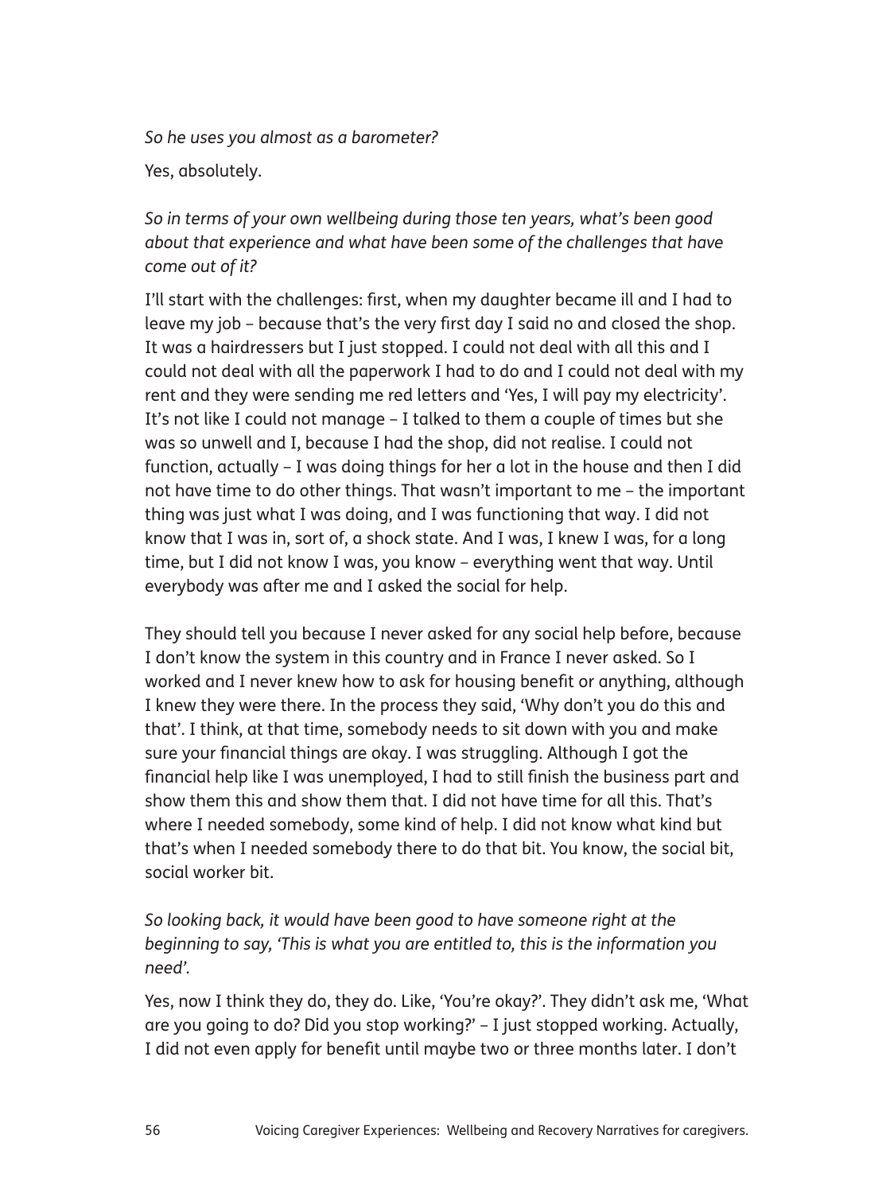*So he uses you almost as a barometer?*

Yes, absolutely.

*So in terms of your own wellbeing during those ten years, what's been good about that experience and what have been some of the challenges that have come out of it?*

I'll start with the challenges: first, when my daughter became ill and I had to leave my job – because that's the very first day I said no and closed the shop. It was a hairdressers but I just stopped. I could not deal with all this and I could not deal with all the paperwork I had to do and I could not deal with my rent and they were sending me red letters and 'Yes, I will pay my electricity'. It's not like I could not manage – I talked to them a couple of times but she was so unwell and I, because I had the shop, did not realise. I could not function, actually – I was doing things for her a lot in the house and then I did not have time to do other things. That wasn't important to me – the important thing was just what I was doing, and I was functioning that way. I did not know that I was in, sort of, a shock state. And I was, I knew I was, for a long time, but I did not know I was, you know – everything went that way. Until everybody was after me and I asked the social for help.

They should tell you because I never asked for any social help before, because I don't know the system in this country and in France I never asked. So I worked and I never knew how to ask for housing benefit or anything, although I knew they were there. In the process they said, 'Why don't you do this and that'. I think, at that time, somebody needs to sit down with you and make sure your financial things are okay. I was struggling. Although I got the financial help like I was unemployed, I had to still finish the business part and show them this and show them that. I did not have time for all this. That's where I needed somebody, some kind of help. I did not know what kind but that's when I needed somebody there to do that bit. You know, the social bit, social worker bit.

*So looking back, it would have been good to have someone right at the beginning to say, 'This is what you are entitled to, this is the information you need'.*

Yes, now I think they do, they do. Like, 'You're okay?'. They didn't ask me, 'What are you going to do? Did you stop working?' – I just stopped working. Actually, I did not even apply for benefit until maybe two or three months later. I don't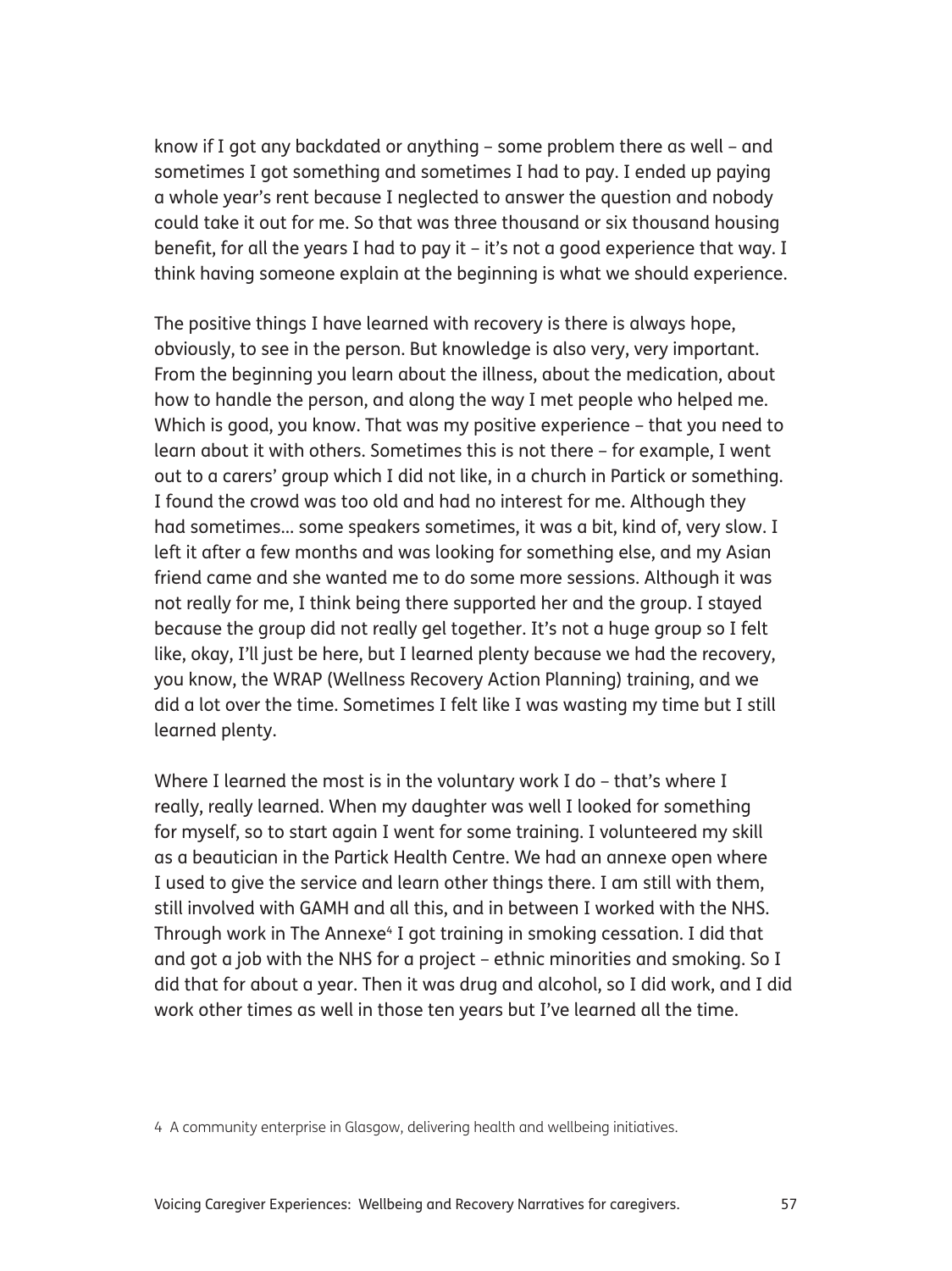know if I got any backdated or anything – some problem there as well – and sometimes I got something and sometimes I had to pay. I ended up paying a whole year's rent because I neglected to answer the question and nobody could take it out for me. So that was three thousand or six thousand housing benefit, for all the years I had to pay it – it's not a good experience that way. I think having someone explain at the beginning is what we should experience.

The positive things I have learned with recovery is there is always hope, obviously, to see in the person. But knowledge is also very, very important. From the beginning you learn about the illness, about the medication, about how to handle the person, and along the way I met people who helped me. Which is good, you know. That was my positive experience – that you need to learn about it with others. Sometimes this is not there – for example, I went out to a carers' group which I did not like, in a church in Partick or something. I found the crowd was too old and had no interest for me. Although they had sometimes... some speakers sometimes, it was a bit, kind of, very slow. I left it after a few months and was looking for something else, and my Asian friend came and she wanted me to do some more sessions. Although it was not really for me, I think being there supported her and the group. I stayed because the group did not really gel together. It's not a huge group so I felt like, okay, I'll just be here, but I learned plenty because we had the recovery, you know, the WRAP (Wellness Recovery Action Planning) training, and we did a lot over the time. Sometimes I felt like I was wasting my time but I still learned plenty.

Where I learned the most is in the voluntary work I do – that's where I really, really learned. When my daughter was well I looked for something for myself, so to start again I went for some training. I volunteered my skill as a beautician in the Partick Health Centre. We had an annexe open where I used to give the service and learn other things there. I am still with them, still involved with GAMH and all this, and in between I worked with the NHS. Through work in The Annexe[4] I got training in smoking cessation. I did that and got a job with the NHS for a project – ethnic minorities and smoking. So I did that for about a year. Then it was drug and alcohol, so I did work, and I did work other times as well in those ten years but I've learned all the time.

4 A community enterprise in Glasgow, delivering health and wellbeing initiatives.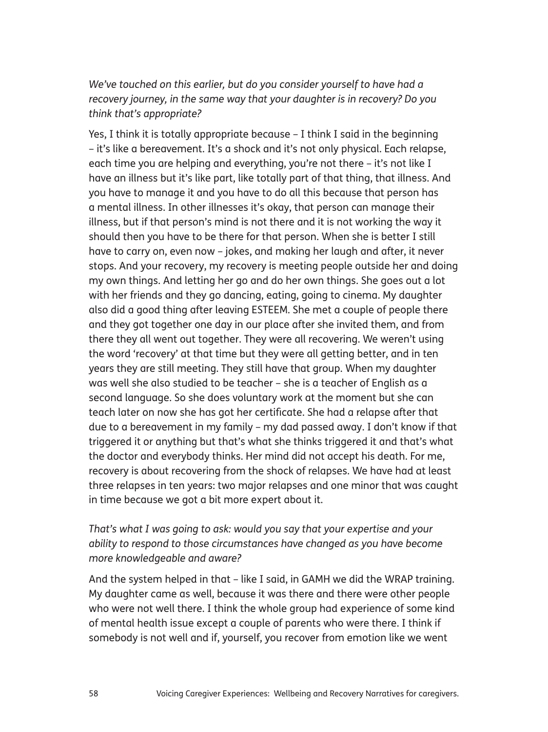*We've touched on this earlier, but do you consider yourself to have had a recovery journey, in the same way that your daughter is in recovery? Do you think that's appropriate?*

Yes, I think it is totally appropriate because – I think I said in the beginning – it's like a bereavement. It's a shock and it's not only physical. Each relapse, each time you are helping and everything, you're not there – it's not like I have an illness but it's like part, like totally part of that thing, that illness. And you have to manage it and you have to do all this because that person has a mental illness. In other illnesses it's okay, that person can manage their illness, but if that person's mind is not there and it is not working the way it should then you have to be there for that person. When she is better I still have to carry on, even now – jokes, and making her laugh and after, it never stops. And your recovery, my recovery is meeting people outside her and doing my own things. And letting her go and do her own things. She goes out a lot with her friends and they go dancing, eating, going to cinema. My daughter also did a good thing after leaving ESTEEM. She met a couple of people there and they got together one day in our place after she invited them, and from there they all went out together. They were all recovering. We weren't using the word 'recovery' at that time but they were all getting better, and in ten years they are still meeting. They still have that group. When my daughter was well she also studied to be teacher – she is a teacher of English as a second language. So she does voluntary work at the moment but she can teach later on now she has got her certificate. She had a relapse after that due to a bereavement in my family – my dad passed away. I don't know if that triggered it or anything but that's what she thinks triggered it and that's what the doctor and everybody thinks. Her mind did not accept his death. For me, recovery is about recovering from the shock of relapses. We have had at least three relapses in ten years: two major relapses and one minor that was caught in time because we got a bit more expert about it.

*That's what I was going to ask: would you say that your expertise and your ability to respond to those circumstances have changed as you have become more knowledgeable and aware?*

And the system helped in that – like I said, in GAMH we did the WRAP training. My daughter came as well, because it was there and there were other people who were not well there. I think the whole group had experience of some kind of mental health issue except a couple of parents who were there. I think if somebody is not well and if, yourself, you recover from emotion like we went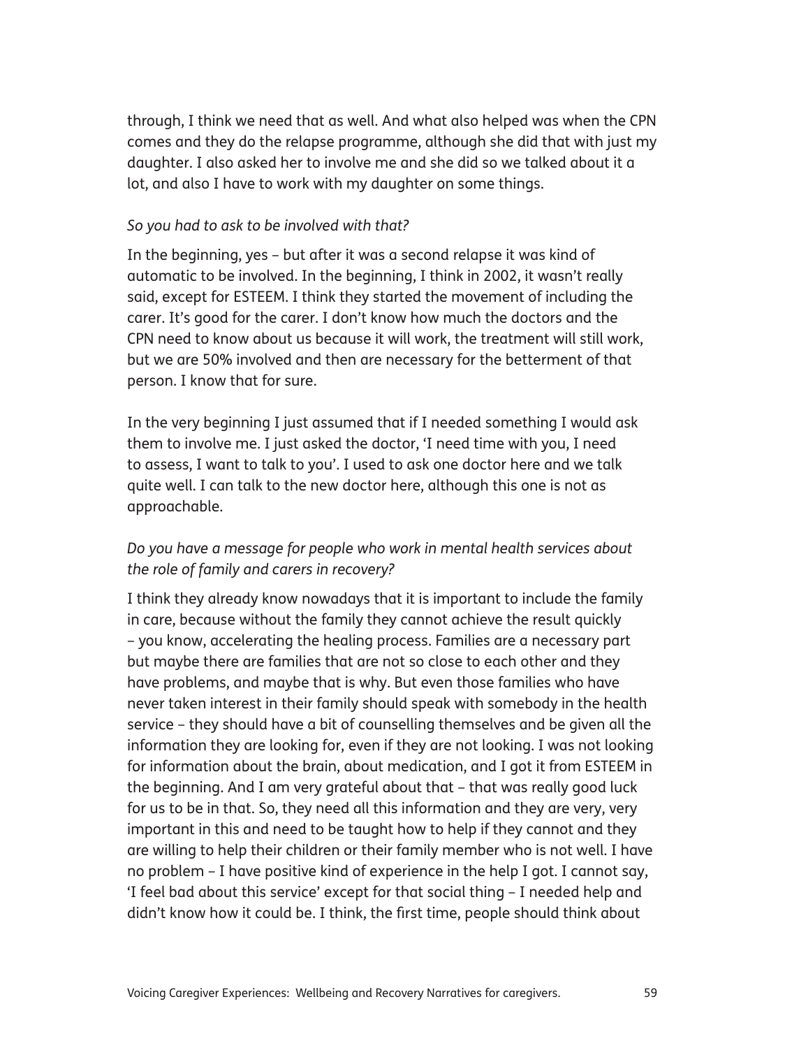through, I think we need that as well. And what also helped was when the CPN comes and they do the relapse programme, although she did that with just my daughter. I also asked her to involve me and she did so we talked about it a lot, and also I have to work with my daughter on some things.

*So you had to ask to be involved with that?*

In the beginning, yes – but after it was a second relapse it was kind of automatic to be involved. In the beginning, I think in 2002, it wasn't really said, except for ESTEEM. I think they started the movement of including the carer. It's good for the carer. I don't know how much the doctors and the CPN need to know about us because it will work, the treatment will still work, but we are 50% involved and then are necessary for the betterment of that person. I know that for sure.

In the very beginning I just assumed that if I needed something I would ask them to involve me. I just asked the doctor, 'I need time with you, I need to assess, I want to talk to you'. I used to ask one doctor here and we talk quite well. I can talk to the new doctor here, although this one is not as approachable.

*Do you have a message for people who work in mental health services about the role of family and carers in recovery?*

I think they already know nowadays that it is important to include the family in care, because without the family they cannot achieve the result quickly – you know, accelerating the healing process. Families are a necessary part but maybe there are families that are not so close to each other and they have problems, and maybe that is why. But even those families who have never taken interest in their family should speak with somebody in the health service – they should have a bit of counselling themselves and be given all the information they are looking for, even if they are not looking. I was not looking for information about the brain, about medication, and I got it from ESTEEM in the beginning. And I am very grateful about that – that was really good luck for us to be in that. So, they need all this information and they are very, very important in this and need to be taught how to help if they cannot and they are willing to help their children or their family member who is not well. I have no problem – I have positive kind of experience in the help I got. I cannot say, 'I feel bad about this service' except for that social thing – I needed help and didn't know how it could be. I think, the first time, people should think about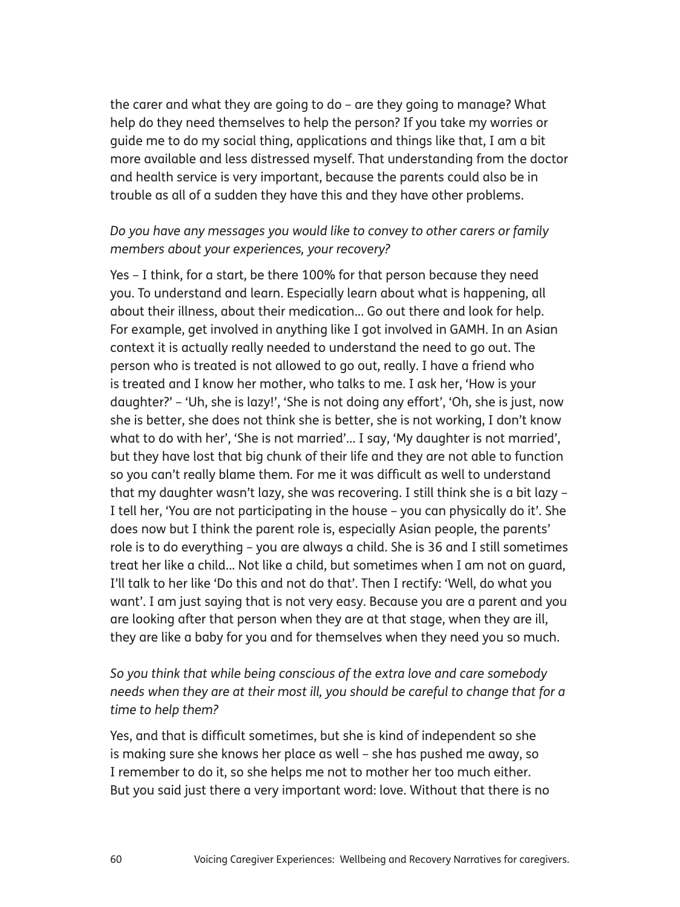the carer and what they are going to do – are they going to manage? What help do they need themselves to help the person? If you take my worries or guide me to do my social thing, applications and things like that, I am a bit more available and less distressed myself. That understanding from the doctor and health service is very important, because the parents could also be in trouble as all of a sudden they have this and they have other problems.

*Do you have any messages you would like to convey to other carers or family members about your experiences, your recovery?*

Yes – I think, for a start, be there 100% for that person because they need you. To understand and learn. Especially learn about what is happening, all about their illness, about their medication... Go out there and look for help. For example, get involved in anything like I got involved in GAMH. In an Asian context it is actually really needed to understand the need to go out. The person who is treated is not allowed to go out, really. I have a friend who is treated and I know her mother, who talks to me. I ask her, 'How is your daughter?' – 'Uh, she is lazy!', 'She is not doing any effort', 'Oh, she is just, now she is better, she does not think she is better, she is not working, I don't know what to do with her', 'She is not married'... I say, 'My daughter is not married', but they have lost that big chunk of their life and they are not able to function so you can't really blame them. For me it was difficult as well to understand that my daughter wasn't lazy, she was recovering. I still think she is a bit lazy – I tell her, 'You are not participating in the house – you can physically do it'. She does now but I think the parent role is, especially Asian people, the parents' role is to do everything – you are always a child. She is 36 and I still sometimes treat her like a child... Not like a child, but sometimes when I am not on guard, I'll talk to her like 'Do this and not do that'. Then I rectify: 'Well, do what you want'. I am just saying that is not very easy. Because you are a parent and you are looking after that person when they are at that stage, when they are ill, they are like a baby for you and for themselves when they need you so much.

*So you think that while being conscious of the extra love and care somebody needs when they are at their most ill, you should be careful to change that for a time to help them?*

Yes, and that is difficult sometimes, but she is kind of independent so she is making sure she knows her place as well – she has pushed me away, so I remember to do it, so she helps me not to mother her too much either. But you said just there a very important word: love. Without that there is no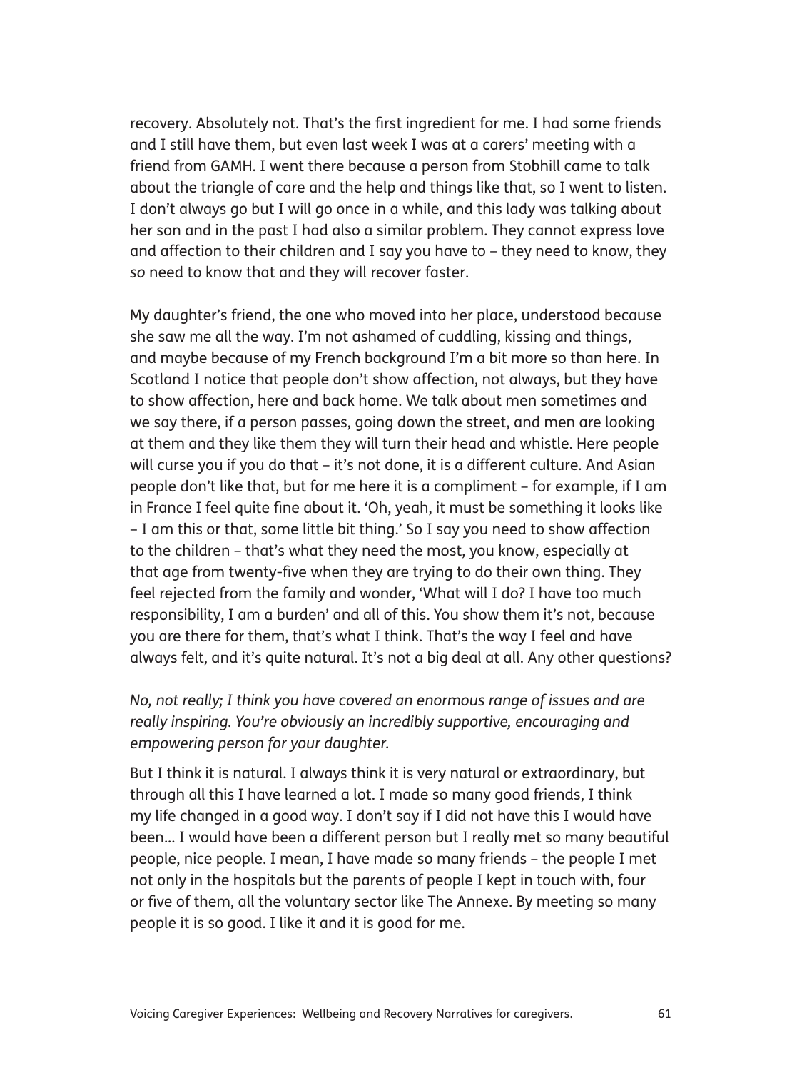recovery. Absolutely not. That's the first ingredient for me. I had some friends and I still have them, but even last week I was at a carers' meeting with a friend from GAMH. I went there because a person from Stobhill came to talk about the triangle of care and the help and things like that, so I went to listen. I don't always go but I will go once in a while, and this lady was talking about her son and in the past I had also a similar problem. They cannot express love and affection to their children and I say you have to – they need to know, they *so* need to know that and they will recover faster.

My daughter's friend, the one who moved into her place, understood because she saw me all the way. I'm not ashamed of cuddling, kissing and things, and maybe because of my French background I'm a bit more so than here. In Scotland I notice that people don't show affection, not always, but they have to show affection, here and back home. We talk about men sometimes and we say there, if a person passes, going down the street, and men are looking at them and they like them they will turn their head and whistle. Here people will curse you if you do that – it's not done, it is a different culture. And Asian people don't like that, but for me here it is a compliment – for example, if I am in France I feel quite fine about it. 'Oh, yeah, it must be something it looks like – I am this or that, some little bit thing.' So I say you need to show affection to the children – that's what they need the most, you know, especially at that age from twenty-five when they are trying to do their own thing. They feel rejected from the family and wonder, 'What will I do? I have too much responsibility, I am a burden' and all of this. You show them it's not, because you are there for them, that's what I think. That's the way I feel and have always felt, and it's quite natural. It's not a big deal at all. Any other questions?

*No, not really; I think you have covered an enormous range of issues and are really inspiring. You're obviously an incredibly supportive, encouraging and empowering person for your daughter.*

But I think it is natural. I always think it is very natural or extraordinary, but through all this I have learned a lot. I made so many good friends, I think my life changed in a good way. I don't say if I did not have this I would have been… I would have been a different person but I really met so many beautiful people, nice people. I mean, I have made so many friends – the people I met not only in the hospitals but the parents of people I kept in touch with, four or five of them, all the voluntary sector like The Annexe. By meeting so many people it is so good. I like it and it is good for me.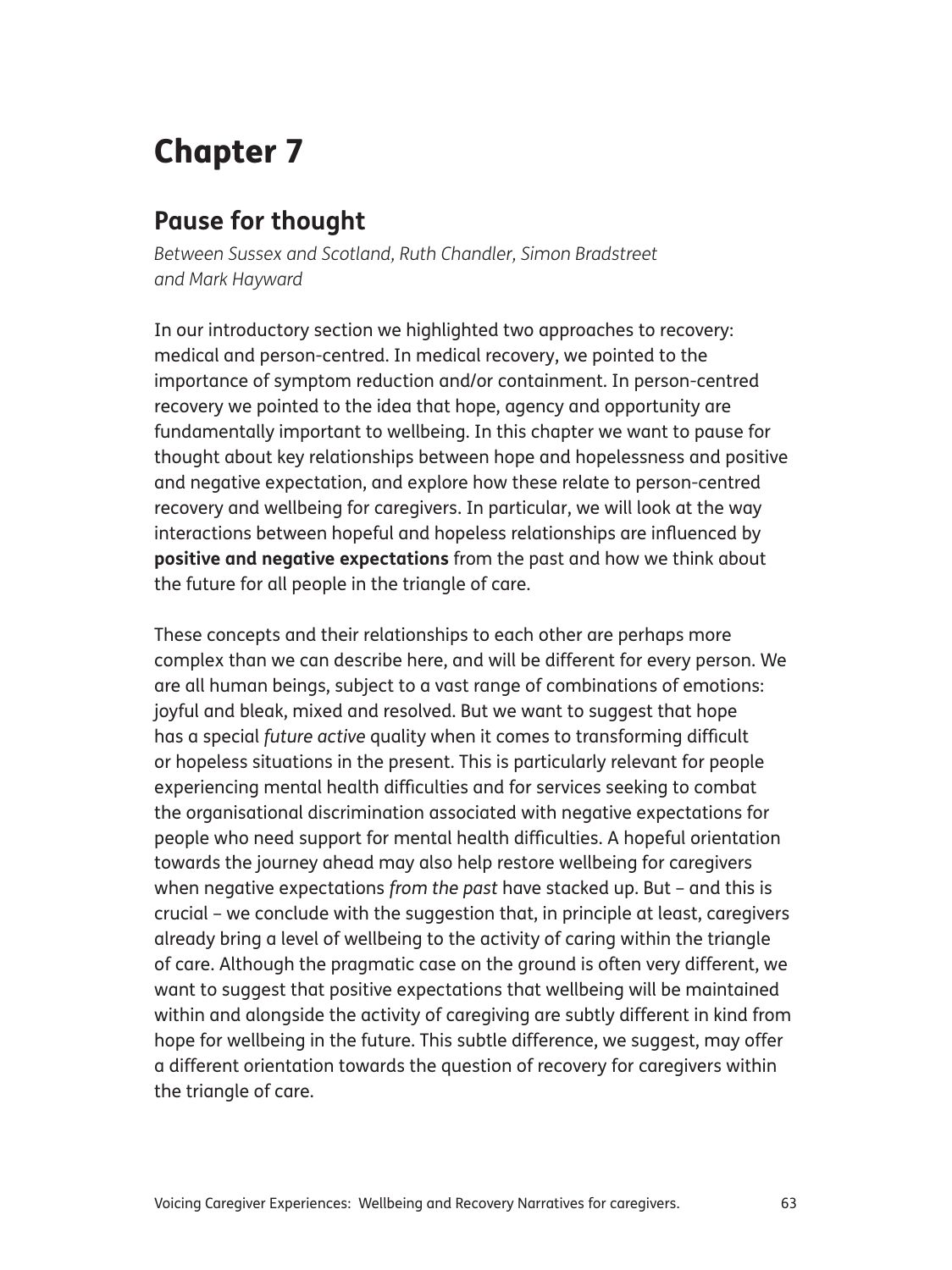# Chapter 7

## Pause for thought

*Between Sussex and Scotland, Ruth Chandler, Simon Bradstreet and Mark Hayward*

In our introductory section we highlighted two approaches to recovery: medical and person-centred. In medical recovery, we pointed to the importance of symptom reduction and/or containment. In person-centred recovery we pointed to the idea that hope, agency and opportunity are fundamentally important to wellbeing. In this chapter we want to pause for thought about key relationships between hope and hopelessness and positive and negative expectation, and explore how these relate to person-centred recovery and wellbeing for caregivers. In particular, we will look at the way interactions between hopeful and hopeless relationships are influenced by **positive and negative expectations** from the past and how we think about the future for all people in the triangle of care.

These concepts and their relationships to each other are perhaps more complex than we can describe here, and will be different for every person. We are all human beings, subject to a vast range of combinations of emotions: joyful and bleak, mixed and resolved. But we want to suggest that hope has a special *future active* quality when it comes to transforming difficult or hopeless situations in the present. This is particularly relevant for people experiencing mental health difficulties and for services seeking to combat the organisational discrimination associated with negative expectations for people who need support for mental health difficulties. A hopeful orientation towards the journey ahead may also help restore wellbeing for caregivers when negative expectations *from the past* have stacked up. But – and this is crucial – we conclude with the suggestion that, in principle at least, caregivers already bring a level of wellbeing to the activity of caring within the triangle of care. Although the pragmatic case on the ground is often very different, we want to suggest that positive expectations that wellbeing will be maintained within and alongside the activity of caregiving are subtly different in kind from hope for wellbeing in the future. This subtle difference, we suggest, may offer a different orientation towards the question of recovery for caregivers within the triangle of care.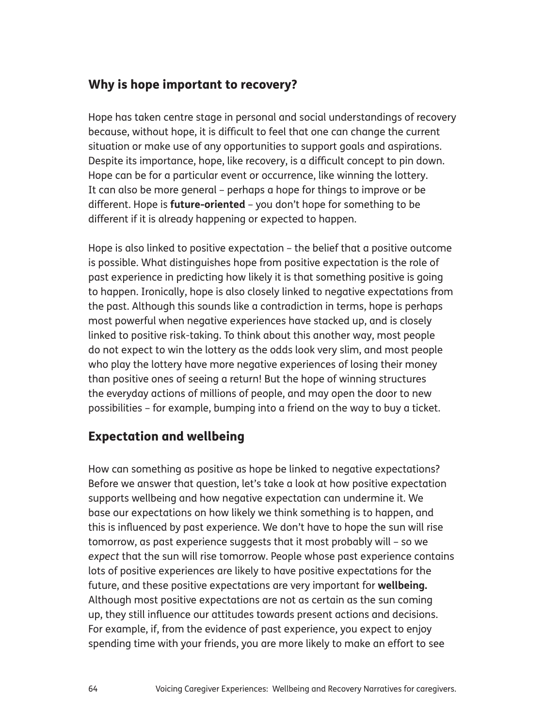## Why is hope important to recovery?

Hope has taken centre stage in personal and social understandings of recovery because, without hope, it is difficult to feel that one can change the current situation or make use of any opportunities to support goals and aspirations. Despite its importance, hope, like recovery, is a difficult concept to pin down. Hope can be for a particular event or occurrence, like winning the lottery. It can also be more general – perhaps a hope for things to improve or be different. Hope is **future-oriented** – you don't hope for something to be different if it is already happening or expected to happen.

Hope is also linked to positive expectation – the belief that a positive outcome is possible. What distinguishes hope from positive expectation is the role of past experience in predicting how likely it is that something positive is going to happen. Ironically, hope is also closely linked to negative expectations from the past. Although this sounds like a contradiction in terms, hope is perhaps most powerful when negative experiences have stacked up, and is closely linked to positive risk-taking. To think about this another way, most people do not expect to win the lottery as the odds look very slim, and most people who play the lottery have more negative experiences of losing their money than positive ones of seeing a return! But the hope of winning structures the everyday actions of millions of people, and may open the door to new possibilities – for example, bumping into a friend on the way to buy a ticket.

## Expectation and wellbeing

How can something as positive as hope be linked to negative expectations? Before we answer that question, let's take a look at how positive expectation supports wellbeing and how negative expectation can undermine it. We base our expectations on how likely we think something is to happen, and this is influenced by past experience. We don't have to hope the sun will rise tomorrow, as past experience suggests that it most probably will – so we *expect* that the sun will rise tomorrow. People whose past experience contains lots of positive experiences are likely to have positive expectations for the future, and these positive expectations are very important for **wellbeing.** Although most positive expectations are not as certain as the sun coming up, they still influence our attitudes towards present actions and decisions. For example, if, from the evidence of past experience, you expect to enjoy spending time with your friends, you are more likely to make an effort to see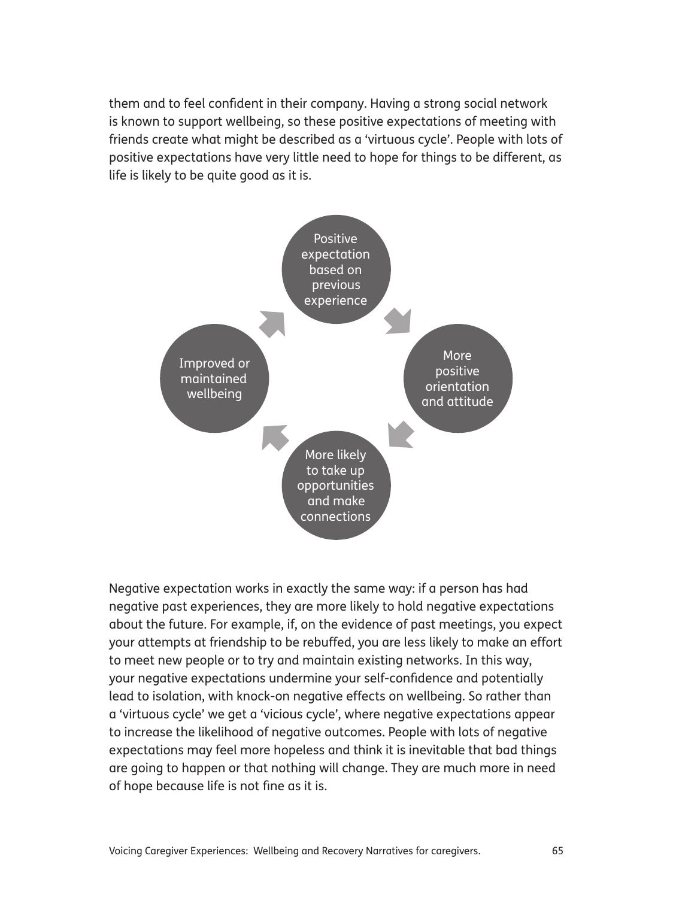them and to feel confident in their company. Having a strong social network is known to support wellbeing, so these positive expectations of meeting with friends create what might be described as a 'virtuous cycle'. People with lots of positive expectations have very little need to hope for things to be different, as life is likely to be quite good as it is.

- Positive expectation based on previous experience
- More positive orientation and attitude
- More likely to take up opportunities and make connections
- Improved or maintained wellbeing

Negative expectation works in exactly the same way: if a person has had negative past experiences, they are more likely to hold negative expectations about the future. For example, if, on the evidence of past meetings, you expect your attempts at friendship to be rebuffed, you are less likely to make an effort to meet new people or to try and maintain existing networks. In this way, your negative expectations undermine your self-confidence and potentially lead to isolation, with knock-on negative effects on wellbeing. So rather than a 'virtuous cycle' we get a 'vicious cycle', where negative expectations appear to increase the likelihood of negative outcomes. People with lots of negative expectations may feel more hopeless and think it is inevitable that bad things are going to happen or that nothing will change. They are much more in need of hope because life is not fine as it is.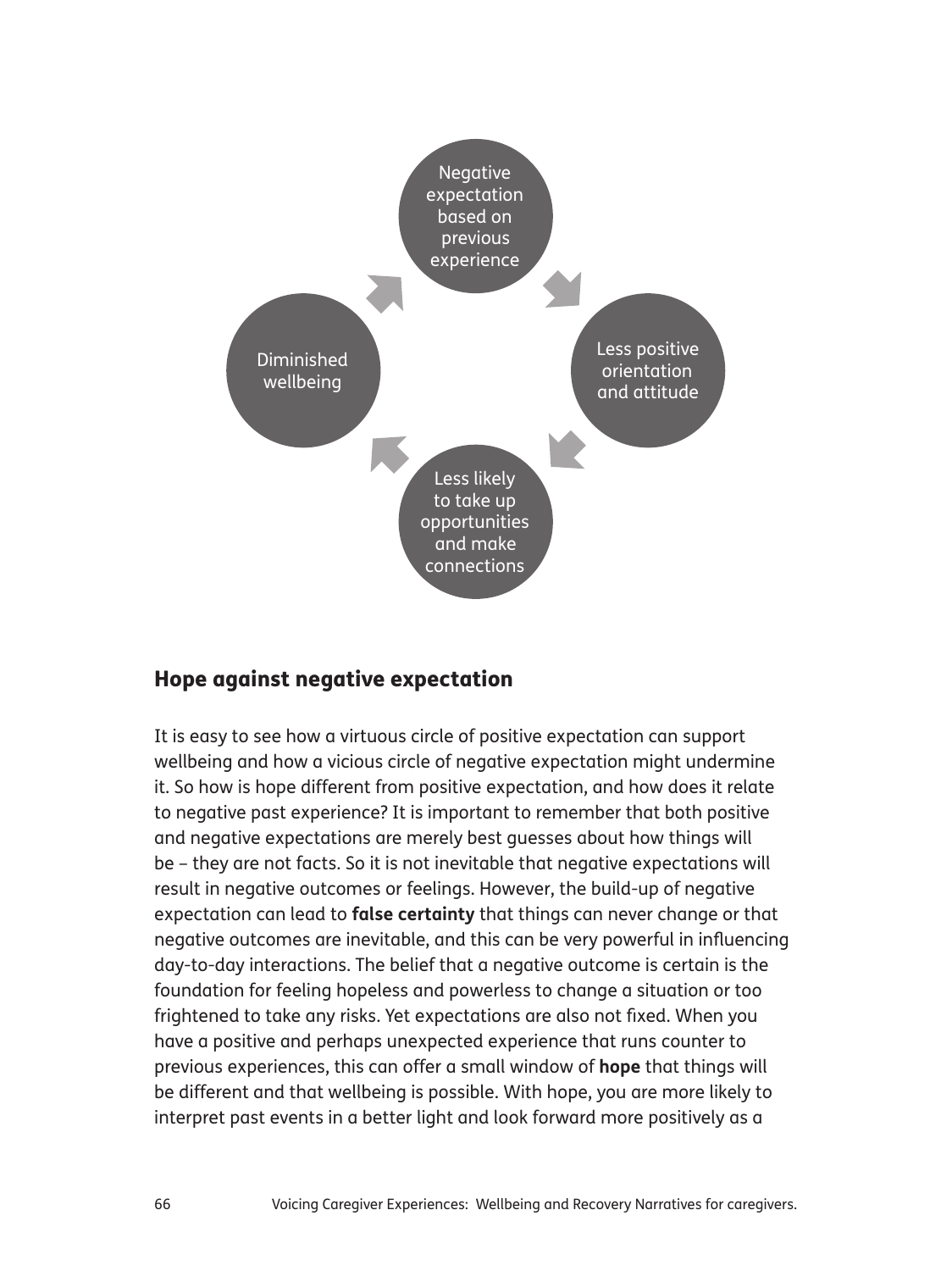Negative expectation based on previous experience

Less positive orientation and attitude

Less likely to take up opportunities and make connections

Diminished wellbeing

## Hope against negative expectation

It is easy to see how a virtuous circle of positive expectation can support wellbeing and how a vicious circle of negative expectation might undermine it. So how is hope different from positive expectation, and how does it relate to negative past experience? It is important to remember that both positive and negative expectations are merely best guesses about how things will be – they are not facts. So it is not inevitable that negative expectations will result in negative outcomes or feelings. However, the build-up of negative expectation can lead to **false certainty** that things can never change or that negative outcomes are inevitable, and this can be very powerful in influencing day-to-day interactions. The belief that a negative outcome is certain is the foundation for feeling hopeless and powerless to change a situation or too frightened to take any risks. Yet expectations are also not fixed. When you have a positive and perhaps unexpected experience that runs counter to previous experiences, this can offer a small window of **hope** that things will be different and that wellbeing is possible. With hope, you are more likely to interpret past events in a better light and look forward more positively as a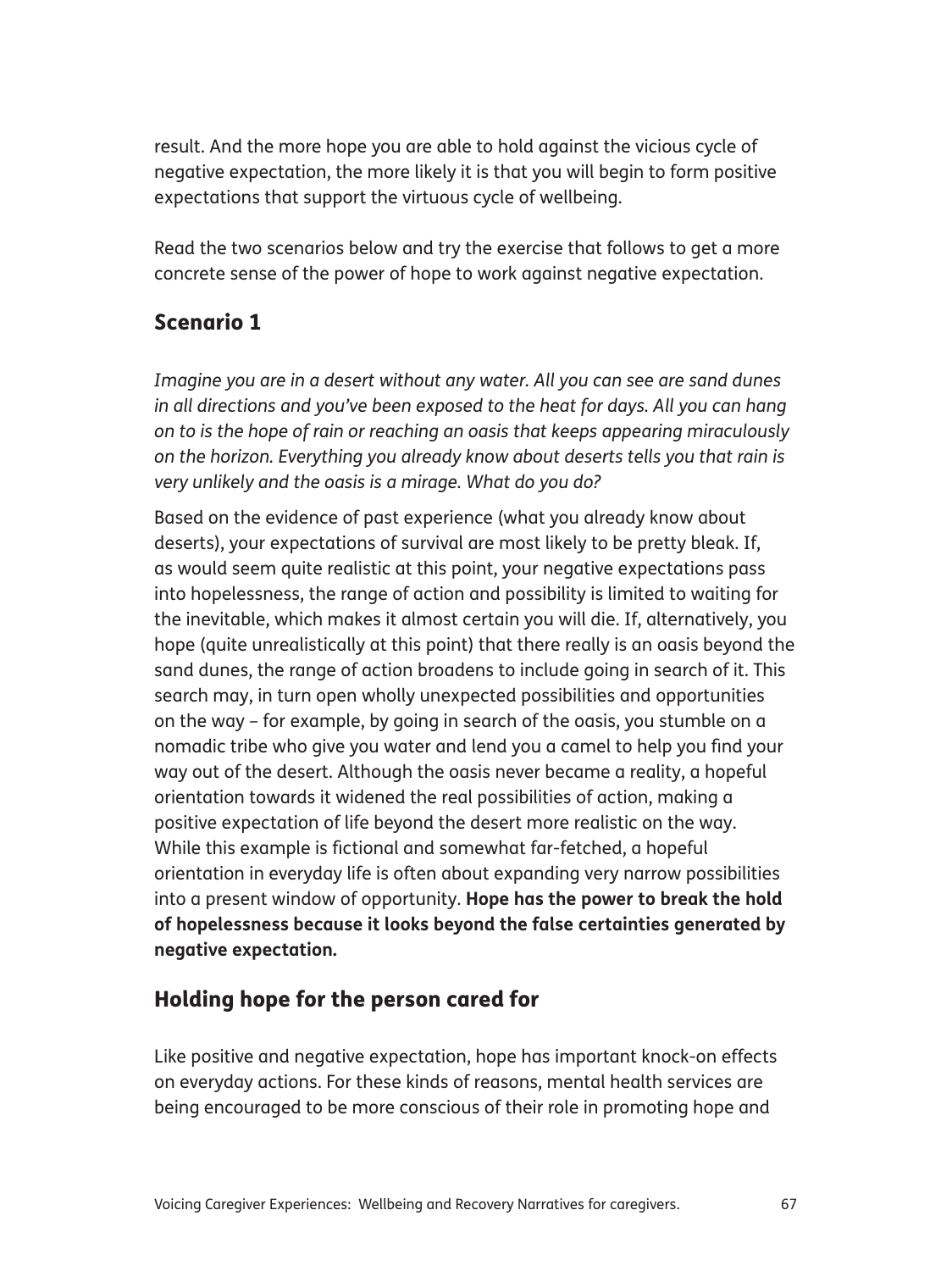result. And the more hope you are able to hold against the vicious cycle of negative expectation, the more likely it is that you will begin to form positive expectations that support the virtuous cycle of wellbeing.

Read the two scenarios below and try the exercise that follows to get a more concrete sense of the power of hope to work against negative expectation.

## Scenario 1

*Imagine you are in a desert without any water. All you can see are sand dunes in all directions and you've been exposed to the heat for days. All you can hang on to is the hope of rain or reaching an oasis that keeps appearing miraculously on the horizon. Everything you already know about deserts tells you that rain is very unlikely and the oasis is a mirage. What do you do?*

Based on the evidence of past experience (what you already know about deserts), your expectations of survival are most likely to be pretty bleak. If, as would seem quite realistic at this point, your negative expectations pass into hopelessness, the range of action and possibility is limited to waiting for the inevitable, which makes it almost certain you will die. If, alternatively, you hope (quite unrealistically at this point) that there really is an oasis beyond the sand dunes, the range of action broadens to include going in search of it. This search may, in turn open wholly unexpected possibilities and opportunities on the way – for example, by going in search of the oasis, you stumble on a nomadic tribe who give you water and lend you a camel to help you find your way out of the desert. Although the oasis never became a reality, a hopeful orientation towards it widened the real possibilities of action, making a positive expectation of life beyond the desert more realistic on the way. While this example is fictional and somewhat far-fetched, a hopeful orientation in everyday life is often about expanding very narrow possibilities into a present window of opportunity. **Hope has the power to break the hold of hopelessness because it looks beyond the false certainties generated by negative expectation.**

## Holding hope for the person cared for

Like positive and negative expectation, hope has important knock-on effects on everyday actions. For these kinds of reasons, mental health services are being encouraged to be more conscious of their role in promoting hope and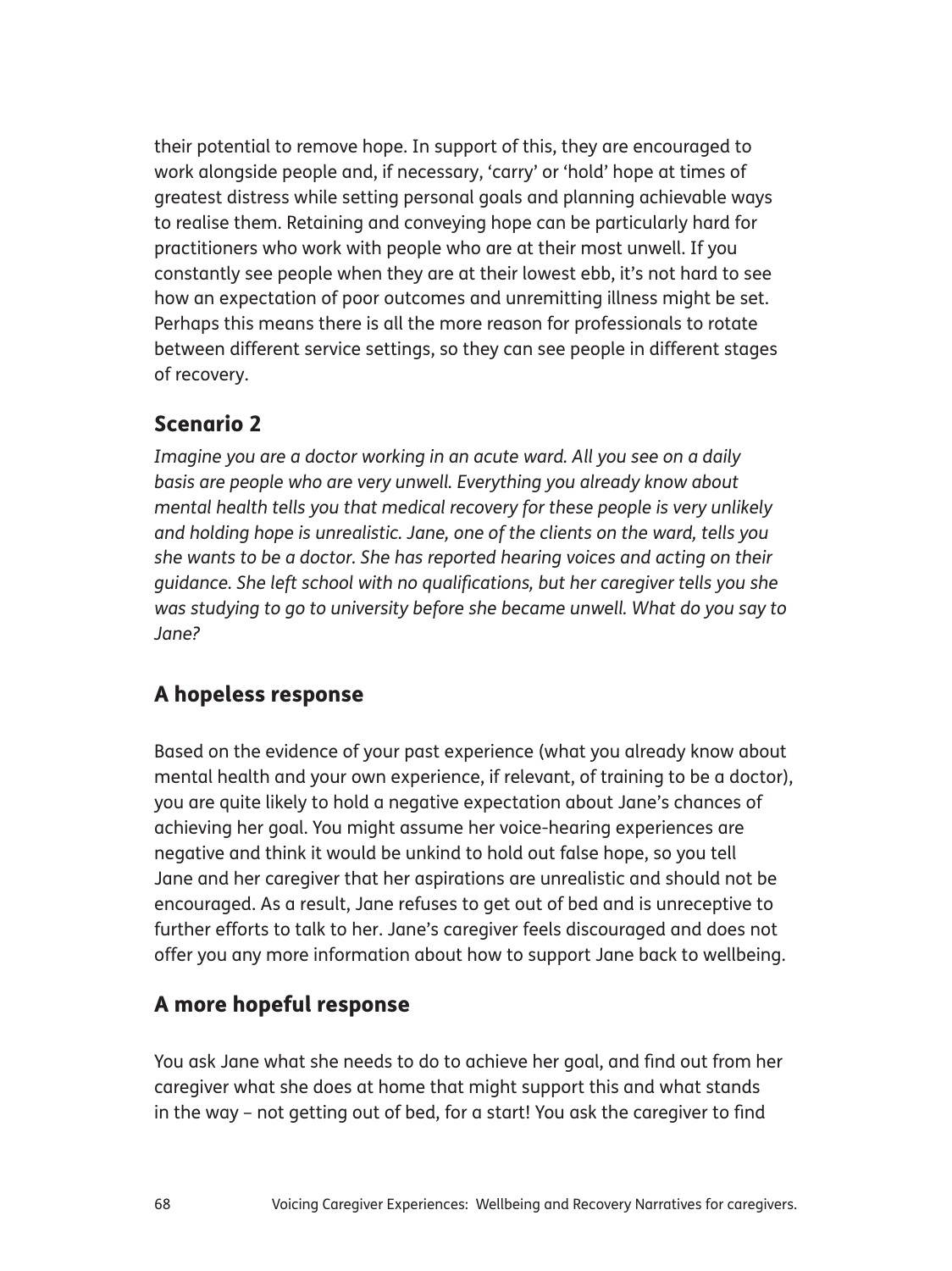their potential to remove hope. In support of this, they are encouraged to work alongside people and, if necessary, 'carry' or 'hold' hope at times of greatest distress while setting personal goals and planning achievable ways to realise them. Retaining and conveying hope can be particularly hard for practitioners who work with people who are at their most unwell. If you constantly see people when they are at their lowest ebb, it's not hard to see how an expectation of poor outcomes and unremitting illness might be set. Perhaps this means there is all the more reason for professionals to rotate between different service settings, so they can see people in different stages of recovery.

## Scenario 2

*Imagine you are a doctor working in an acute ward. All you see on a daily basis are people who are very unwell. Everything you already know about mental health tells you that medical recovery for these people is very unlikely and holding hope is unrealistic. Jane, one of the clients on the ward, tells you she wants to be a doctor. She has reported hearing voices and acting on their guidance. She left school with no qualifications, but her caregiver tells you she was studying to go to university before she became unwell. What do you say to Jane?*

## A hopeless response

Based on the evidence of your past experience (what you already know about mental health and your own experience, if relevant, of training to be a doctor), you are quite likely to hold a negative expectation about Jane's chances of achieving her goal. You might assume her voice-hearing experiences are negative and think it would be unkind to hold out false hope, so you tell Jane and her caregiver that her aspirations are unrealistic and should not be encouraged. As a result, Jane refuses to get out of bed and is unreceptive to further efforts to talk to her. Jane's caregiver feels discouraged and does not offer you any more information about how to support Jane back to wellbeing.

## A more hopeful response

You ask Jane what she needs to do to achieve her goal, and find out from her caregiver what she does at home that might support this and what stands in the way – not getting out of bed, for a start! You ask the caregiver to find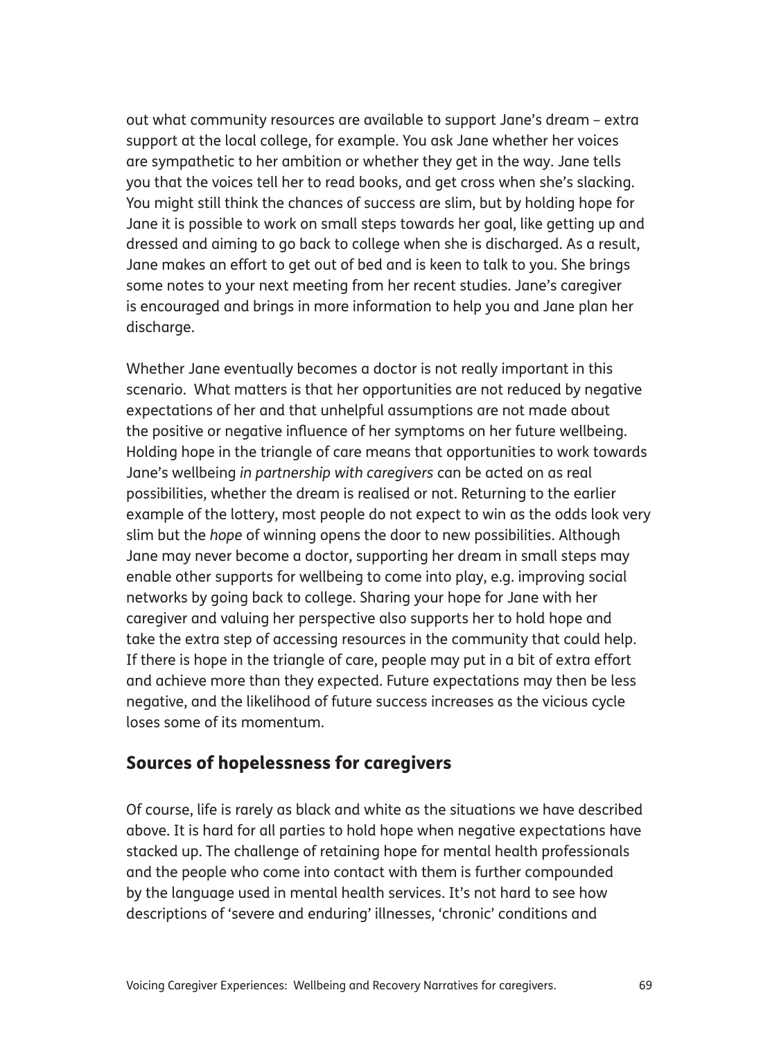out what community resources are available to support Jane's dream – extra support at the local college, for example. You ask Jane whether her voices are sympathetic to her ambition or whether they get in the way. Jane tells you that the voices tell her to read books, and get cross when she's slacking. You might still think the chances of success are slim, but by holding hope for Jane it is possible to work on small steps towards her goal, like getting up and dressed and aiming to go back to college when she is discharged. As a result, Jane makes an effort to get out of bed and is keen to talk to you. She brings some notes to your next meeting from her recent studies. Jane's caregiver is encouraged and brings in more information to help you and Jane plan her discharge.

Whether Jane eventually becomes a doctor is not really important in this scenario. What matters is that her opportunities are not reduced by negative expectations of her and that unhelpful assumptions are not made about the positive or negative influence of her symptoms on her future wellbeing. Holding hope in the triangle of care means that opportunities to work towards Jane's wellbeing *in partnership with caregivers* can be acted on as real possibilities, whether the dream is realised or not. Returning to the earlier example of the lottery, most people do not expect to win as the odds look very slim but the *hope* of winning opens the door to new possibilities. Although Jane may never become a doctor, supporting her dream in small steps may enable other supports for wellbeing to come into play, e.g. improving social networks by going back to college. Sharing your hope for Jane with her caregiver and valuing her perspective also supports her to hold hope and take the extra step of accessing resources in the community that could help. If there is hope in the triangle of care, people may put in a bit of extra effort and achieve more than they expected. Future expectations may then be less negative, and the likelihood of future success increases as the vicious cycle loses some of its momentum.

## Sources of hopelessness for caregivers

Of course, life is rarely as black and white as the situations we have described above. It is hard for all parties to hold hope when negative expectations have stacked up. The challenge of retaining hope for mental health professionals and the people who come into contact with them is further compounded by the language used in mental health services. It's not hard to see how descriptions of 'severe and enduring' illnesses, 'chronic' conditions and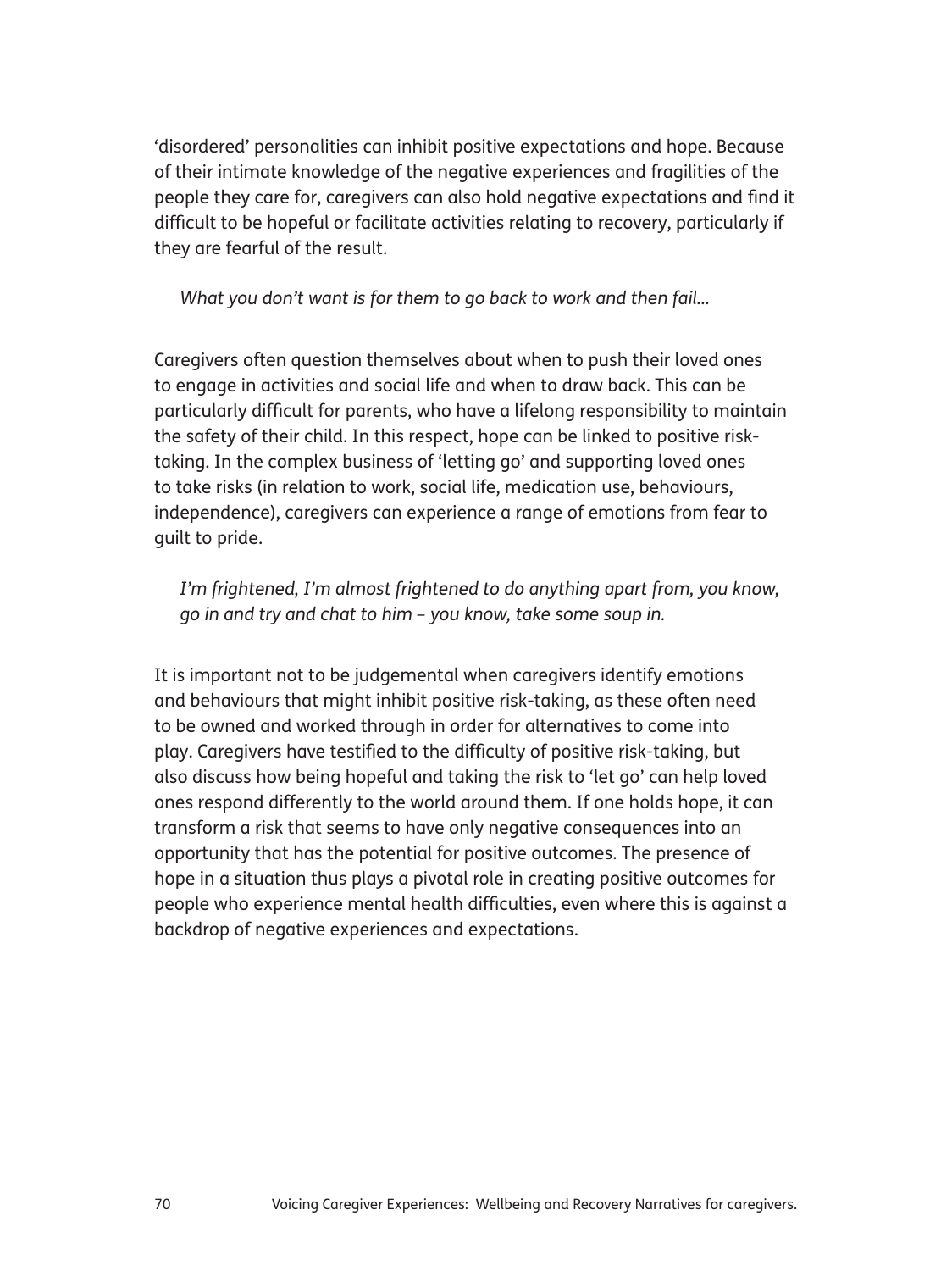'disordered' personalities can inhibit positive expectations and hope. Because of their intimate knowledge of the negative experiences and fragilities of the people they care for, caregivers can also hold negative expectations and find it difficult to be hopeful or facilitate activities relating to recovery, particularly if they are fearful of the result.

*What you don't want is for them to go back to work and then fail...*

Caregivers often question themselves about when to push their loved ones to engage in activities and social life and when to draw back. This can be particularly difficult for parents, who have a lifelong responsibility to maintain the safety of their child. In this respect, hope can be linked to positive risk-taking. In the complex business of 'letting go' and supporting loved ones to take risks (in relation to work, social life, medication use, behaviours, independence), caregivers can experience a range of emotions from fear to guilt to pride.

*I'm frightened, I'm almost frightened to do anything apart from, you know, go in and try and chat to him – you know, take some soup in.*

It is important not to be judgemental when caregivers identify emotions and behaviours that might inhibit positive risk-taking, as these often need to be owned and worked through in order for alternatives to come into play. Caregivers have testified to the difficulty of positive risk-taking, but also discuss how being hopeful and taking the risk to 'let go' can help loved ones respond differently to the world around them. If one holds hope, it can transform a risk that seems to have only negative consequences into an opportunity that has the potential for positive outcomes. The presence of hope in a situation thus plays a pivotal role in creating positive outcomes for people who experience mental health difficulties, even where this is against a backdrop of negative experiences and expectations.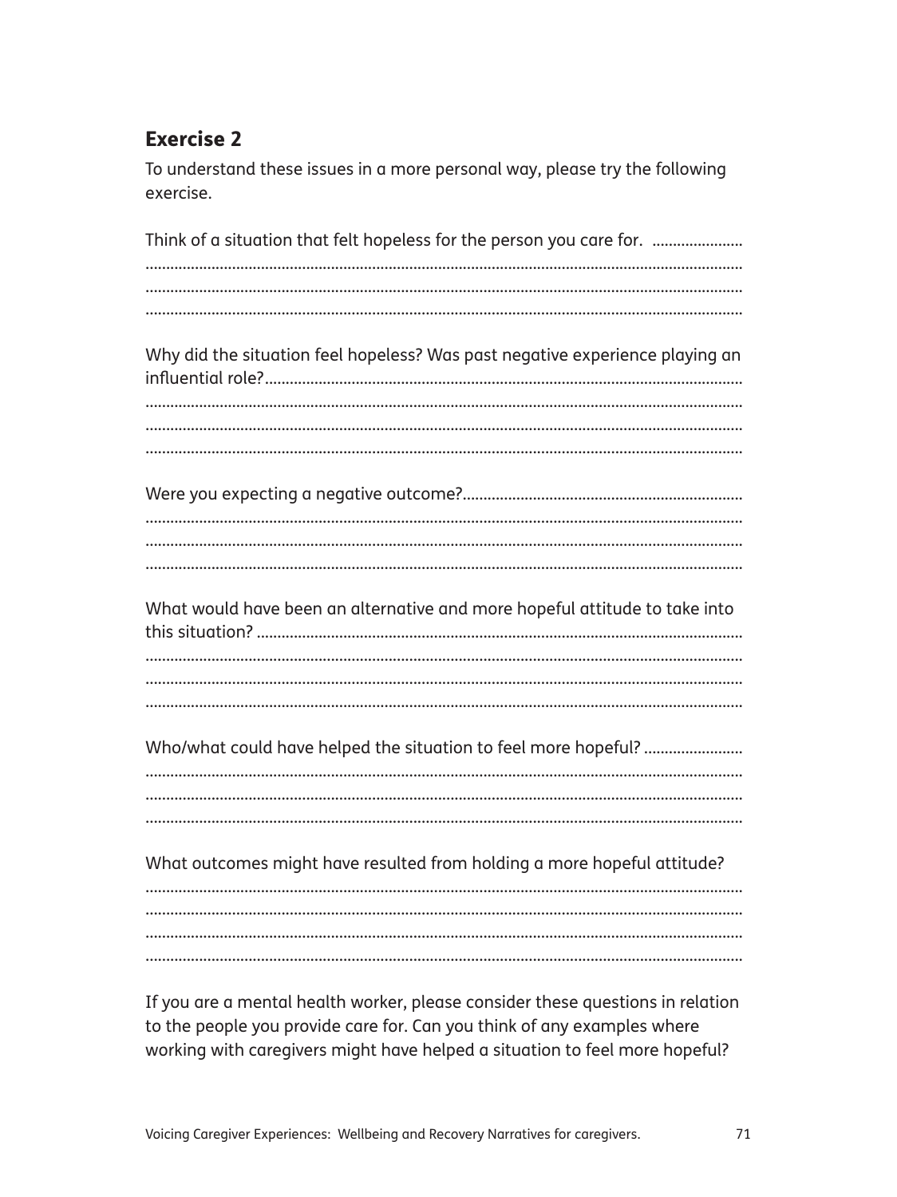## Exercise 2

To understand these issues in a more personal way, please try the following exercise.

Think of a situation that felt hopeless for the person you care for. ......................
...............................................................................................................................................
...............................................................................................................................................
...............................................................................................................................................

Why did the situation feel hopeless? Was past negative experience playing an influential role?.................................................................................................................
...............................................................................................................................................
...............................................................................................................................................
...............................................................................................................................................

Were you expecting a negative outcome?...................................................................
...............................................................................................................................................
...............................................................................................................................................
...............................................................................................................................................

What would have been an alternative and more hopeful attitude to take into this situation? .....................................................................................................................
...............................................................................................................................................
...............................................................................................................................................
...............................................................................................................................................

Who/what could have helped the situation to feel more hopeful? .......................
...............................................................................................................................................
...............................................................................................................................................
...............................................................................................................................................

What outcomes might have resulted from holding a more hopeful attitude?
...............................................................................................................................................
...............................................................................................................................................
...............................................................................................................................................
...............................................................................................................................................

If you are a mental health worker, please consider these questions in relation to the people you provide care for. Can you think of any examples where working with caregivers might have helped a situation to feel more hopeful?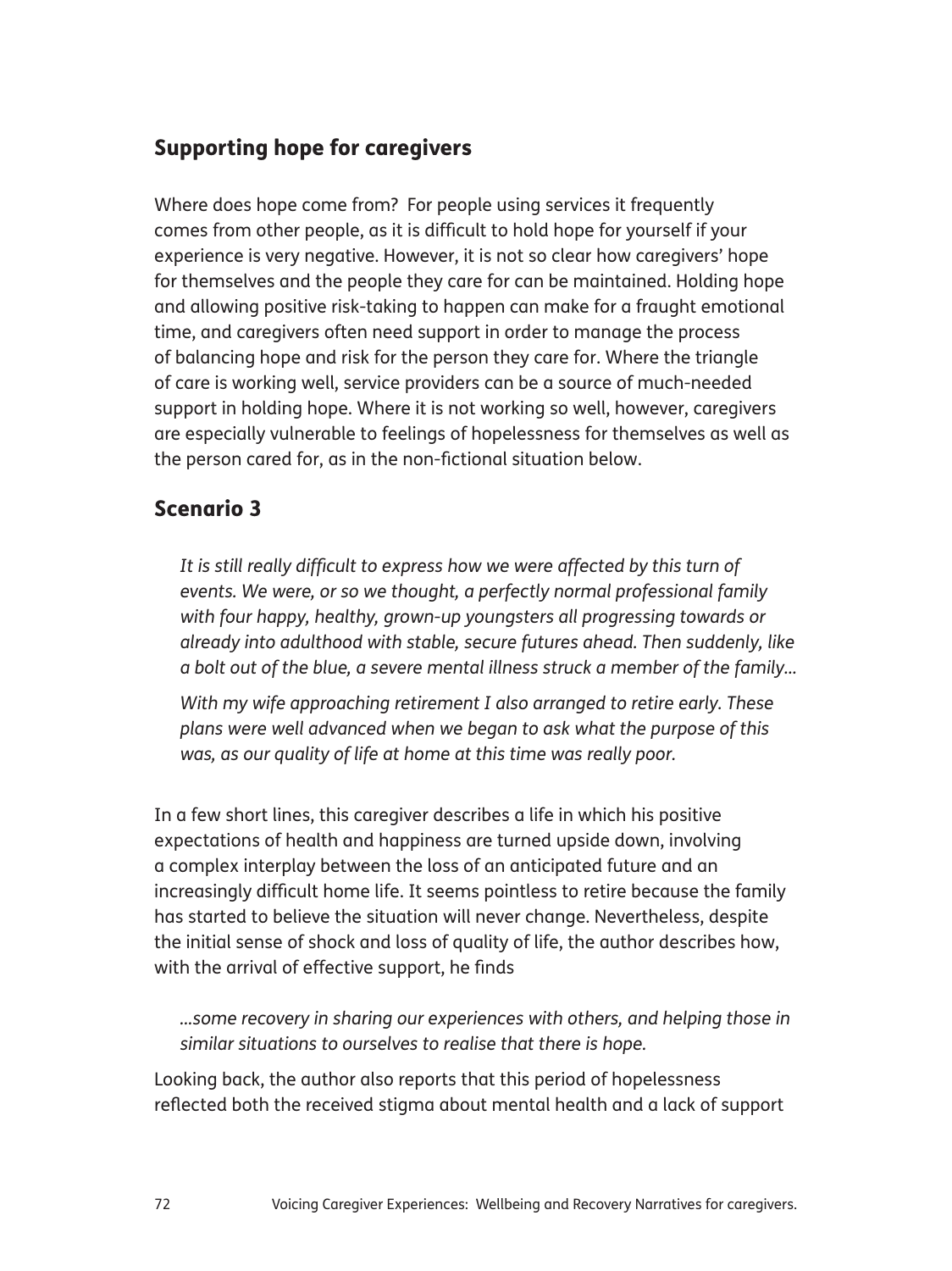## Supporting hope for caregivers

Where does hope come from? For people using services it frequently comes from other people, as it is difficult to hold hope for yourself if your experience is very negative. However, it is not so clear how caregivers' hope for themselves and the people they care for can be maintained. Holding hope and allowing positive risk-taking to happen can make for a fraught emotional time, and caregivers often need support in order to manage the process of balancing hope and risk for the person they care for. Where the triangle of care is working well, service providers can be a source of much-needed support in holding hope. Where it is not working so well, however, caregivers are especially vulnerable to feelings of hopelessness for themselves as well as the person cared for, as in the non-fictional situation below.

## Scenario 3

> *It is still really difficult to express how we were affected by this turn of events. We were, or so we thought, a perfectly normal professional family with four happy, healthy, grown-up youngsters all progressing towards or already into adulthood with stable, secure futures ahead. Then suddenly, like a bolt out of the blue, a severe mental illness struck a member of the family...*
>
> *With my wife approaching retirement I also arranged to retire early. These plans were well advanced when we began to ask what the purpose of this was, as our quality of life at home at this time was really poor.*

In a few short lines, this caregiver describes a life in which his positive expectations of health and happiness are turned upside down, involving a complex interplay between the loss of an anticipated future and an increasingly difficult home life. It seems pointless to retire because the family has started to believe the situation will never change. Nevertheless, despite the initial sense of shock and loss of quality of life, the author describes how, with the arrival of effective support, he finds

> *...some recovery in sharing our experiences with others, and helping those in similar situations to ourselves to realise that there is hope.*

Looking back, the author also reports that this period of hopelessness reflected both the received stigma about mental health and a lack of support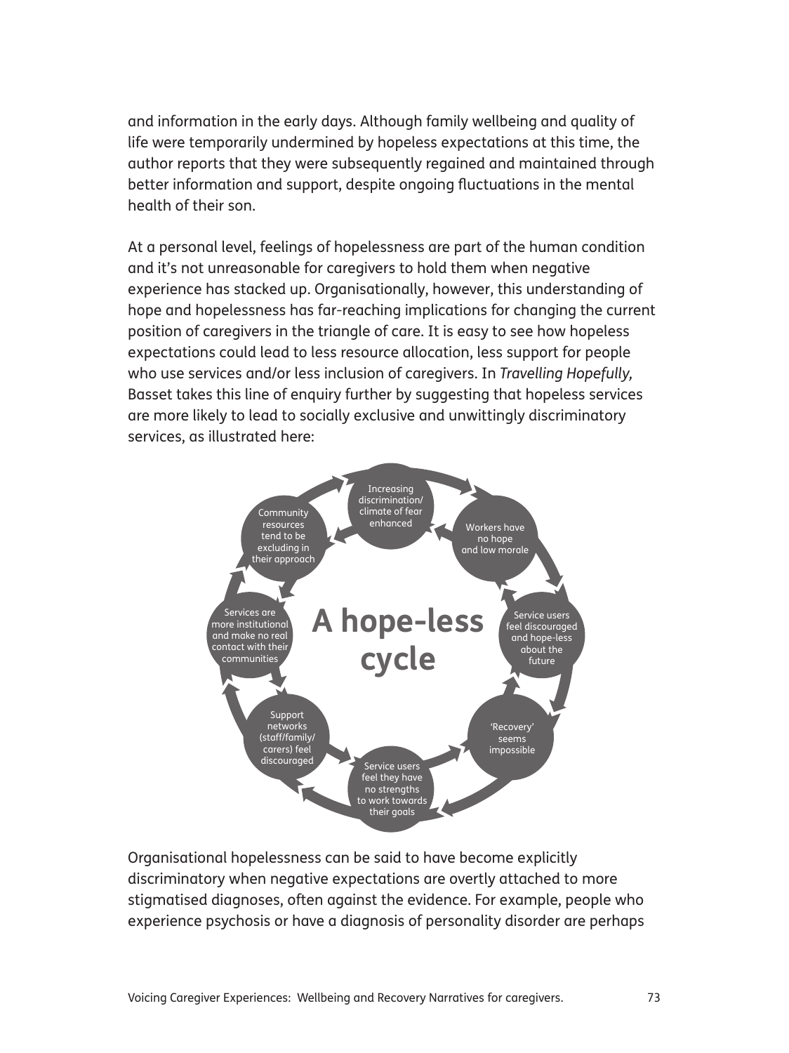and information in the early days. Although family wellbeing and quality of life were temporarily undermined by hopeless expectations at this time, the author reports that they were subsequently regained and maintained through better information and support, despite ongoing fluctuations in the mental health of their son.

At a personal level, feelings of hopelessness are part of the human condition and it's not unreasonable for caregivers to hold them when negative experience has stacked up. Organisationally, however, this understanding of hope and hopelessness has far-reaching implications for changing the current position of caregivers in the triangle of care. It is easy to see how hopeless expectations could lead to less resource allocation, less support for people who use services and/or less inclusion of caregivers. In *Travelling Hopefully,* Basset takes this line of enquiry further by suggesting that hopeless services are more likely to lead to socially exclusive and unwittingly discriminatory services, as illustrated here:

**A hope-less cycle**

- Increasing discrimination/ climate of fear enhanced
- Workers have no hope and low morale
- Service users feel discouraged and hope-less about the future
- 'Recovery' seems impossible
- Service users feel they have no strengths to work towards their goals
- Support networks (staff/family/ carers) feel discouraged
- Services are more institutional and make no real contact with their communities
- Community resources tend to be excluding in their approach

Organisational hopelessness can be said to have become explicitly discriminatory when negative expectations are overtly attached to more stigmatised diagnoses, often against the evidence. For example, people who experience psychosis or have a diagnosis of personality disorder are perhaps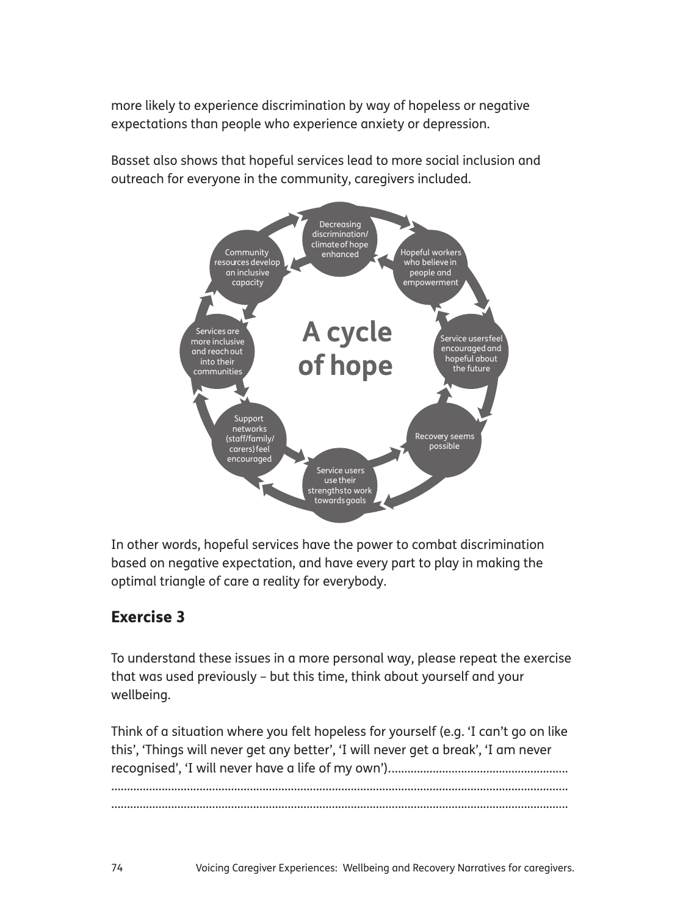more likely to experience discrimination by way of hopeless or negative expectations than people who experience anxiety or depression.

Basset also shows that hopeful services lead to more social inclusion and outreach for everyone in the community, caregivers included.

**A cycle of hope**

- Decreasing discrimination/ climate of hope enhanced
- Hopeful workers who believe in people and empowerment
- Service users feel encouraged and hopeful about the future
- Recovery seems possible
- Service users use their strengths to work towards goals
- Support networks (staff/family/ carers) feel encouraged
- Services are more inclusive and reach out into their communities
- Community resources develop an inclusive capacity

In other words, hopeful services have the power to combat discrimination based on negative expectation, and have every part to play in making the optimal triangle of care a reality for everybody.

## Exercise 3

To understand these issues in a more personal way, please repeat the exercise that was used previously – but this time, think about yourself and your wellbeing.

Think of a situation where you felt hopeless for yourself (e.g. 'I can't go on like this', 'Things will never get any better', 'I will never get a break', 'I am never recognised', 'I will never have a life of my own')........................................................
..............................................................................................................................................
..............................................................................................................................................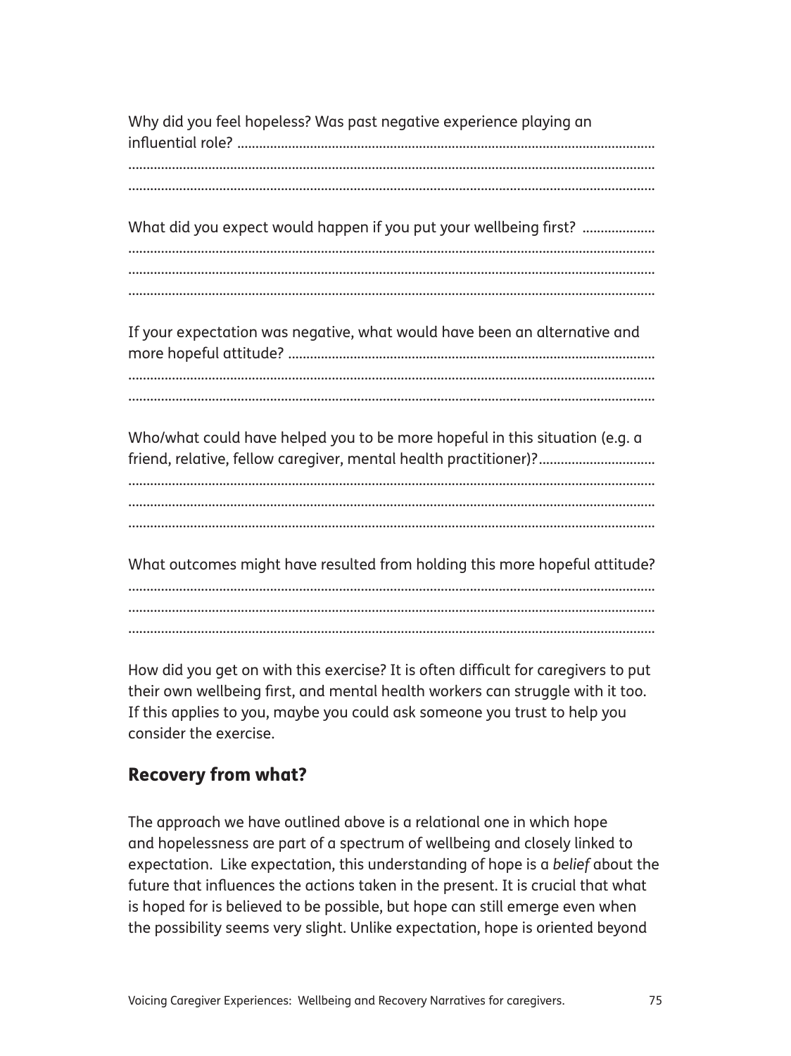Why did you feel hopeless? Was past negative experience playing an influential role? ..................................................................................................................
..............................................................................................................................................
..............................................................................................................................................

What did you expect would happen if you put your wellbeing first? ....................
..............................................................................................................................................
..............................................................................................................................................
..............................................................................................................................................

If your expectation was negative, what would have been an alternative and more hopeful attitude? ..................................................................................................
..............................................................................................................................................
..............................................................................................................................................

Who/what could have helped you to be more hopeful in this situation (e.g. a friend, relative, fellow caregiver, mental health practitioner)?................................
..............................................................................................................................................
..............................................................................................................................................
..............................................................................................................................................

What outcomes might have resulted from holding this more hopeful attitude?
..............................................................................................................................................
..............................................................................................................................................
..............................................................................................................................................

How did you get on with this exercise? It is often difficult for caregivers to put their own wellbeing first, and mental health workers can struggle with it too. If this applies to you, maybe you could ask someone you trust to help you consider the exercise.

## Recovery from what?

The approach we have outlined above is a relational one in which hope and hopelessness are part of a spectrum of wellbeing and closely linked to expectation. Like expectation, this understanding of hope is a *belief* about the future that influences the actions taken in the present. It is crucial that what is hoped for is believed to be possible, but hope can still emerge even when the possibility seems very slight. Unlike expectation, hope is oriented beyond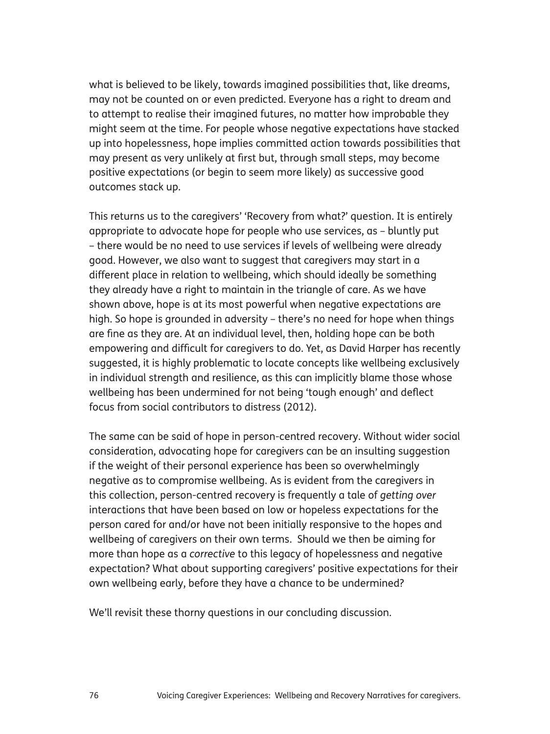what is believed to be likely, towards imagined possibilities that, like dreams, may not be counted on or even predicted. Everyone has a right to dream and to attempt to realise their imagined futures, no matter how improbable they might seem at the time. For people whose negative expectations have stacked up into hopelessness, hope implies committed action towards possibilities that may present as very unlikely at first but, through small steps, may become positive expectations (or begin to seem more likely) as successive good outcomes stack up.

This returns us to the caregivers' 'Recovery from what?' question. It is entirely appropriate to advocate hope for people who use services, as – bluntly put – there would be no need to use services if levels of wellbeing were already good. However, we also want to suggest that caregivers may start in a different place in relation to wellbeing, which should ideally be something they already have a right to maintain in the triangle of care. As we have shown above, hope is at its most powerful when negative expectations are high. So hope is grounded in adversity – there's no need for hope when things are fine as they are. At an individual level, then, holding hope can be both empowering and difficult for caregivers to do. Yet, as David Harper has recently suggested, it is highly problematic to locate concepts like wellbeing exclusively in individual strength and resilience, as this can implicitly blame those whose wellbeing has been undermined for not being 'tough enough' and deflect focus from social contributors to distress (2012).

The same can be said of hope in person-centred recovery. Without wider social consideration, advocating hope for caregivers can be an insulting suggestion if the weight of their personal experience has been so overwhelmingly negative as to compromise wellbeing. As is evident from the caregivers in this collection, person-centred recovery is frequently a tale of *getting over* interactions that have been based on low or hopeless expectations for the person cared for and/or have not been initially responsive to the hopes and wellbeing of caregivers on their own terms. Should we then be aiming for more than hope as a *corrective* to this legacy of hopelessness and negative expectation? What about supporting caregivers' positive expectations for their own wellbeing early, before they have a chance to be undermined?

We'll revisit these thorny questions in our concluding discussion.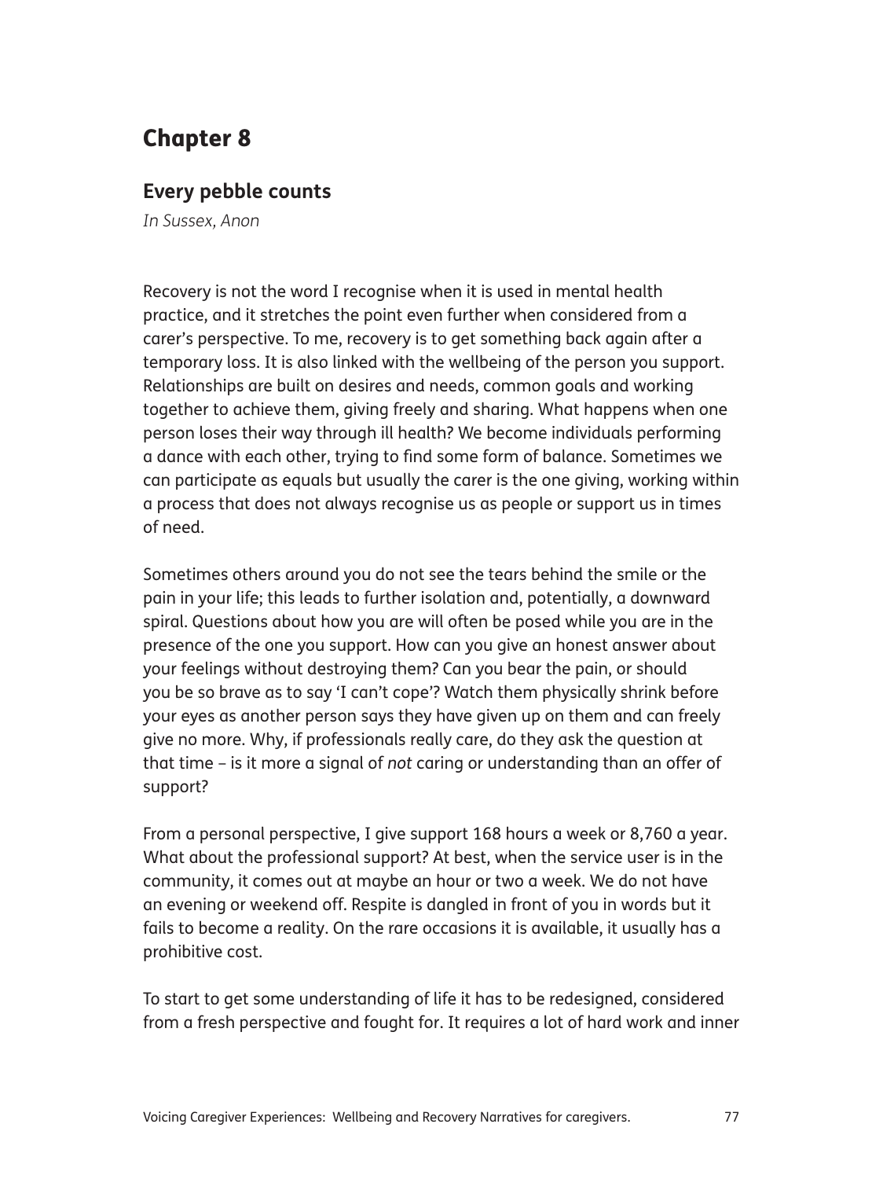# Chapter 8

## Every pebble counts

*In Sussex, Anon*

Recovery is not the word I recognise when it is used in mental health practice, and it stretches the point even further when considered from a carer's perspective. To me, recovery is to get something back again after a temporary loss. It is also linked with the wellbeing of the person you support. Relationships are built on desires and needs, common goals and working together to achieve them, giving freely and sharing. What happens when one person loses their way through ill health? We become individuals performing a dance with each other, trying to find some form of balance. Sometimes we can participate as equals but usually the carer is the one giving, working within a process that does not always recognise us as people or support us in times of need.

Sometimes others around you do not see the tears behind the smile or the pain in your life; this leads to further isolation and, potentially, a downward spiral. Questions about how you are will often be posed while you are in the presence of the one you support. How can you give an honest answer about your feelings without destroying them? Can you bear the pain, or should you be so brave as to say 'I can't cope'? Watch them physically shrink before your eyes as another person says they have given up on them and can freely give no more. Why, if professionals really care, do they ask the question at that time – is it more a signal of *not* caring or understanding than an offer of support?

From a personal perspective, I give support 168 hours a week or 8,760 a year. What about the professional support? At best, when the service user is in the community, it comes out at maybe an hour or two a week. We do not have an evening or weekend off. Respite is dangled in front of you in words but it fails to become a reality. On the rare occasions it is available, it usually has a prohibitive cost.

To start to get some understanding of life it has to be redesigned, considered from a fresh perspective and fought for. It requires a lot of hard work and inner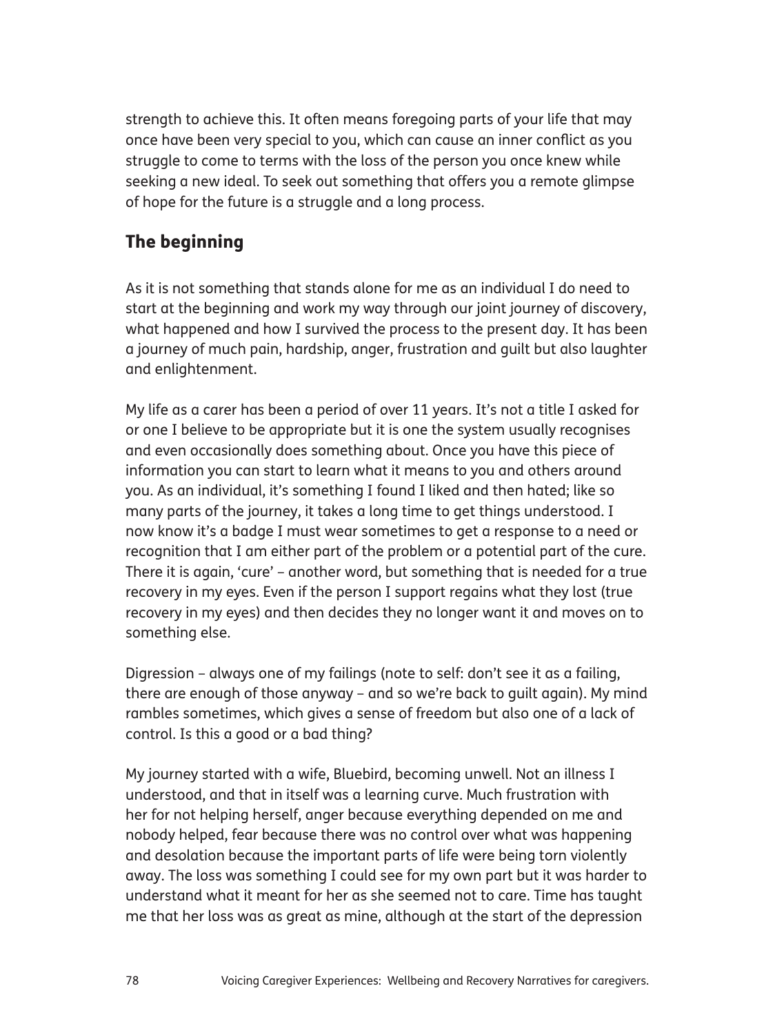strength to achieve this. It often means foregoing parts of your life that may once have been very special to you, which can cause an inner conflict as you struggle to come to terms with the loss of the person you once knew while seeking a new ideal. To seek out something that offers you a remote glimpse of hope for the future is a struggle and a long process.

## The beginning

As it is not something that stands alone for me as an individual I do need to start at the beginning and work my way through our joint journey of discovery, what happened and how I survived the process to the present day. It has been a journey of much pain, hardship, anger, frustration and guilt but also laughter and enlightenment.

My life as a carer has been a period of over 11 years. It's not a title I asked for or one I believe to be appropriate but it is one the system usually recognises and even occasionally does something about. Once you have this piece of information you can start to learn what it means to you and others around you. As an individual, it's something I found I liked and then hated; like so many parts of the journey, it takes a long time to get things understood. I now know it's a badge I must wear sometimes to get a response to a need or recognition that I am either part of the problem or a potential part of the cure. There it is again, 'cure' – another word, but something that is needed for a true recovery in my eyes. Even if the person I support regains what they lost (true recovery in my eyes) and then decides they no longer want it and moves on to something else.

Digression – always one of my failings (note to self: don't see it as a failing, there are enough of those anyway – and so we're back to guilt again). My mind rambles sometimes, which gives a sense of freedom but also one of a lack of control. Is this a good or a bad thing?

My journey started with a wife, Bluebird, becoming unwell. Not an illness I understood, and that in itself was a learning curve. Much frustration with her for not helping herself, anger because everything depended on me and nobody helped, fear because there was no control over what was happening and desolation because the important parts of life were being torn violently away. The loss was something I could see for my own part but it was harder to understand what it meant for her as she seemed not to care. Time has taught me that her loss was as great as mine, although at the start of the depression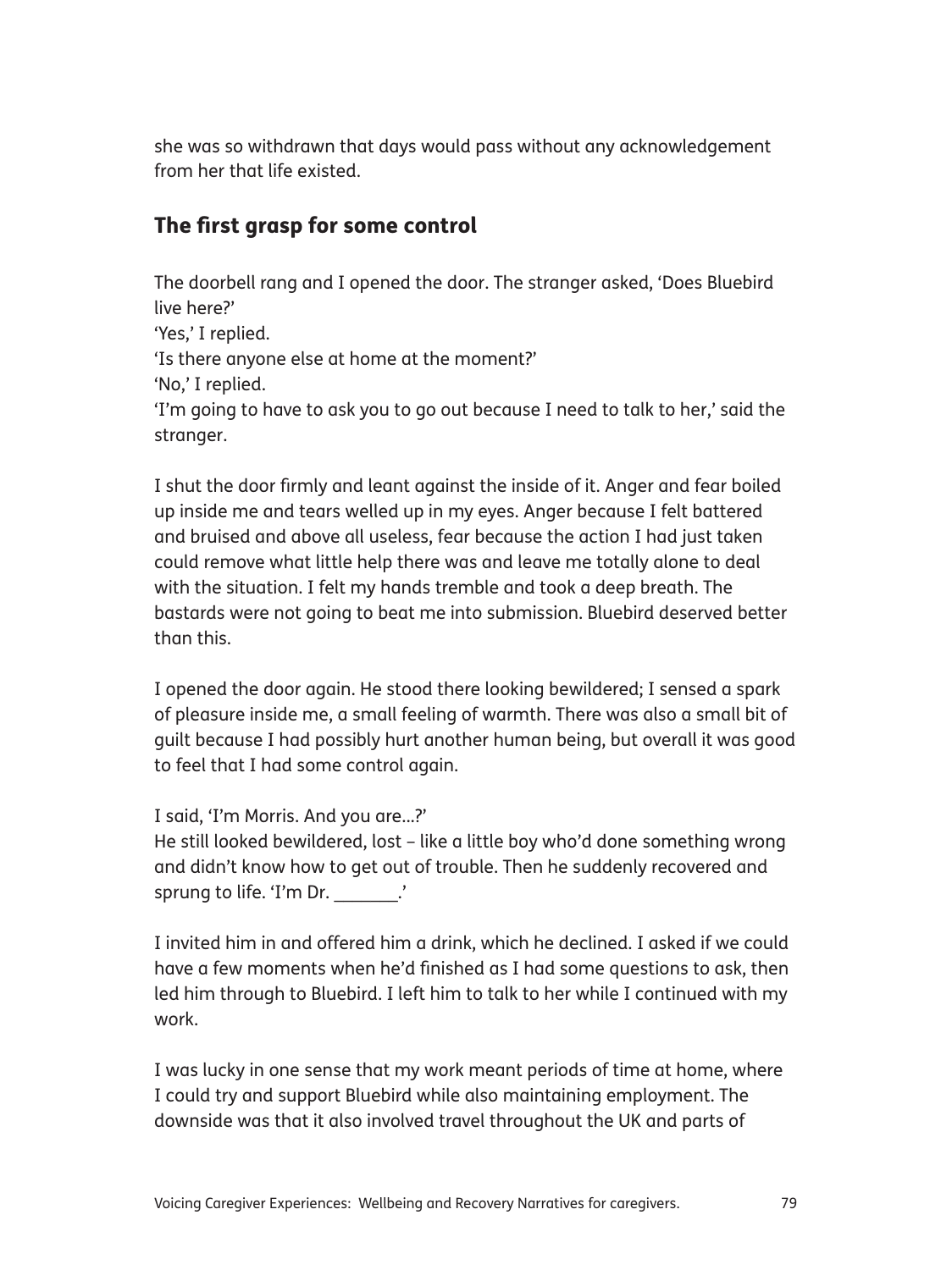she was so withdrawn that days would pass without any acknowledgement from her that life existed.

## The first grasp for some control

The doorbell rang and I opened the door. The stranger asked, 'Does Bluebird live here?'
'Yes,' I replied.
'Is there anyone else at home at the moment?'
'No,' I replied.
'I'm going to have to ask you to go out because I need to talk to her,' said the stranger.

I shut the door firmly and leant against the inside of it. Anger and fear boiled up inside me and tears welled up in my eyes. Anger because I felt battered and bruised and above all useless, fear because the action I had just taken could remove what little help there was and leave me totally alone to deal with the situation. I felt my hands tremble and took a deep breath. The bastards were not going to beat me into submission. Bluebird deserved better than this.

I opened the door again. He stood there looking bewildered; I sensed a spark of pleasure inside me, a small feeling of warmth. There was also a small bit of guilt because I had possibly hurt another human being, but overall it was good to feel that I had some control again.

I said, 'I'm Morris. And you are...?'
He still looked bewildered, lost – like a little boy who'd done something wrong and didn't know how to get out of trouble. Then he suddenly recovered and sprung to life. 'I'm Dr. _______.'

I invited him in and offered him a drink, which he declined. I asked if we could have a few moments when he'd finished as I had some questions to ask, then led him through to Bluebird. I left him to talk to her while I continued with my work.

I was lucky in one sense that my work meant periods of time at home, where I could try and support Bluebird while also maintaining employment. The downside was that it also involved travel throughout the UK and parts of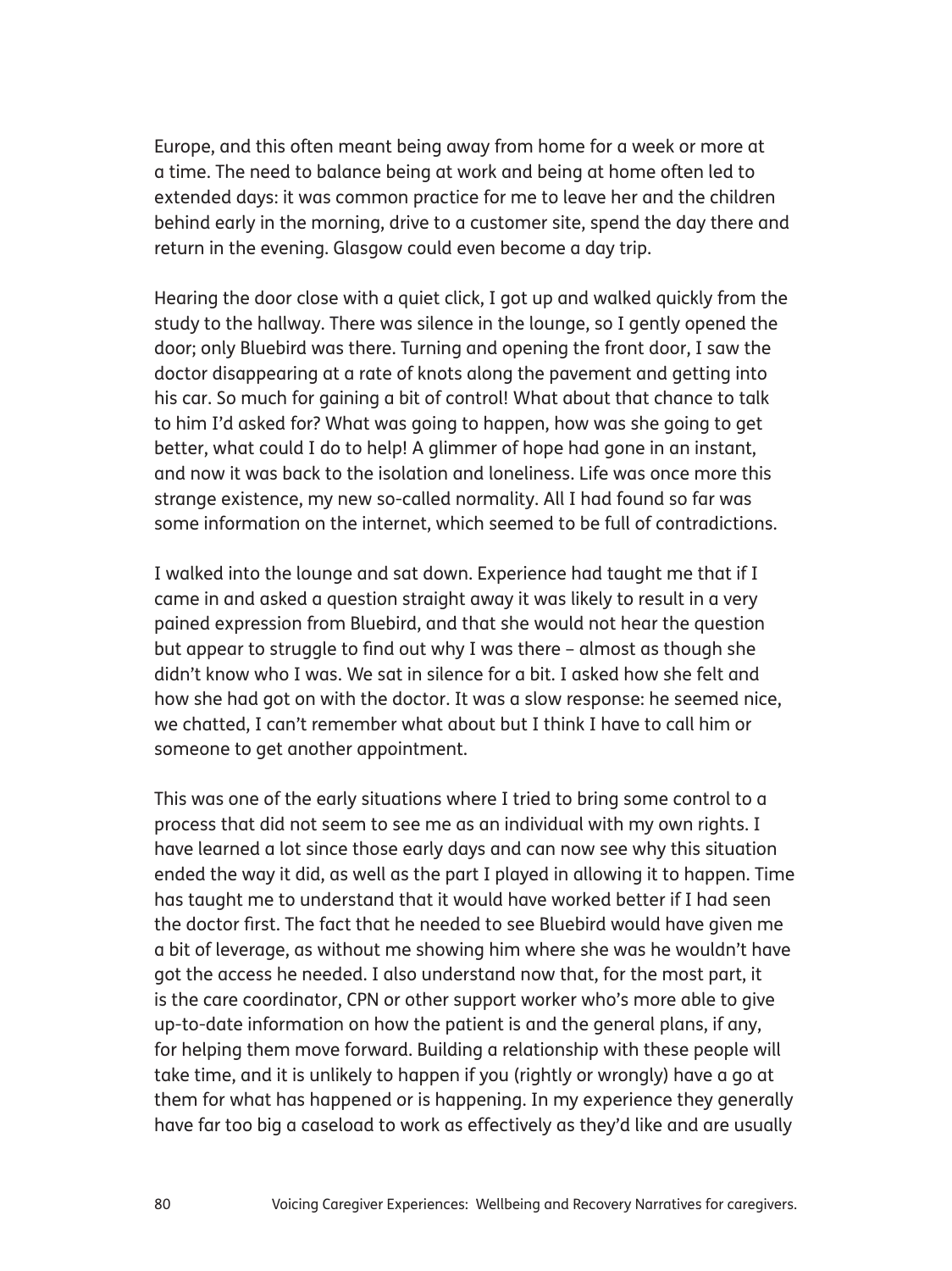Europe, and this often meant being away from home for a week or more at a time. The need to balance being at work and being at home often led to extended days: it was common practice for me to leave her and the children behind early in the morning, drive to a customer site, spend the day there and return in the evening. Glasgow could even become a day trip.

Hearing the door close with a quiet click, I got up and walked quickly from the study to the hallway. There was silence in the lounge, so I gently opened the door; only Bluebird was there. Turning and opening the front door, I saw the doctor disappearing at a rate of knots along the pavement and getting into his car. So much for gaining a bit of control! What about that chance to talk to him I'd asked for? What was going to happen, how was she going to get better, what could I do to help! A glimmer of hope had gone in an instant, and now it was back to the isolation and loneliness. Life was once more this strange existence, my new so-called normality. All I had found so far was some information on the internet, which seemed to be full of contradictions.

I walked into the lounge and sat down. Experience had taught me that if I came in and asked a question straight away it was likely to result in a very pained expression from Bluebird, and that she would not hear the question but appear to struggle to find out why I was there – almost as though she didn't know who I was. We sat in silence for a bit. I asked how she felt and how she had got on with the doctor. It was a slow response: he seemed nice, we chatted, I can't remember what about but I think I have to call him or someone to get another appointment.

This was one of the early situations where I tried to bring some control to a process that did not seem to see me as an individual with my own rights. I have learned a lot since those early days and can now see why this situation ended the way it did, as well as the part I played in allowing it to happen. Time has taught me to understand that it would have worked better if I had seen the doctor first. The fact that he needed to see Bluebird would have given me a bit of leverage, as without me showing him where she was he wouldn't have got the access he needed. I also understand now that, for the most part, it is the care coordinator, CPN or other support worker who's more able to give up-to-date information on how the patient is and the general plans, if any, for helping them move forward. Building a relationship with these people will take time, and it is unlikely to happen if you (rightly or wrongly) have a go at them for what has happened or is happening. In my experience they generally have far too big a caseload to work as effectively as they'd like and are usually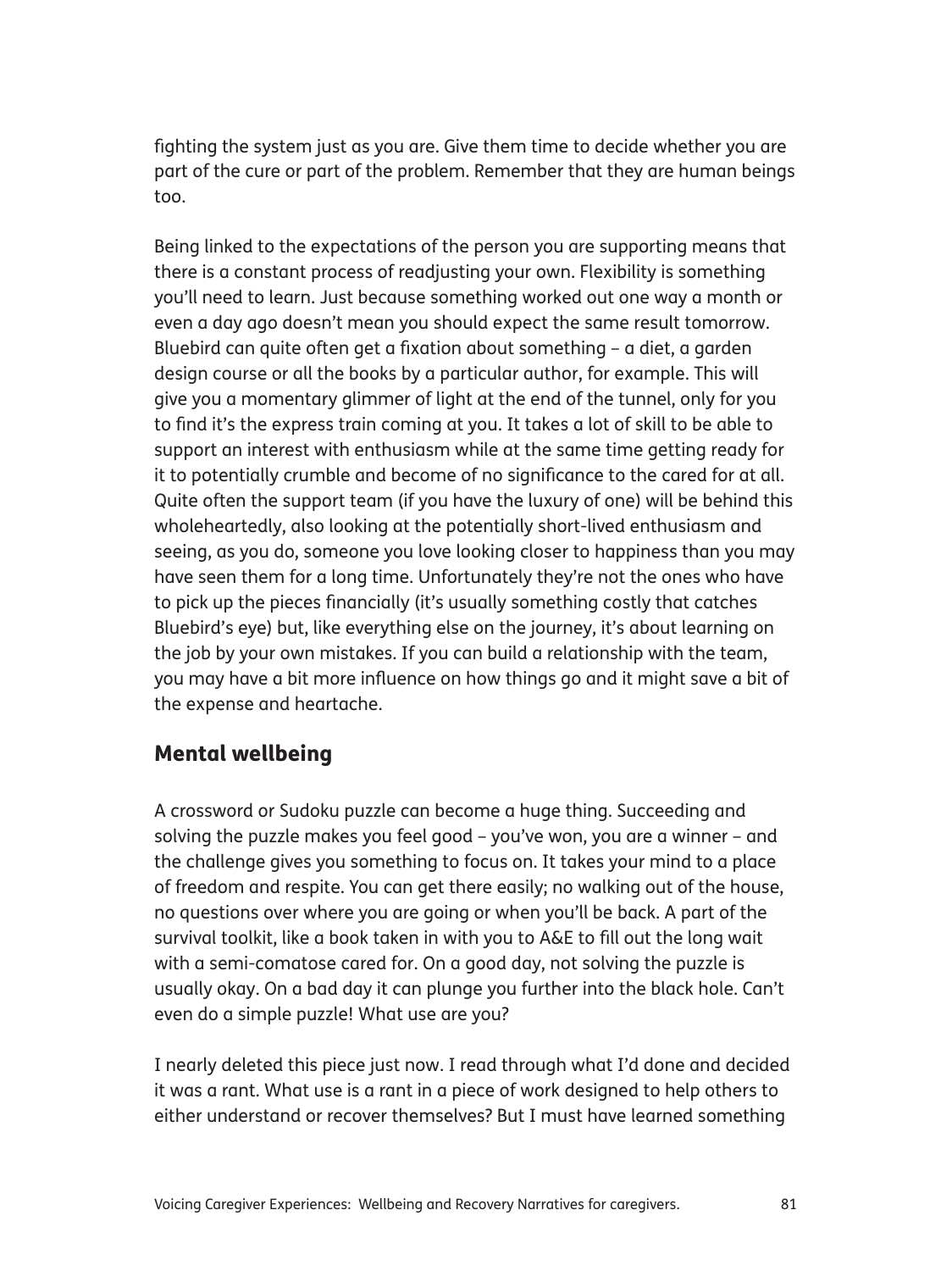fighting the system just as you are. Give them time to decide whether you are part of the cure or part of the problem. Remember that they are human beings too.

Being linked to the expectations of the person you are supporting means that there is a constant process of readjusting your own. Flexibility is something you'll need to learn. Just because something worked out one way a month or even a day ago doesn't mean you should expect the same result tomorrow. Bluebird can quite often get a fixation about something – a diet, a garden design course or all the books by a particular author, for example. This will give you a momentary glimmer of light at the end of the tunnel, only for you to find it's the express train coming at you. It takes a lot of skill to be able to support an interest with enthusiasm while at the same time getting ready for it to potentially crumble and become of no significance to the cared for at all. Quite often the support team (if you have the luxury of one) will be behind this wholeheartedly, also looking at the potentially short-lived enthusiasm and seeing, as you do, someone you love looking closer to happiness than you may have seen them for a long time. Unfortunately they're not the ones who have to pick up the pieces financially (it's usually something costly that catches Bluebird's eye) but, like everything else on the journey, it's about learning on the job by your own mistakes. If you can build a relationship with the team, you may have a bit more influence on how things go and it might save a bit of the expense and heartache.

## Mental wellbeing

A crossword or Sudoku puzzle can become a huge thing. Succeeding and solving the puzzle makes you feel good – you've won, you are a winner – and the challenge gives you something to focus on. It takes your mind to a place of freedom and respite. You can get there easily; no walking out of the house, no questions over where you are going or when you'll be back. A part of the survival toolkit, like a book taken in with you to A&E to fill out the long wait with a semi-comatose cared for. On a good day, not solving the puzzle is usually okay. On a bad day it can plunge you further into the black hole. Can't even do a simple puzzle! What use are you?

I nearly deleted this piece just now. I read through what I'd done and decided it was a rant. What use is a rant in a piece of work designed to help others to either understand or recover themselves? But I must have learned something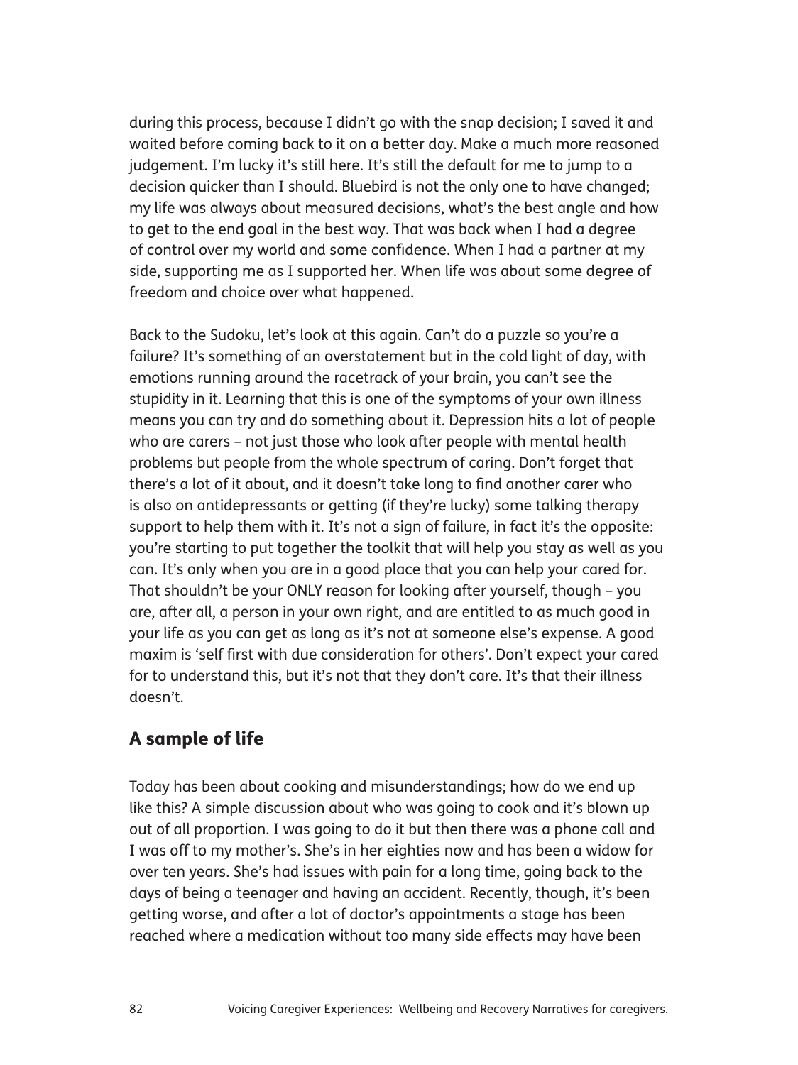during this process, because I didn't go with the snap decision; I saved it and waited before coming back to it on a better day. Make a much more reasoned judgement. I'm lucky it's still here. It's still the default for me to jump to a decision quicker than I should. Bluebird is not the only one to have changed; my life was always about measured decisions, what's the best angle and how to get to the end goal in the best way. That was back when I had a degree of control over my world and some confidence. When I had a partner at my side, supporting me as I supported her. When life was about some degree of freedom and choice over what happened.

Back to the Sudoku, let's look at this again. Can't do a puzzle so you're a failure? It's something of an overstatement but in the cold light of day, with emotions running around the racetrack of your brain, you can't see the stupidity in it. Learning that this is one of the symptoms of your own illness means you can try and do something about it. Depression hits a lot of people who are carers – not just those who look after people with mental health problems but people from the whole spectrum of caring. Don't forget that there's a lot of it about, and it doesn't take long to find another carer who is also on antidepressants or getting (if they're lucky) some talking therapy support to help them with it. It's not a sign of failure, in fact it's the opposite: you're starting to put together the toolkit that will help you stay as well as you can. It's only when you are in a good place that you can help your cared for. That shouldn't be your ONLY reason for looking after yourself, though – you are, after all, a person in your own right, and are entitled to as much good in your life as you can get as long as it's not at someone else's expense. A good maxim is 'self first with due consideration for others'. Don't expect your cared for to understand this, but it's not that they don't care. It's that their illness doesn't.

## A sample of life

Today has been about cooking and misunderstandings; how do we end up like this? A simple discussion about who was going to cook and it's blown up out of all proportion. I was going to do it but then there was a phone call and I was off to my mother's. She's in her eighties now and has been a widow for over ten years. She's had issues with pain for a long time, going back to the days of being a teenager and having an accident. Recently, though, it's been getting worse, and after a lot of doctor's appointments a stage has been reached where a medication without too many side effects may have been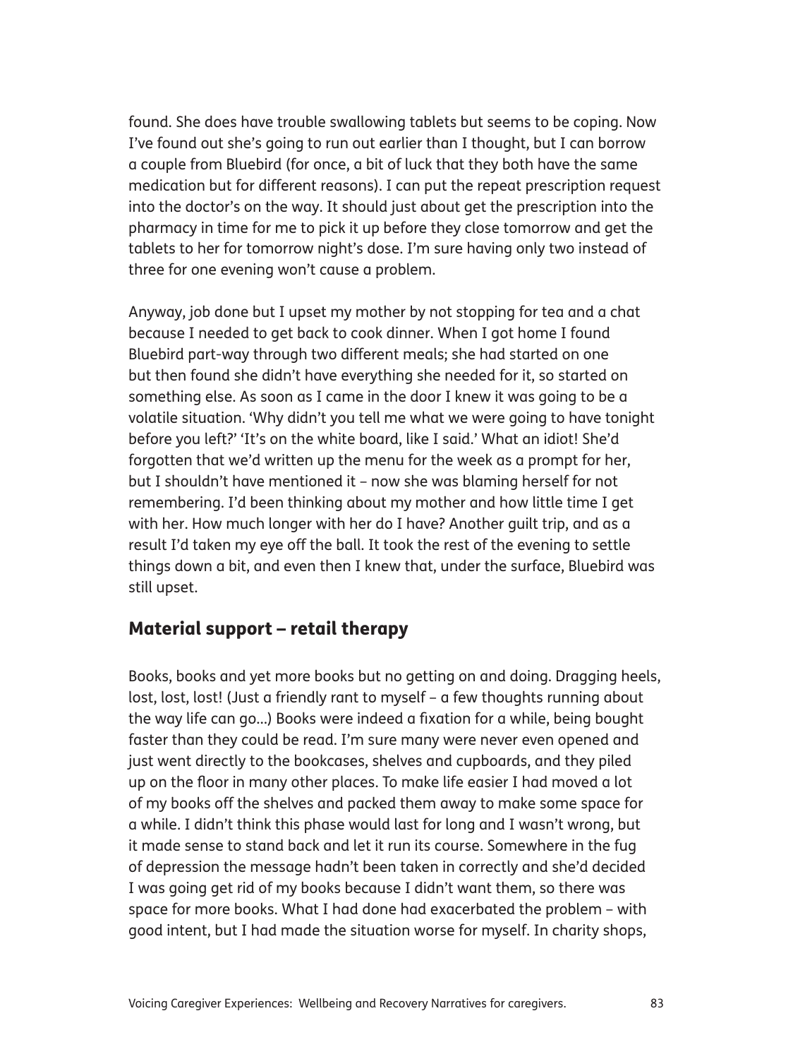found. She does have trouble swallowing tablets but seems to be coping. Now I've found out she's going to run out earlier than I thought, but I can borrow a couple from Bluebird (for once, a bit of luck that they both have the same medication but for different reasons). I can put the repeat prescription request into the doctor's on the way. It should just about get the prescription into the pharmacy in time for me to pick it up before they close tomorrow and get the tablets to her for tomorrow night's dose. I'm sure having only two instead of three for one evening won't cause a problem.

Anyway, job done but I upset my mother by not stopping for tea and a chat because I needed to get back to cook dinner. When I got home I found Bluebird part-way through two different meals; she had started on one but then found she didn't have everything she needed for it, so started on something else. As soon as I came in the door I knew it was going to be a volatile situation. 'Why didn't you tell me what we were going to have tonight before you left?' 'It's on the white board, like I said.' What an idiot! She'd forgotten that we'd written up the menu for the week as a prompt for her, but I shouldn't have mentioned it – now she was blaming herself for not remembering. I'd been thinking about my mother and how little time I get with her. How much longer with her do I have? Another guilt trip, and as a result I'd taken my eye off the ball. It took the rest of the evening to settle things down a bit, and even then I knew that, under the surface, Bluebird was still upset.

## Material support – retail therapy

Books, books and yet more books but no getting on and doing. Dragging heels, lost, lost, lost! (Just a friendly rant to myself – a few thoughts running about the way life can go...) Books were indeed a fixation for a while, being bought faster than they could be read. I'm sure many were never even opened and just went directly to the bookcases, shelves and cupboards, and they piled up on the floor in many other places. To make life easier I had moved a lot of my books off the shelves and packed them away to make some space for a while. I didn't think this phase would last for long and I wasn't wrong, but it made sense to stand back and let it run its course. Somewhere in the fug of depression the message hadn't been taken in correctly and she'd decided I was going get rid of my books because I didn't want them, so there was space for more books. What I had done had exacerbated the problem – with good intent, but I had made the situation worse for myself. In charity shops,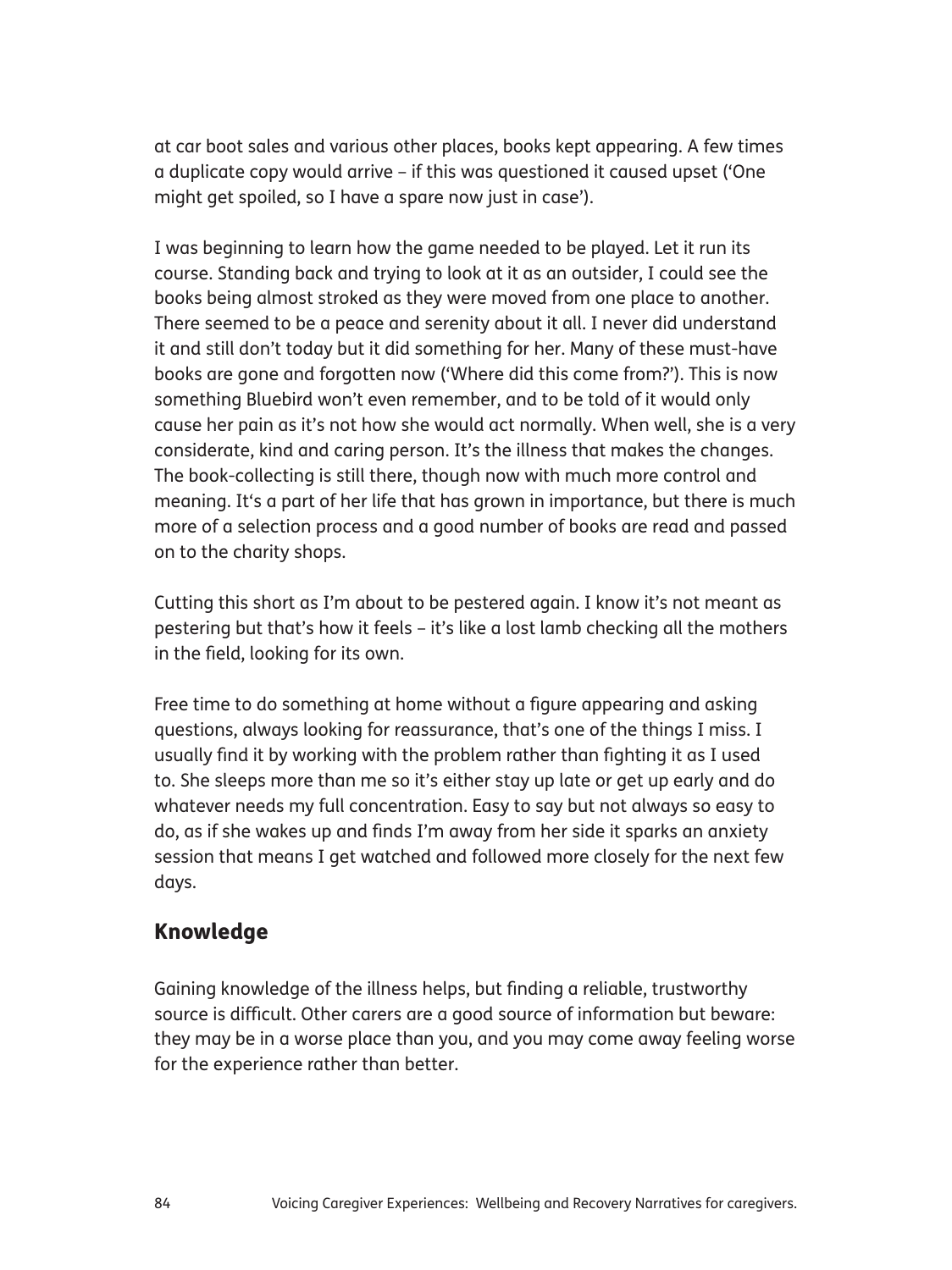at car boot sales and various other places, books kept appearing. A few times a duplicate copy would arrive – if this was questioned it caused upset ('One might get spoiled, so I have a spare now just in case').

I was beginning to learn how the game needed to be played. Let it run its course. Standing back and trying to look at it as an outsider, I could see the books being almost stroked as they were moved from one place to another. There seemed to be a peace and serenity about it all. I never did understand it and still don't today but it did something for her. Many of these must-have books are gone and forgotten now ('Where did this come from?'). This is now something Bluebird won't even remember, and to be told of it would only cause her pain as it's not how she would act normally. When well, she is a very considerate, kind and caring person. It's the illness that makes the changes. The book-collecting is still there, though now with much more control and meaning. It's a part of her life that has grown in importance, but there is much more of a selection process and a good number of books are read and passed on to the charity shops.

Cutting this short as I'm about to be pestered again. I know it's not meant as pestering but that's how it feels – it's like a lost lamb checking all the mothers in the field, looking for its own.

Free time to do something at home without a figure appearing and asking questions, always looking for reassurance, that's one of the things I miss. I usually find it by working with the problem rather than fighting it as I used to. She sleeps more than me so it's either stay up late or get up early and do whatever needs my full concentration. Easy to say but not always so easy to do, as if she wakes up and finds I'm away from her side it sparks an anxiety session that means I get watched and followed more closely for the next few days.

## Knowledge

Gaining knowledge of the illness helps, but finding a reliable, trustworthy source is difficult. Other carers are a good source of information but beware: they may be in a worse place than you, and you may come away feeling worse for the experience rather than better.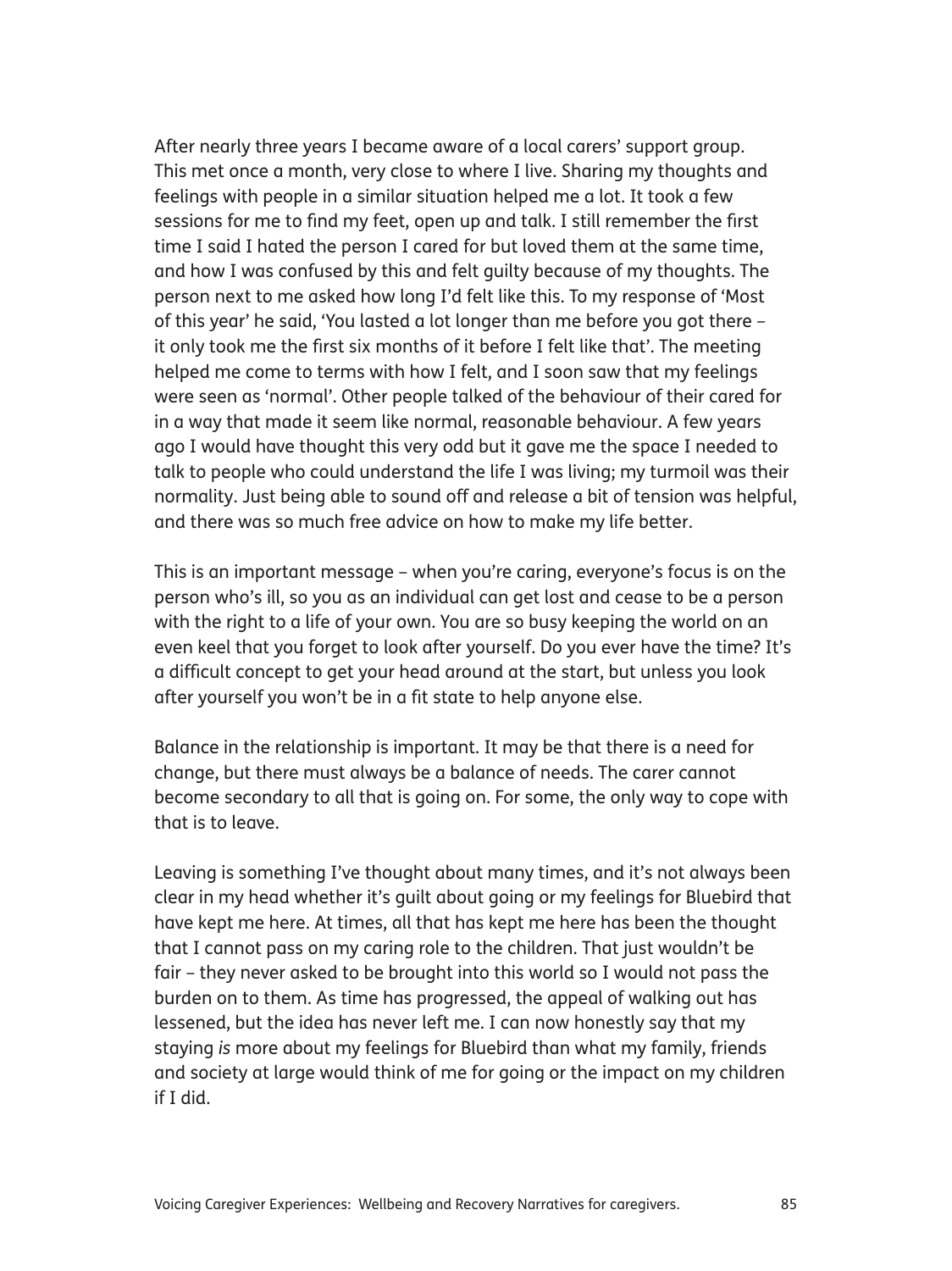After nearly three years I became aware of a local carers' support group. This met once a month, very close to where I live. Sharing my thoughts and feelings with people in a similar situation helped me a lot. It took a few sessions for me to find my feet, open up and talk. I still remember the first time I said I hated the person I cared for but loved them at the same time, and how I was confused by this and felt guilty because of my thoughts. The person next to me asked how long I'd felt like this. To my response of 'Most of this year' he said, 'You lasted a lot longer than me before you got there – it only took me the first six months of it before I felt like that'. The meeting helped me come to terms with how I felt, and I soon saw that my feelings were seen as 'normal'. Other people talked of the behaviour of their cared for in a way that made it seem like normal, reasonable behaviour. A few years ago I would have thought this very odd but it gave me the space I needed to talk to people who could understand the life I was living; my turmoil was their normality. Just being able to sound off and release a bit of tension was helpful, and there was so much free advice on how to make my life better.

This is an important message – when you're caring, everyone's focus is on the person who's ill, so you as an individual can get lost and cease to be a person with the right to a life of your own. You are so busy keeping the world on an even keel that you forget to look after yourself. Do you ever have the time? It's a difficult concept to get your head around at the start, but unless you look after yourself you won't be in a fit state to help anyone else.

Balance in the relationship is important. It may be that there is a need for change, but there must always be a balance of needs. The carer cannot become secondary to all that is going on. For some, the only way to cope with that is to leave.

Leaving is something I've thought about many times, and it's not always been clear in my head whether it's guilt about going or my feelings for Bluebird that have kept me here. At times, all that has kept me here has been the thought that I cannot pass on my caring role to the children. That just wouldn't be fair – they never asked to be brought into this world so I would not pass the burden on to them. As time has progressed, the appeal of walking out has lessened, but the idea has never left me. I can now honestly say that my staying *is* more about my feelings for Bluebird than what my family, friends and society at large would think of me for going or the impact on my children if I did.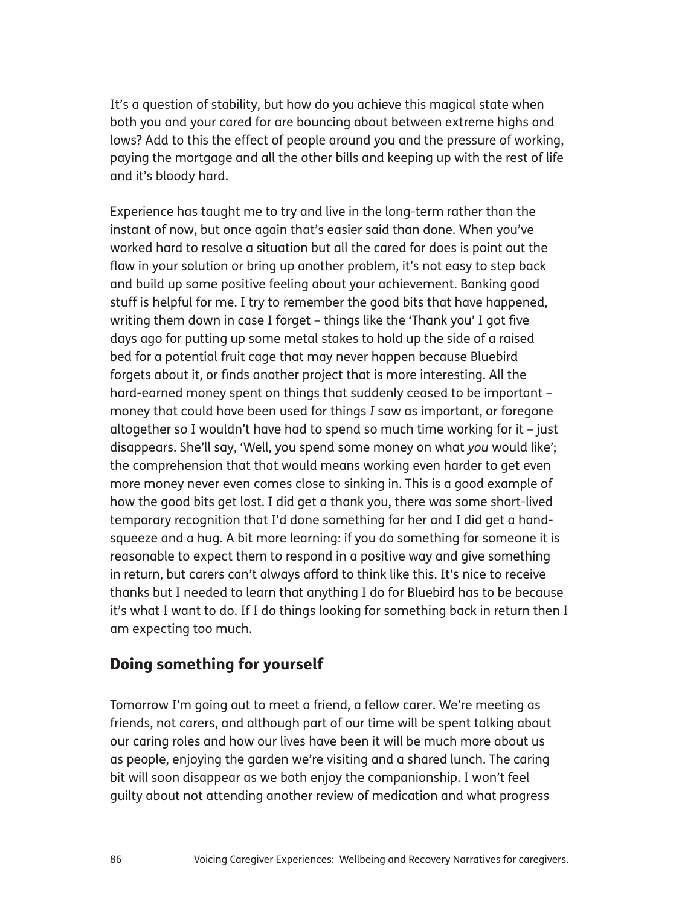It's a question of stability, but how do you achieve this magical state when both you and your cared for are bouncing about between extreme highs and lows? Add to this the effect of people around you and the pressure of working, paying the mortgage and all the other bills and keeping up with the rest of life and it's bloody hard.

Experience has taught me to try and live in the long-term rather than the instant of now, but once again that's easier said than done. When you've worked hard to resolve a situation but all the cared for does is point out the flaw in your solution or bring up another problem, it's not easy to step back and build up some positive feeling about your achievement. Banking good stuff is helpful for me. I try to remember the good bits that have happened, writing them down in case I forget – things like the 'Thank you' I got five days ago for putting up some metal stakes to hold up the side of a raised bed for a potential fruit cage that may never happen because Bluebird forgets about it, or finds another project that is more interesting. All the hard-earned money spent on things that suddenly ceased to be important – money that could have been used for things *I* saw as important, or foregone altogether so I wouldn't have had to spend so much time working for it – just disappears. She'll say, 'Well, you spend some money on what *you* would like'; the comprehension that that would means working even harder to get even more money never even comes close to sinking in. This is a good example of how the good bits get lost. I did get a thank you, there was some short-lived temporary recognition that I'd done something for her and I did get a hand-squeeze and a hug. A bit more learning: if you do something for someone it is reasonable to expect them to respond in a positive way and give something in return, but carers can't always afford to think like this. It's nice to receive thanks but I needed to learn that anything I do for Bluebird has to be because it's what I want to do. If I do things looking for something back in return then I am expecting too much.

## Doing something for yourself

Tomorrow I'm going out to meet a friend, a fellow carer. We're meeting as friends, not carers, and although part of our time will be spent talking about our caring roles and how our lives have been it will be much more about us as people, enjoying the garden we're visiting and a shared lunch. The caring bit will soon disappear as we both enjoy the companionship. I won't feel guilty about not attending another review of medication and what progress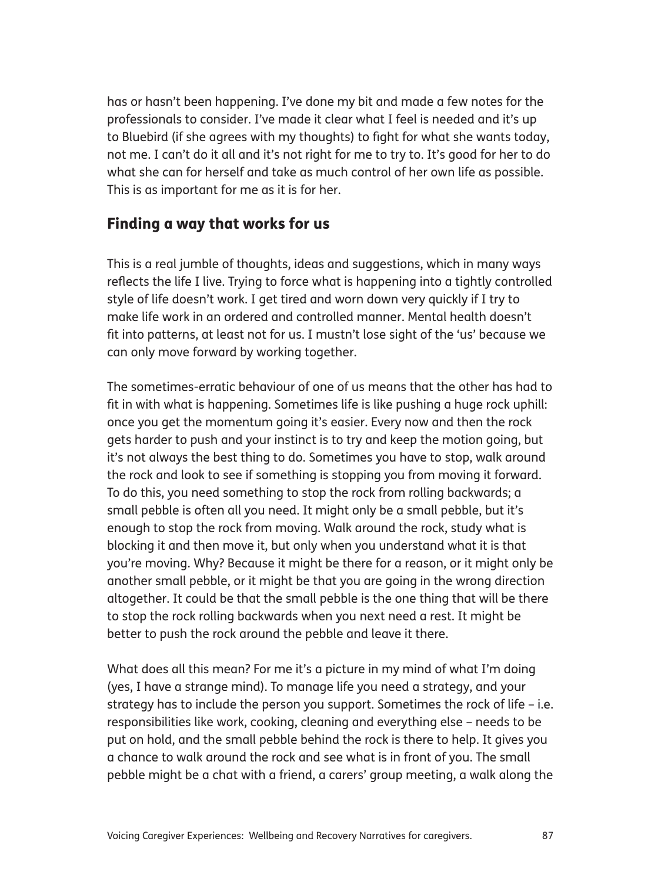has or hasn't been happening. I've done my bit and made a few notes for the professionals to consider. I've made it clear what I feel is needed and it's up to Bluebird (if she agrees with my thoughts) to fight for what she wants today, not me. I can't do it all and it's not right for me to try to. It's good for her to do what she can for herself and take as much control of her own life as possible. This is as important for me as it is for her.

## Finding a way that works for us

This is a real jumble of thoughts, ideas and suggestions, which in many ways reflects the life I live. Trying to force what is happening into a tightly controlled style of life doesn't work. I get tired and worn down very quickly if I try to make life work in an ordered and controlled manner. Mental health doesn't fit into patterns, at least not for us. I mustn't lose sight of the 'us' because we can only move forward by working together.

The sometimes-erratic behaviour of one of us means that the other has had to fit in with what is happening. Sometimes life is like pushing a huge rock uphill: once you get the momentum going it's easier. Every now and then the rock gets harder to push and your instinct is to try and keep the motion going, but it's not always the best thing to do. Sometimes you have to stop, walk around the rock and look to see if something is stopping you from moving it forward. To do this, you need something to stop the rock from rolling backwards; a small pebble is often all you need. It might only be a small pebble, but it's enough to stop the rock from moving. Walk around the rock, study what is blocking it and then move it, but only when you understand what it is that you're moving. Why? Because it might be there for a reason, or it might only be another small pebble, or it might be that you are going in the wrong direction altogether. It could be that the small pebble is the one thing that will be there to stop the rock rolling backwards when you next need a rest. It might be better to push the rock around the pebble and leave it there.

What does all this mean? For me it's a picture in my mind of what I'm doing (yes, I have a strange mind). To manage life you need a strategy, and your strategy has to include the person you support. Sometimes the rock of life – i.e. responsibilities like work, cooking, cleaning and everything else – needs to be put on hold, and the small pebble behind the rock is there to help. It gives you a chance to walk around the rock and see what is in front of you. The small pebble might be a chat with a friend, a carers' group meeting, a walk along the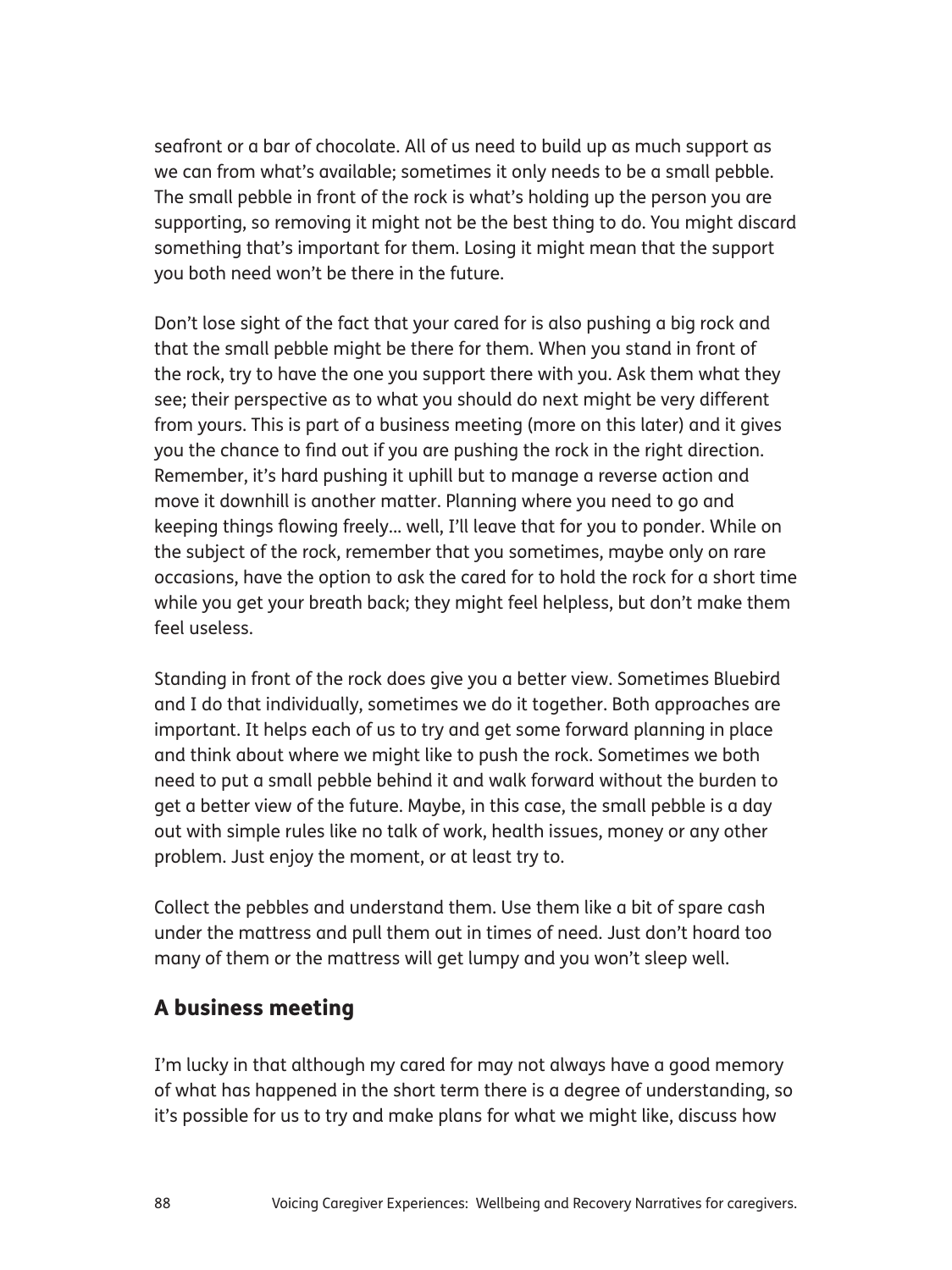seafront or a bar of chocolate. All of us need to build up as much support as we can from what's available; sometimes it only needs to be a small pebble. The small pebble in front of the rock is what's holding up the person you are supporting, so removing it might not be the best thing to do. You might discard something that's important for them. Losing it might mean that the support you both need won't be there in the future.

Don't lose sight of the fact that your cared for is also pushing a big rock and that the small pebble might be there for them. When you stand in front of the rock, try to have the one you support there with you. Ask them what they see; their perspective as to what you should do next might be very different from yours. This is part of a business meeting (more on this later) and it gives you the chance to find out if you are pushing the rock in the right direction. Remember, it's hard pushing it uphill but to manage a reverse action and move it downhill is another matter. Planning where you need to go and keeping things flowing freely… well, I'll leave that for you to ponder. While on the subject of the rock, remember that you sometimes, maybe only on rare occasions, have the option to ask the cared for to hold the rock for a short time while you get your breath back; they might feel helpless, but don't make them feel useless.

Standing in front of the rock does give you a better view. Sometimes Bluebird and I do that individually, sometimes we do it together. Both approaches are important. It helps each of us to try and get some forward planning in place and think about where we might like to push the rock. Sometimes we both need to put a small pebble behind it and walk forward without the burden to get a better view of the future. Maybe, in this case, the small pebble is a day out with simple rules like no talk of work, health issues, money or any other problem. Just enjoy the moment, or at least try to.

Collect the pebbles and understand them. Use them like a bit of spare cash under the mattress and pull them out in times of need. Just don't hoard too many of them or the mattress will get lumpy and you won't sleep well.

## A business meeting

I'm lucky in that although my cared for may not always have a good memory of what has happened in the short term there is a degree of understanding, so it's possible for us to try and make plans for what we might like, discuss how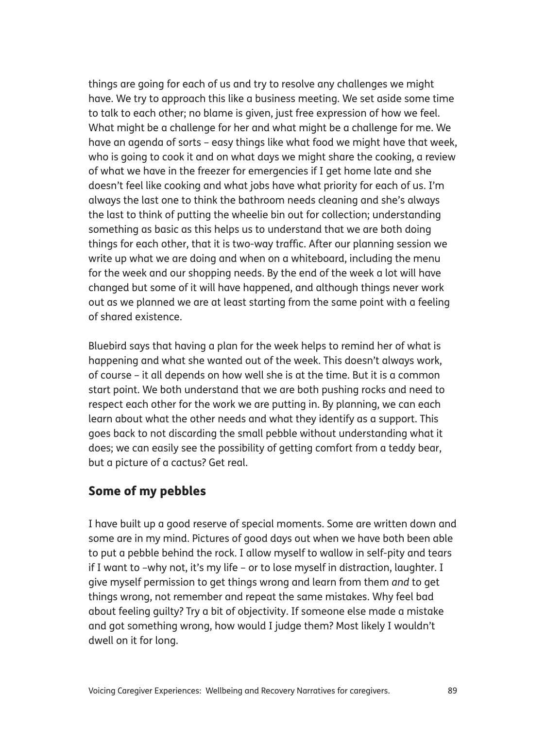things are going for each of us and try to resolve any challenges we might have. We try to approach this like a business meeting. We set aside some time to talk to each other; no blame is given, just free expression of how we feel. What might be a challenge for her and what might be a challenge for me. We have an agenda of sorts – easy things like what food we might have that week, who is going to cook it and on what days we might share the cooking, a review of what we have in the freezer for emergencies if I get home late and she doesn't feel like cooking and what jobs have what priority for each of us. I'm always the last one to think the bathroom needs cleaning and she's always the last to think of putting the wheelie bin out for collection; understanding something as basic as this helps us to understand that we are both doing things for each other, that it is two-way traffic. After our planning session we write up what we are doing and when on a whiteboard, including the menu for the week and our shopping needs. By the end of the week a lot will have changed but some of it will have happened, and although things never work out as we planned we are at least starting from the same point with a feeling of shared existence.

Bluebird says that having a plan for the week helps to remind her of what is happening and what she wanted out of the week. This doesn't always work, of course – it all depends on how well she is at the time. But it is a common start point. We both understand that we are both pushing rocks and need to respect each other for the work we are putting in. By planning, we can each learn about what the other needs and what they identify as a support. This goes back to not discarding the small pebble without understanding what it does; we can easily see the possibility of getting comfort from a teddy bear, but a picture of a cactus? Get real.

## Some of my pebbles

I have built up a good reserve of special moments. Some are written down and some are in my mind. Pictures of good days out when we have both been able to put a pebble behind the rock. I allow myself to wallow in self-pity and tears if I want to –why not, it's my life – or to lose myself in distraction, laughter. I give myself permission to get things wrong and learn from them *and* to get things wrong, not remember and repeat the same mistakes. Why feel bad about feeling guilty? Try a bit of objectivity. If someone else made a mistake and got something wrong, how would I judge them? Most likely I wouldn't dwell on it for long.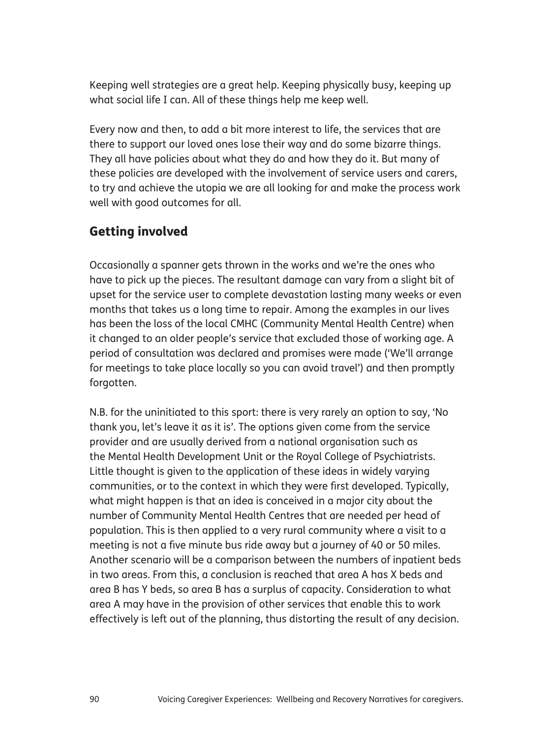Keeping well strategies are a great help. Keeping physically busy, keeping up what social life I can. All of these things help me keep well.

Every now and then, to add a bit more interest to life, the services that are there to support our loved ones lose their way and do some bizarre things. They all have policies about what they do and how they do it. But many of these policies are developed with the involvement of service users and carers, to try and achieve the utopia we are all looking for and make the process work well with good outcomes for all.

## Getting involved

Occasionally a spanner gets thrown in the works and we're the ones who have to pick up the pieces. The resultant damage can vary from a slight bit of upset for the service user to complete devastation lasting many weeks or even months that takes us a long time to repair. Among the examples in our lives has been the loss of the local CMHC (Community Mental Health Centre) when it changed to an older people's service that excluded those of working age. A period of consultation was declared and promises were made ('We'll arrange for meetings to take place locally so you can avoid travel') and then promptly forgotten.

N.B. for the uninitiated to this sport: there is very rarely an option to say, 'No thank you, let's leave it as it is'. The options given come from the service provider and are usually derived from a national organisation such as the Mental Health Development Unit or the Royal College of Psychiatrists. Little thought is given to the application of these ideas in widely varying communities, or to the context in which they were first developed. Typically, what might happen is that an idea is conceived in a major city about the number of Community Mental Health Centres that are needed per head of population. This is then applied to a very rural community where a visit to a meeting is not a five minute bus ride away but a journey of 40 or 50 miles. Another scenario will be a comparison between the numbers of inpatient beds in two areas. From this, a conclusion is reached that area A has X beds and area B has Y beds, so area B has a surplus of capacity. Consideration to what area A may have in the provision of other services that enable this to work effectively is left out of the planning, thus distorting the result of any decision.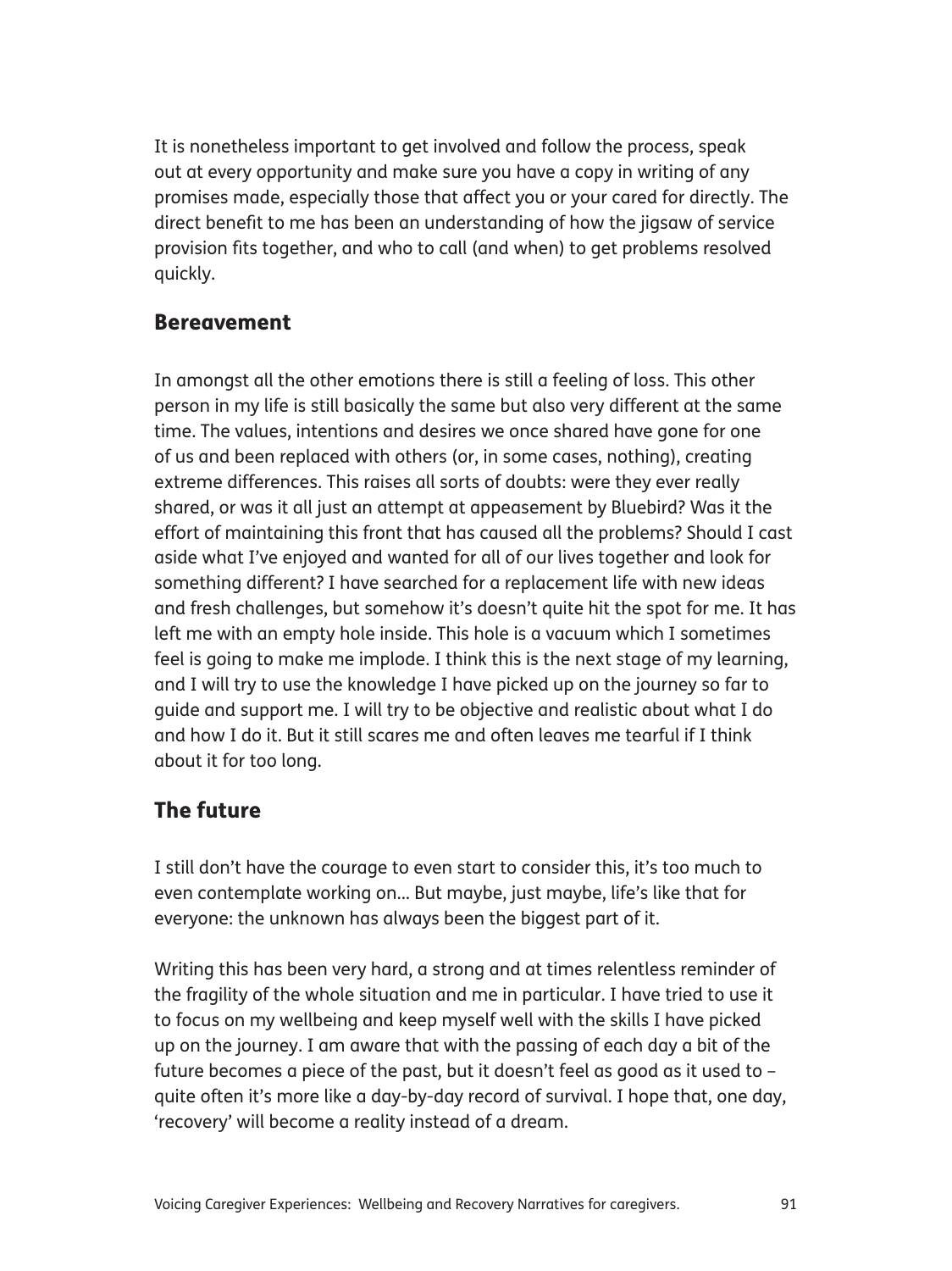It is nonetheless important to get involved and follow the process, speak out at every opportunity and make sure you have a copy in writing of any promises made, especially those that affect you or your cared for directly. The direct benefit to me has been an understanding of how the jigsaw of service provision fits together, and who to call (and when) to get problems resolved quickly.

## Bereavement

In amongst all the other emotions there is still a feeling of loss. This other person in my life is still basically the same but also very different at the same time. The values, intentions and desires we once shared have gone for one of us and been replaced with others (or, in some cases, nothing), creating extreme differences. This raises all sorts of doubts: were they ever really shared, or was it all just an attempt at appeasement by Bluebird? Was it the effort of maintaining this front that has caused all the problems? Should I cast aside what I've enjoyed and wanted for all of our lives together and look for something different? I have searched for a replacement life with new ideas and fresh challenges, but somehow it's doesn't quite hit the spot for me. It has left me with an empty hole inside. This hole is a vacuum which I sometimes feel is going to make me implode. I think this is the next stage of my learning, and I will try to use the knowledge I have picked up on the journey so far to guide and support me. I will try to be objective and realistic about what I do and how I do it. But it still scares me and often leaves me tearful if I think about it for too long.

## The future

I still don't have the courage to even start to consider this, it's too much to even contemplate working on... But maybe, just maybe, life's like that for everyone: the unknown has always been the biggest part of it.

Writing this has been very hard, a strong and at times relentless reminder of the fragility of the whole situation and me in particular. I have tried to use it to focus on my wellbeing and keep myself well with the skills I have picked up on the journey. I am aware that with the passing of each day a bit of the future becomes a piece of the past, but it doesn't feel as good as it used to – quite often it's more like a day-by-day record of survival. I hope that, one day, 'recovery' will become a reality instead of a dream.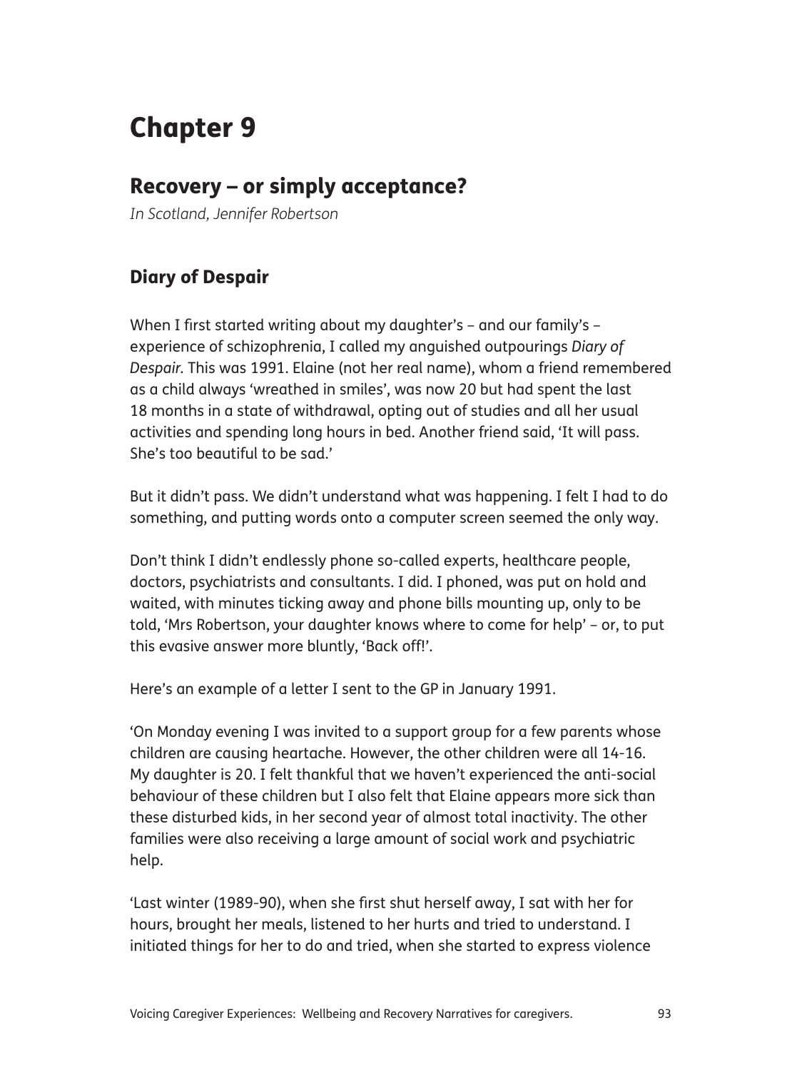# Chapter 9

## Recovery – or simply acceptance?

*In Scotland, Jennifer Robertson*

### Diary of Despair

When I first started writing about my daughter's – and our family's – experience of schizophrenia, I called my anguished outpourings *Diary of Despair*. This was 1991. Elaine (not her real name), whom a friend remembered as a child always 'wreathed in smiles', was now 20 but had spent the last 18 months in a state of withdrawal, opting out of studies and all her usual activities and spending long hours in bed. Another friend said, 'It will pass. She's too beautiful to be sad.'

But it didn't pass. We didn't understand what was happening. I felt I had to do something, and putting words onto a computer screen seemed the only way.

Don't think I didn't endlessly phone so-called experts, healthcare people, doctors, psychiatrists and consultants. I did. I phoned, was put on hold and waited, with minutes ticking away and phone bills mounting up, only to be told, 'Mrs Robertson, your daughter knows where to come for help' – or, to put this evasive answer more bluntly, 'Back off!'.

Here's an example of a letter I sent to the GP in January 1991.

'On Monday evening I was invited to a support group for a few parents whose children are causing heartache. However, the other children were all 14-16. My daughter is 20. I felt thankful that we haven't experienced the anti-social behaviour of these children but I also felt that Elaine appears more sick than these disturbed kids, in her second year of almost total inactivity. The other families were also receiving a large amount of social work and psychiatric help.

'Last winter (1989-90), when she first shut herself away, I sat with her for hours, brought her meals, listened to her hurts and tried to understand. I initiated things for her to do and tried, when she started to express violence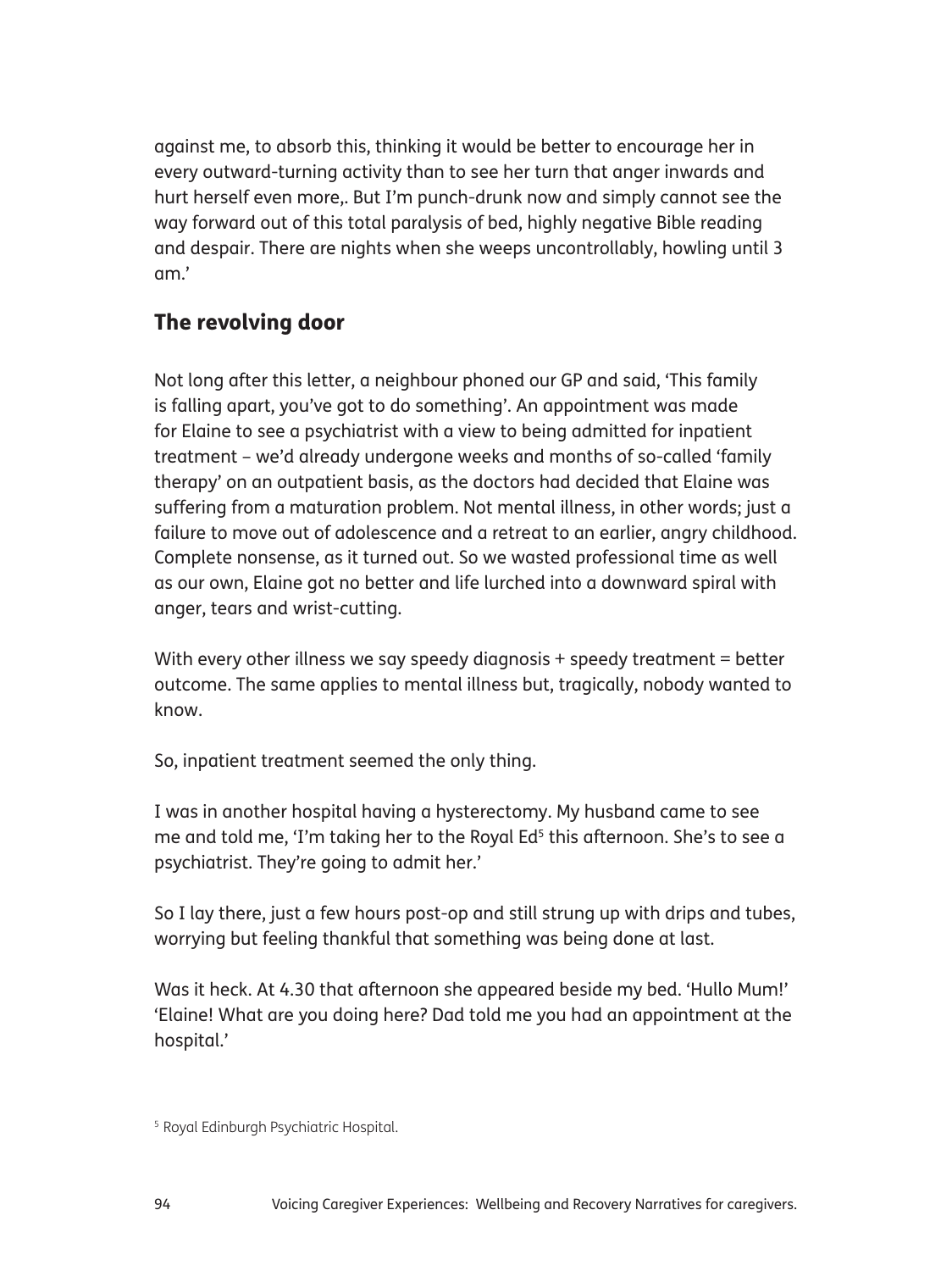against me, to absorb this, thinking it would be better to encourage her in every outward-turning activity than to see her turn that anger inwards and hurt herself even more,. But I'm punch-drunk now and simply cannot see the way forward out of this total paralysis of bed, highly negative Bible reading and despair. There are nights when she weeps uncontrollably, howling until 3 am.'

## The revolving door

Not long after this letter, a neighbour phoned our GP and said, 'This family is falling apart, you've got to do something'. An appointment was made for Elaine to see a psychiatrist with a view to being admitted for inpatient treatment – we'd already undergone weeks and months of so-called 'family therapy' on an outpatient basis, as the doctors had decided that Elaine was suffering from a maturation problem. Not mental illness, in other words; just a failure to move out of adolescence and a retreat to an earlier, angry childhood. Complete nonsense, as it turned out. So we wasted professional time as well as our own, Elaine got no better and life lurched into a downward spiral with anger, tears and wrist-cutting.

With every other illness we say speedy diagnosis + speedy treatment = better outcome. The same applies to mental illness but, tragically, nobody wanted to know.

So, inpatient treatment seemed the only thing.

I was in another hospital having a hysterectomy. My husband came to see me and told me, 'I'm taking her to the Royal Ed[5] this afternoon. She's to see a psychiatrist. They're going to admit her.'

So I lay there, just a few hours post-op and still strung up with drips and tubes, worrying but feeling thankful that something was being done at last.

Was it heck. At 4.30 that afternoon she appeared beside my bed. 'Hullo Mum!' 'Elaine! What are you doing here? Dad told me you had an appointment at the hospital.'

[5] Royal Edinburgh Psychiatric Hospital.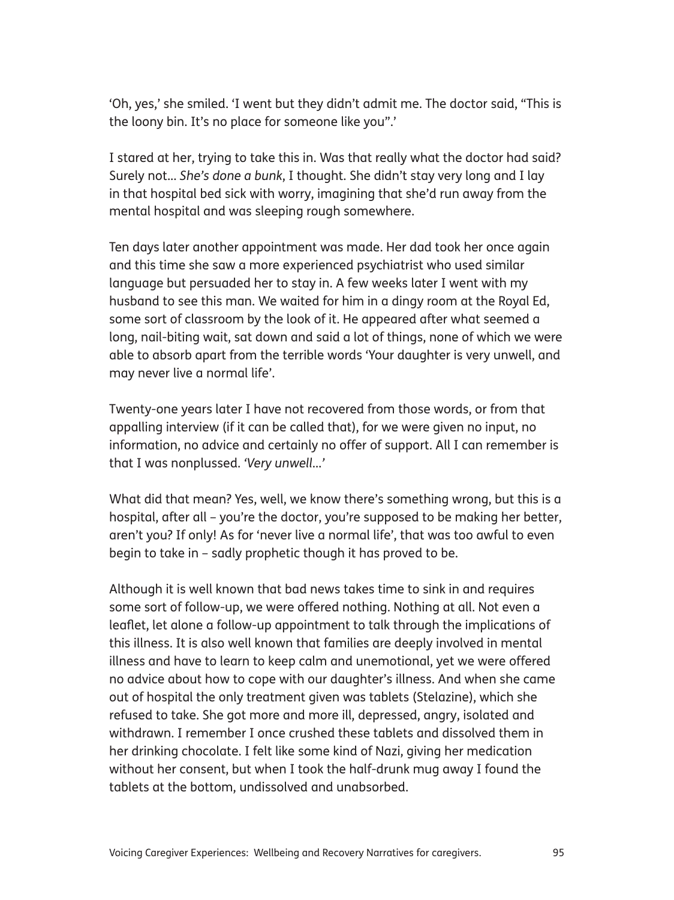'Oh, yes,' she smiled. 'I went but they didn't admit me. The doctor said, "This is the loony bin. It's no place for someone like you".'

I stared at her, trying to take this in. Was that really what the doctor had said? Surely not... *She's done a bunk*, I thought. She didn't stay very long and I lay in that hospital bed sick with worry, imagining that she'd run away from the mental hospital and was sleeping rough somewhere.

Ten days later another appointment was made. Her dad took her once again and this time she saw a more experienced psychiatrist who used similar language but persuaded her to stay in. A few weeks later I went with my husband to see this man. We waited for him in a dingy room at the Royal Ed, some sort of classroom by the look of it. He appeared after what seemed a long, nail-biting wait, sat down and said a lot of things, none of which we were able to absorb apart from the terrible words 'Your daughter is very unwell, and may never live a normal life'.

Twenty-one years later I have not recovered from those words, or from that appalling interview (if it can be called that), for we were given no input, no information, no advice and certainly no offer of support. All I can remember is that I was nonplussed. *'Very unwell...'*

What did that mean? Yes, well, we know there's something wrong, but this is a hospital, after all – you're the doctor, you're supposed to be making her better, aren't you? If only! As for 'never live a normal life', that was too awful to even begin to take in – sadly prophetic though it has proved to be.

Although it is well known that bad news takes time to sink in and requires some sort of follow-up, we were offered nothing. Nothing at all. Not even a leaflet, let alone a follow-up appointment to talk through the implications of this illness. It is also well known that families are deeply involved in mental illness and have to learn to keep calm and unemotional, yet we were offered no advice about how to cope with our daughter's illness. And when she came out of hospital the only treatment given was tablets (Stelazine), which she refused to take. She got more and more ill, depressed, angry, isolated and withdrawn. I remember I once crushed these tablets and dissolved them in her drinking chocolate. I felt like some kind of Nazi, giving her medication without her consent, but when I took the half-drunk mug away I found the tablets at the bottom, undissolved and unabsorbed.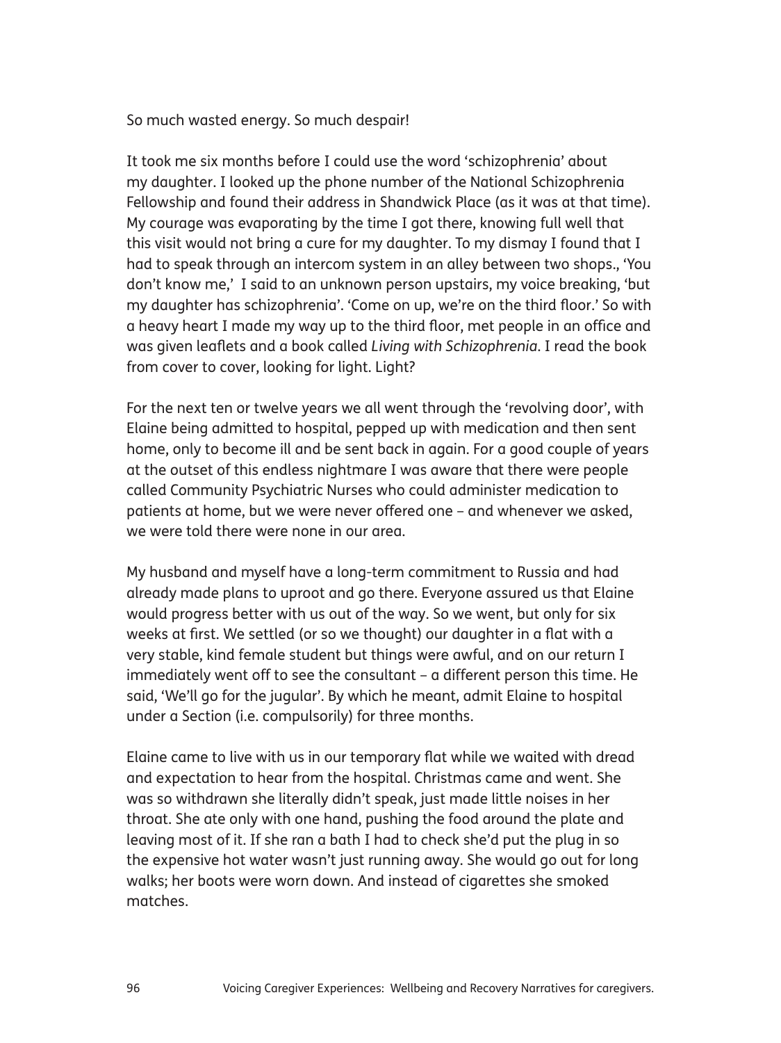So much wasted energy. So much despair!

It took me six months before I could use the word 'schizophrenia' about my daughter. I looked up the phone number of the National Schizophrenia Fellowship and found their address in Shandwick Place (as it was at that time). My courage was evaporating by the time I got there, knowing full well that this visit would not bring a cure for my daughter. To my dismay I found that I had to speak through an intercom system in an alley between two shops., 'You don't know me,' I said to an unknown person upstairs, my voice breaking, 'but my daughter has schizophrenia'. 'Come on up, we're on the third floor.' So with a heavy heart I made my way up to the third floor, met people in an office and was given leaflets and a book called *Living with Schizophrenia*. I read the book from cover to cover, looking for light. Light?

For the next ten or twelve years we all went through the 'revolving door', with Elaine being admitted to hospital, pepped up with medication and then sent home, only to become ill and be sent back in again. For a good couple of years at the outset of this endless nightmare I was aware that there were people called Community Psychiatric Nurses who could administer medication to patients at home, but we were never offered one – and whenever we asked, we were told there were none in our area.

My husband and myself have a long-term commitment to Russia and had already made plans to uproot and go there. Everyone assured us that Elaine would progress better with us out of the way. So we went, but only for six weeks at first. We settled (or so we thought) our daughter in a flat with a very stable, kind female student but things were awful, and on our return I immediately went off to see the consultant – a different person this time. He said, 'We'll go for the jugular'. By which he meant, admit Elaine to hospital under a Section (i.e. compulsorily) for three months.

Elaine came to live with us in our temporary flat while we waited with dread and expectation to hear from the hospital. Christmas came and went. She was so withdrawn she literally didn't speak, just made little noises in her throat. She ate only with one hand, pushing the food around the plate and leaving most of it. If she ran a bath I had to check she'd put the plug in so the expensive hot water wasn't just running away. She would go out for long walks; her boots were worn down. And instead of cigarettes she smoked matches.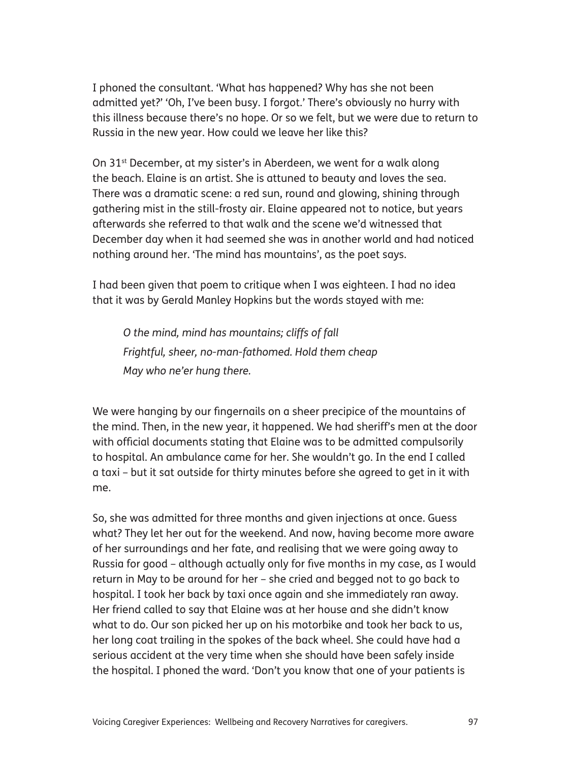I phoned the consultant. 'What has happened? Why has she not been admitted yet?' 'Oh, I've been busy. I forgot.' There's obviously no hurry with this illness because there's no hope. Or so we felt, but we were due to return to Russia in the new year. How could we leave her like this?

On 31st December, at my sister's in Aberdeen, we went for a walk along the beach. Elaine is an artist. She is attuned to beauty and loves the sea. There was a dramatic scene: a red sun, round and glowing, shining through gathering mist in the still-frosty air. Elaine appeared not to notice, but years afterwards she referred to that walk and the scene we'd witnessed that December day when it had seemed she was in another world and had noticed nothing around her. 'The mind has mountains', as the poet says.

I had been given that poem to critique when I was eighteen. I had no idea that it was by Gerald Manley Hopkins but the words stayed with me:

> *O the mind, mind has mountains; cliffs of fall*
> *Frightful, sheer, no-man-fathomed. Hold them cheap*
> *May who ne'er hung there.*

We were hanging by our fingernails on a sheer precipice of the mountains of the mind. Then, in the new year, it happened. We had sheriff's men at the door with official documents stating that Elaine was to be admitted compulsorily to hospital. An ambulance came for her. She wouldn't go. In the end I called a taxi – but it sat outside for thirty minutes before she agreed to get in it with me.

So, she was admitted for three months and given injections at once. Guess what? They let her out for the weekend. And now, having become more aware of her surroundings and her fate, and realising that we were going away to Russia for good – although actually only for five months in my case, as I would return in May to be around for her – she cried and begged not to go back to hospital. I took her back by taxi once again and she immediately ran away. Her friend called to say that Elaine was at her house and she didn't know what to do. Our son picked her up on his motorbike and took her back to us, her long coat trailing in the spokes of the back wheel. She could have had a serious accident at the very time when she should have been safely inside the hospital. I phoned the ward. 'Don't you know that one of your patients is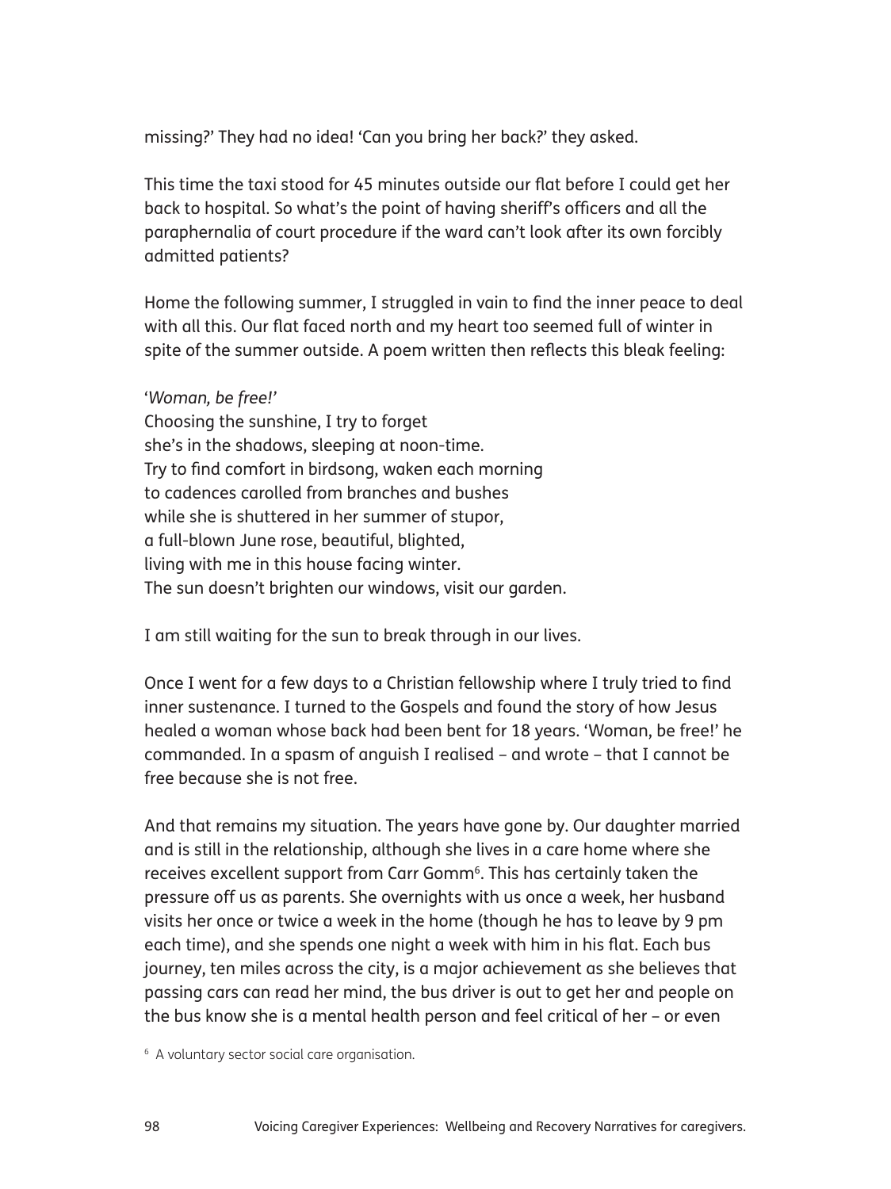missing?' They had no idea! 'Can you bring her back?' they asked.

This time the taxi stood for 45 minutes outside our flat before I could get her back to hospital. So what's the point of having sheriff's officers and all the paraphernalia of court procedure if the ward can't look after its own forcibly admitted patients?

Home the following summer, I struggled in vain to find the inner peace to deal with all this. Our flat faced north and my heart too seemed full of winter in spite of the summer outside. A poem written then reflects this bleak feeling:

'*Woman, be free!'*  
Choosing the sunshine, I try to forget  
she's in the shadows, sleeping at noon-time.  
Try to find comfort in birdsong, waken each morning  
to cadences carolled from branches and bushes  
while she is shuttered in her summer of stupor,  
a full-blown June rose, beautiful, blighted,  
living with me in this house facing winter.  
The sun doesn't brighten our windows, visit our garden.

I am still waiting for the sun to break through in our lives.

Once I went for a few days to a Christian fellowship where I truly tried to find inner sustenance. I turned to the Gospels and found the story of how Jesus healed a woman whose back had been bent for 18 years. 'Woman, be free!' he commanded. In a spasm of anguish I realised – and wrote – that I cannot be free because she is not free.

And that remains my situation. The years have gone by. Our daughter married and is still in the relationship, although she lives in a care home where she receives excellent support from Carr Gomm[6]. This has certainly taken the pressure off us as parents. She overnights with us once a week, her husband visits her once or twice a week in the home (though he has to leave by 9 pm each time), and she spends one night a week with him in his flat. Each bus journey, ten miles across the city, is a major achievement as she believes that passing cars can read her mind, the bus driver is out to get her and people on the bus know she is a mental health person and feel critical of her – or even

[6] A voluntary sector social care organisation.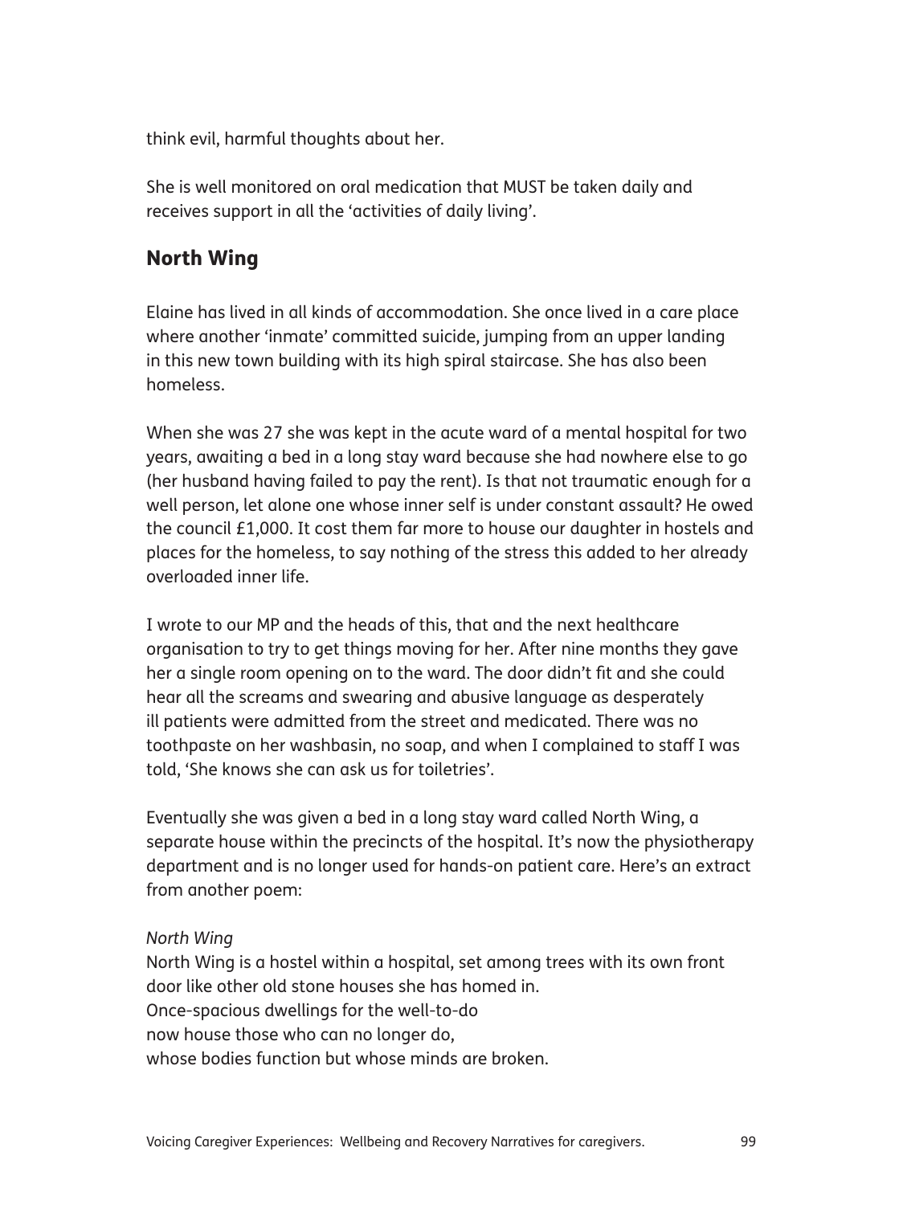think evil, harmful thoughts about her.

She is well monitored on oral medication that MUST be taken daily and receives support in all the 'activities of daily living'.

## North Wing

Elaine has lived in all kinds of accommodation. She once lived in a care place where another 'inmate' committed suicide, jumping from an upper landing in this new town building with its high spiral staircase. She has also been homeless.

When she was 27 she was kept in the acute ward of a mental hospital for two years, awaiting a bed in a long stay ward because she had nowhere else to go (her husband having failed to pay the rent). Is that not traumatic enough for a well person, let alone one whose inner self is under constant assault? He owed the council £1,000. It cost them far more to house our daughter in hostels and places for the homeless, to say nothing of the stress this added to her already overloaded inner life.

I wrote to our MP and the heads of this, that and the next healthcare organisation to try to get things moving for her. After nine months they gave her a single room opening on to the ward. The door didn't fit and she could hear all the screams and swearing and abusive language as desperately ill patients were admitted from the street and medicated. There was no toothpaste on her washbasin, no soap, and when I complained to staff I was told, 'She knows she can ask us for toiletries'.

Eventually she was given a bed in a long stay ward called North Wing, a separate house within the precincts of the hospital. It's now the physiotherapy department and is no longer used for hands-on patient care. Here's an extract from another poem:

*North Wing*  
North Wing is a hostel within a hospital, set among trees with its own front door like other old stone houses she has homed in.  
Once-spacious dwellings for the well-to-do  
now house those who can no longer do,  
whose bodies function but whose minds are broken.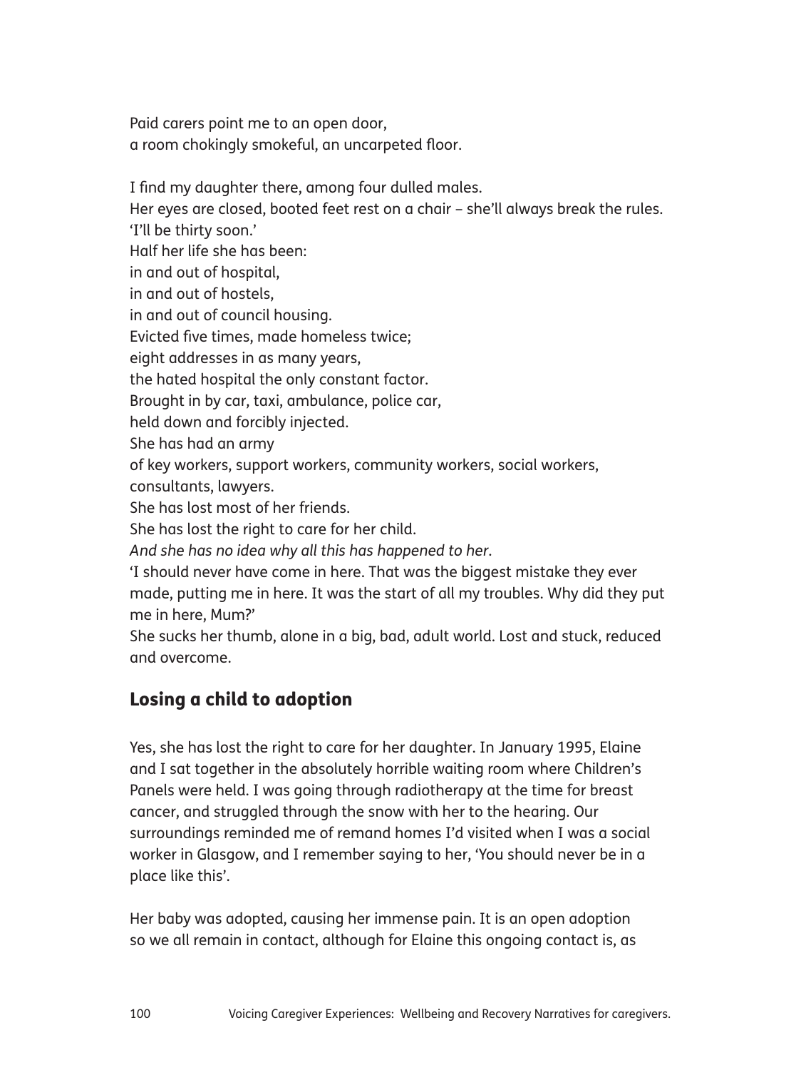Paid carers point me to an open door,
a room chokingly smokeful, an uncarpeted floor.

I find my daughter there, among four dulled males.
Her eyes are closed, booted feet rest on a chair – she'll always break the rules.
'I'll be thirty soon.'
Half her life she has been:
in and out of hospital,
in and out of hostels,
in and out of council housing.
Evicted five times, made homeless twice;
eight addresses in as many years,
the hated hospital the only constant factor.
Brought in by car, taxi, ambulance, police car,
held down and forcibly injected.
She has had an army
of key workers, support workers, community workers, social workers,
consultants, lawyers.
She has lost most of her friends.
She has lost the right to care for her child.
*And she has no idea why all this has happened to her.*
'I should never have come in here. That was the biggest mistake they ever made, putting me in here. It was the start of all my troubles. Why did they put me in here, Mum?'
She sucks her thumb, alone in a big, bad, adult world. Lost and stuck, reduced and overcome.

## Losing a child to adoption

Yes, she has lost the right to care for her daughter. In January 1995, Elaine and I sat together in the absolutely horrible waiting room where Children's Panels were held. I was going through radiotherapy at the time for breast cancer, and struggled through the snow with her to the hearing. Our surroundings reminded me of remand homes I'd visited when I was a social worker in Glasgow, and I remember saying to her, 'You should never be in a place like this'.

Her baby was adopted, causing her immense pain. It is an open adoption so we all remain in contact, although for Elaine this ongoing contact is, as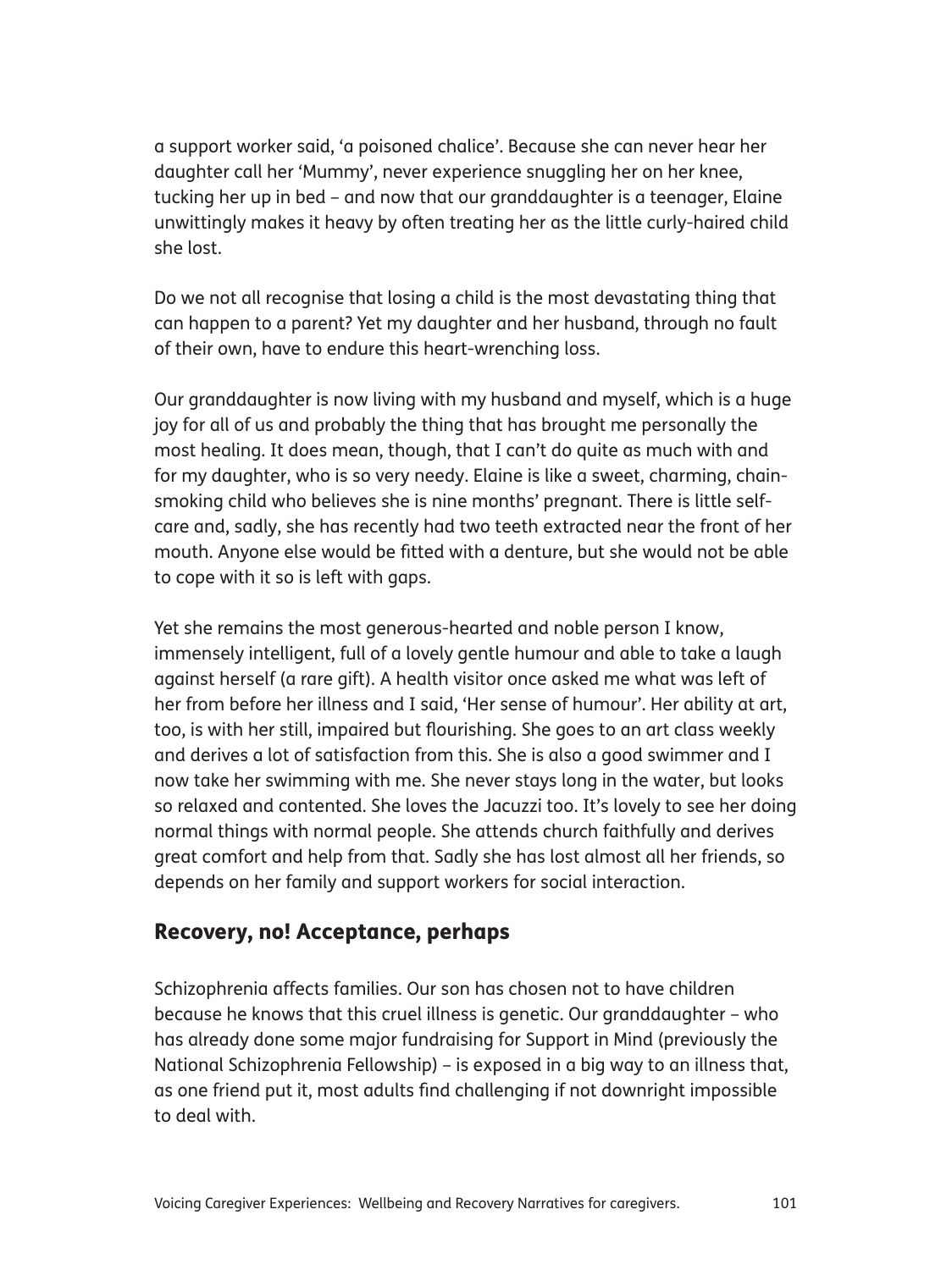a support worker said, 'a poisoned chalice'. Because she can never hear her daughter call her 'Mummy', never experience snuggling her on her knee, tucking her up in bed – and now that our granddaughter is a teenager, Elaine unwittingly makes it heavy by often treating her as the little curly-haired child she lost.

Do we not all recognise that losing a child is the most devastating thing that can happen to a parent? Yet my daughter and her husband, through no fault of their own, have to endure this heart-wrenching loss.

Our granddaughter is now living with my husband and myself, which is a huge joy for all of us and probably the thing that has brought me personally the most healing. It does mean, though, that I can't do quite as much with and for my daughter, who is so very needy. Elaine is like a sweet, charming, chain-smoking child who believes she is nine months' pregnant. There is little self-care and, sadly, she has recently had two teeth extracted near the front of her mouth. Anyone else would be fitted with a denture, but she would not be able to cope with it so is left with gaps.

Yet she remains the most generous-hearted and noble person I know, immensely intelligent, full of a lovely gentle humour and able to take a laugh against herself (a rare gift). A health visitor once asked me what was left of her from before her illness and I said, 'Her sense of humour'. Her ability at art, too, is with her still, impaired but flourishing. She goes to an art class weekly and derives a lot of satisfaction from this. She is also a good swimmer and I now take her swimming with me. She never stays long in the water, but looks so relaxed and contented. She loves the Jacuzzi too. It's lovely to see her doing normal things with normal people. She attends church faithfully and derives great comfort and help from that. Sadly she has lost almost all her friends, so depends on her family and support workers for social interaction.

## Recovery, no! Acceptance, perhaps

Schizophrenia affects families. Our son has chosen not to have children because he knows that this cruel illness is genetic. Our granddaughter – who has already done some major fundraising for Support in Mind (previously the National Schizophrenia Fellowship) – is exposed in a big way to an illness that, as one friend put it, most adults find challenging if not downright impossible to deal with.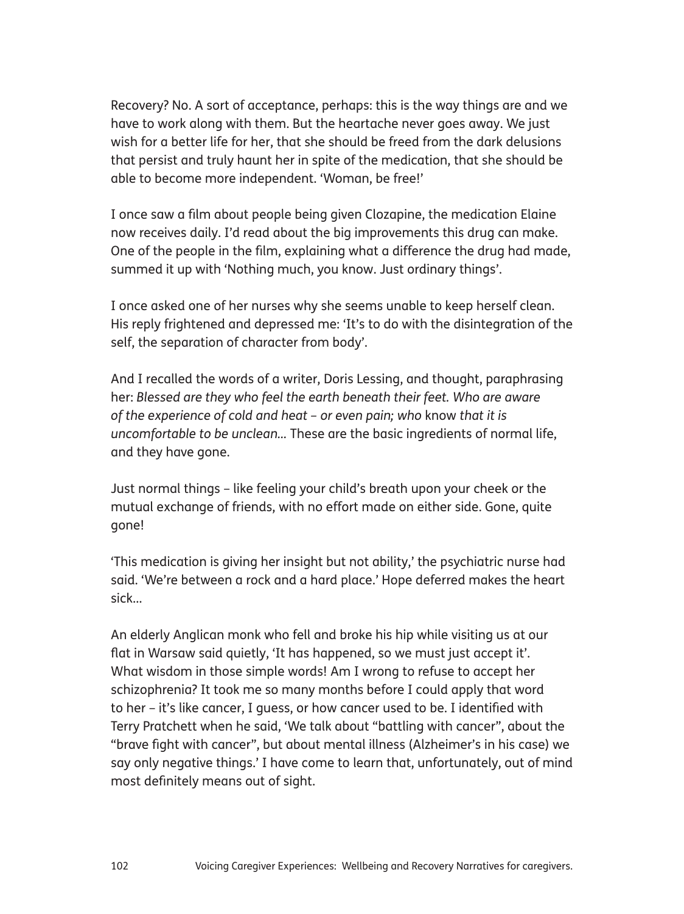Recovery? No. A sort of acceptance, perhaps: this is the way things are and we have to work along with them. But the heartache never goes away. We just wish for a better life for her, that she should be freed from the dark delusions that persist and truly haunt her in spite of the medication, that she should be able to become more independent. 'Woman, be free!'

I once saw a film about people being given Clozapine, the medication Elaine now receives daily. I'd read about the big improvements this drug can make. One of the people in the film, explaining what a difference the drug had made, summed it up with 'Nothing much, you know. Just ordinary things'.

I once asked one of her nurses why she seems unable to keep herself clean. His reply frightened and depressed me: 'It's to do with the disintegration of the self, the separation of character from body'.

And I recalled the words of a writer, Doris Lessing, and thought, paraphrasing her: *Blessed are they who feel the earth beneath their feet. Who are aware of the experience of cold and heat – or even pain; who* know *that it is uncomfortable to be unclean…* These are the basic ingredients of normal life, and they have gone.

Just normal things – like feeling your child's breath upon your cheek or the mutual exchange of friends, with no effort made on either side. Gone, quite gone!

'This medication is giving her insight but not ability,' the psychiatric nurse had said. 'We're between a rock and a hard place.' Hope deferred makes the heart sick…

An elderly Anglican monk who fell and broke his hip while visiting us at our flat in Warsaw said quietly, 'It has happened, so we must just accept it'. What wisdom in those simple words! Am I wrong to refuse to accept her schizophrenia? It took me so many months before I could apply that word to her – it's like cancer, I guess, or how cancer used to be. I identified with Terry Pratchett when he said, 'We talk about "battling with cancer", about the "brave fight with cancer", but about mental illness (Alzheimer's in his case) we say only negative things.' I have come to learn that, unfortunately, out of mind most definitely means out of sight.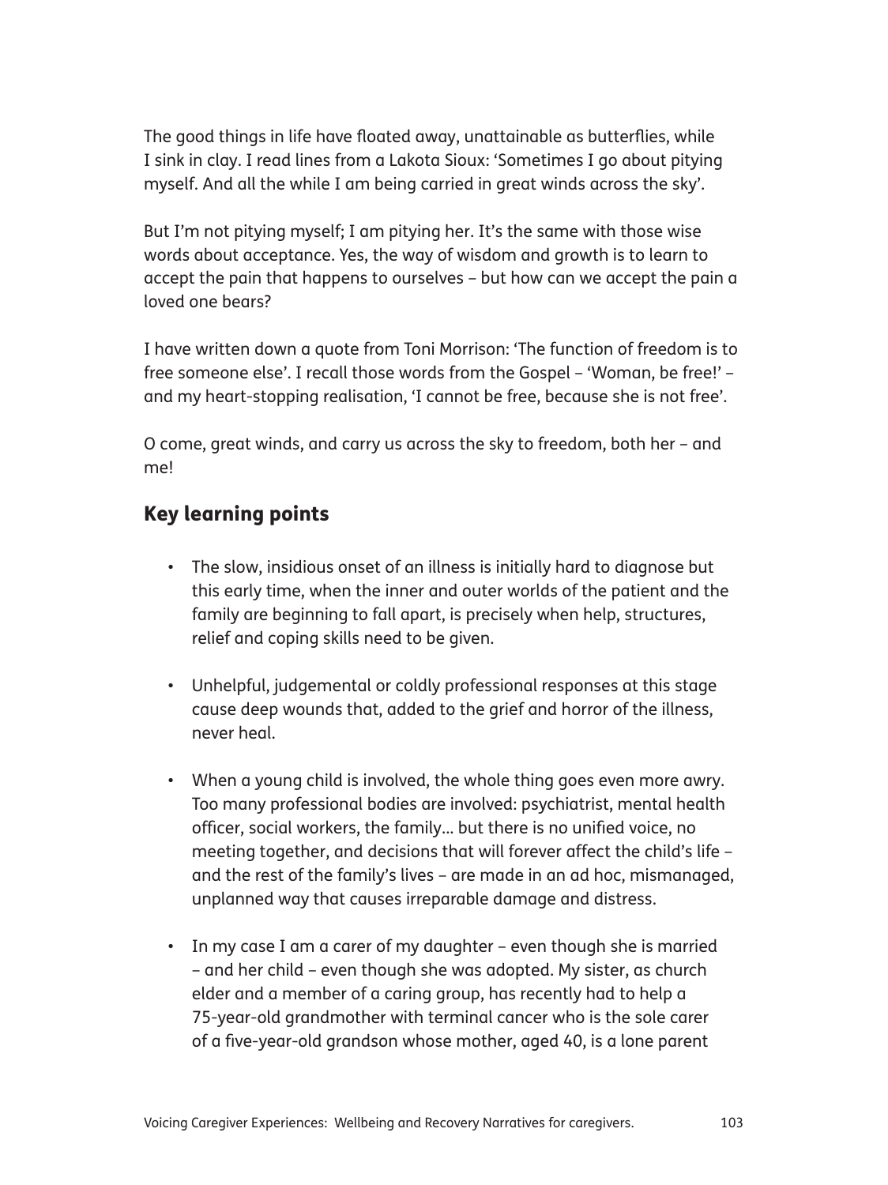The good things in life have floated away, unattainable as butterflies, while I sink in clay. I read lines from a Lakota Sioux: 'Sometimes I go about pitying myself. And all the while I am being carried in great winds across the sky'.

But I'm not pitying myself; I am pitying her. It's the same with those wise words about acceptance. Yes, the way of wisdom and growth is to learn to accept the pain that happens to ourselves – but how can we accept the pain a loved one bears?

I have written down a quote from Toni Morrison: 'The function of freedom is to free someone else'. I recall those words from the Gospel – 'Woman, be free!' – and my heart-stopping realisation, 'I cannot be free, because she is not free'.

O come, great winds, and carry us across the sky to freedom, both her – and me!

## Key learning points

- The slow, insidious onset of an illness is initially hard to diagnose but this early time, when the inner and outer worlds of the patient and the family are beginning to fall apart, is precisely when help, structures, relief and coping skills need to be given.
- Unhelpful, judgemental or coldly professional responses at this stage cause deep wounds that, added to the grief and horror of the illness, never heal.
- When a young child is involved, the whole thing goes even more awry. Too many professional bodies are involved: psychiatrist, mental health officer, social workers, the family... but there is no unified voice, no meeting together, and decisions that will forever affect the child's life – and the rest of the family's lives – are made in an ad hoc, mismanaged, unplanned way that causes irreparable damage and distress.
- In my case I am a carer of my daughter – even though she is married – and her child – even though she was adopted. My sister, as church elder and a member of a caring group, has recently had to help a 75-year-old grandmother with terminal cancer who is the sole carer of a five-year-old grandson whose mother, aged 40, is a lone parent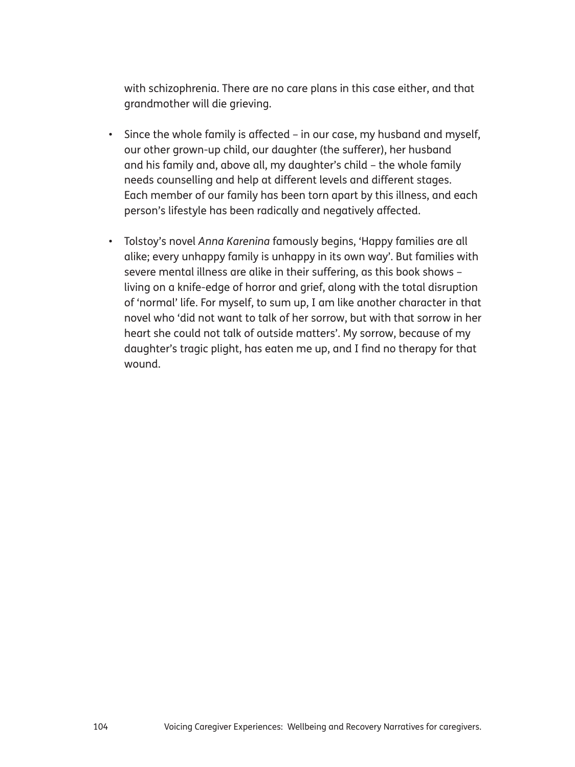with schizophrenia. There are no care plans in this case either, and that grandmother will die grieving.

- Since the whole family is affected – in our case, my husband and myself, our other grown-up child, our daughter (the sufferer), her husband and his family and, above all, my daughter's child – the whole family needs counselling and help at different levels and different stages. Each member of our family has been torn apart by this illness, and each person's lifestyle has been radically and negatively affected.

- Tolstoy's novel *Anna Karenina* famously begins, 'Happy families are all alike; every unhappy family is unhappy in its own way'. But families with severe mental illness are alike in their suffering, as this book shows – living on a knife-edge of horror and grief, along with the total disruption of 'normal' life. For myself, to sum up, I am like another character in that novel who 'did not want to talk of her sorrow, but with that sorrow in her heart she could not talk of outside matters'. My sorrow, because of my daughter's tragic plight, has eaten me up, and I find no therapy for that wound.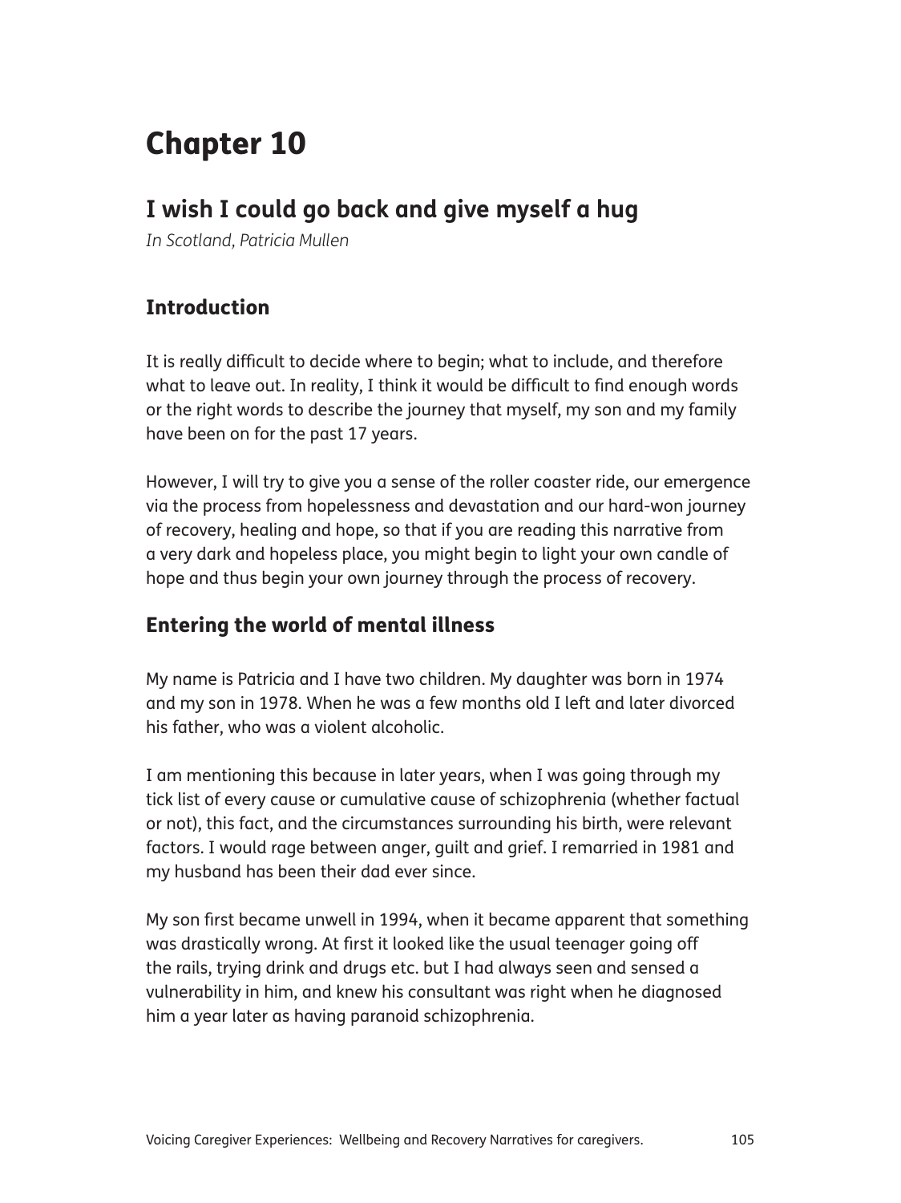# Chapter 10

## I wish I could go back and give myself a hug

*In Scotland, Patricia Mullen*

### Introduction

It is really difficult to decide where to begin; what to include, and therefore what to leave out. In reality, I think it would be difficult to find enough words or the right words to describe the journey that myself, my son and my family have been on for the past 17 years.

However, I will try to give you a sense of the roller coaster ride, our emergence via the process from hopelessness and devastation and our hard-won journey of recovery, healing and hope, so that if you are reading this narrative from a very dark and hopeless place, you might begin to light your own candle of hope and thus begin your own journey through the process of recovery.

### Entering the world of mental illness

My name is Patricia and I have two children. My daughter was born in 1974 and my son in 1978. When he was a few months old I left and later divorced his father, who was a violent alcoholic.

I am mentioning this because in later years, when I was going through my tick list of every cause or cumulative cause of schizophrenia (whether factual or not), this fact, and the circumstances surrounding his birth, were relevant factors. I would rage between anger, guilt and grief. I remarried in 1981 and my husband has been their dad ever since.

My son first became unwell in 1994, when it became apparent that something was drastically wrong. At first it looked like the usual teenager going off the rails, trying drink and drugs etc. but I had always seen and sensed a vulnerability in him, and knew his consultant was right when he diagnosed him a year later as having paranoid schizophrenia.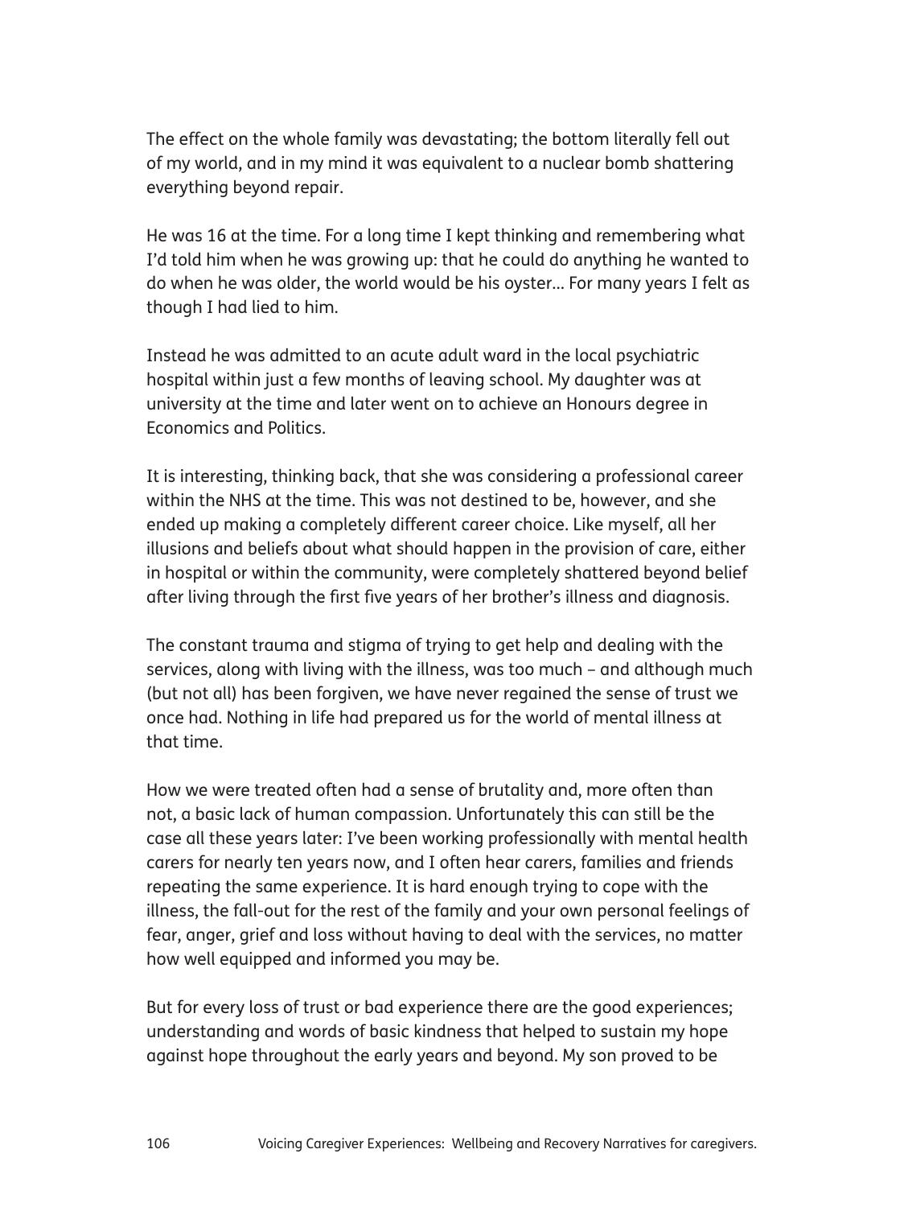The effect on the whole family was devastating; the bottom literally fell out of my world, and in my mind it was equivalent to a nuclear bomb shattering everything beyond repair.

He was 16 at the time. For a long time I kept thinking and remembering what I'd told him when he was growing up: that he could do anything he wanted to do when he was older, the world would be his oyster… For many years I felt as though I had lied to him.

Instead he was admitted to an acute adult ward in the local psychiatric hospital within just a few months of leaving school. My daughter was at university at the time and later went on to achieve an Honours degree in Economics and Politics.

It is interesting, thinking back, that she was considering a professional career within the NHS at the time. This was not destined to be, however, and she ended up making a completely different career choice. Like myself, all her illusions and beliefs about what should happen in the provision of care, either in hospital or within the community, were completely shattered beyond belief after living through the first five years of her brother's illness and diagnosis.

The constant trauma and stigma of trying to get help and dealing with the services, along with living with the illness, was too much – and although much (but not all) has been forgiven, we have never regained the sense of trust we once had. Nothing in life had prepared us for the world of mental illness at that time.

How we were treated often had a sense of brutality and, more often than not, a basic lack of human compassion. Unfortunately this can still be the case all these years later: I've been working professionally with mental health carers for nearly ten years now, and I often hear carers, families and friends repeating the same experience. It is hard enough trying to cope with the illness, the fall-out for the rest of the family and your own personal feelings of fear, anger, grief and loss without having to deal with the services, no matter how well equipped and informed you may be.

But for every loss of trust or bad experience there are the good experiences; understanding and words of basic kindness that helped to sustain my hope against hope throughout the early years and beyond. My son proved to be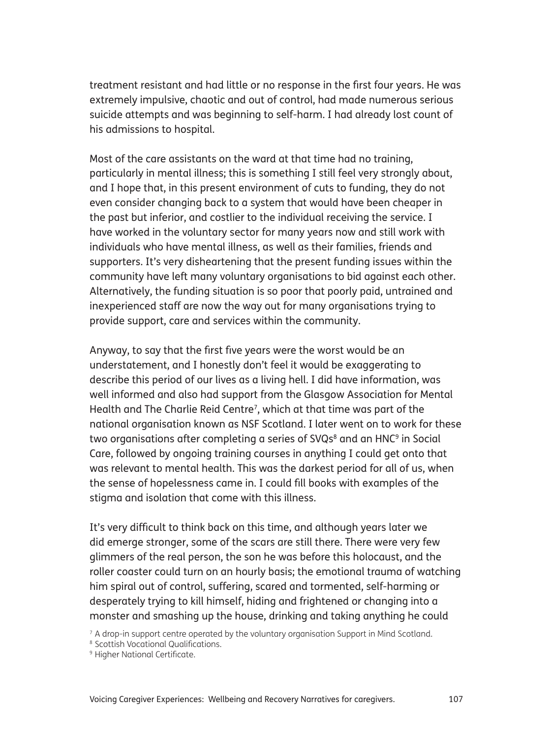treatment resistant and had little or no response in the first four years. He was extremely impulsive, chaotic and out of control, had made numerous serious suicide attempts and was beginning to self-harm. I had already lost count of his admissions to hospital.

Most of the care assistants on the ward at that time had no training, particularly in mental illness; this is something I still feel very strongly about, and I hope that, in this present environment of cuts to funding, they do not even consider changing back to a system that would have been cheaper in the past but inferior, and costlier to the individual receiving the service. I have worked in the voluntary sector for many years now and still work with individuals who have mental illness, as well as their families, friends and supporters. It's very disheartening that the present funding issues within the community have left many voluntary organisations to bid against each other. Alternatively, the funding situation is so poor that poorly paid, untrained and inexperienced staff are now the way out for many organisations trying to provide support, care and services within the community.

Anyway, to say that the first five years were the worst would be an understatement, and I honestly don't feel it would be exaggerating to describe this period of our lives as a living hell. I did have information, was well informed and also had support from the Glasgow Association for Mental Health and The Charlie Reid Centre[7], which at that time was part of the national organisation known as NSF Scotland. I later went on to work for these two organisations after completing a series of SVQs[8] and an HNC[9] in Social Care, followed by ongoing training courses in anything I could get onto that was relevant to mental health. This was the darkest period for all of us, when the sense of hopelessness came in. I could fill books with examples of the stigma and isolation that come with this illness.

It's very difficult to think back on this time, and although years later we did emerge stronger, some of the scars are still there. There were very few glimmers of the real person, the son he was before this holocaust, and the roller coaster could turn on an hourly basis; the emotional trauma of watching him spiral out of control, suffering, scared and tormented, self-harming or desperately trying to kill himself, hiding and frightened or changing into a monster and smashing up the house, drinking and taking anything he could

[7] A drop-in support centre operated by the voluntary organisation Support in Mind Scotland.

[8] Scottish Vocational Qualifications.

[9] Higher National Certificate.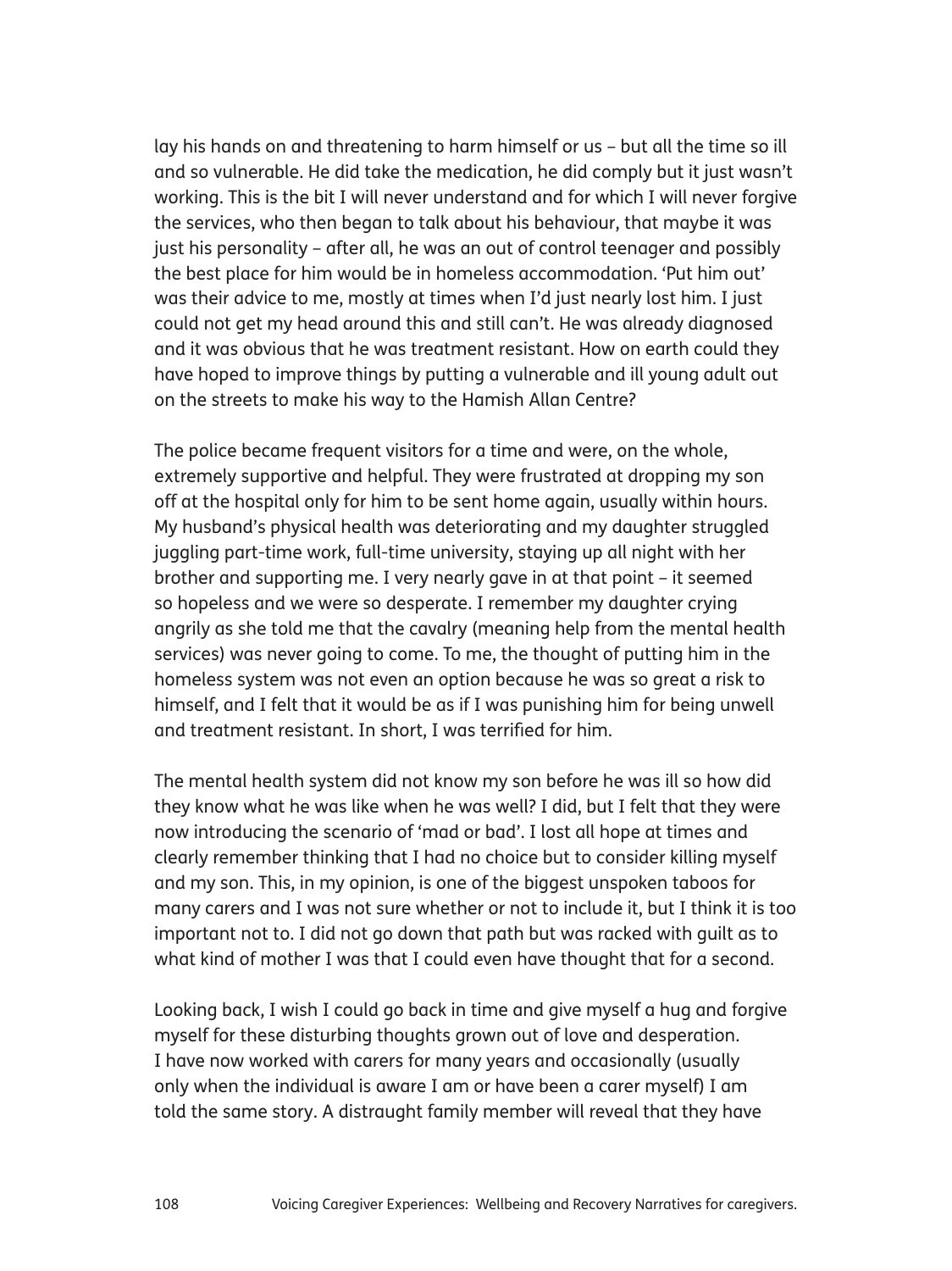lay his hands on and threatening to harm himself or us – but all the time so ill and so vulnerable. He did take the medication, he did comply but it just wasn't working. This is the bit I will never understand and for which I will never forgive the services, who then began to talk about his behaviour, that maybe it was just his personality – after all, he was an out of control teenager and possibly the best place for him would be in homeless accommodation. 'Put him out' was their advice to me, mostly at times when I'd just nearly lost him. I just could not get my head around this and still can't. He was already diagnosed and it was obvious that he was treatment resistant. How on earth could they have hoped to improve things by putting a vulnerable and ill young adult out on the streets to make his way to the Hamish Allan Centre?

The police became frequent visitors for a time and were, on the whole, extremely supportive and helpful. They were frustrated at dropping my son off at the hospital only for him to be sent home again, usually within hours. My husband's physical health was deteriorating and my daughter struggled juggling part-time work, full-time university, staying up all night with her brother and supporting me. I very nearly gave in at that point – it seemed so hopeless and we were so desperate. I remember my daughter crying angrily as she told me that the cavalry (meaning help from the mental health services) was never going to come. To me, the thought of putting him in the homeless system was not even an option because he was so great a risk to himself, and I felt that it would be as if I was punishing him for being unwell and treatment resistant. In short, I was terrified for him.

The mental health system did not know my son before he was ill so how did they know what he was like when he was well? I did, but I felt that they were now introducing the scenario of 'mad or bad'. I lost all hope at times and clearly remember thinking that I had no choice but to consider killing myself and my son. This, in my opinion, is one of the biggest unspoken taboos for many carers and I was not sure whether or not to include it, but I think it is too important not to. I did not go down that path but was racked with guilt as to what kind of mother I was that I could even have thought that for a second.

Looking back, I wish I could go back in time and give myself a hug and forgive myself for these disturbing thoughts grown out of love and desperation. I have now worked with carers for many years and occasionally (usually only when the individual is aware I am or have been a carer myself) I am told the same story. A distraught family member will reveal that they have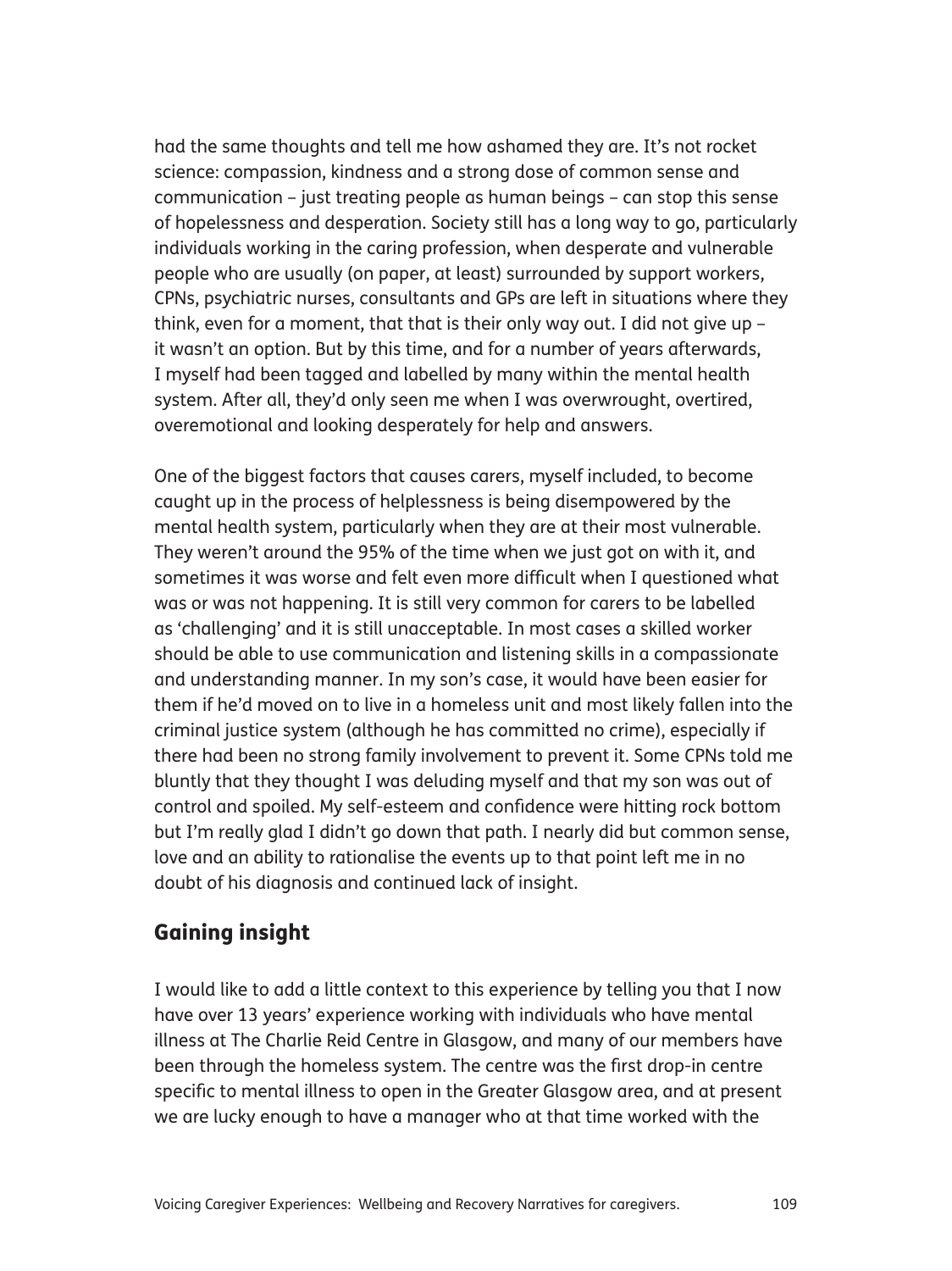had the same thoughts and tell me how ashamed they are. It's not rocket science: compassion, kindness and a strong dose of common sense and communication – just treating people as human beings – can stop this sense of hopelessness and desperation. Society still has a long way to go, particularly individuals working in the caring profession, when desperate and vulnerable people who are usually (on paper, at least) surrounded by support workers, CPNs, psychiatric nurses, consultants and GPs are left in situations where they think, even for a moment, that that is their only way out. I did not give up – it wasn't an option. But by this time, and for a number of years afterwards, I myself had been tagged and labelled by many within the mental health system. After all, they'd only seen me when I was overwrought, overtired, overemotional and looking desperately for help and answers.

One of the biggest factors that causes carers, myself included, to become caught up in the process of helplessness is being disempowered by the mental health system, particularly when they are at their most vulnerable. They weren't around the 95% of the time when we just got on with it, and sometimes it was worse and felt even more difficult when I questioned what was or was not happening. It is still very common for carers to be labelled as 'challenging' and it is still unacceptable. In most cases a skilled worker should be able to use communication and listening skills in a compassionate and understanding manner. In my son's case, it would have been easier for them if he'd moved on to live in a homeless unit and most likely fallen into the criminal justice system (although he has committed no crime), especially if there had been no strong family involvement to prevent it. Some CPNs told me bluntly that they thought I was deluding myself and that my son was out of control and spoiled. My self-esteem and confidence were hitting rock bottom but I'm really glad I didn't go down that path. I nearly did but common sense, love and an ability to rationalise the events up to that point left me in no doubt of his diagnosis and continued lack of insight.

## Gaining insight

I would like to add a little context to this experience by telling you that I now have over 13 years' experience working with individuals who have mental illness at The Charlie Reid Centre in Glasgow, and many of our members have been through the homeless system. The centre was the first drop-in centre specific to mental illness to open in the Greater Glasgow area, and at present we are lucky enough to have a manager who at that time worked with the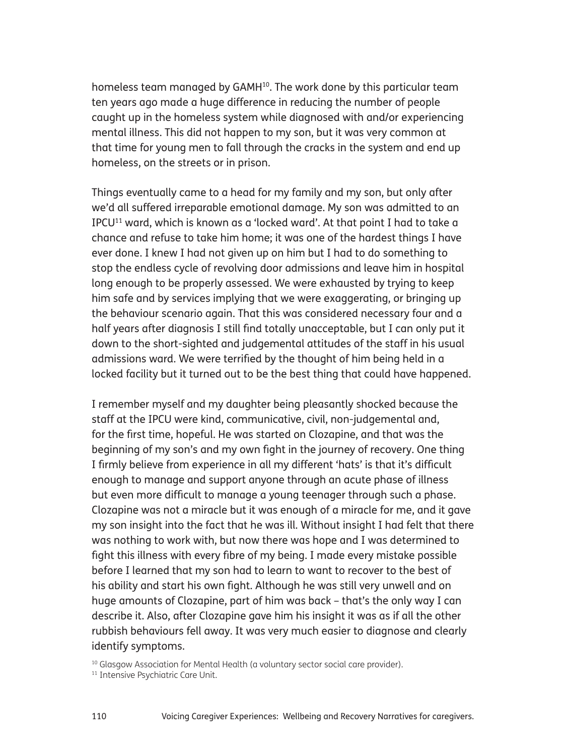homeless team managed by GAMH[10]. The work done by this particular team ten years ago made a huge difference in reducing the number of people caught up in the homeless system while diagnosed with and/or experiencing mental illness. This did not happen to my son, but it was very common at that time for young men to fall through the cracks in the system and end up homeless, on the streets or in prison.

Things eventually came to a head for my family and my son, but only after we'd all suffered irreparable emotional damage. My son was admitted to an IPCU[11] ward, which is known as a 'locked ward'. At that point I had to take a chance and refuse to take him home; it was one of the hardest things I have ever done. I knew I had not given up on him but I had to do something to stop the endless cycle of revolving door admissions and leave him in hospital long enough to be properly assessed. We were exhausted by trying to keep him safe and by services implying that we were exaggerating, or bringing up the behaviour scenario again. That this was considered necessary four and a half years after diagnosis I still find totally unacceptable, but I can only put it down to the short-sighted and judgemental attitudes of the staff in his usual admissions ward. We were terrified by the thought of him being held in a locked facility but it turned out to be the best thing that could have happened.

I remember myself and my daughter being pleasantly shocked because the staff at the IPCU were kind, communicative, civil, non-judgemental and, for the first time, hopeful. He was started on Clozapine, and that was the beginning of my son's and my own fight in the journey of recovery. One thing I firmly believe from experience in all my different 'hats' is that it's difficult enough to manage and support anyone through an acute phase of illness but even more difficult to manage a young teenager through such a phase. Clozapine was not a miracle but it was enough of a miracle for me, and it gave my son insight into the fact that he was ill. Without insight I had felt that there was nothing to work with, but now there was hope and I was determined to fight this illness with every fibre of my being. I made every mistake possible before I learned that my son had to learn to want to recover to the best of his ability and start his own fight. Although he was still very unwell and on huge amounts of Clozapine, part of him was back – that's the only way I can describe it. Also, after Clozapine gave him his insight it was as if all the other rubbish behaviours fell away. It was very much easier to diagnose and clearly identify symptoms.

[10] Glasgow Association for Mental Health (a voluntary sector social care provider).

[11] Intensive Psychiatric Care Unit.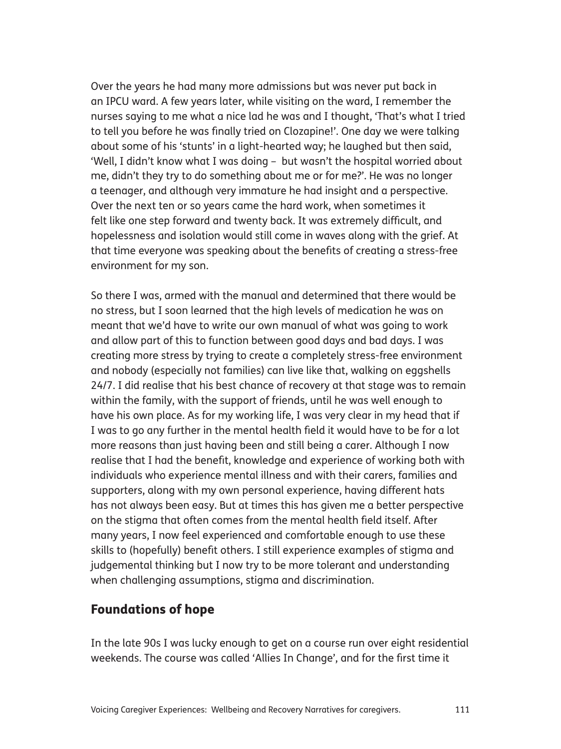Over the years he had many more admissions but was never put back in an IPCU ward. A few years later, while visiting on the ward, I remember the nurses saying to me what a nice lad he was and I thought, 'That's what I tried to tell you before he was finally tried on Clozapine!'. One day we were talking about some of his 'stunts' in a light-hearted way; he laughed but then said, 'Well, I didn't know what I was doing – but wasn't the hospital worried about me, didn't they try to do something about me or for me?'. He was no longer a teenager, and although very immature he had insight and a perspective. Over the next ten or so years came the hard work, when sometimes it felt like one step forward and twenty back. It was extremely difficult, and hopelessness and isolation would still come in waves along with the grief. At that time everyone was speaking about the benefits of creating a stress-free environment for my son.

So there I was, armed with the manual and determined that there would be no stress, but I soon learned that the high levels of medication he was on meant that we'd have to write our own manual of what was going to work and allow part of this to function between good days and bad days. I was creating more stress by trying to create a completely stress-free environment and nobody (especially not families) can live like that, walking on eggshells 24/7. I did realise that his best chance of recovery at that stage was to remain within the family, with the support of friends, until he was well enough to have his own place. As for my working life, I was very clear in my head that if I was to go any further in the mental health field it would have to be for a lot more reasons than just having been and still being a carer. Although I now realise that I had the benefit, knowledge and experience of working both with individuals who experience mental illness and with their carers, families and supporters, along with my own personal experience, having different hats has not always been easy. But at times this has given me a better perspective on the stigma that often comes from the mental health field itself. After many years, I now feel experienced and comfortable enough to use these skills to (hopefully) benefit others. I still experience examples of stigma and judgemental thinking but I now try to be more tolerant and understanding when challenging assumptions, stigma and discrimination.

## Foundations of hope

In the late 90s I was lucky enough to get on a course run over eight residential weekends. The course was called 'Allies In Change', and for the first time it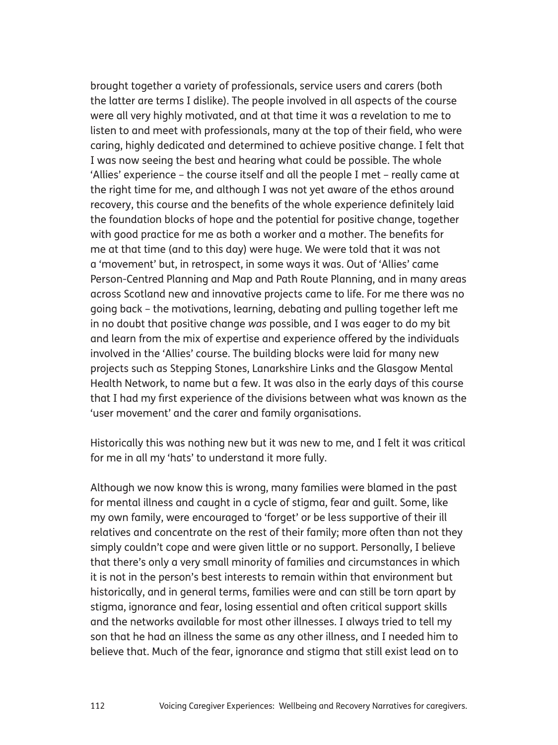brought together a variety of professionals, service users and carers (both the latter are terms I dislike). The people involved in all aspects of the course were all very highly motivated, and at that time it was a revelation to me to listen to and meet with professionals, many at the top of their field, who were caring, highly dedicated and determined to achieve positive change. I felt that I was now seeing the best and hearing what could be possible. The whole 'Allies' experience – the course itself and all the people I met – really came at the right time for me, and although I was not yet aware of the ethos around recovery, this course and the benefits of the whole experience definitely laid the foundation blocks of hope and the potential for positive change, together with good practice for me as both a worker and a mother. The benefits for me at that time (and to this day) were huge. We were told that it was not a 'movement' but, in retrospect, in some ways it was. Out of 'Allies' came Person-Centred Planning and Map and Path Route Planning, and in many areas across Scotland new and innovative projects came to life. For me there was no going back – the motivations, learning, debating and pulling together left me in no doubt that positive change *was* possible, and I was eager to do my bit and learn from the mix of expertise and experience offered by the individuals involved in the 'Allies' course. The building blocks were laid for many new projects such as Stepping Stones, Lanarkshire Links and the Glasgow Mental Health Network, to name but a few. It was also in the early days of this course that I had my first experience of the divisions between what was known as the 'user movement' and the carer and family organisations.

Historically this was nothing new but it was new to me, and I felt it was critical for me in all my 'hats' to understand it more fully.

Although we now know this is wrong, many families were blamed in the past for mental illness and caught in a cycle of stigma, fear and guilt. Some, like my own family, were encouraged to 'forget' or be less supportive of their ill relatives and concentrate on the rest of their family; more often than not they simply couldn't cope and were given little or no support. Personally, I believe that there's only a very small minority of families and circumstances in which it is not in the person's best interests to remain within that environment but historically, and in general terms, families were and can still be torn apart by stigma, ignorance and fear, losing essential and often critical support skills and the networks available for most other illnesses. I always tried to tell my son that he had an illness the same as any other illness, and I needed him to believe that. Much of the fear, ignorance and stigma that still exist lead on to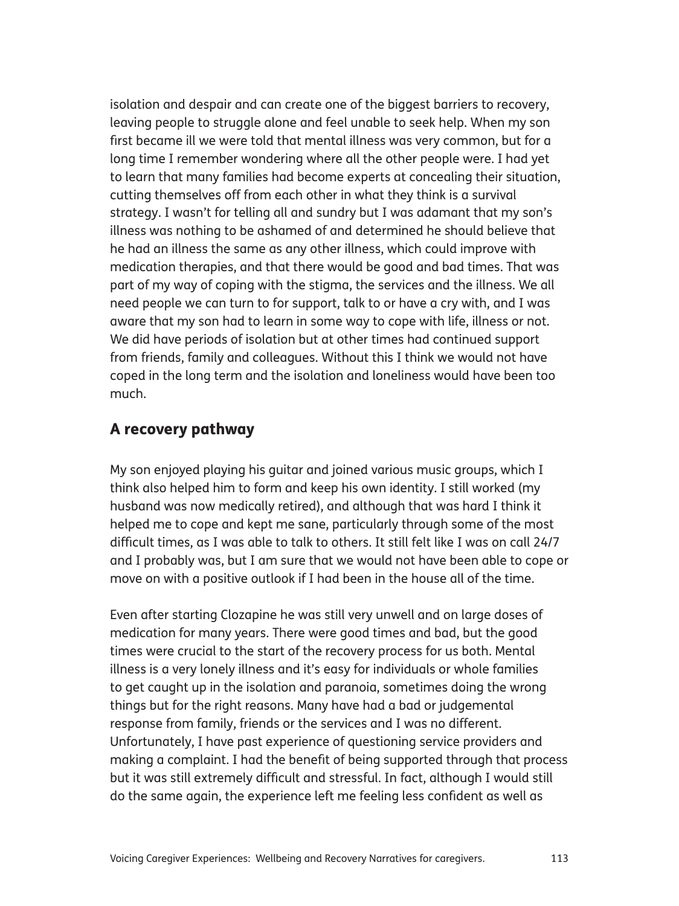isolation and despair and can create one of the biggest barriers to recovery, leaving people to struggle alone and feel unable to seek help. When my son first became ill we were told that mental illness was very common, but for a long time I remember wondering where all the other people were. I had yet to learn that many families had become experts at concealing their situation, cutting themselves off from each other in what they think is a survival strategy. I wasn't for telling all and sundry but I was adamant that my son's illness was nothing to be ashamed of and determined he should believe that he had an illness the same as any other illness, which could improve with medication therapies, and that there would be good and bad times. That was part of my way of coping with the stigma, the services and the illness. We all need people we can turn to for support, talk to or have a cry with, and I was aware that my son had to learn in some way to cope with life, illness or not. We did have periods of isolation but at other times had continued support from friends, family and colleagues. Without this I think we would not have coped in the long term and the isolation and loneliness would have been too much.

## A recovery pathway

My son enjoyed playing his guitar and joined various music groups, which I think also helped him to form and keep his own identity. I still worked (my husband was now medically retired), and although that was hard I think it helped me to cope and kept me sane, particularly through some of the most difficult times, as I was able to talk to others. It still felt like I was on call 24/7 and I probably was, but I am sure that we would not have been able to cope or move on with a positive outlook if I had been in the house all of the time.

Even after starting Clozapine he was still very unwell and on large doses of medication for many years. There were good times and bad, but the good times were crucial to the start of the recovery process for us both. Mental illness is a very lonely illness and it's easy for individuals or whole families to get caught up in the isolation and paranoia, sometimes doing the wrong things but for the right reasons. Many have had a bad or judgemental response from family, friends or the services and I was no different. Unfortunately, I have past experience of questioning service providers and making a complaint. I had the benefit of being supported through that process but it was still extremely difficult and stressful. In fact, although I would still do the same again, the experience left me feeling less confident as well as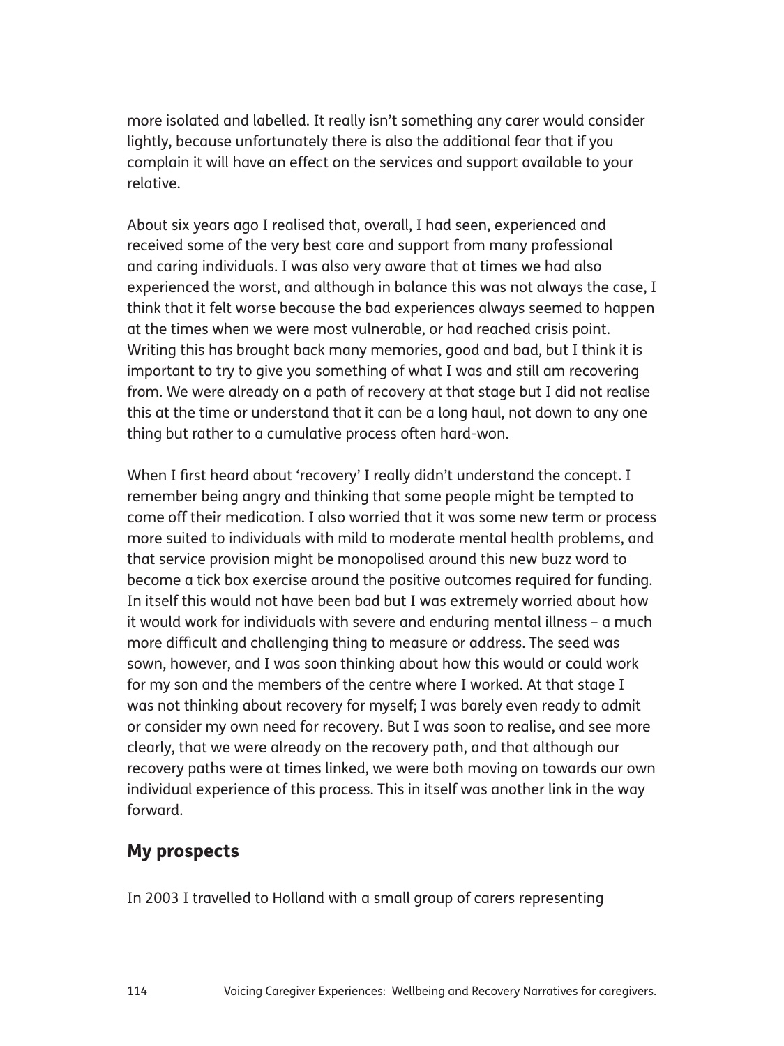more isolated and labelled. It really isn't something any carer would consider lightly, because unfortunately there is also the additional fear that if you complain it will have an effect on the services and support available to your relative.

About six years ago I realised that, overall, I had seen, experienced and received some of the very best care and support from many professional and caring individuals. I was also very aware that at times we had also experienced the worst, and although in balance this was not always the case, I think that it felt worse because the bad experiences always seemed to happen at the times when we were most vulnerable, or had reached crisis point. Writing this has brought back many memories, good and bad, but I think it is important to try to give you something of what I was and still am recovering from. We were already on a path of recovery at that stage but I did not realise this at the time or understand that it can be a long haul, not down to any one thing but rather to a cumulative process often hard-won.

When I first heard about 'recovery' I really didn't understand the concept. I remember being angry and thinking that some people might be tempted to come off their medication. I also worried that it was some new term or process more suited to individuals with mild to moderate mental health problems, and that service provision might be monopolised around this new buzz word to become a tick box exercise around the positive outcomes required for funding. In itself this would not have been bad but I was extremely worried about how it would work for individuals with severe and enduring mental illness – a much more difficult and challenging thing to measure or address. The seed was sown, however, and I was soon thinking about how this would or could work for my son and the members of the centre where I worked. At that stage I was not thinking about recovery for myself; I was barely even ready to admit or consider my own need for recovery. But I was soon to realise, and see more clearly, that we were already on the recovery path, and that although our recovery paths were at times linked, we were both moving on towards our own individual experience of this process. This in itself was another link in the way forward.

## My prospects

In 2003 I travelled to Holland with a small group of carers representing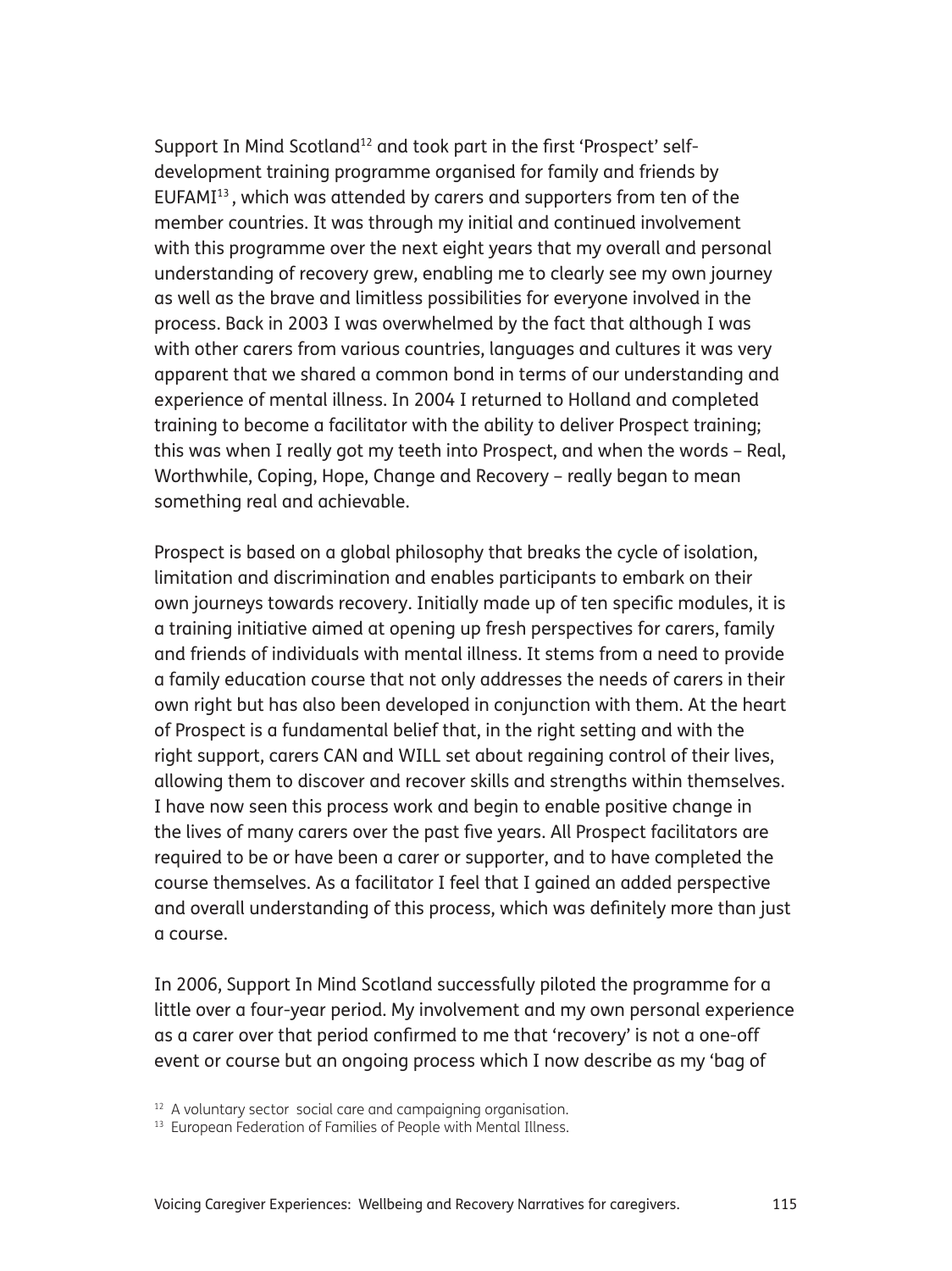Support In Mind Scotland[12] and took part in the first 'Prospect' self-development training programme organised for family and friends by EUFAMI[13], which was attended by carers and supporters from ten of the member countries. It was through my initial and continued involvement with this programme over the next eight years that my overall and personal understanding of recovery grew, enabling me to clearly see my own journey as well as the brave and limitless possibilities for everyone involved in the process. Back in 2003 I was overwhelmed by the fact that although I was with other carers from various countries, languages and cultures it was very apparent that we shared a common bond in terms of our understanding and experience of mental illness. In 2004 I returned to Holland and completed training to become a facilitator with the ability to deliver Prospect training; this was when I really got my teeth into Prospect, and when the words – Real, Worthwhile, Coping, Hope, Change and Recovery – really began to mean something real and achievable.

Prospect is based on a global philosophy that breaks the cycle of isolation, limitation and discrimination and enables participants to embark on their own journeys towards recovery. Initially made up of ten specific modules, it is a training initiative aimed at opening up fresh perspectives for carers, family and friends of individuals with mental illness. It stems from a need to provide a family education course that not only addresses the needs of carers in their own right but has also been developed in conjunction with them. At the heart of Prospect is a fundamental belief that, in the right setting and with the right support, carers CAN and WILL set about regaining control of their lives, allowing them to discover and recover skills and strengths within themselves. I have now seen this process work and begin to enable positive change in the lives of many carers over the past five years. All Prospect facilitators are required to be or have been a carer or supporter, and to have completed the course themselves. As a facilitator I feel that I gained an added perspective and overall understanding of this process, which was definitely more than just a course.

In 2006, Support In Mind Scotland successfully piloted the programme for a little over a four-year period. My involvement and my own personal experience as a carer over that period confirmed to me that 'recovery' is not a one-off event or course but an ongoing process which I now describe as my 'bag of

[12] A voluntary sector social care and campaigning organisation.

[13] European Federation of Families of People with Mental Illness.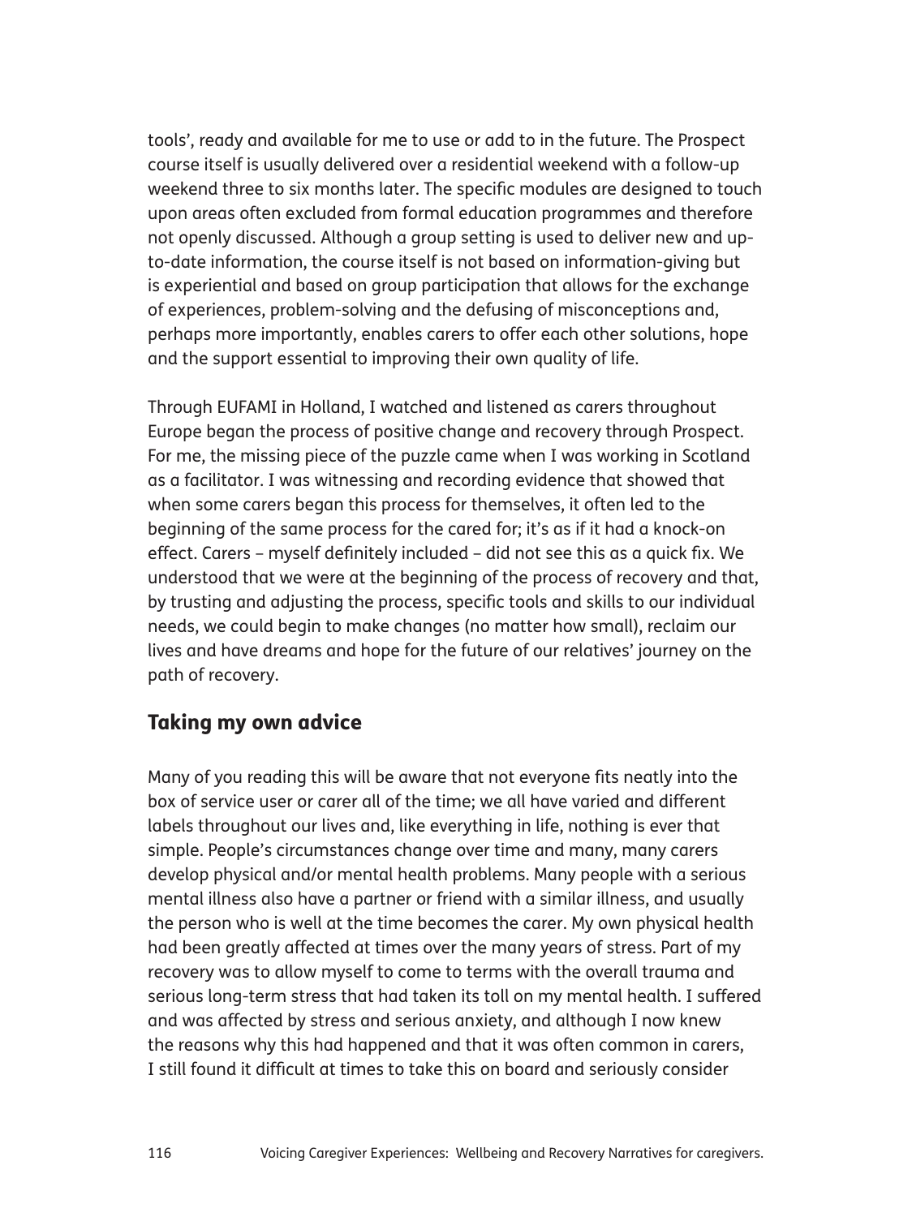tools', ready and available for me to use or add to in the future. The Prospect course itself is usually delivered over a residential weekend with a follow-up weekend three to six months later. The specific modules are designed to touch upon areas often excluded from formal education programmes and therefore not openly discussed. Although a group setting is used to deliver new and up-to-date information, the course itself is not based on information-giving but is experiential and based on group participation that allows for the exchange of experiences, problem-solving and the defusing of misconceptions and, perhaps more importantly, enables carers to offer each other solutions, hope and the support essential to improving their own quality of life.

Through EUFAMI in Holland, I watched and listened as carers throughout Europe began the process of positive change and recovery through Prospect. For me, the missing piece of the puzzle came when I was working in Scotland as a facilitator. I was witnessing and recording evidence that showed that when some carers began this process for themselves, it often led to the beginning of the same process for the cared for; it's as if it had a knock-on effect. Carers – myself definitely included – did not see this as a quick fix. We understood that we were at the beginning of the process of recovery and that, by trusting and adjusting the process, specific tools and skills to our individual needs, we could begin to make changes (no matter how small), reclaim our lives and have dreams and hope for the future of our relatives' journey on the path of recovery.

## Taking my own advice

Many of you reading this will be aware that not everyone fits neatly into the box of service user or carer all of the time; we all have varied and different labels throughout our lives and, like everything in life, nothing is ever that simple. People's circumstances change over time and many, many carers develop physical and/or mental health problems. Many people with a serious mental illness also have a partner or friend with a similar illness, and usually the person who is well at the time becomes the carer. My own physical health had been greatly affected at times over the many years of stress. Part of my recovery was to allow myself to come to terms with the overall trauma and serious long-term stress that had taken its toll on my mental health. I suffered and was affected by stress and serious anxiety, and although I now knew the reasons why this had happened and that it was often common in carers, I still found it difficult at times to take this on board and seriously consider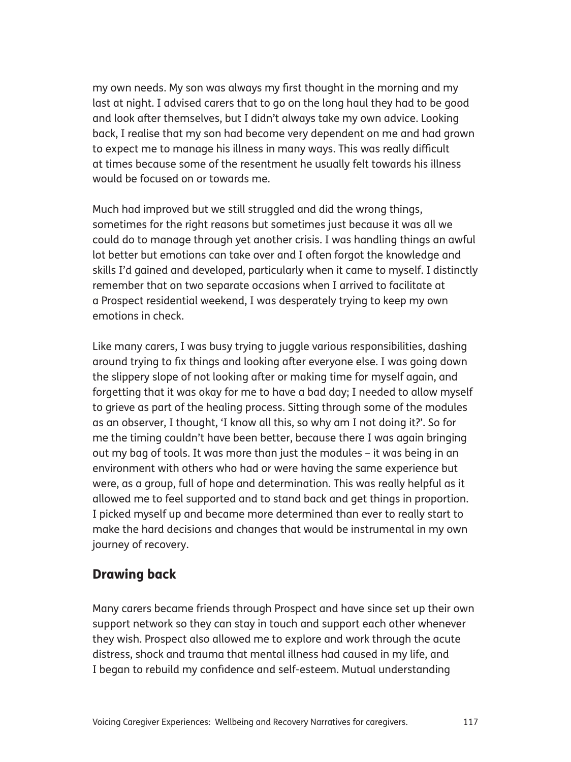my own needs. My son was always my first thought in the morning and my last at night. I advised carers that to go on the long haul they had to be good and look after themselves, but I didn't always take my own advice. Looking back, I realise that my son had become very dependent on me and had grown to expect me to manage his illness in many ways. This was really difficult at times because some of the resentment he usually felt towards his illness would be focused on or towards me.

Much had improved but we still struggled and did the wrong things, sometimes for the right reasons but sometimes just because it was all we could do to manage through yet another crisis. I was handling things an awful lot better but emotions can take over and I often forgot the knowledge and skills I'd gained and developed, particularly when it came to myself. I distinctly remember that on two separate occasions when I arrived to facilitate at a Prospect residential weekend, I was desperately trying to keep my own emotions in check.

Like many carers, I was busy trying to juggle various responsibilities, dashing around trying to fix things and looking after everyone else. I was going down the slippery slope of not looking after or making time for myself again, and forgetting that it was okay for me to have a bad day; I needed to allow myself to grieve as part of the healing process. Sitting through some of the modules as an observer, I thought, 'I know all this, so why am I not doing it?'. So for me the timing couldn't have been better, because there I was again bringing out my bag of tools. It was more than just the modules – it was being in an environment with others who had or were having the same experience but were, as a group, full of hope and determination. This was really helpful as it allowed me to feel supported and to stand back and get things in proportion. I picked myself up and became more determined than ever to really start to make the hard decisions and changes that would be instrumental in my own journey of recovery.

## Drawing back

Many carers became friends through Prospect and have since set up their own support network so they can stay in touch and support each other whenever they wish. Prospect also allowed me to explore and work through the acute distress, shock and trauma that mental illness had caused in my life, and I began to rebuild my confidence and self-esteem. Mutual understanding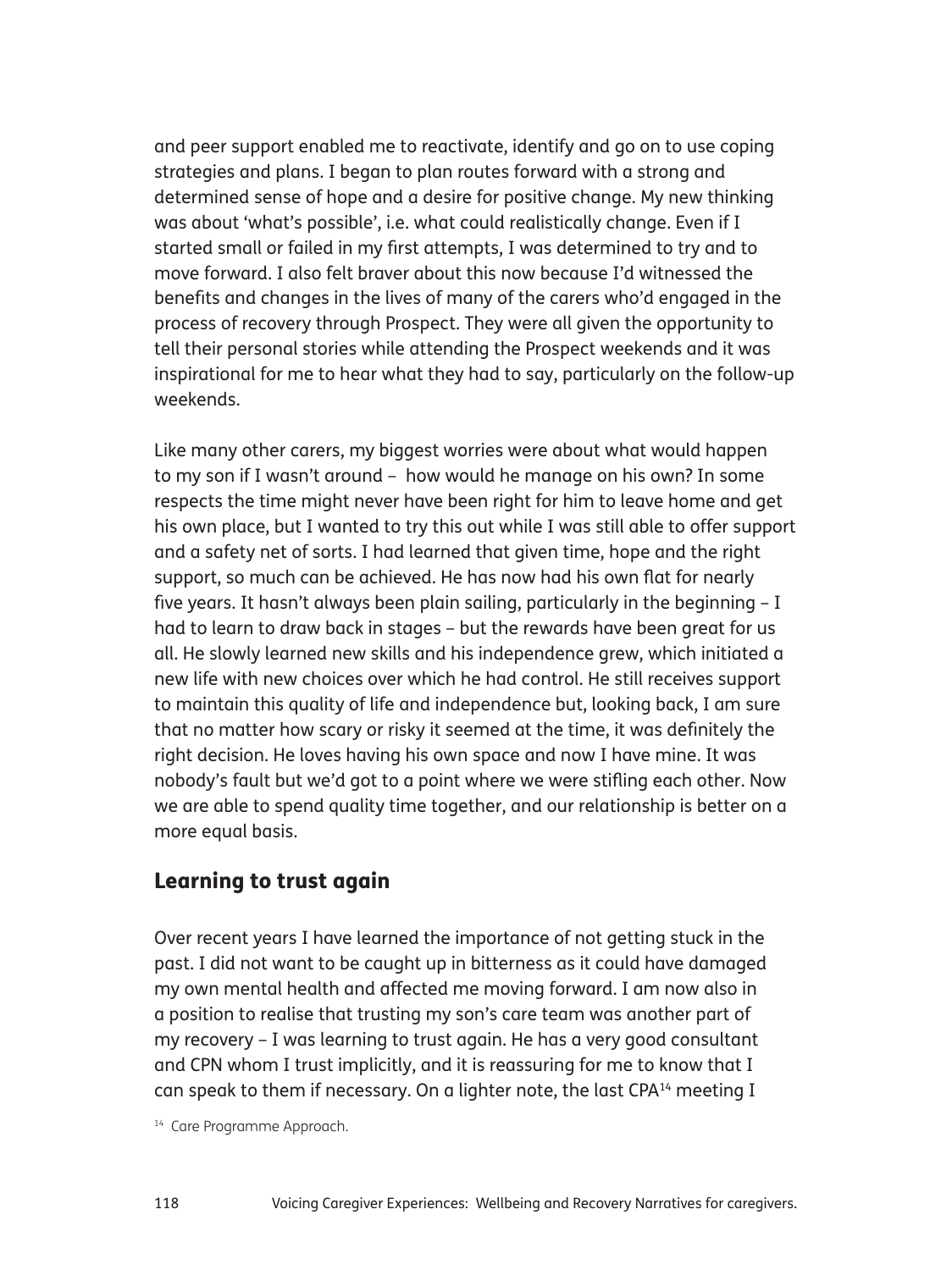and peer support enabled me to reactivate, identify and go on to use coping strategies and plans. I began to plan routes forward with a strong and determined sense of hope and a desire for positive change. My new thinking was about 'what's possible', i.e. what could realistically change. Even if I started small or failed in my first attempts, I was determined to try and to move forward. I also felt braver about this now because I'd witnessed the benefits and changes in the lives of many of the carers who'd engaged in the process of recovery through Prospect. They were all given the opportunity to tell their personal stories while attending the Prospect weekends and it was inspirational for me to hear what they had to say, particularly on the follow-up weekends.

Like many other carers, my biggest worries were about what would happen to my son if I wasn't around – how would he manage on his own? In some respects the time might never have been right for him to leave home and get his own place, but I wanted to try this out while I was still able to offer support and a safety net of sorts. I had learned that given time, hope and the right support, so much can be achieved. He has now had his own flat for nearly five years. It hasn't always been plain sailing, particularly in the beginning – I had to learn to draw back in stages – but the rewards have been great for us all. He slowly learned new skills and his independence grew, which initiated a new life with new choices over which he had control. He still receives support to maintain this quality of life and independence but, looking back, I am sure that no matter how scary or risky it seemed at the time, it was definitely the right decision. He loves having his own space and now I have mine. It was nobody's fault but we'd got to a point where we were stifling each other. Now we are able to spend quality time together, and our relationship is better on a more equal basis.

## Learning to trust again

Over recent years I have learned the importance of not getting stuck in the past. I did not want to be caught up in bitterness as it could have damaged my own mental health and affected me moving forward. I am now also in a position to realise that trusting my son's care team was another part of my recovery – I was learning to trust again. He has a very good consultant and CPN whom I trust implicitly, and it is reassuring for me to know that I can speak to them if necessary. On a lighter note, the last CPA[14] meeting I

[14] Care Programme Approach.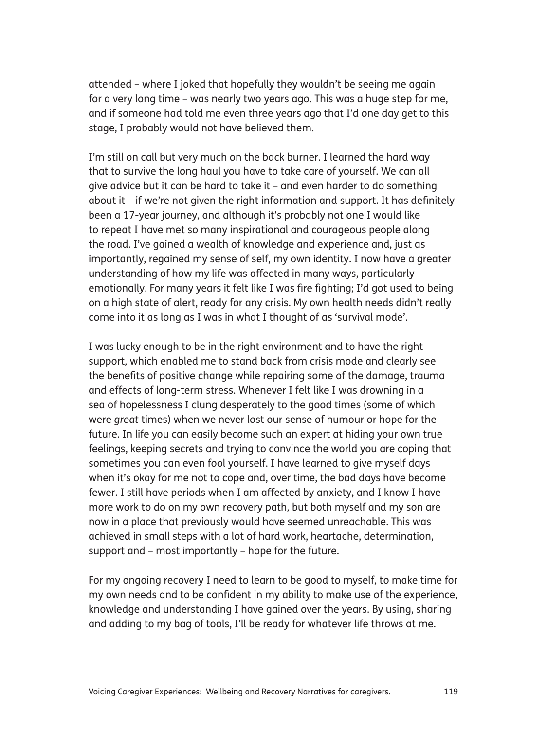attended – where I joked that hopefully they wouldn't be seeing me again for a very long time – was nearly two years ago. This was a huge step for me, and if someone had told me even three years ago that I'd one day get to this stage, I probably would not have believed them.

I'm still on call but very much on the back burner. I learned the hard way that to survive the long haul you have to take care of yourself. We can all give advice but it can be hard to take it – and even harder to do something about it – if we're not given the right information and support. It has definitely been a 17-year journey, and although it's probably not one I would like to repeat I have met so many inspirational and courageous people along the road. I've gained a wealth of knowledge and experience and, just as importantly, regained my sense of self, my own identity. I now have a greater understanding of how my life was affected in many ways, particularly emotionally. For many years it felt like I was fire fighting; I'd got used to being on a high state of alert, ready for any crisis. My own health needs didn't really come into it as long as I was in what I thought of as 'survival mode'.

I was lucky enough to be in the right environment and to have the right support, which enabled me to stand back from crisis mode and clearly see the benefits of positive change while repairing some of the damage, trauma and effects of long-term stress. Whenever I felt like I was drowning in a sea of hopelessness I clung desperately to the good times (some of which were *great* times) when we never lost our sense of humour or hope for the future. In life you can easily become such an expert at hiding your own true feelings, keeping secrets and trying to convince the world you are coping that sometimes you can even fool yourself. I have learned to give myself days when it's okay for me not to cope and, over time, the bad days have become fewer. I still have periods when I am affected by anxiety, and I know I have more work to do on my own recovery path, but both myself and my son are now in a place that previously would have seemed unreachable. This was achieved in small steps with a lot of hard work, heartache, determination, support and – most importantly – hope for the future.

For my ongoing recovery I need to learn to be good to myself, to make time for my own needs and to be confident in my ability to make use of the experience, knowledge and understanding I have gained over the years. By using, sharing and adding to my bag of tools, I'll be ready for whatever life throws at me.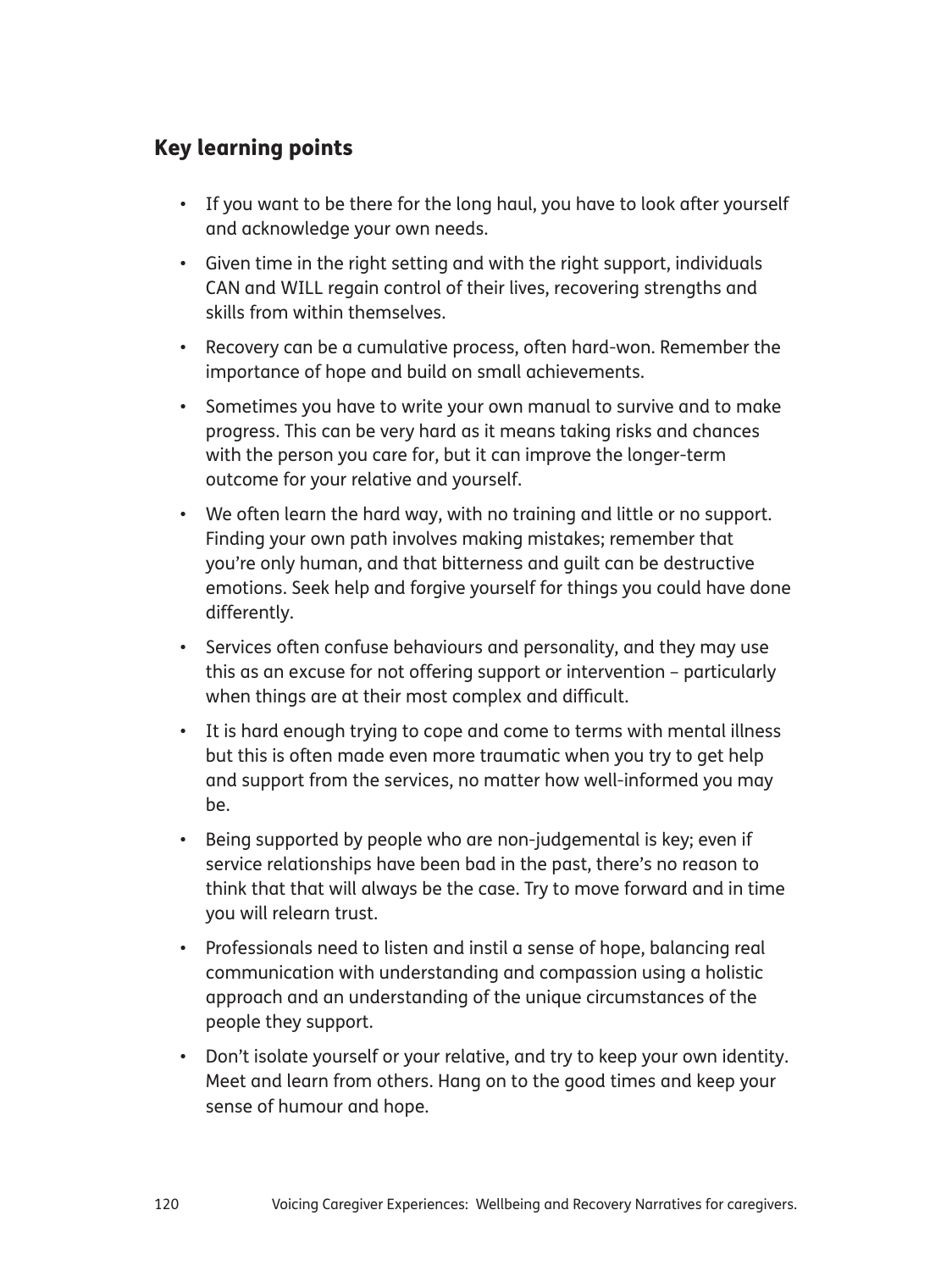## Key learning points

- If you want to be there for the long haul, you have to look after yourself and acknowledge your own needs.
- Given time in the right setting and with the right support, individuals CAN and WILL regain control of their lives, recovering strengths and skills from within themselves.
- Recovery can be a cumulative process, often hard-won. Remember the importance of hope and build on small achievements.
- Sometimes you have to write your own manual to survive and to make progress. This can be very hard as it means taking risks and chances with the person you care for, but it can improve the longer-term outcome for your relative and yourself.
- We often learn the hard way, with no training and little or no support. Finding your own path involves making mistakes; remember that you're only human, and that bitterness and guilt can be destructive emotions. Seek help and forgive yourself for things you could have done differently.
- Services often confuse behaviours and personality, and they may use this as an excuse for not offering support or intervention – particularly when things are at their most complex and difficult.
- It is hard enough trying to cope and come to terms with mental illness but this is often made even more traumatic when you try to get help and support from the services, no matter how well-informed you may be.
- Being supported by people who are non-judgemental is key; even if service relationships have been bad in the past, there's no reason to think that that will always be the case. Try to move forward and in time you will relearn trust.
- Professionals need to listen and instil a sense of hope, balancing real communication with understanding and compassion using a holistic approach and an understanding of the unique circumstances of the people they support.
- Don't isolate yourself or your relative, and try to keep your own identity. Meet and learn from others. Hang on to the good times and keep your sense of humour and hope.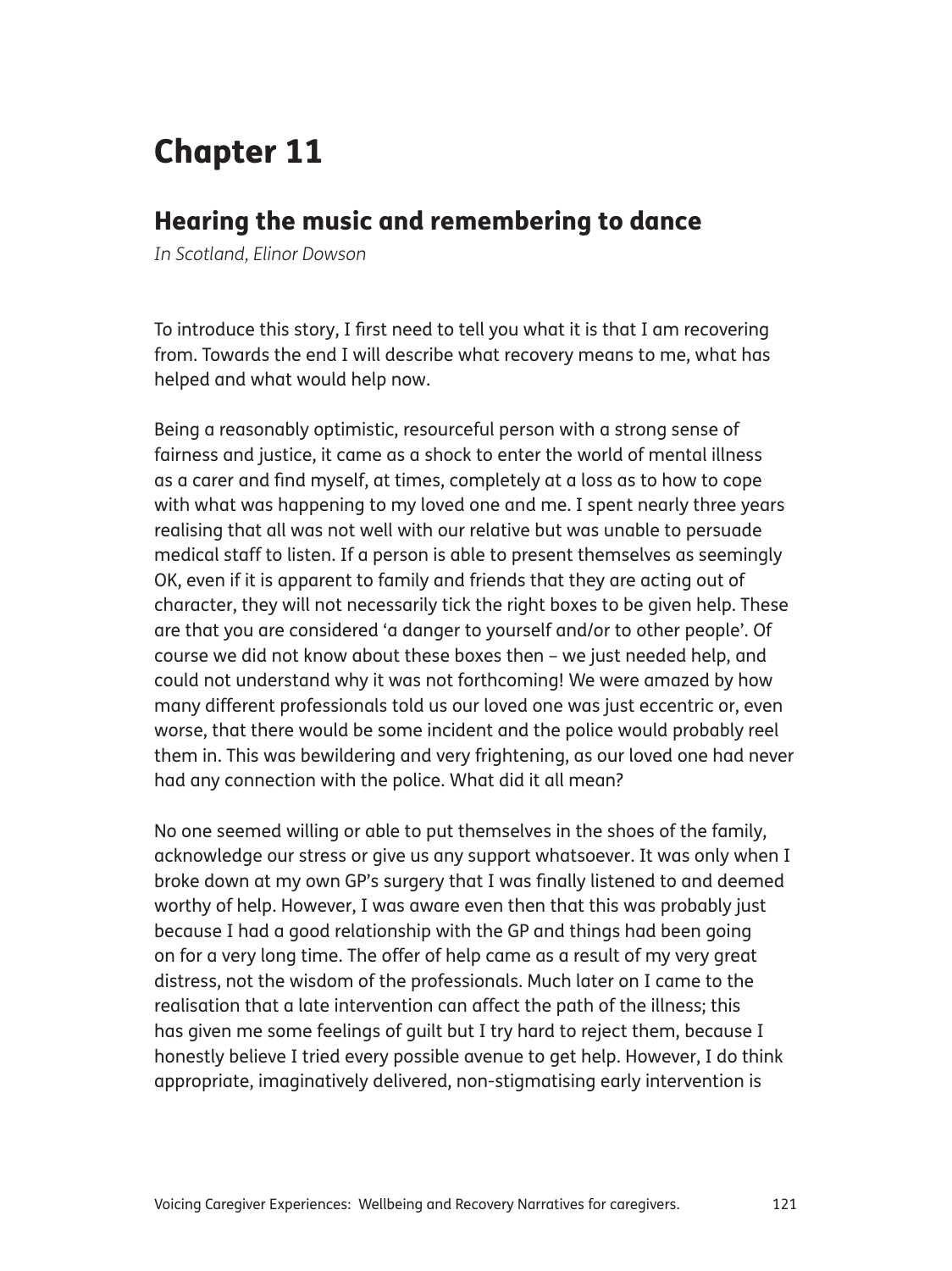# Chapter 11

## Hearing the music and remembering to dance

*In Scotland, Elinor Dowson*

To introduce this story, I first need to tell you what it is that I am recovering from. Towards the end I will describe what recovery means to me, what has helped and what would help now.

Being a reasonably optimistic, resourceful person with a strong sense of fairness and justice, it came as a shock to enter the world of mental illness as a carer and find myself, at times, completely at a loss as to how to cope with what was happening to my loved one and me. I spent nearly three years realising that all was not well with our relative but was unable to persuade medical staff to listen. If a person is able to present themselves as seemingly OK, even if it is apparent to family and friends that they are acting out of character, they will not necessarily tick the right boxes to be given help. These are that you are considered 'a danger to yourself and/or to other people'. Of course we did not know about these boxes then – we just needed help, and could not understand why it was not forthcoming! We were amazed by how many different professionals told us our loved one was just eccentric or, even worse, that there would be some incident and the police would probably reel them in. This was bewildering and very frightening, as our loved one had never had any connection with the police. What did it all mean?

No one seemed willing or able to put themselves in the shoes of the family, acknowledge our stress or give us any support whatsoever. It was only when I broke down at my own GP's surgery that I was finally listened to and deemed worthy of help. However, I was aware even then that this was probably just because I had a good relationship with the GP and things had been going on for a very long time. The offer of help came as a result of my very great distress, not the wisdom of the professionals. Much later on I came to the realisation that a late intervention can affect the path of the illness; this has given me some feelings of guilt but I try hard to reject them, because I honestly believe I tried every possible avenue to get help. However, I do think appropriate, imaginatively delivered, non-stigmatising early intervention is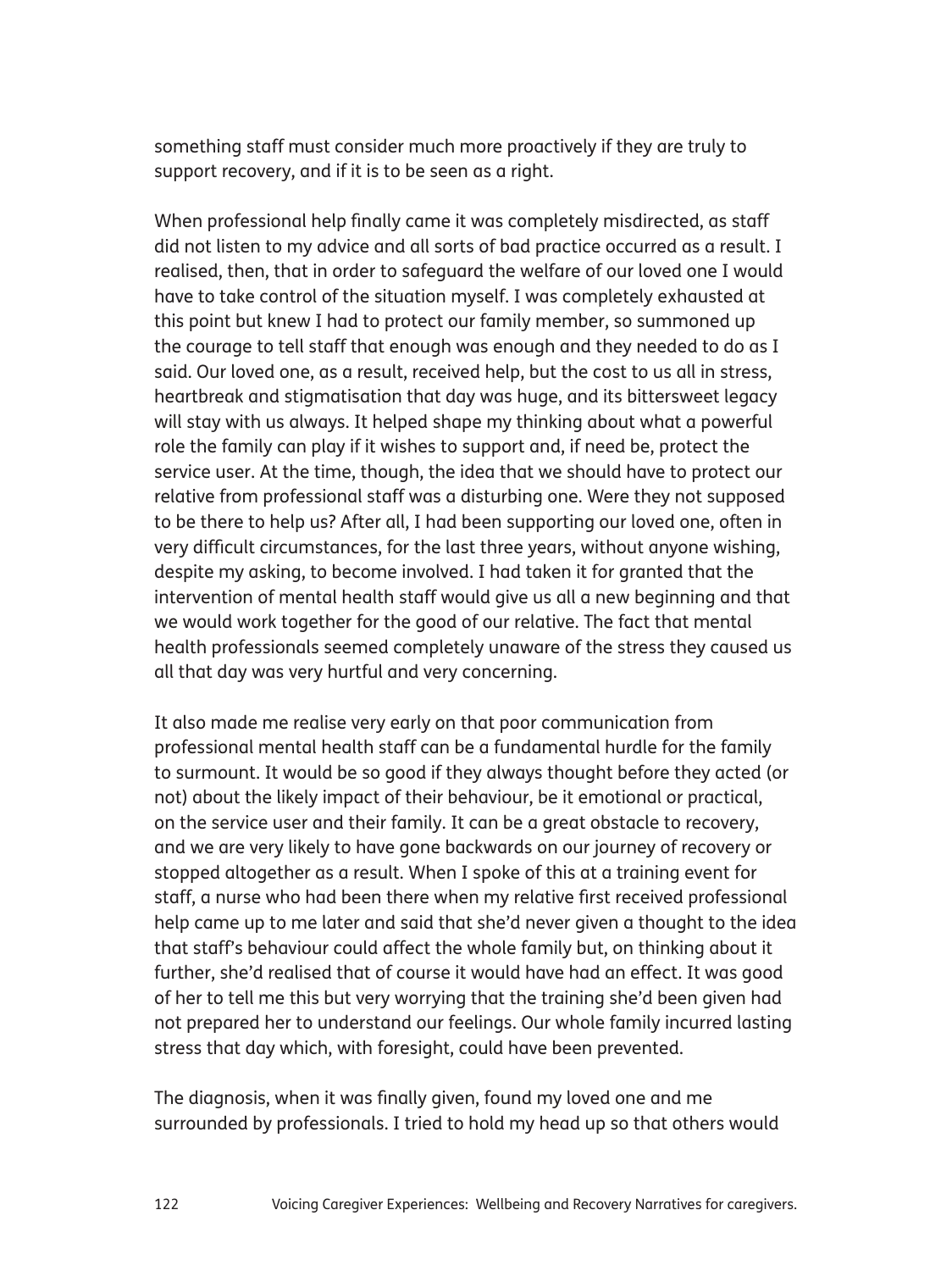something staff must consider much more proactively if they are truly to support recovery, and if it is to be seen as a right.

When professional help finally came it was completely misdirected, as staff did not listen to my advice and all sorts of bad practice occurred as a result. I realised, then, that in order to safeguard the welfare of our loved one I would have to take control of the situation myself. I was completely exhausted at this point but knew I had to protect our family member, so summoned up the courage to tell staff that enough was enough and they needed to do as I said. Our loved one, as a result, received help, but the cost to us all in stress, heartbreak and stigmatisation that day was huge, and its bittersweet legacy will stay with us always. It helped shape my thinking about what a powerful role the family can play if it wishes to support and, if need be, protect the service user. At the time, though, the idea that we should have to protect our relative from professional staff was a disturbing one. Were they not supposed to be there to help us? After all, I had been supporting our loved one, often in very difficult circumstances, for the last three years, without anyone wishing, despite my asking, to become involved. I had taken it for granted that the intervention of mental health staff would give us all a new beginning and that we would work together for the good of our relative. The fact that mental health professionals seemed completely unaware of the stress they caused us all that day was very hurtful and very concerning.

It also made me realise very early on that poor communication from professional mental health staff can be a fundamental hurdle for the family to surmount. It would be so good if they always thought before they acted (or not) about the likely impact of their behaviour, be it emotional or practical, on the service user and their family. It can be a great obstacle to recovery, and we are very likely to have gone backwards on our journey of recovery or stopped altogether as a result. When I spoke of this at a training event for staff, a nurse who had been there when my relative first received professional help came up to me later and said that she'd never given a thought to the idea that staff's behaviour could affect the whole family but, on thinking about it further, she'd realised that of course it would have had an effect. It was good of her to tell me this but very worrying that the training she'd been given had not prepared her to understand our feelings. Our whole family incurred lasting stress that day which, with foresight, could have been prevented.

The diagnosis, when it was finally given, found my loved one and me surrounded by professionals. I tried to hold my head up so that others would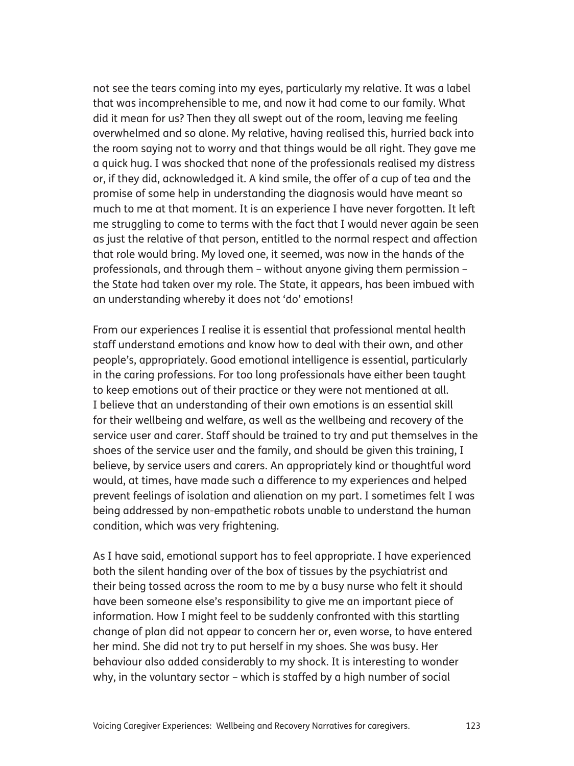not see the tears coming into my eyes, particularly my relative. It was a label that was incomprehensible to me, and now it had come to our family. What did it mean for us? Then they all swept out of the room, leaving me feeling overwhelmed and so alone. My relative, having realised this, hurried back into the room saying not to worry and that things would be all right. They gave me a quick hug. I was shocked that none of the professionals realised my distress or, if they did, acknowledged it. A kind smile, the offer of a cup of tea and the promise of some help in understanding the diagnosis would have meant so much to me at that moment. It is an experience I have never forgotten. It left me struggling to come to terms with the fact that I would never again be seen as just the relative of that person, entitled to the normal respect and affection that role would bring. My loved one, it seemed, was now in the hands of the professionals, and through them – without anyone giving them permission – the State had taken over my role. The State, it appears, has been imbued with an understanding whereby it does not 'do' emotions!

From our experiences I realise it is essential that professional mental health staff understand emotions and know how to deal with their own, and other people's, appropriately. Good emotional intelligence is essential, particularly in the caring professions. For too long professionals have either been taught to keep emotions out of their practice or they were not mentioned at all. I believe that an understanding of their own emotions is an essential skill for their wellbeing and welfare, as well as the wellbeing and recovery of the service user and carer. Staff should be trained to try and put themselves in the shoes of the service user and the family, and should be given this training, I believe, by service users and carers. An appropriately kind or thoughtful word would, at times, have made such a difference to my experiences and helped prevent feelings of isolation and alienation on my part. I sometimes felt I was being addressed by non-empathetic robots unable to understand the human condition, which was very frightening.

As I have said, emotional support has to feel appropriate. I have experienced both the silent handing over of the box of tissues by the psychiatrist and their being tossed across the room to me by a busy nurse who felt it should have been someone else's responsibility to give me an important piece of information. How I might feel to be suddenly confronted with this startling change of plan did not appear to concern her or, even worse, to have entered her mind. She did not try to put herself in my shoes. She was busy. Her behaviour also added considerably to my shock. It is interesting to wonder why, in the voluntary sector – which is staffed by a high number of social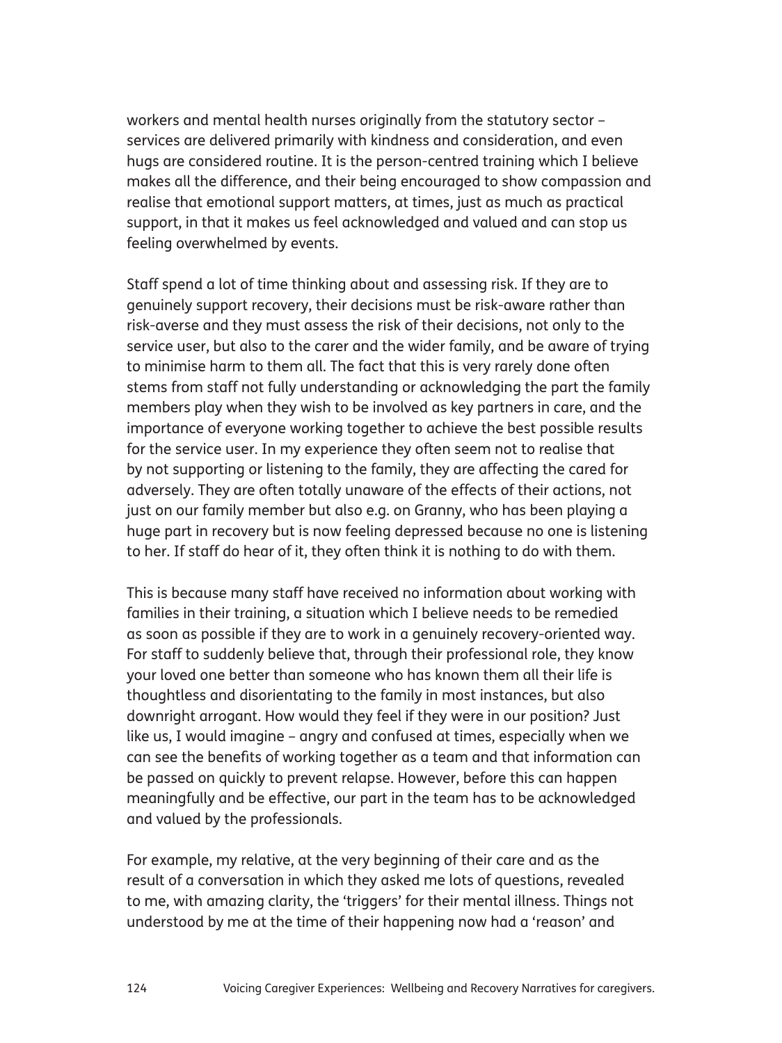workers and mental health nurses originally from the statutory sector – services are delivered primarily with kindness and consideration, and even hugs are considered routine. It is the person-centred training which I believe makes all the difference, and their being encouraged to show compassion and realise that emotional support matters, at times, just as much as practical support, in that it makes us feel acknowledged and valued and can stop us feeling overwhelmed by events.

Staff spend a lot of time thinking about and assessing risk. If they are to genuinely support recovery, their decisions must be risk-aware rather than risk-averse and they must assess the risk of their decisions, not only to the service user, but also to the carer and the wider family, and be aware of trying to minimise harm to them all. The fact that this is very rarely done often stems from staff not fully understanding or acknowledging the part the family members play when they wish to be involved as key partners in care, and the importance of everyone working together to achieve the best possible results for the service user. In my experience they often seem not to realise that by not supporting or listening to the family, they are affecting the cared for adversely. They are often totally unaware of the effects of their actions, not just on our family member but also e.g. on Granny, who has been playing a huge part in recovery but is now feeling depressed because no one is listening to her. If staff do hear of it, they often think it is nothing to do with them.

This is because many staff have received no information about working with families in their training, a situation which I believe needs to be remedied as soon as possible if they are to work in a genuinely recovery-oriented way. For staff to suddenly believe that, through their professional role, they know your loved one better than someone who has known them all their life is thoughtless and disorientating to the family in most instances, but also downright arrogant. How would they feel if they were in our position? Just like us, I would imagine – angry and confused at times, especially when we can see the benefits of working together as a team and that information can be passed on quickly to prevent relapse. However, before this can happen meaningfully and be effective, our part in the team has to be acknowledged and valued by the professionals.

For example, my relative, at the very beginning of their care and as the result of a conversation in which they asked me lots of questions, revealed to me, with amazing clarity, the 'triggers' for their mental illness. Things not understood by me at the time of their happening now had a 'reason' and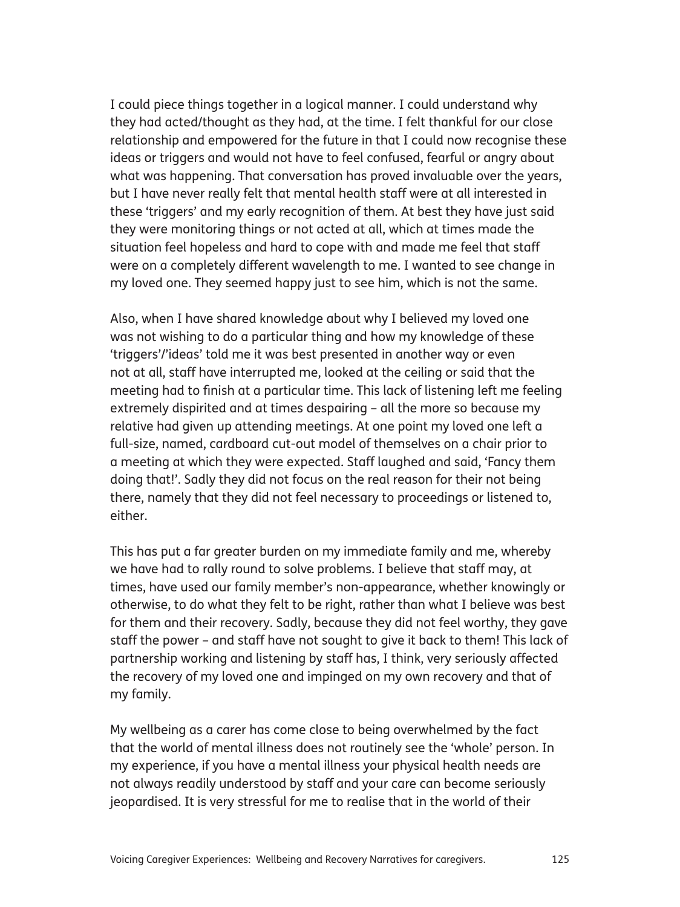I could piece things together in a logical manner. I could understand why they had acted/thought as they had, at the time. I felt thankful for our close relationship and empowered for the future in that I could now recognise these ideas or triggers and would not have to feel confused, fearful or angry about what was happening. That conversation has proved invaluable over the years, but I have never really felt that mental health staff were at all interested in these 'triggers' and my early recognition of them. At best they have just said they were monitoring things or not acted at all, which at times made the situation feel hopeless and hard to cope with and made me feel that staff were on a completely different wavelength to me. I wanted to see change in my loved one. They seemed happy just to see him, which is not the same.

Also, when I have shared knowledge about why I believed my loved one was not wishing to do a particular thing and how my knowledge of these 'triggers'/'ideas' told me it was best presented in another way or even not at all, staff have interrupted me, looked at the ceiling or said that the meeting had to finish at a particular time. This lack of listening left me feeling extremely dispirited and at times despairing – all the more so because my relative had given up attending meetings. At one point my loved one left a full-size, named, cardboard cut-out model of themselves on a chair prior to a meeting at which they were expected. Staff laughed and said, 'Fancy them doing that!'. Sadly they did not focus on the real reason for their not being there, namely that they did not feel necessary to proceedings or listened to, either.

This has put a far greater burden on my immediate family and me, whereby we have had to rally round to solve problems. I believe that staff may, at times, have used our family member's non-appearance, whether knowingly or otherwise, to do what they felt to be right, rather than what I believe was best for them and their recovery. Sadly, because they did not feel worthy, they gave staff the power – and staff have not sought to give it back to them! This lack of partnership working and listening by staff has, I think, very seriously affected the recovery of my loved one and impinged on my own recovery and that of my family.

My wellbeing as a carer has come close to being overwhelmed by the fact that the world of mental illness does not routinely see the 'whole' person. In my experience, if you have a mental illness your physical health needs are not always readily understood by staff and your care can become seriously jeopardised. It is very stressful for me to realise that in the world of their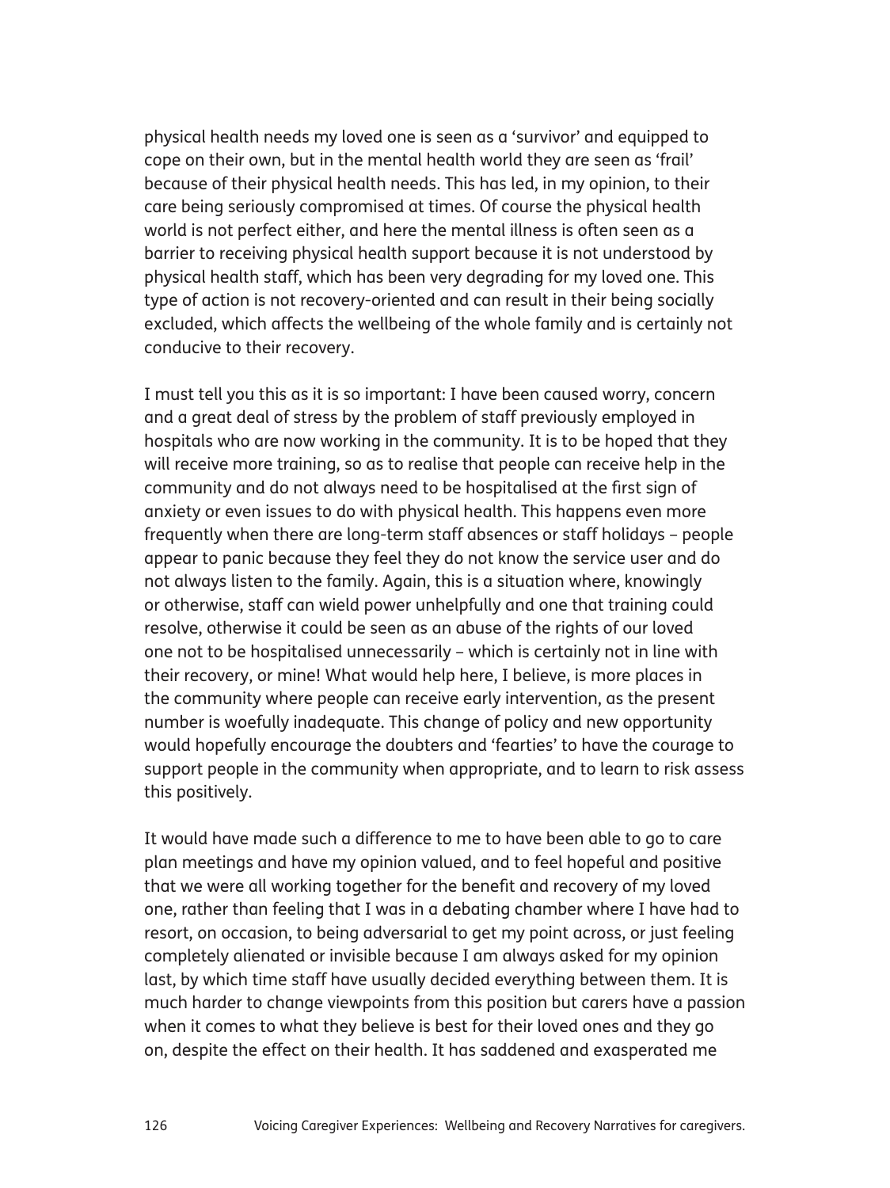physical health needs my loved one is seen as a 'survivor' and equipped to cope on their own, but in the mental health world they are seen as 'frail' because of their physical health needs. This has led, in my opinion, to their care being seriously compromised at times. Of course the physical health world is not perfect either, and here the mental illness is often seen as a barrier to receiving physical health support because it is not understood by physical health staff, which has been very degrading for my loved one. This type of action is not recovery-oriented and can result in their being socially excluded, which affects the wellbeing of the whole family and is certainly not conducive to their recovery.

I must tell you this as it is so important: I have been caused worry, concern and a great deal of stress by the problem of staff previously employed in hospitals who are now working in the community. It is to be hoped that they will receive more training, so as to realise that people can receive help in the community and do not always need to be hospitalised at the first sign of anxiety or even issues to do with physical health. This happens even more frequently when there are long-term staff absences or staff holidays – people appear to panic because they feel they do not know the service user and do not always listen to the family. Again, this is a situation where, knowingly or otherwise, staff can wield power unhelpfully and one that training could resolve, otherwise it could be seen as an abuse of the rights of our loved one not to be hospitalised unnecessarily – which is certainly not in line with their recovery, or mine! What would help here, I believe, is more places in the community where people can receive early intervention, as the present number is woefully inadequate. This change of policy and new opportunity would hopefully encourage the doubters and 'fearties' to have the courage to support people in the community when appropriate, and to learn to risk assess this positively.

It would have made such a difference to me to have been able to go to care plan meetings and have my opinion valued, and to feel hopeful and positive that we were all working together for the benefit and recovery of my loved one, rather than feeling that I was in a debating chamber where I have had to resort, on occasion, to being adversarial to get my point across, or just feeling completely alienated or invisible because I am always asked for my opinion last, by which time staff have usually decided everything between them. It is much harder to change viewpoints from this position but carers have a passion when it comes to what they believe is best for their loved ones and they go on, despite the effect on their health. It has saddened and exasperated me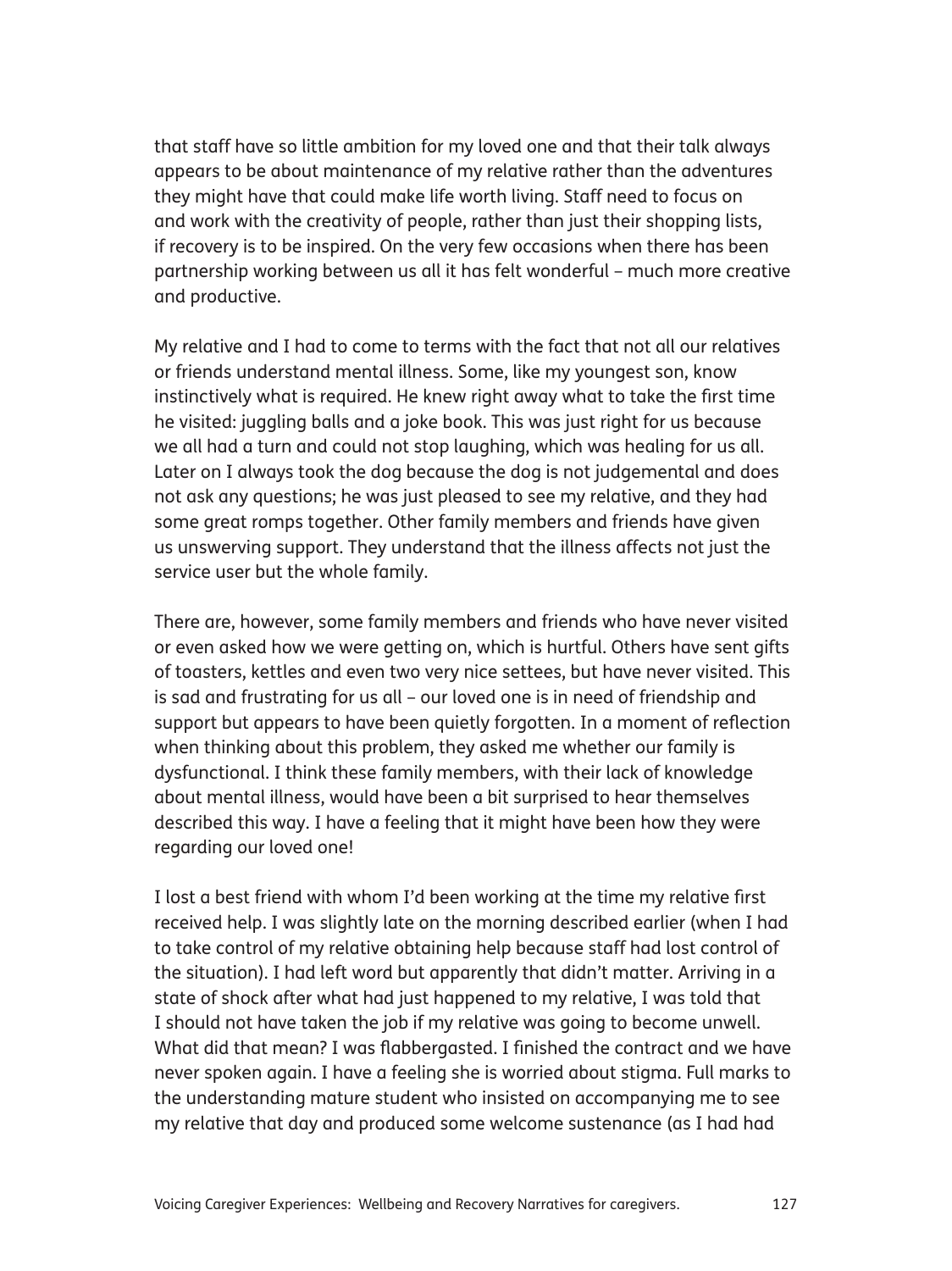that staff have so little ambition for my loved one and that their talk always appears to be about maintenance of my relative rather than the adventures they might have that could make life worth living. Staff need to focus on and work with the creativity of people, rather than just their shopping lists, if recovery is to be inspired. On the very few occasions when there has been partnership working between us all it has felt wonderful – much more creative and productive.

My relative and I had to come to terms with the fact that not all our relatives or friends understand mental illness. Some, like my youngest son, know instinctively what is required. He knew right away what to take the first time he visited: juggling balls and a joke book. This was just right for us because we all had a turn and could not stop laughing, which was healing for us all. Later on I always took the dog because the dog is not judgemental and does not ask any questions; he was just pleased to see my relative, and they had some great romps together. Other family members and friends have given us unswerving support. They understand that the illness affects not just the service user but the whole family.

There are, however, some family members and friends who have never visited or even asked how we were getting on, which is hurtful. Others have sent gifts of toasters, kettles and even two very nice settees, but have never visited. This is sad and frustrating for us all – our loved one is in need of friendship and support but appears to have been quietly forgotten. In a moment of reflection when thinking about this problem, they asked me whether our family is dysfunctional. I think these family members, with their lack of knowledge about mental illness, would have been a bit surprised to hear themselves described this way. I have a feeling that it might have been how they were regarding our loved one!

I lost a best friend with whom I'd been working at the time my relative first received help. I was slightly late on the morning described earlier (when I had to take control of my relative obtaining help because staff had lost control of the situation). I had left word but apparently that didn't matter. Arriving in a state of shock after what had just happened to my relative, I was told that I should not have taken the job if my relative was going to become unwell. What did that mean? I was flabbergasted. I finished the contract and we have never spoken again. I have a feeling she is worried about stigma. Full marks to the understanding mature student who insisted on accompanying me to see my relative that day and produced some welcome sustenance (as I had had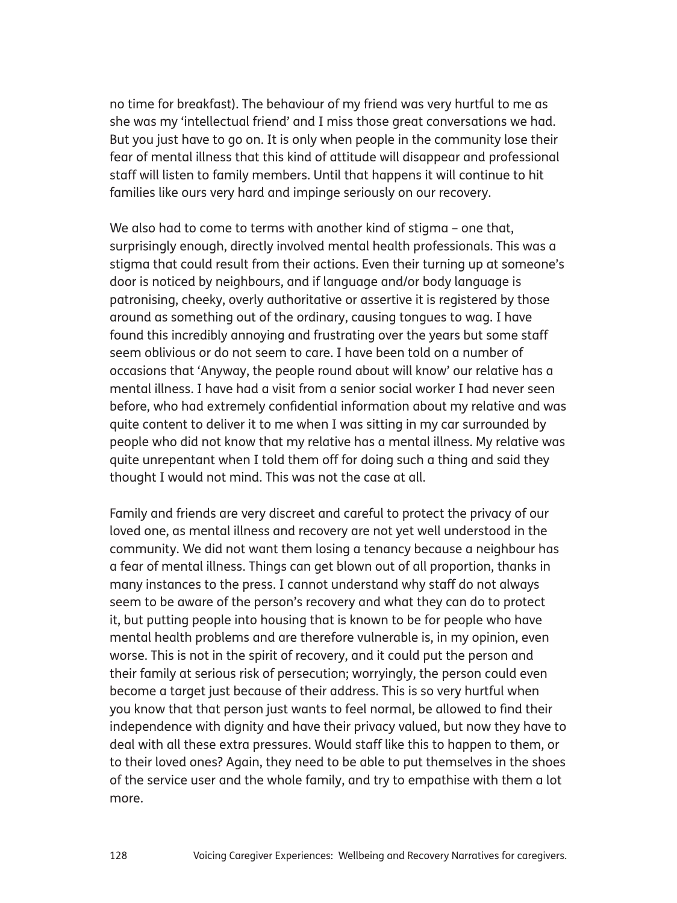no time for breakfast). The behaviour of my friend was very hurtful to me as she was my 'intellectual friend' and I miss those great conversations we had. But you just have to go on. It is only when people in the community lose their fear of mental illness that this kind of attitude will disappear and professional staff will listen to family members. Until that happens it will continue to hit families like ours very hard and impinge seriously on our recovery.

We also had to come to terms with another kind of stigma – one that, surprisingly enough, directly involved mental health professionals. This was a stigma that could result from their actions. Even their turning up at someone's door is noticed by neighbours, and if language and/or body language is patronising, cheeky, overly authoritative or assertive it is registered by those around as something out of the ordinary, causing tongues to wag. I have found this incredibly annoying and frustrating over the years but some staff seem oblivious or do not seem to care. I have been told on a number of occasions that 'Anyway, the people round about will know' our relative has a mental illness. I have had a visit from a senior social worker I had never seen before, who had extremely confidential information about my relative and was quite content to deliver it to me when I was sitting in my car surrounded by people who did not know that my relative has a mental illness. My relative was quite unrepentant when I told them off for doing such a thing and said they thought I would not mind. This was not the case at all.

Family and friends are very discreet and careful to protect the privacy of our loved one, as mental illness and recovery are not yet well understood in the community. We did not want them losing a tenancy because a neighbour has a fear of mental illness. Things can get blown out of all proportion, thanks in many instances to the press. I cannot understand why staff do not always seem to be aware of the person's recovery and what they can do to protect it, but putting people into housing that is known to be for people who have mental health problems and are therefore vulnerable is, in my opinion, even worse. This is not in the spirit of recovery, and it could put the person and their family at serious risk of persecution; worryingly, the person could even become a target just because of their address. This is so very hurtful when you know that that person just wants to feel normal, be allowed to find their independence with dignity and have their privacy valued, but now they have to deal with all these extra pressures. Would staff like this to happen to them, or to their loved ones? Again, they need to be able to put themselves in the shoes of the service user and the whole family, and try to empathise with them a lot more.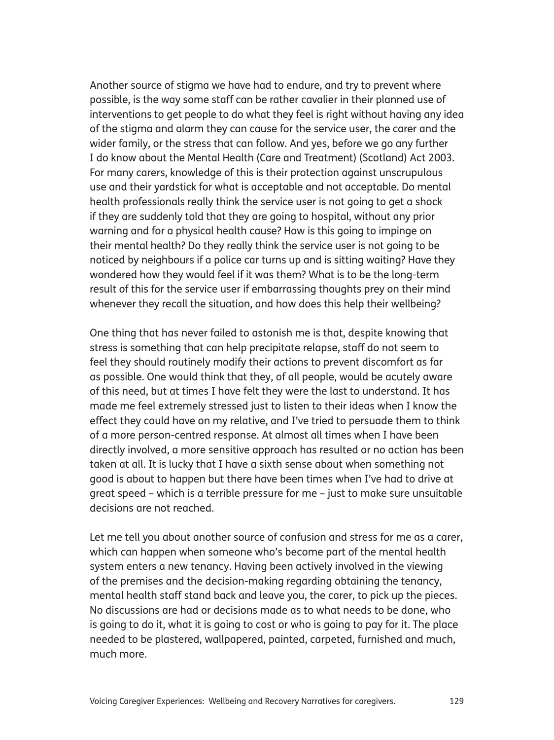Another source of stigma we have had to endure, and try to prevent where possible, is the way some staff can be rather cavalier in their planned use of interventions to get people to do what they feel is right without having any idea of the stigma and alarm they can cause for the service user, the carer and the wider family, or the stress that can follow. And yes, before we go any further I do know about the Mental Health (Care and Treatment) (Scotland) Act 2003. For many carers, knowledge of this is their protection against unscrupulous use and their yardstick for what is acceptable and not acceptable. Do mental health professionals really think the service user is not going to get a shock if they are suddenly told that they are going to hospital, without any prior warning and for a physical health cause? How is this going to impinge on their mental health? Do they really think the service user is not going to be noticed by neighbours if a police car turns up and is sitting waiting? Have they wondered how they would feel if it was them? What is to be the long-term result of this for the service user if embarrassing thoughts prey on their mind whenever they recall the situation, and how does this help their wellbeing?

One thing that has never failed to astonish me is that, despite knowing that stress is something that can help precipitate relapse, staff do not seem to feel they should routinely modify their actions to prevent discomfort as far as possible. One would think that they, of all people, would be acutely aware of this need, but at times I have felt they were the last to understand. It has made me feel extremely stressed just to listen to their ideas when I know the effect they could have on my relative, and I've tried to persuade them to think of a more person-centred response. At almost all times when I have been directly involved, a more sensitive approach has resulted or no action has been taken at all. It is lucky that I have a sixth sense about when something not good is about to happen but there have been times when I've had to drive at great speed – which is a terrible pressure for me – just to make sure unsuitable decisions are not reached.

Let me tell you about another source of confusion and stress for me as a carer, which can happen when someone who's become part of the mental health system enters a new tenancy. Having been actively involved in the viewing of the premises and the decision-making regarding obtaining the tenancy, mental health staff stand back and leave you, the carer, to pick up the pieces. No discussions are had or decisions made as to what needs to be done, who is going to do it, what it is going to cost or who is going to pay for it. The place needed to be plastered, wallpapered, painted, carpeted, furnished and much, much more.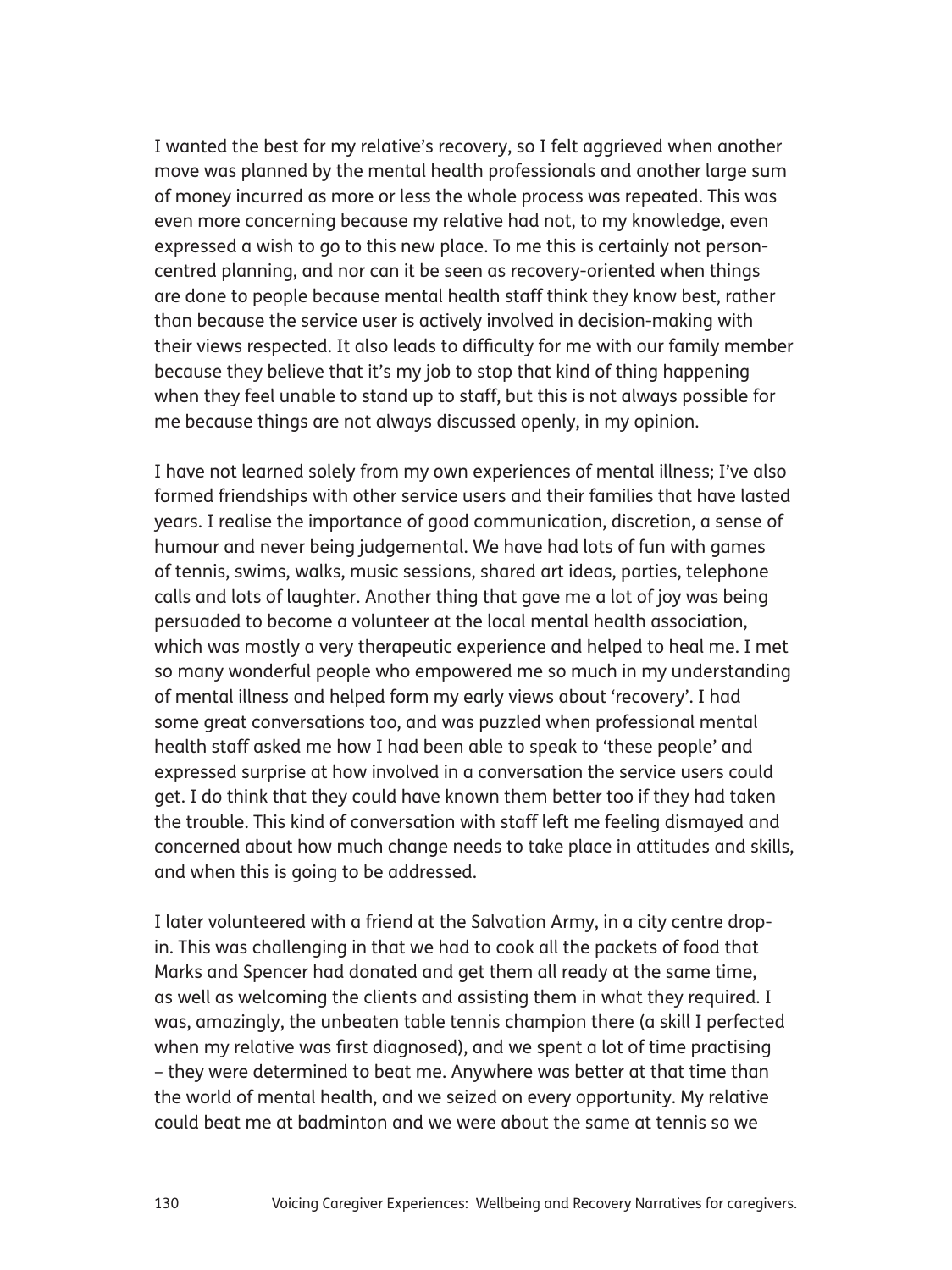I wanted the best for my relative's recovery, so I felt aggrieved when another move was planned by the mental health professionals and another large sum of money incurred as more or less the whole process was repeated. This was even more concerning because my relative had not, to my knowledge, even expressed a wish to go to this new place. To me this is certainly not person-centred planning, and nor can it be seen as recovery-oriented when things are done to people because mental health staff think they know best, rather than because the service user is actively involved in decision-making with their views respected. It also leads to difficulty for me with our family member because they believe that it's my job to stop that kind of thing happening when they feel unable to stand up to staff, but this is not always possible for me because things are not always discussed openly, in my opinion.

I have not learned solely from my own experiences of mental illness; I've also formed friendships with other service users and their families that have lasted years. I realise the importance of good communication, discretion, a sense of humour and never being judgemental. We have had lots of fun with games of tennis, swims, walks, music sessions, shared art ideas, parties, telephone calls and lots of laughter. Another thing that gave me a lot of joy was being persuaded to become a volunteer at the local mental health association, which was mostly a very therapeutic experience and helped to heal me. I met so many wonderful people who empowered me so much in my understanding of mental illness and helped form my early views about 'recovery'. I had some great conversations too, and was puzzled when professional mental health staff asked me how I had been able to speak to 'these people' and expressed surprise at how involved in a conversation the service users could get. I do think that they could have known them better too if they had taken the trouble. This kind of conversation with staff left me feeling dismayed and concerned about how much change needs to take place in attitudes and skills, and when this is going to be addressed.

I later volunteered with a friend at the Salvation Army, in a city centre drop-in. This was challenging in that we had to cook all the packets of food that Marks and Spencer had donated and get them all ready at the same time, as well as welcoming the clients and assisting them in what they required. I was, amazingly, the unbeaten table tennis champion there (a skill I perfected when my relative was first diagnosed), and we spent a lot of time practising – they were determined to beat me. Anywhere was better at that time than the world of mental health, and we seized on every opportunity. My relative could beat me at badminton and we were about the same at tennis so we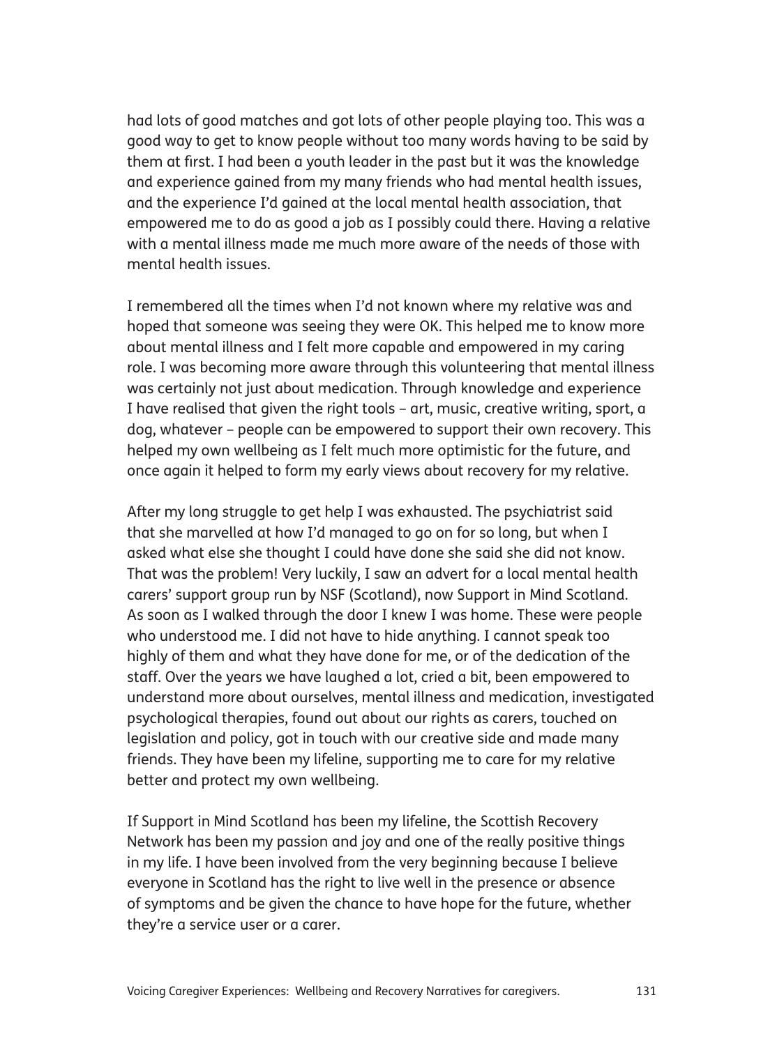had lots of good matches and got lots of other people playing too. This was a good way to get to know people without too many words having to be said by them at first. I had been a youth leader in the past but it was the knowledge and experience gained from my many friends who had mental health issues, and the experience I'd gained at the local mental health association, that empowered me to do as good a job as I possibly could there. Having a relative with a mental illness made me much more aware of the needs of those with mental health issues.

I remembered all the times when I'd not known where my relative was and hoped that someone was seeing they were OK. This helped me to know more about mental illness and I felt more capable and empowered in my caring role. I was becoming more aware through this volunteering that mental illness was certainly not just about medication. Through knowledge and experience I have realised that given the right tools – art, music, creative writing, sport, a dog, whatever – people can be empowered to support their own recovery. This helped my own wellbeing as I felt much more optimistic for the future, and once again it helped to form my early views about recovery for my relative.

After my long struggle to get help I was exhausted. The psychiatrist said that she marvelled at how I'd managed to go on for so long, but when I asked what else she thought I could have done she said she did not know. That was the problem! Very luckily, I saw an advert for a local mental health carers' support group run by NSF (Scotland), now Support in Mind Scotland. As soon as I walked through the door I knew I was home. These were people who understood me. I did not have to hide anything. I cannot speak too highly of them and what they have done for me, or of the dedication of the staff. Over the years we have laughed a lot, cried a bit, been empowered to understand more about ourselves, mental illness and medication, investigated psychological therapies, found out about our rights as carers, touched on legislation and policy, got in touch with our creative side and made many friends. They have been my lifeline, supporting me to care for my relative better and protect my own wellbeing.

If Support in Mind Scotland has been my lifeline, the Scottish Recovery Network has been my passion and joy and one of the really positive things in my life. I have been involved from the very beginning because I believe everyone in Scotland has the right to live well in the presence or absence of symptoms and be given the chance to have hope for the future, whether they're a service user or a carer.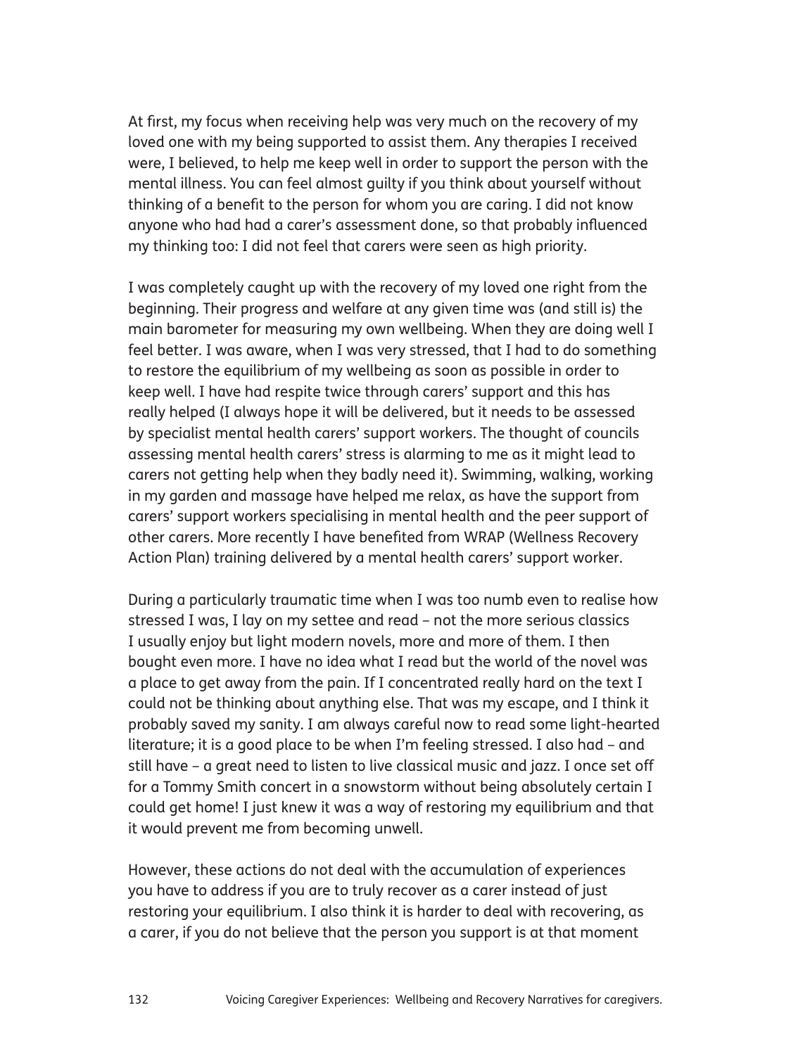At first, my focus when receiving help was very much on the recovery of my loved one with my being supported to assist them. Any therapies I received were, I believed, to help me keep well in order to support the person with the mental illness. You can feel almost guilty if you think about yourself without thinking of a benefit to the person for whom you are caring. I did not know anyone who had had a carer's assessment done, so that probably influenced my thinking too: I did not feel that carers were seen as high priority.

I was completely caught up with the recovery of my loved one right from the beginning. Their progress and welfare at any given time was (and still is) the main barometer for measuring my own wellbeing. When they are doing well I feel better. I was aware, when I was very stressed, that I had to do something to restore the equilibrium of my wellbeing as soon as possible in order to keep well. I have had respite twice through carers' support and this has really helped (I always hope it will be delivered, but it needs to be assessed by specialist mental health carers' support workers. The thought of councils assessing mental health carers' stress is alarming to me as it might lead to carers not getting help when they badly need it). Swimming, walking, working in my garden and massage have helped me relax, as have the support from carers' support workers specialising in mental health and the peer support of other carers. More recently I have benefited from WRAP (Wellness Recovery Action Plan) training delivered by a mental health carers' support worker.

During a particularly traumatic time when I was too numb even to realise how stressed I was, I lay on my settee and read – not the more serious classics I usually enjoy but light modern novels, more and more of them. I then bought even more. I have no idea what I read but the world of the novel was a place to get away from the pain. If I concentrated really hard on the text I could not be thinking about anything else. That was my escape, and I think it probably saved my sanity. I am always careful now to read some light-hearted literature; it is a good place to be when I'm feeling stressed. I also had – and still have – a great need to listen to live classical music and jazz. I once set off for a Tommy Smith concert in a snowstorm without being absolutely certain I could get home! I just knew it was a way of restoring my equilibrium and that it would prevent me from becoming unwell.

However, these actions do not deal with the accumulation of experiences you have to address if you are to truly recover as a carer instead of just restoring your equilibrium. I also think it is harder to deal with recovering, as a carer, if you do not believe that the person you support is at that moment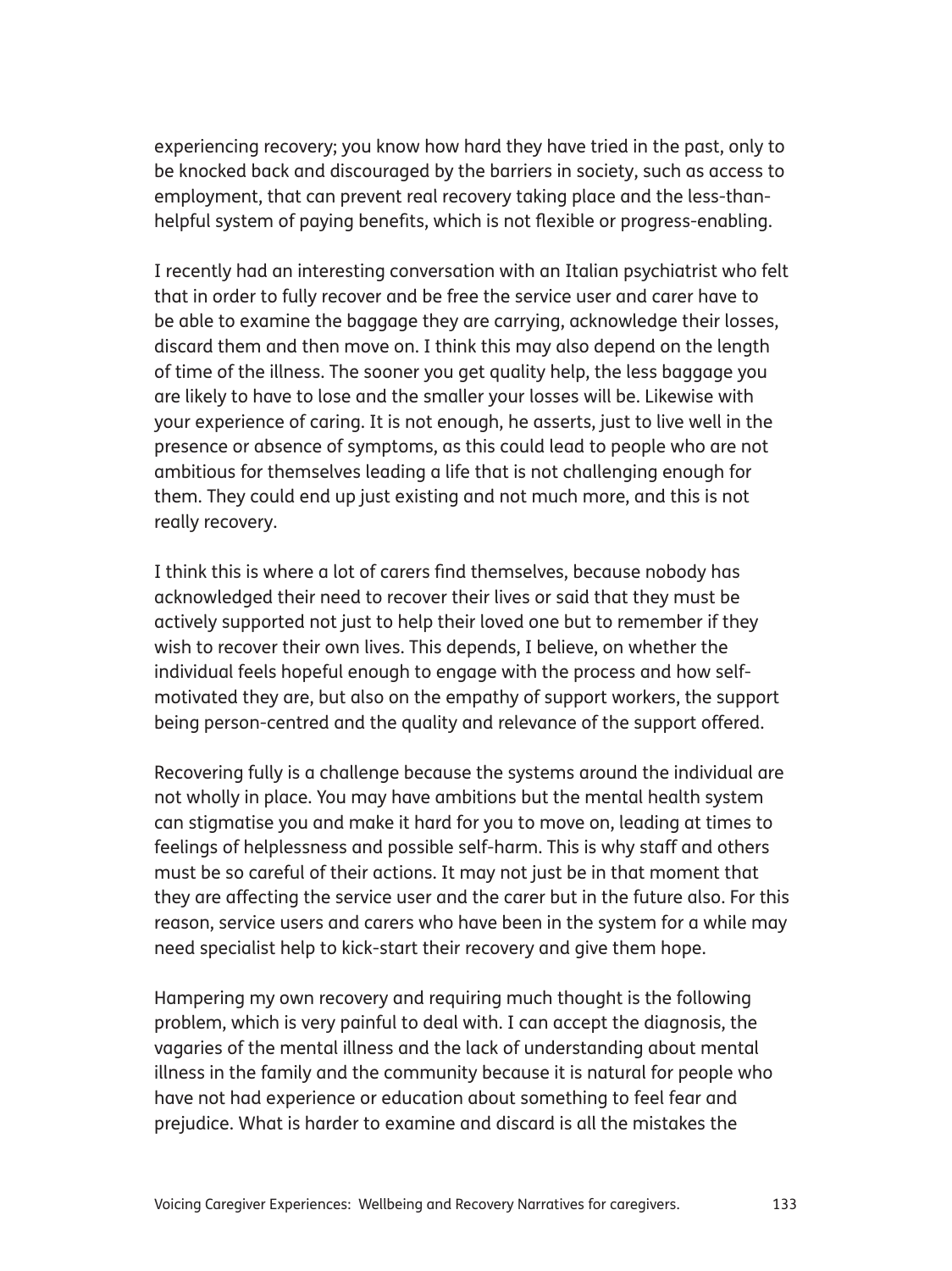experiencing recovery; you know how hard they have tried in the past, only to be knocked back and discouraged by the barriers in society, such as access to employment, that can prevent real recovery taking place and the less-than-helpful system of paying benefits, which is not flexible or progress-enabling.

I recently had an interesting conversation with an Italian psychiatrist who felt that in order to fully recover and be free the service user and carer have to be able to examine the baggage they are carrying, acknowledge their losses, discard them and then move on. I think this may also depend on the length of time of the illness. The sooner you get quality help, the less baggage you are likely to have to lose and the smaller your losses will be. Likewise with your experience of caring. It is not enough, he asserts, just to live well in the presence or absence of symptoms, as this could lead to people who are not ambitious for themselves leading a life that is not challenging enough for them. They could end up just existing and not much more, and this is not really recovery.

I think this is where a lot of carers find themselves, because nobody has acknowledged their need to recover their lives or said that they must be actively supported not just to help their loved one but to remember if they wish to recover their own lives. This depends, I believe, on whether the individual feels hopeful enough to engage with the process and how self-motivated they are, but also on the empathy of support workers, the support being person-centred and the quality and relevance of the support offered.

Recovering fully is a challenge because the systems around the individual are not wholly in place. You may have ambitions but the mental health system can stigmatise you and make it hard for you to move on, leading at times to feelings of helplessness and possible self-harm. This is why staff and others must be so careful of their actions. It may not just be in that moment that they are affecting the service user and the carer but in the future also. For this reason, service users and carers who have been in the system for a while may need specialist help to kick-start their recovery and give them hope.

Hampering my own recovery and requiring much thought is the following problem, which is very painful to deal with. I can accept the diagnosis, the vagaries of the mental illness and the lack of understanding about mental illness in the family and the community because it is natural for people who have not had experience or education about something to feel fear and prejudice. What is harder to examine and discard is all the mistakes the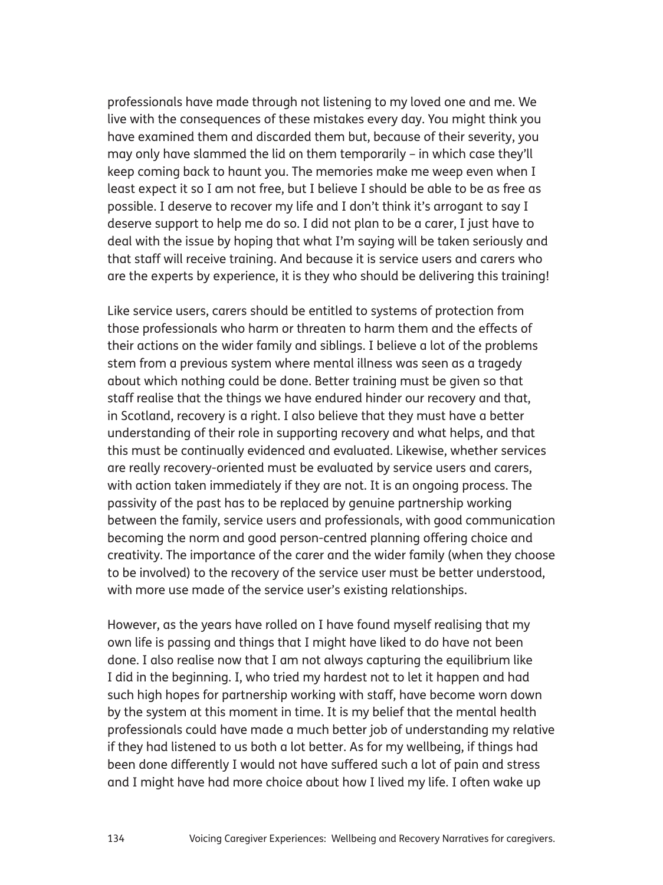professionals have made through not listening to my loved one and me. We live with the consequences of these mistakes every day. You might think you have examined them and discarded them but, because of their severity, you may only have slammed the lid on them temporarily – in which case they'll keep coming back to haunt you. The memories make me weep even when I least expect it so I am not free, but I believe I should be able to be as free as possible. I deserve to recover my life and I don't think it's arrogant to say I deserve support to help me do so. I did not plan to be a carer, I just have to deal with the issue by hoping that what I'm saying will be taken seriously and that staff will receive training. And because it is service users and carers who are the experts by experience, it is they who should be delivering this training!

Like service users, carers should be entitled to systems of protection from those professionals who harm or threaten to harm them and the effects of their actions on the wider family and siblings. I believe a lot of the problems stem from a previous system where mental illness was seen as a tragedy about which nothing could be done. Better training must be given so that staff realise that the things we have endured hinder our recovery and that, in Scotland, recovery is a right. I also believe that they must have a better understanding of their role in supporting recovery and what helps, and that this must be continually evidenced and evaluated. Likewise, whether services are really recovery-oriented must be evaluated by service users and carers, with action taken immediately if they are not. It is an ongoing process. The passivity of the past has to be replaced by genuine partnership working between the family, service users and professionals, with good communication becoming the norm and good person-centred planning offering choice and creativity. The importance of the carer and the wider family (when they choose to be involved) to the recovery of the service user must be better understood, with more use made of the service user's existing relationships.

However, as the years have rolled on I have found myself realising that my own life is passing and things that I might have liked to do have not been done. I also realise now that I am not always capturing the equilibrium like I did in the beginning. I, who tried my hardest not to let it happen and had such high hopes for partnership working with staff, have become worn down by the system at this moment in time. It is my belief that the mental health professionals could have made a much better job of understanding my relative if they had listened to us both a lot better. As for my wellbeing, if things had been done differently I would not have suffered such a lot of pain and stress and I might have had more choice about how I lived my life. I often wake up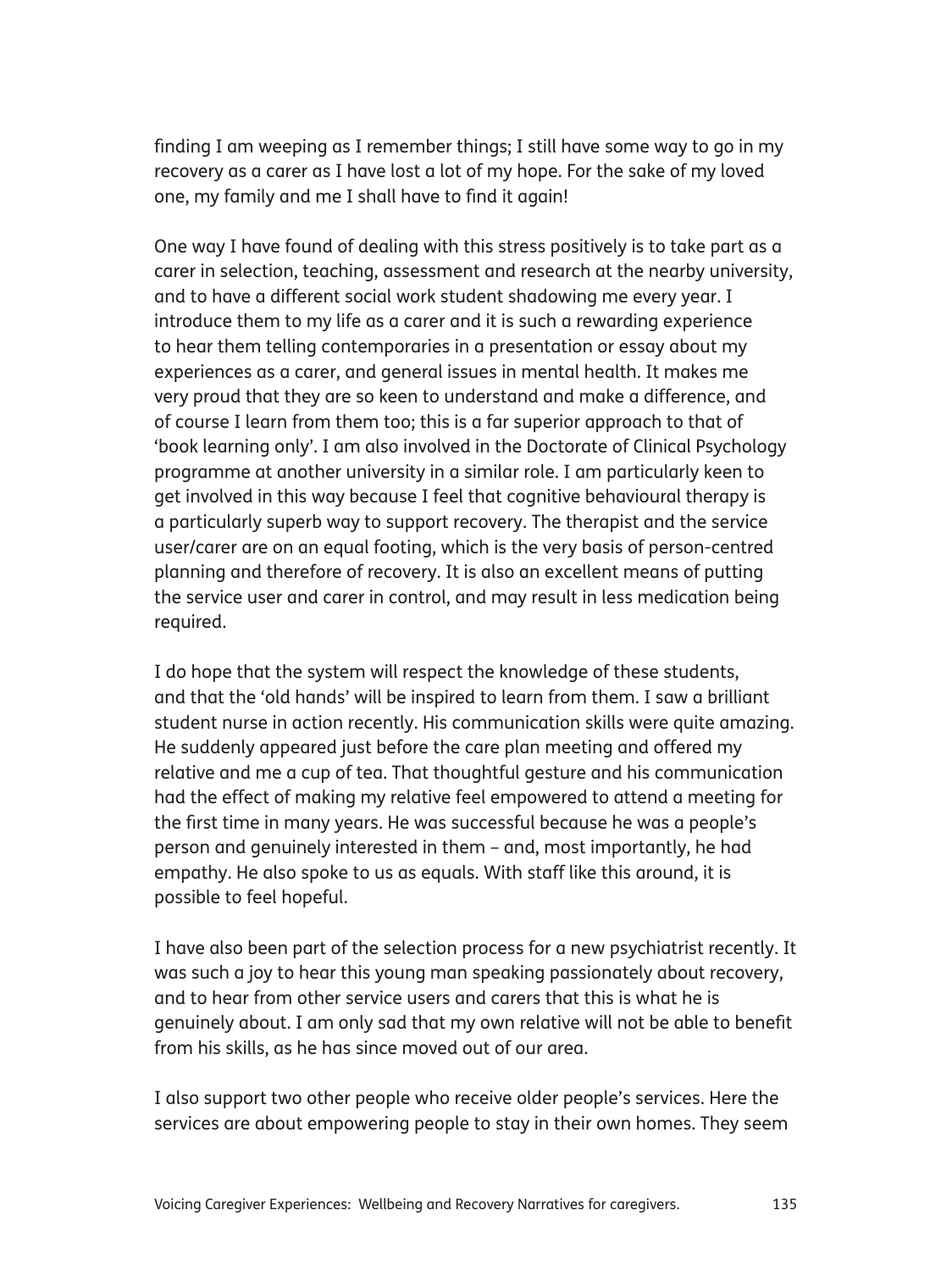finding I am weeping as I remember things; I still have some way to go in my recovery as a carer as I have lost a lot of my hope. For the sake of my loved one, my family and me I shall have to find it again!

One way I have found of dealing with this stress positively is to take part as a carer in selection, teaching, assessment and research at the nearby university, and to have a different social work student shadowing me every year. I introduce them to my life as a carer and it is such a rewarding experience to hear them telling contemporaries in a presentation or essay about my experiences as a carer, and general issues in mental health. It makes me very proud that they are so keen to understand and make a difference, and of course I learn from them too; this is a far superior approach to that of 'book learning only'. I am also involved in the Doctorate of Clinical Psychology programme at another university in a similar role. I am particularly keen to get involved in this way because I feel that cognitive behavioural therapy is a particularly superb way to support recovery. The therapist and the service user/carer are on an equal footing, which is the very basis of person-centred planning and therefore of recovery. It is also an excellent means of putting the service user and carer in control, and may result in less medication being required.

I do hope that the system will respect the knowledge of these students, and that the 'old hands' will be inspired to learn from them. I saw a brilliant student nurse in action recently. His communication skills were quite amazing. He suddenly appeared just before the care plan meeting and offered my relative and me a cup of tea. That thoughtful gesture and his communication had the effect of making my relative feel empowered to attend a meeting for the first time in many years. He was successful because he was a people's person and genuinely interested in them – and, most importantly, he had empathy. He also spoke to us as equals. With staff like this around, it is possible to feel hopeful.

I have also been part of the selection process for a new psychiatrist recently. It was such a joy to hear this young man speaking passionately about recovery, and to hear from other service users and carers that this is what he is genuinely about. I am only sad that my own relative will not be able to benefit from his skills, as he has since moved out of our area.

I also support two other people who receive older people's services. Here the services are about empowering people to stay in their own homes. They seem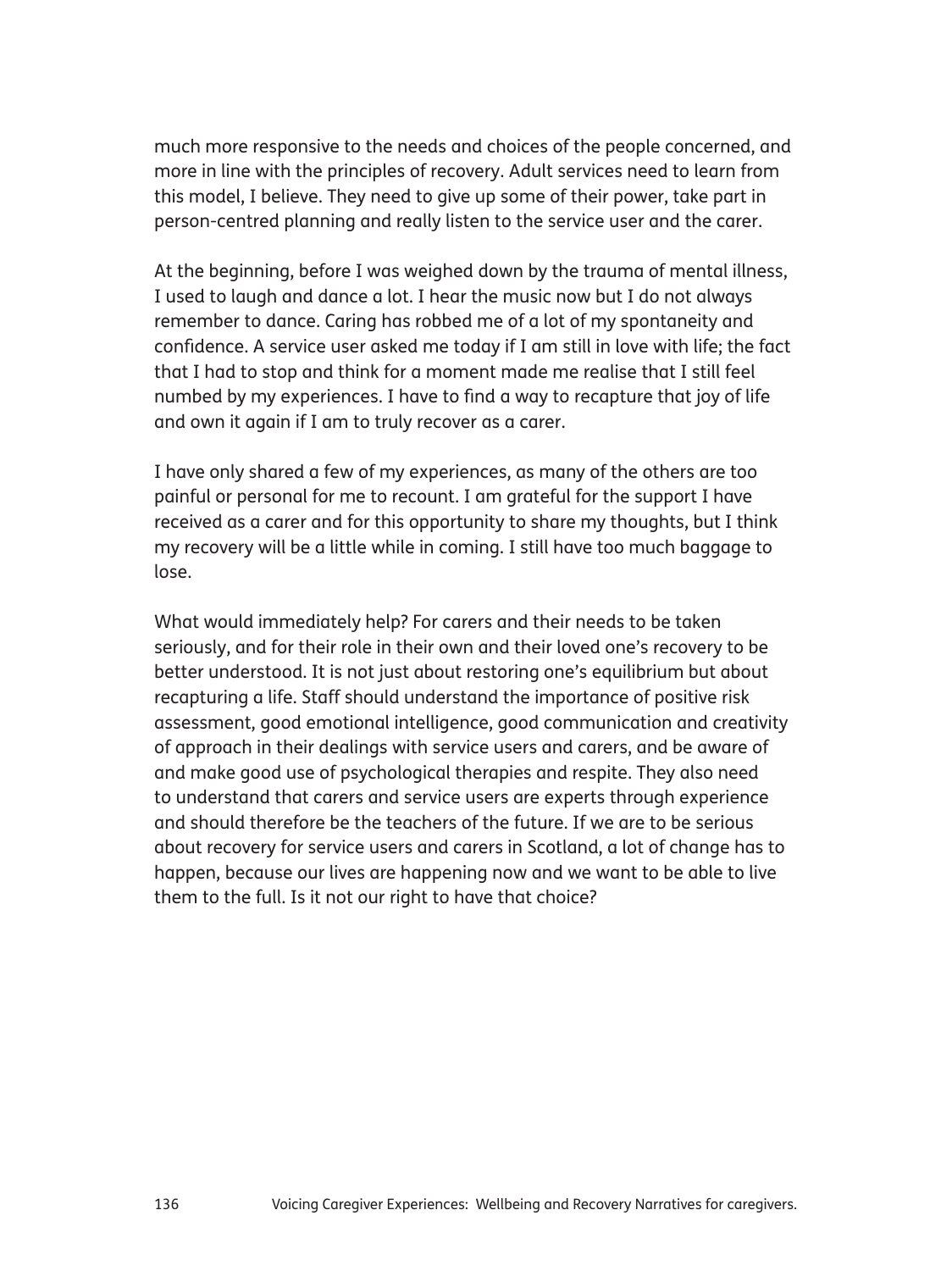much more responsive to the needs and choices of the people concerned, and more in line with the principles of recovery. Adult services need to learn from this model, I believe. They need to give up some of their power, take part in person-centred planning and really listen to the service user and the carer.

At the beginning, before I was weighed down by the trauma of mental illness, I used to laugh and dance a lot. I hear the music now but I do not always remember to dance. Caring has robbed me of a lot of my spontaneity and confidence. A service user asked me today if I am still in love with life; the fact that I had to stop and think for a moment made me realise that I still feel numbed by my experiences. I have to find a way to recapture that joy of life and own it again if I am to truly recover as a carer.

I have only shared a few of my experiences, as many of the others are too painful or personal for me to recount. I am grateful for the support I have received as a carer and for this opportunity to share my thoughts, but I think my recovery will be a little while in coming. I still have too much baggage to lose.

What would immediately help? For carers and their needs to be taken seriously, and for their role in their own and their loved one's recovery to be better understood. It is not just about restoring one's equilibrium but about recapturing a life. Staff should understand the importance of positive risk assessment, good emotional intelligence, good communication and creativity of approach in their dealings with service users and carers, and be aware of and make good use of psychological therapies and respite. They also need to understand that carers and service users are experts through experience and should therefore be the teachers of the future. If we are to be serious about recovery for service users and carers in Scotland, a lot of change has to happen, because our lives are happening now and we want to be able to live them to the full. Is it not our right to have that choice?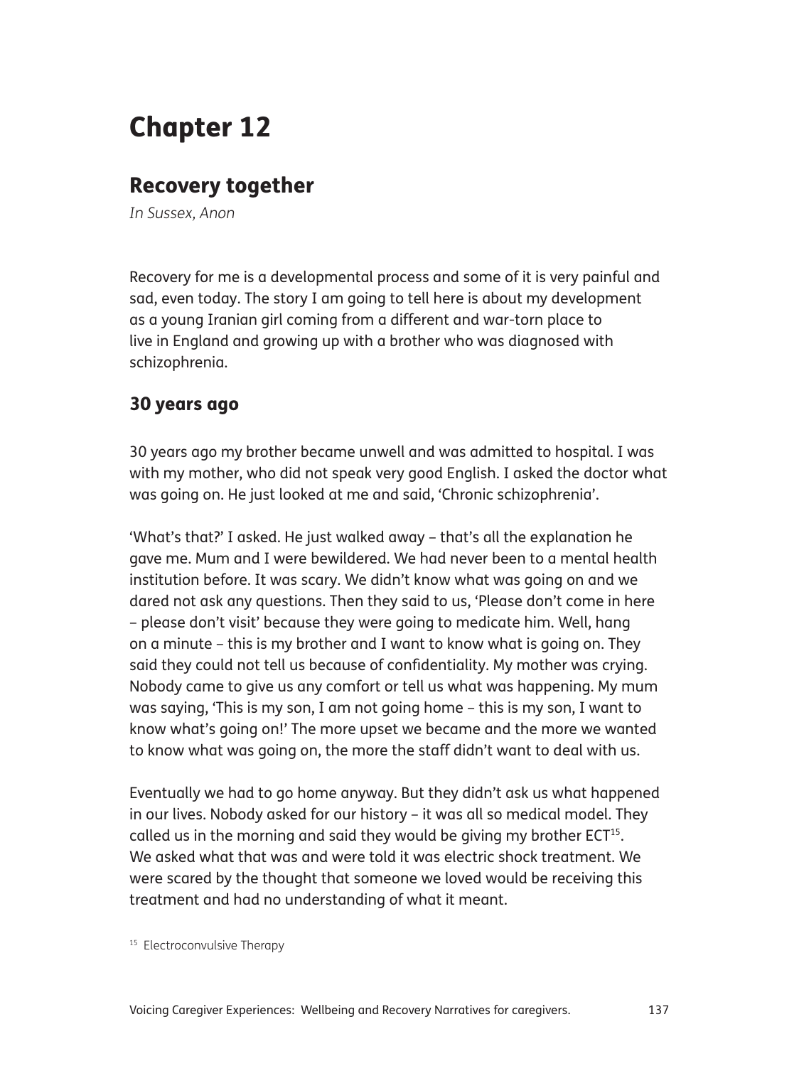# Chapter 12

## Recovery together

*In Sussex, Anon*

Recovery for me is a developmental process and some of it is very painful and sad, even today. The story I am going to tell here is about my development as a young Iranian girl coming from a different and war-torn place to live in England and growing up with a brother who was diagnosed with schizophrenia.

### 30 years ago

30 years ago my brother became unwell and was admitted to hospital. I was with my mother, who did not speak very good English. I asked the doctor what was going on. He just looked at me and said, 'Chronic schizophrenia'.

'What's that?' I asked. He just walked away – that's all the explanation he gave me. Mum and I were bewildered. We had never been to a mental health institution before. It was scary. We didn't know what was going on and we dared not ask any questions. Then they said to us, 'Please don't come in here – please don't visit' because they were going to medicate him. Well, hang on a minute – this is my brother and I want to know what is going on. They said they could not tell us because of confidentiality. My mother was crying. Nobody came to give us any comfort or tell us what was happening. My mum was saying, 'This is my son, I am not going home – this is my son, I want to know what's going on!' The more upset we became and the more we wanted to know what was going on, the more the staff didn't want to deal with us.

Eventually we had to go home anyway. But they didn't ask us what happened in our lives. Nobody asked for our history – it was all so medical model. They called us in the morning and said they would be giving my brother ECT[15]. We asked what that was and were told it was electric shock treatment. We were scared by the thought that someone we loved would be receiving this treatment and had no understanding of what it meant.

[15] Electroconvulsive Therapy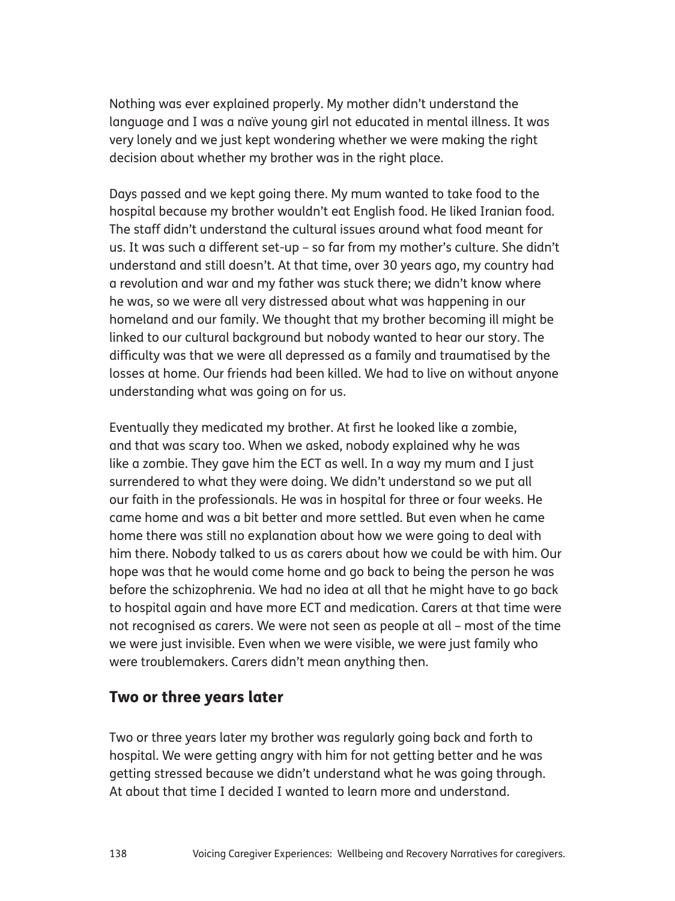Nothing was ever explained properly. My mother didn't understand the language and I was a naïve young girl not educated in mental illness. It was very lonely and we just kept wondering whether we were making the right decision about whether my brother was in the right place.

Days passed and we kept going there. My mum wanted to take food to the hospital because my brother wouldn't eat English food. He liked Iranian food. The staff didn't understand the cultural issues around what food meant for us. It was such a different set-up – so far from my mother's culture. She didn't understand and still doesn't. At that time, over 30 years ago, my country had a revolution and war and my father was stuck there; we didn't know where he was, so we were all very distressed about what was happening in our homeland and our family. We thought that my brother becoming ill might be linked to our cultural background but nobody wanted to hear our story. The difficulty was that we were all depressed as a family and traumatised by the losses at home. Our friends had been killed. We had to live on without anyone understanding what was going on for us.

Eventually they medicated my brother. At first he looked like a zombie, and that was scary too. When we asked, nobody explained why he was like a zombie. They gave him the ECT as well. In a way my mum and I just surrendered to what they were doing. We didn't understand so we put all our faith in the professionals. He was in hospital for three or four weeks. He came home and was a bit better and more settled. But even when he came home there was still no explanation about how we were going to deal with him there. Nobody talked to us as carers about how we could be with him. Our hope was that he would come home and go back to being the person he was before the schizophrenia. We had no idea at all that he might have to go back to hospital again and have more ECT and medication. Carers at that time were not recognised as carers. We were not seen as people at all – most of the time we were just invisible. Even when we were visible, we were just family who were troublemakers. Carers didn't mean anything then.

## Two or three years later

Two or three years later my brother was regularly going back and forth to hospital. We were getting angry with him for not getting better and he was getting stressed because we didn't understand what he was going through. At about that time I decided I wanted to learn more and understand.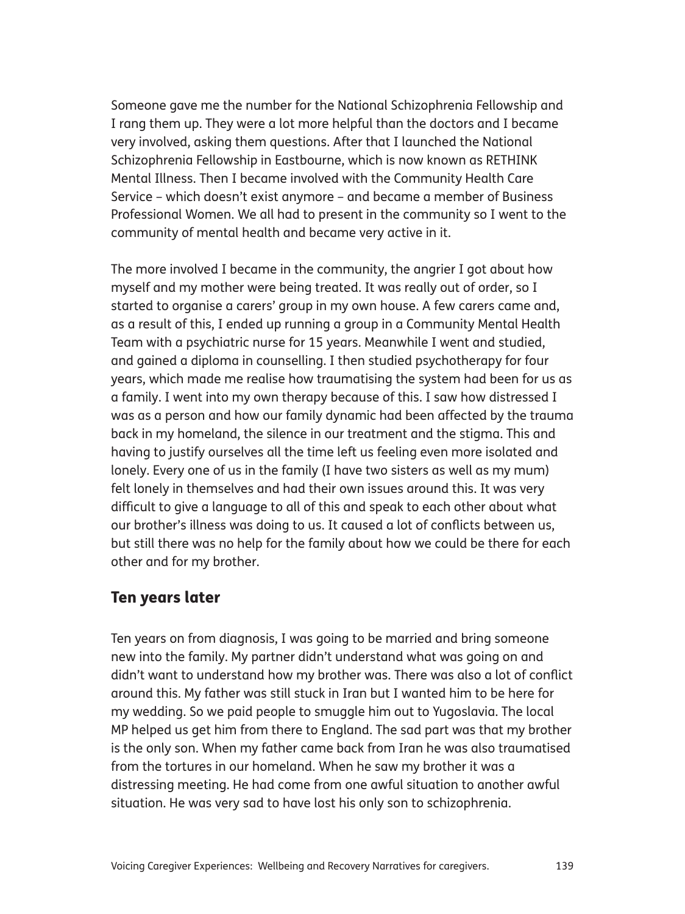Someone gave me the number for the National Schizophrenia Fellowship and I rang them up. They were a lot more helpful than the doctors and I became very involved, asking them questions. After that I launched the National Schizophrenia Fellowship in Eastbourne, which is now known as RETHINK Mental Illness. Then I became involved with the Community Health Care Service – which doesn't exist anymore – and became a member of Business Professional Women. We all had to present in the community so I went to the community of mental health and became very active in it.

The more involved I became in the community, the angrier I got about how myself and my mother were being treated. It was really out of order, so I started to organise a carers' group in my own house. A few carers came and, as a result of this, I ended up running a group in a Community Mental Health Team with a psychiatric nurse for 15 years. Meanwhile I went and studied, and gained a diploma in counselling. I then studied psychotherapy for four years, which made me realise how traumatising the system had been for us as a family. I went into my own therapy because of this. I saw how distressed I was as a person and how our family dynamic had been affected by the trauma back in my homeland, the silence in our treatment and the stigma. This and having to justify ourselves all the time left us feeling even more isolated and lonely. Every one of us in the family (I have two sisters as well as my mum) felt lonely in themselves and had their own issues around this. It was very difficult to give a language to all of this and speak to each other about what our brother's illness was doing to us. It caused a lot of conflicts between us, but still there was no help for the family about how we could be there for each other and for my brother.

## Ten years later

Ten years on from diagnosis, I was going to be married and bring someone new into the family. My partner didn't understand what was going on and didn't want to understand how my brother was. There was also a lot of conflict around this. My father was still stuck in Iran but I wanted him to be here for my wedding. So we paid people to smuggle him out to Yugoslavia. The local MP helped us get him from there to England. The sad part was that my brother is the only son. When my father came back from Iran he was also traumatised from the tortures in our homeland. When he saw my brother it was a distressing meeting. He had come from one awful situation to another awful situation. He was very sad to have lost his only son to schizophrenia.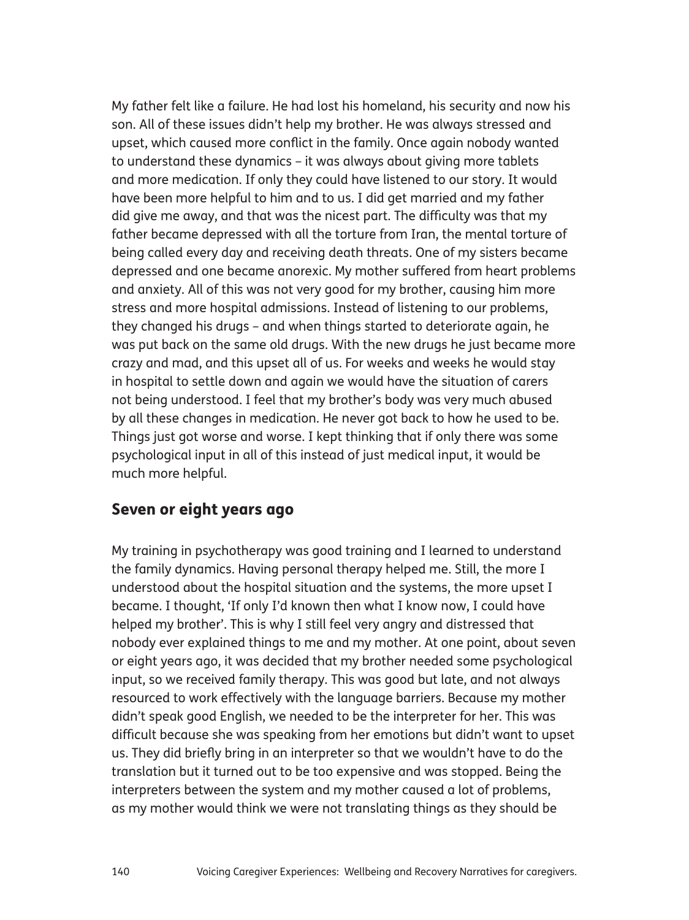My father felt like a failure. He had lost his homeland, his security and now his son. All of these issues didn't help my brother. He was always stressed and upset, which caused more conflict in the family. Once again nobody wanted to understand these dynamics – it was always about giving more tablets and more medication. If only they could have listened to our story. It would have been more helpful to him and to us. I did get married and my father did give me away, and that was the nicest part. The difficulty was that my father became depressed with all the torture from Iran, the mental torture of being called every day and receiving death threats. One of my sisters became depressed and one became anorexic. My mother suffered from heart problems and anxiety. All of this was not very good for my brother, causing him more stress and more hospital admissions. Instead of listening to our problems, they changed his drugs – and when things started to deteriorate again, he was put back on the same old drugs. With the new drugs he just became more crazy and mad, and this upset all of us. For weeks and weeks he would stay in hospital to settle down and again we would have the situation of carers not being understood. I feel that my brother's body was very much abused by all these changes in medication. He never got back to how he used to be. Things just got worse and worse. I kept thinking that if only there was some psychological input in all of this instead of just medical input, it would be much more helpful.

## Seven or eight years ago

My training in psychotherapy was good training and I learned to understand the family dynamics. Having personal therapy helped me. Still, the more I understood about the hospital situation and the systems, the more upset I became. I thought, 'If only I'd known then what I know now, I could have helped my brother'. This is why I still feel very angry and distressed that nobody ever explained things to me and my mother. At one point, about seven or eight years ago, it was decided that my brother needed some psychological input, so we received family therapy. This was good but late, and not always resourced to work effectively with the language barriers. Because my mother didn't speak good English, we needed to be the interpreter for her. This was difficult because she was speaking from her emotions but didn't want to upset us. They did briefly bring in an interpreter so that we wouldn't have to do the translation but it turned out to be too expensive and was stopped. Being the interpreters between the system and my mother caused a lot of problems, as my mother would think we were not translating things as they should be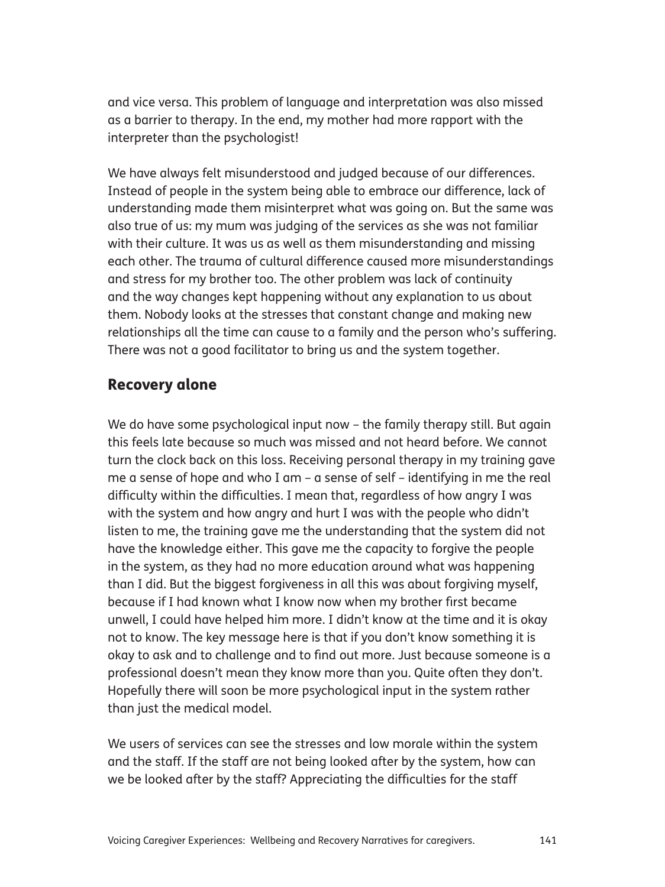and vice versa. This problem of language and interpretation was also missed as a barrier to therapy. In the end, my mother had more rapport with the interpreter than the psychologist!

We have always felt misunderstood and judged because of our differences. Instead of people in the system being able to embrace our difference, lack of understanding made them misinterpret what was going on. But the same was also true of us: my mum was judging of the services as she was not familiar with their culture. It was us as well as them misunderstanding and missing each other. The trauma of cultural difference caused more misunderstandings and stress for my brother too. The other problem was lack of continuity and the way changes kept happening without any explanation to us about them. Nobody looks at the stresses that constant change and making new relationships all the time can cause to a family and the person who's suffering. There was not a good facilitator to bring us and the system together.

## Recovery alone

We do have some psychological input now – the family therapy still. But again this feels late because so much was missed and not heard before. We cannot turn the clock back on this loss. Receiving personal therapy in my training gave me a sense of hope and who I am – a sense of self – identifying in me the real difficulty within the difficulties. I mean that, regardless of how angry I was with the system and how angry and hurt I was with the people who didn't listen to me, the training gave me the understanding that the system did not have the knowledge either. This gave me the capacity to forgive the people in the system, as they had no more education around what was happening than I did. But the biggest forgiveness in all this was about forgiving myself, because if I had known what I know now when my brother first became unwell, I could have helped him more. I didn't know at the time and it is okay not to know. The key message here is that if you don't know something it is okay to ask and to challenge and to find out more. Just because someone is a professional doesn't mean they know more than you. Quite often they don't. Hopefully there will soon be more psychological input in the system rather than just the medical model.

We users of services can see the stresses and low morale within the system and the staff. If the staff are not being looked after by the system, how can we be looked after by the staff? Appreciating the difficulties for the staff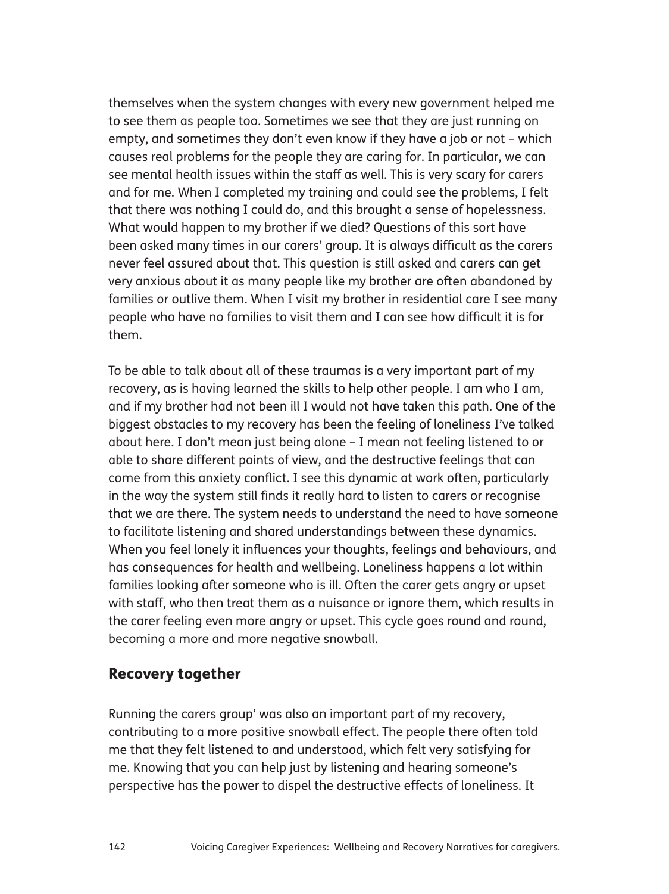themselves when the system changes with every new government helped me to see them as people too. Sometimes we see that they are just running on empty, and sometimes they don't even know if they have a job or not – which causes real problems for the people they are caring for. In particular, we can see mental health issues within the staff as well. This is very scary for carers and for me. When I completed my training and could see the problems, I felt that there was nothing I could do, and this brought a sense of hopelessness. What would happen to my brother if we died? Questions of this sort have been asked many times in our carers' group. It is always difficult as the carers never feel assured about that. This question is still asked and carers can get very anxious about it as many people like my brother are often abandoned by families or outlive them. When I visit my brother in residential care I see many people who have no families to visit them and I can see how difficult it is for them.

To be able to talk about all of these traumas is a very important part of my recovery, as is having learned the skills to help other people. I am who I am, and if my brother had not been ill I would not have taken this path. One of the biggest obstacles to my recovery has been the feeling of loneliness I've talked about here. I don't mean just being alone – I mean not feeling listened to or able to share different points of view, and the destructive feelings that can come from this anxiety conflict. I see this dynamic at work often, particularly in the way the system still finds it really hard to listen to carers or recognise that we are there. The system needs to understand the need to have someone to facilitate listening and shared understandings between these dynamics. When you feel lonely it influences your thoughts, feelings and behaviours, and has consequences for health and wellbeing. Loneliness happens a lot within families looking after someone who is ill. Often the carer gets angry or upset with staff, who then treat them as a nuisance or ignore them, which results in the carer feeling even more angry or upset. This cycle goes round and round, becoming a more and more negative snowball.

## Recovery together

Running the carers group' was also an important part of my recovery, contributing to a more positive snowball effect. The people there often told me that they felt listened to and understood, which felt very satisfying for me. Knowing that you can help just by listening and hearing someone's perspective has the power to dispel the destructive effects of loneliness. It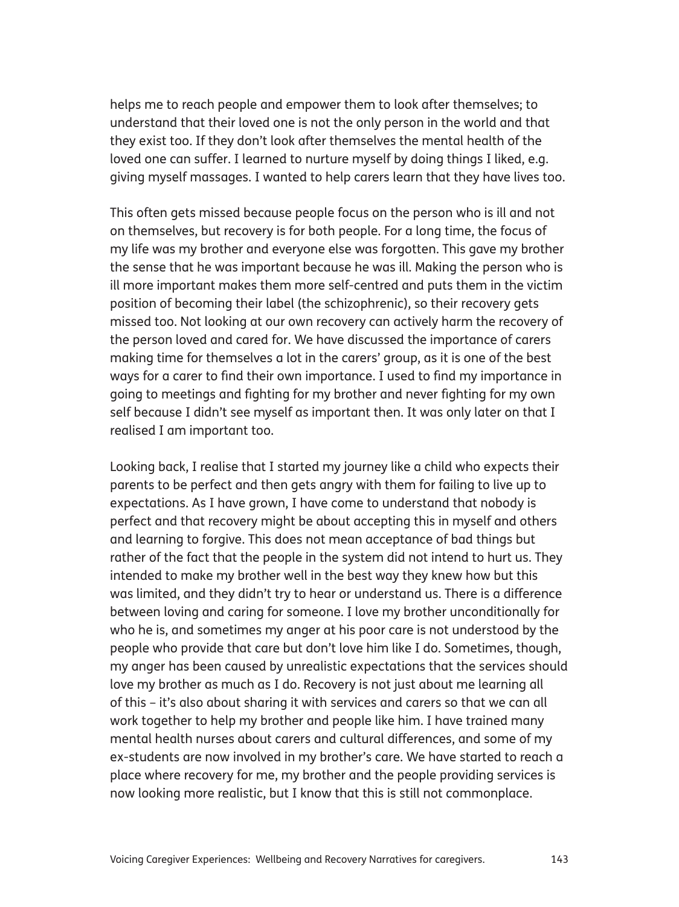helps me to reach people and empower them to look after themselves; to understand that their loved one is not the only person in the world and that they exist too. If they don't look after themselves the mental health of the loved one can suffer. I learned to nurture myself by doing things I liked, e.g. giving myself massages. I wanted to help carers learn that they have lives too.

This often gets missed because people focus on the person who is ill and not on themselves, but recovery is for both people. For a long time, the focus of my life was my brother and everyone else was forgotten. This gave my brother the sense that he was important because he was ill. Making the person who is ill more important makes them more self-centred and puts them in the victim position of becoming their label (the schizophrenic), so their recovery gets missed too. Not looking at our own recovery can actively harm the recovery of the person loved and cared for. We have discussed the importance of carers making time for themselves a lot in the carers' group, as it is one of the best ways for a carer to find their own importance. I used to find my importance in going to meetings and fighting for my brother and never fighting for my own self because I didn't see myself as important then. It was only later on that I realised I am important too.

Looking back, I realise that I started my journey like a child who expects their parents to be perfect and then gets angry with them for failing to live up to expectations. As I have grown, I have come to understand that nobody is perfect and that recovery might be about accepting this in myself and others and learning to forgive. This does not mean acceptance of bad things but rather of the fact that the people in the system did not intend to hurt us. They intended to make my brother well in the best way they knew how but this was limited, and they didn't try to hear or understand us. There is a difference between loving and caring for someone. I love my brother unconditionally for who he is, and sometimes my anger at his poor care is not understood by the people who provide that care but don't love him like I do. Sometimes, though, my anger has been caused by unrealistic expectations that the services should love my brother as much as I do. Recovery is not just about me learning all of this – it's also about sharing it with services and carers so that we can all work together to help my brother and people like him. I have trained many mental health nurses about carers and cultural differences, and some of my ex-students are now involved in my brother's care. We have started to reach a place where recovery for me, my brother and the people providing services is now looking more realistic, but I know that this is still not commonplace.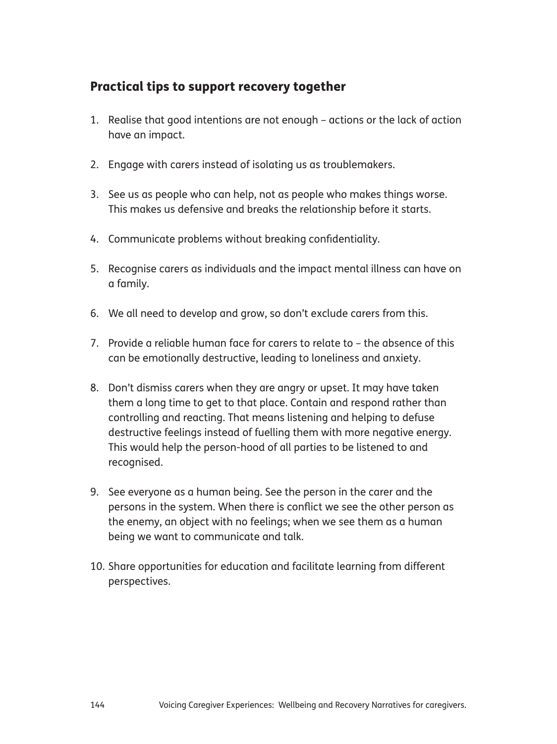## Practical tips to support recovery together

1. Realise that good intentions are not enough – actions or the lack of action have an impact.

2. Engage with carers instead of isolating us as troublemakers.

3. See us as people who can help, not as people who makes things worse. This makes us defensive and breaks the relationship before it starts.

4. Communicate problems without breaking confidentiality.

5. Recognise carers as individuals and the impact mental illness can have on a family.

6. We all need to develop and grow, so don't exclude carers from this.

7. Provide a reliable human face for carers to relate to – the absence of this can be emotionally destructive, leading to loneliness and anxiety.

8. Don't dismiss carers when they are angry or upset. It may have taken them a long time to get to that place. Contain and respond rather than controlling and reacting. That means listening and helping to defuse destructive feelings instead of fuelling them with more negative energy. This would help the person-hood of all parties to be listened to and recognised.

9. See everyone as a human being. See the person in the carer and the persons in the system. When there is conflict we see the other person as the enemy, an object with no feelings; when we see them as a human being we want to communicate and talk.

10. Share opportunities for education and facilitate learning from different perspectives.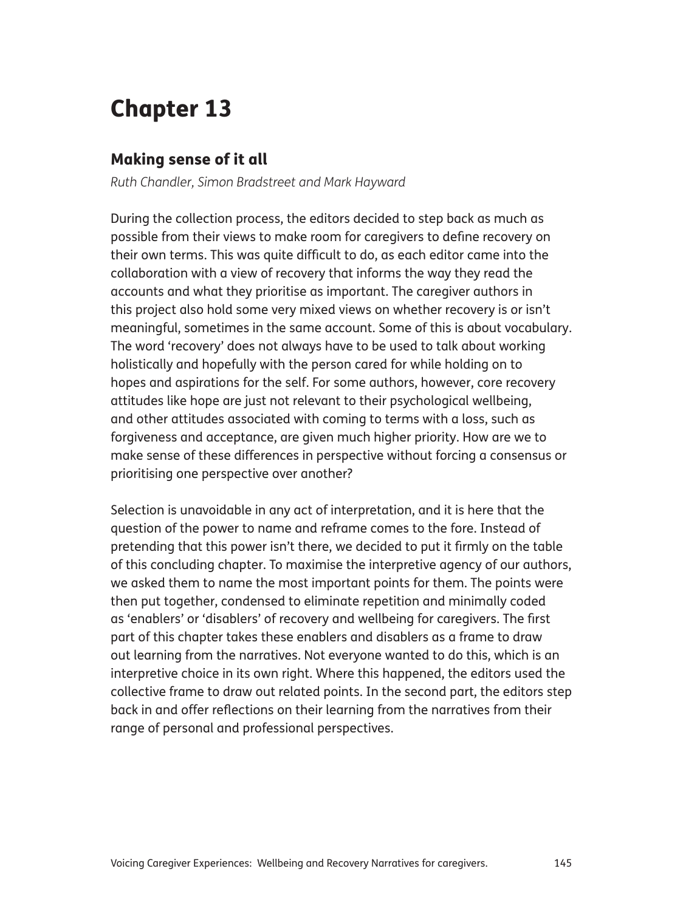# Chapter 13

## Making sense of it all

*Ruth Chandler, Simon Bradstreet and Mark Hayward*

During the collection process, the editors decided to step back as much as possible from their views to make room for caregivers to define recovery on their own terms. This was quite difficult to do, as each editor came into the collaboration with a view of recovery that informs the way they read the accounts and what they prioritise as important. The caregiver authors in this project also hold some very mixed views on whether recovery is or isn't meaningful, sometimes in the same account. Some of this is about vocabulary. The word 'recovery' does not always have to be used to talk about working holistically and hopefully with the person cared for while holding on to hopes and aspirations for the self. For some authors, however, core recovery attitudes like hope are just not relevant to their psychological wellbeing, and other attitudes associated with coming to terms with a loss, such as forgiveness and acceptance, are given much higher priority. How are we to make sense of these differences in perspective without forcing a consensus or prioritising one perspective over another?

Selection is unavoidable in any act of interpretation, and it is here that the question of the power to name and reframe comes to the fore. Instead of pretending that this power isn't there, we decided to put it firmly on the table of this concluding chapter. To maximise the interpretive agency of our authors, we asked them to name the most important points for them. The points were then put together, condensed to eliminate repetition and minimally coded as 'enablers' or 'disablers' of recovery and wellbeing for caregivers. The first part of this chapter takes these enablers and disablers as a frame to draw out learning from the narratives. Not everyone wanted to do this, which is an interpretive choice in its own right. Where this happened, the editors used the collective frame to draw out related points. In the second part, the editors step back in and offer reflections on their learning from the narratives from their range of personal and professional perspectives.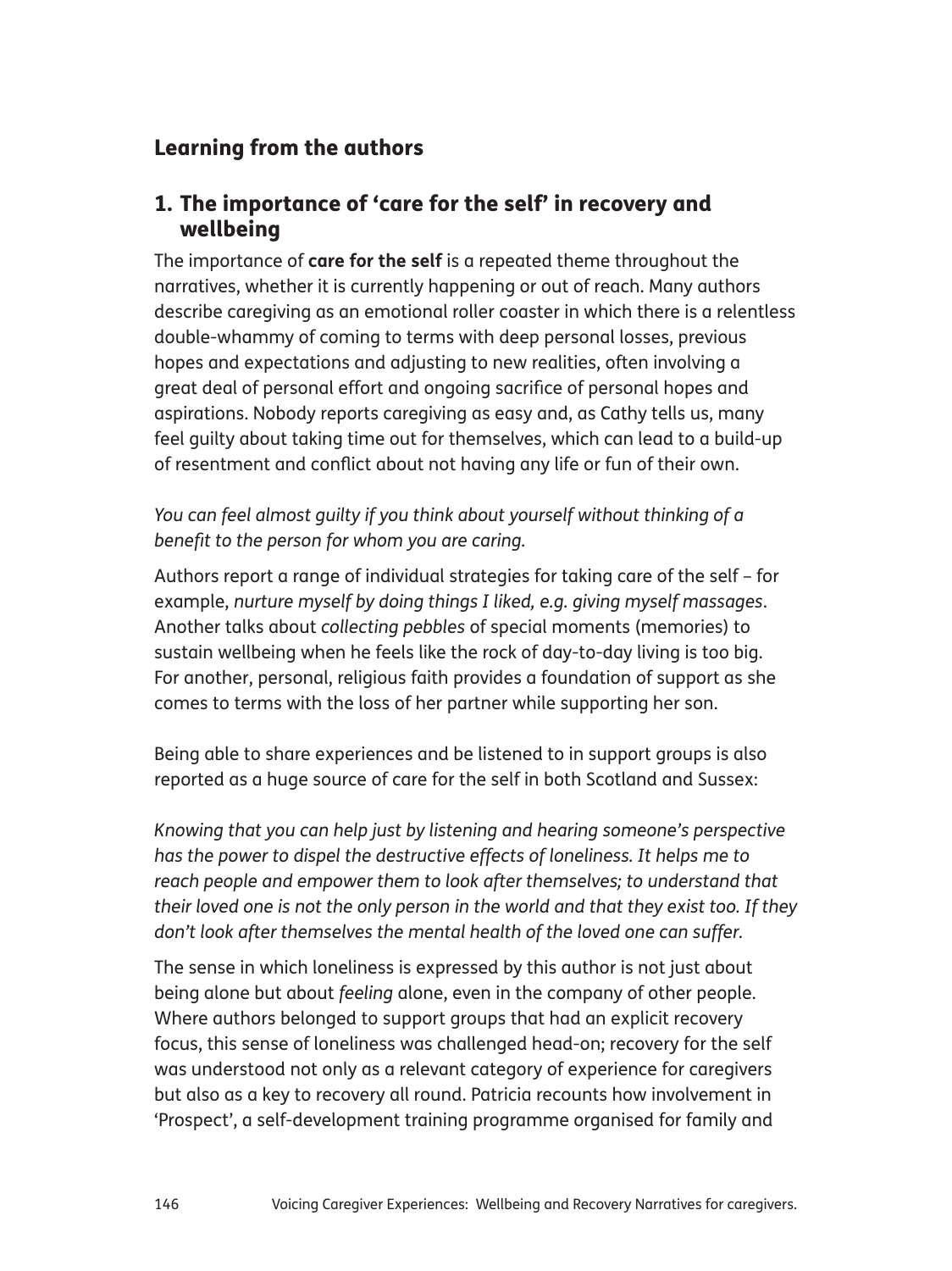## Learning from the authors

### 1. The importance of 'care for the self' in recovery and wellbeing

The importance of **care for the self** is a repeated theme throughout the narratives, whether it is currently happening or out of reach. Many authors describe caregiving as an emotional roller coaster in which there is a relentless double-whammy of coming to terms with deep personal losses, previous hopes and expectations and adjusting to new realities, often involving a great deal of personal effort and ongoing sacrifice of personal hopes and aspirations. Nobody reports caregiving as easy and, as Cathy tells us, many feel guilty about taking time out for themselves, which can lead to a build-up of resentment and conflict about not having any life or fun of their own.

*You can feel almost guilty if you think about yourself without thinking of a benefit to the person for whom you are caring.*

Authors report a range of individual strategies for taking care of the self – for example, *nurture myself by doing things I liked, e.g. giving myself massages*. Another talks about *collecting pebbles* of special moments (memories) to sustain wellbeing when he feels like the rock of day-to-day living is too big. For another, personal, religious faith provides a foundation of support as she comes to terms with the loss of her partner while supporting her son.

Being able to share experiences and be listened to in support groups is also reported as a huge source of care for the self in both Scotland and Sussex:

*Knowing that you can help just by listening and hearing someone's perspective has the power to dispel the destructive effects of loneliness. It helps me to reach people and empower them to look after themselves; to understand that their loved one is not the only person in the world and that they exist too. If they don't look after themselves the mental health of the loved one can suffer.*

The sense in which loneliness is expressed by this author is not just about being alone but about *feeling* alone, even in the company of other people. Where authors belonged to support groups that had an explicit recovery focus, this sense of loneliness was challenged head-on; recovery for the self was understood not only as a relevant category of experience for caregivers but also as a key to recovery all round. Patricia recounts how involvement in 'Prospect', a self-development training programme organised for family and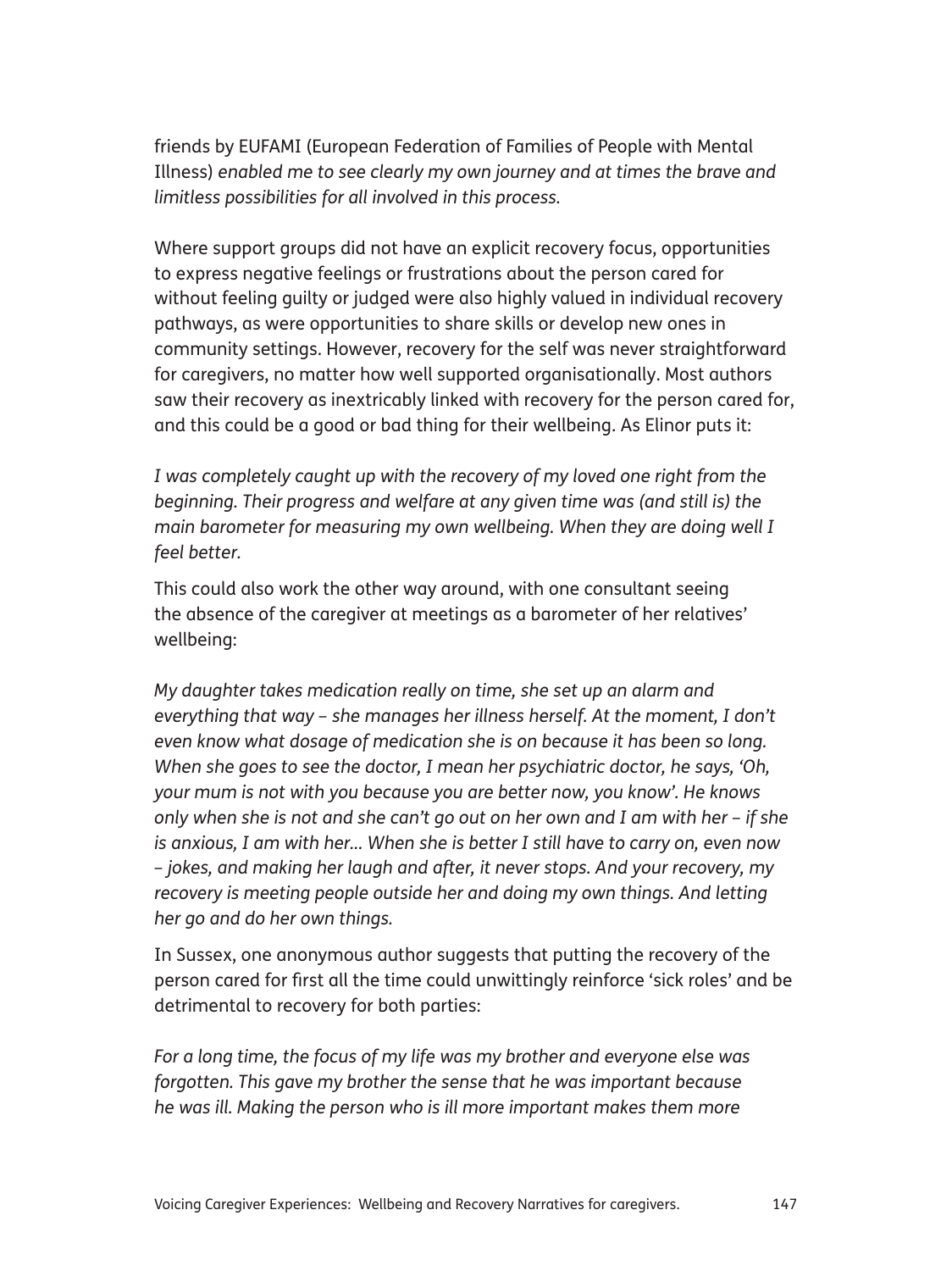friends by EUFAMI (European Federation of Families of People with Mental Illness) *enabled me to see clearly my own journey and at times the brave and limitless possibilities for all involved in this process.*

Where support groups did not have an explicit recovery focus, opportunities to express negative feelings or frustrations about the person cared for without feeling guilty or judged were also highly valued in individual recovery pathways, as were opportunities to share skills or develop new ones in community settings. However, recovery for the self was never straightforward for caregivers, no matter how well supported organisationally. Most authors saw their recovery as inextricably linked with recovery for the person cared for, and this could be a good or bad thing for their wellbeing. As Elinor puts it:

*I was completely caught up with the recovery of my loved one right from the beginning. Their progress and welfare at any given time was (and still is) the main barometer for measuring my own wellbeing. When they are doing well I feel better.*

This could also work the other way around, with one consultant seeing the absence of the caregiver at meetings as a barometer of her relatives' wellbeing:

*My daughter takes medication really on time, she set up an alarm and everything that way – she manages her illness herself. At the moment, I don't even know what dosage of medication she is on because it has been so long. When she goes to see the doctor, I mean her psychiatric doctor, he says, 'Oh, your mum is not with you because you are better now, you know'. He knows only when she is not and she can't go out on her own and I am with her – if she is anxious, I am with her... When she is better I still have to carry on, even now – jokes, and making her laugh and after, it never stops. And your recovery, my recovery is meeting people outside her and doing my own things. And letting her go and do her own things.*

In Sussex, one anonymous author suggests that putting the recovery of the person cared for first all the time could unwittingly reinforce 'sick roles' and be detrimental to recovery for both parties:

*For a long time, the focus of my life was my brother and everyone else was forgotten. This gave my brother the sense that he was important because he was ill. Making the person who is ill more important makes them more*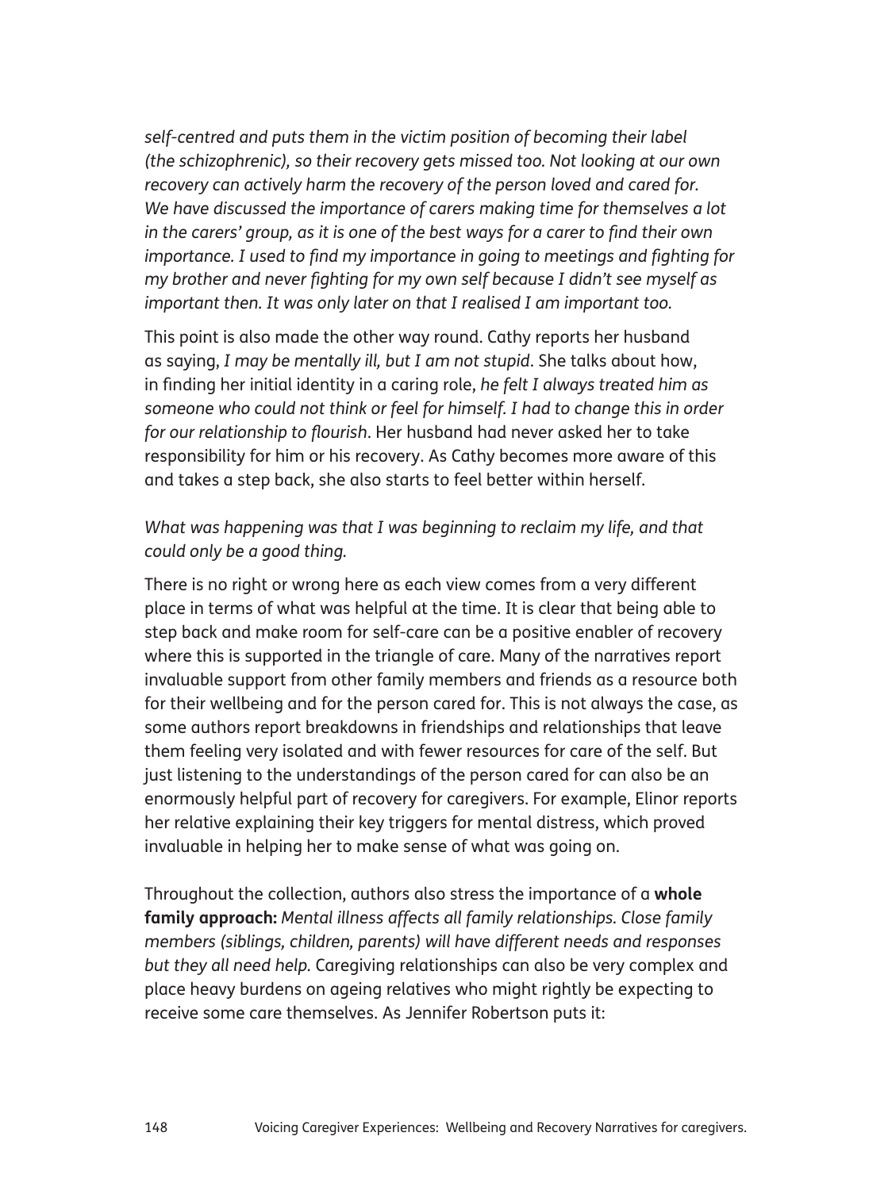*self-centred and puts them in the victim position of becoming their label (the schizophrenic), so their recovery gets missed too. Not looking at our own recovery can actively harm the recovery of the person loved and cared for. We have discussed the importance of carers making time for themselves a lot in the carers' group, as it is one of the best ways for a carer to find their own importance. I used to find my importance in going to meetings and fighting for my brother and never fighting for my own self because I didn't see myself as important then. It was only later on that I realised I am important too.*

This point is also made the other way round. Cathy reports her husband as saying, *I may be mentally ill, but I am not stupid*. She talks about how, in finding her initial identity in a caring role, *he felt I always treated him as someone who could not think or feel for himself. I had to change this in order for our relationship to flourish*. Her husband had never asked her to take responsibility for him or his recovery. As Cathy becomes more aware of this and takes a step back, she also starts to feel better within herself.

*What was happening was that I was beginning to reclaim my life, and that could only be a good thing.*

There is no right or wrong here as each view comes from a very different place in terms of what was helpful at the time. It is clear that being able to step back and make room for self-care can be a positive enabler of recovery where this is supported in the triangle of care. Many of the narratives report invaluable support from other family members and friends as a resource both for their wellbeing and for the person cared for. This is not always the case, as some authors report breakdowns in friendships and relationships that leave them feeling very isolated and with fewer resources for care of the self. But just listening to the understandings of the person cared for can also be an enormously helpful part of recovery for caregivers. For example, Elinor reports her relative explaining their key triggers for mental distress, which proved invaluable in helping her to make sense of what was going on.

Throughout the collection, authors also stress the importance of a **whole family approach:** *Mental illness affects all family relationships. Close family members (siblings, children, parents) will have different needs and responses but they all need help.* Caregiving relationships can also be very complex and place heavy burdens on ageing relatives who might rightly be expecting to receive some care themselves. As Jennifer Robertson puts it: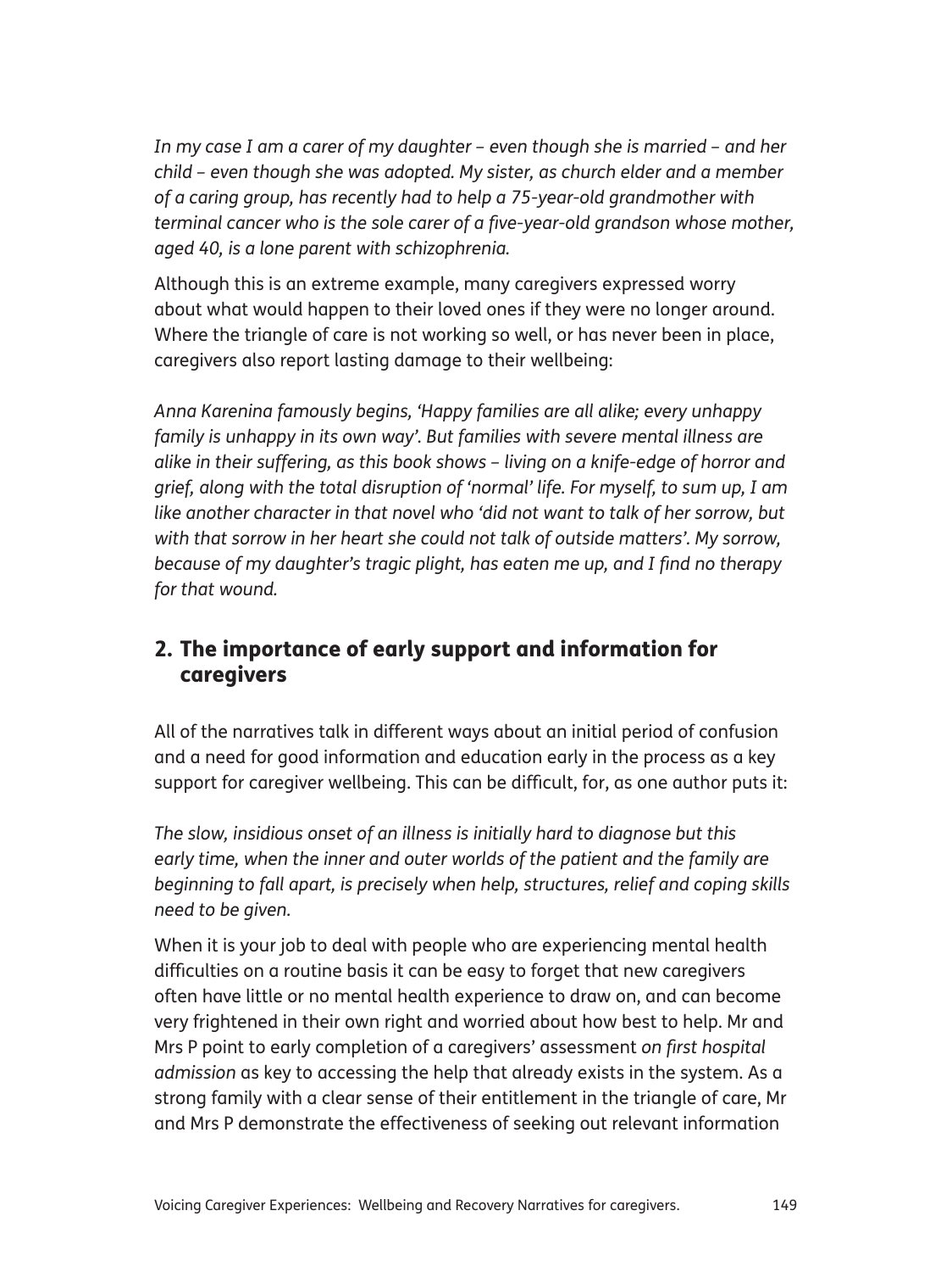*In my case I am a carer of my daughter – even though she is married – and her child – even though she was adopted. My sister, as church elder and a member of a caring group, has recently had to help a 75-year-old grandmother with terminal cancer who is the sole carer of a five-year-old grandson whose mother, aged 40, is a lone parent with schizophrenia.*

Although this is an extreme example, many caregivers expressed worry about what would happen to their loved ones if they were no longer around. Where the triangle of care is not working so well, or has never been in place, caregivers also report lasting damage to their wellbeing:

*Anna Karenina famously begins, 'Happy families are all alike; every unhappy family is unhappy in its own way'. But families with severe mental illness are alike in their suffering, as this book shows – living on a knife-edge of horror and grief, along with the total disruption of 'normal' life. For myself, to sum up, I am like another character in that novel who 'did not want to talk of her sorrow, but with that sorrow in her heart she could not talk of outside matters'. My sorrow, because of my daughter's tragic plight, has eaten me up, and I find no therapy for that wound.*

## 2. The importance of early support and information for caregivers

All of the narratives talk in different ways about an initial period of confusion and a need for good information and education early in the process as a key support for caregiver wellbeing. This can be difficult, for, as one author puts it:

*The slow, insidious onset of an illness is initially hard to diagnose but this early time, when the inner and outer worlds of the patient and the family are beginning to fall apart, is precisely when help, structures, relief and coping skills need to be given.*

When it is your job to deal with people who are experiencing mental health difficulties on a routine basis it can be easy to forget that new caregivers often have little or no mental health experience to draw on, and can become very frightened in their own right and worried about how best to help. Mr and Mrs P point to early completion of a caregivers' assessment *on first hospital admission* as key to accessing the help that already exists in the system. As a strong family with a clear sense of their entitlement in the triangle of care, Mr and Mrs P demonstrate the effectiveness of seeking out relevant information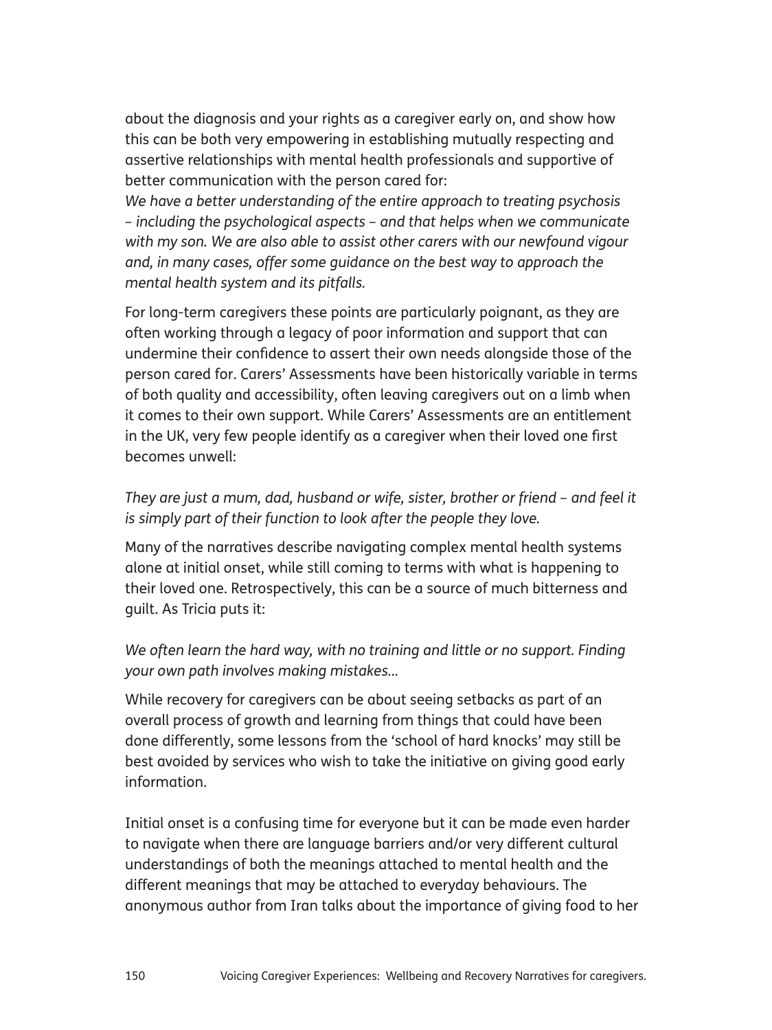about the diagnosis and your rights as a caregiver early on, and show how this can be both very empowering in establishing mutually respecting and assertive relationships with mental health professionals and supportive of better communication with the person cared for:

*We have a better understanding of the entire approach to treating psychosis – including the psychological aspects – and that helps when we communicate with my son. We are also able to assist other carers with our newfound vigour and, in many cases, offer some guidance on the best way to approach the mental health system and its pitfalls.*

For long-term caregivers these points are particularly poignant, as they are often working through a legacy of poor information and support that can undermine their confidence to assert their own needs alongside those of the person cared for. Carers' Assessments have been historically variable in terms of both quality and accessibility, often leaving caregivers out on a limb when it comes to their own support. While Carers' Assessments are an entitlement in the UK, very few people identify as a caregiver when their loved one first becomes unwell:

*They are just a mum, dad, husband or wife, sister, brother or friend – and feel it is simply part of their function to look after the people they love.*

Many of the narratives describe navigating complex mental health systems alone at initial onset, while still coming to terms with what is happening to their loved one. Retrospectively, this can be a source of much bitterness and guilt. As Tricia puts it:

*We often learn the hard way, with no training and little or no support. Finding your own path involves making mistakes...*

While recovery for caregivers can be about seeing setbacks as part of an overall process of growth and learning from things that could have been done differently, some lessons from the 'school of hard knocks' may still be best avoided by services who wish to take the initiative on giving good early information.

Initial onset is a confusing time for everyone but it can be made even harder to navigate when there are language barriers and/or very different cultural understandings of both the meanings attached to mental health and the different meanings that may be attached to everyday behaviours. The anonymous author from Iran talks about the importance of giving food to her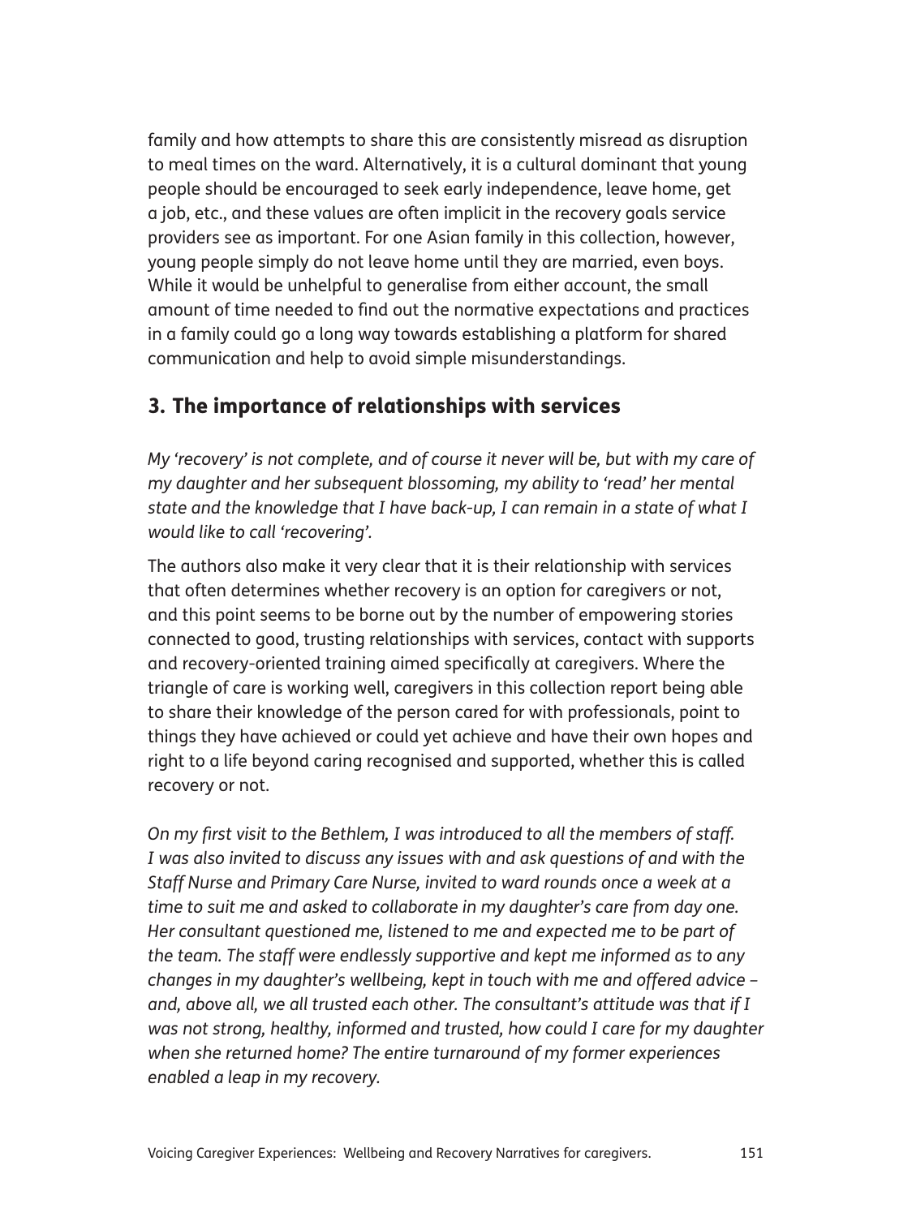family and how attempts to share this are consistently misread as disruption to meal times on the ward. Alternatively, it is a cultural dominant that young people should be encouraged to seek early independence, leave home, get a job, etc., and these values are often implicit in the recovery goals service providers see as important. For one Asian family in this collection, however, young people simply do not leave home until they are married, even boys. While it would be unhelpful to generalise from either account, the small amount of time needed to find out the normative expectations and practices in a family could go a long way towards establishing a platform for shared communication and help to avoid simple misunderstandings.

## 3. The importance of relationships with services

*My 'recovery' is not complete, and of course it never will be, but with my care of my daughter and her subsequent blossoming, my ability to 'read' her mental state and the knowledge that I have back-up, I can remain in a state of what I would like to call 'recovering'.*

The authors also make it very clear that it is their relationship with services that often determines whether recovery is an option for caregivers or not, and this point seems to be borne out by the number of empowering stories connected to good, trusting relationships with services, contact with supports and recovery-oriented training aimed specifically at caregivers. Where the triangle of care is working well, caregivers in this collection report being able to share their knowledge of the person cared for with professionals, point to things they have achieved or could yet achieve and have their own hopes and right to a life beyond caring recognised and supported, whether this is called recovery or not.

*On my first visit to the Bethlem, I was introduced to all the members of staff. I was also invited to discuss any issues with and ask questions of and with the Staff Nurse and Primary Care Nurse, invited to ward rounds once a week at a time to suit me and asked to collaborate in my daughter's care from day one. Her consultant questioned me, listened to me and expected me to be part of the team. The staff were endlessly supportive and kept me informed as to any changes in my daughter's wellbeing, kept in touch with me and offered advice – and, above all, we all trusted each other. The consultant's attitude was that if I was not strong, healthy, informed and trusted, how could I care for my daughter when she returned home? The entire turnaround of my former experiences enabled a leap in my recovery.*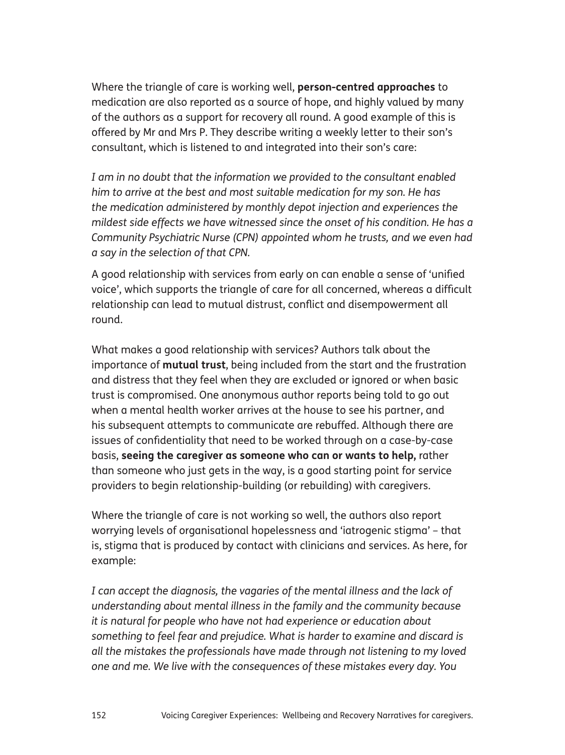Where the triangle of care is working well, **person-centred approaches** to medication are also reported as a source of hope, and highly valued by many of the authors as a support for recovery all round. A good example of this is offered by Mr and Mrs P. They describe writing a weekly letter to their son's consultant, which is listened to and integrated into their son's care:

*I am in no doubt that the information we provided to the consultant enabled him to arrive at the best and most suitable medication for my son. He has the medication administered by monthly depot injection and experiences the mildest side effects we have witnessed since the onset of his condition. He has a Community Psychiatric Nurse (CPN) appointed whom he trusts, and we even had a say in the selection of that CPN.*

A good relationship with services from early on can enable a sense of 'unified voice', which supports the triangle of care for all concerned, whereas a difficult relationship can lead to mutual distrust, conflict and disempowerment all round.

What makes a good relationship with services? Authors talk about the importance of **mutual trust**, being included from the start and the frustration and distress that they feel when they are excluded or ignored or when basic trust is compromised. One anonymous author reports being told to go out when a mental health worker arrives at the house to see his partner, and his subsequent attempts to communicate are rebuffed. Although there are issues of confidentiality that need to be worked through on a case-by-case basis, **seeing the caregiver as someone who can or wants to help,** rather than someone who just gets in the way, is a good starting point for service providers to begin relationship-building (or rebuilding) with caregivers.

Where the triangle of care is not working so well, the authors also report worrying levels of organisational hopelessness and 'iatrogenic stigma' – that is, stigma that is produced by contact with clinicians and services. As here, for example:

*I can accept the diagnosis, the vagaries of the mental illness and the lack of understanding about mental illness in the family and the community because it is natural for people who have not had experience or education about something to feel fear and prejudice. What is harder to examine and discard is all the mistakes the professionals have made through not listening to my loved one and me. We live with the consequences of these mistakes every day. You*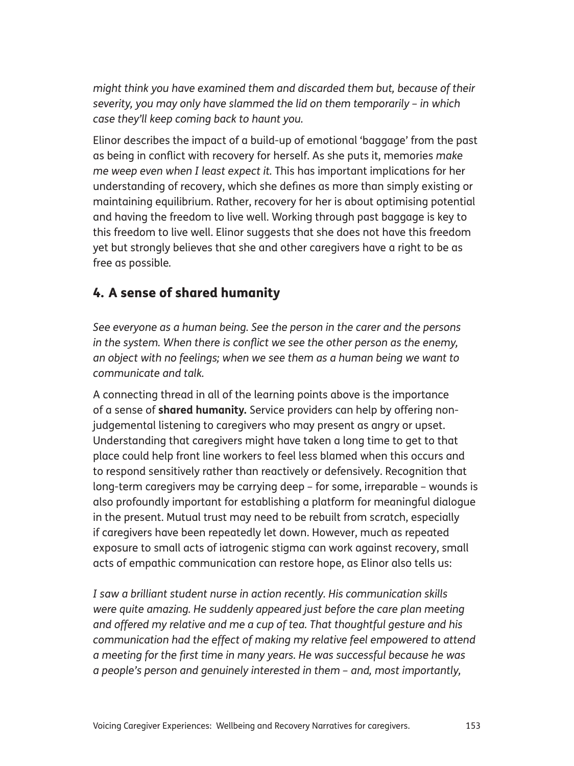*might think you have examined them and discarded them but, because of their severity, you may only have slammed the lid on them temporarily – in which case they'll keep coming back to haunt you.*

Elinor describes the impact of a build-up of emotional 'baggage' from the past as being in conflict with recovery for herself. As she puts it, memories *make me weep even when I least expect it.* This has important implications for her understanding of recovery, which she defines as more than simply existing or maintaining equilibrium. Rather, recovery for her is about optimising potential and having the freedom to live well. Working through past baggage is key to this freedom to live well. Elinor suggests that she does not have this freedom yet but strongly believes that she and other caregivers have a right to be as free as possible.

## 4. A sense of shared humanity

*See everyone as a human being. See the person in the carer and the persons in the system. When there is conflict we see the other person as the enemy, an object with no feelings; when we see them as a human being we want to communicate and talk.*

A connecting thread in all of the learning points above is the importance of a sense of **shared humanity.** Service providers can help by offering non-judgemental listening to caregivers who may present as angry or upset. Understanding that caregivers might have taken a long time to get to that place could help front line workers to feel less blamed when this occurs and to respond sensitively rather than reactively or defensively. Recognition that long-term caregivers may be carrying deep – for some, irreparable – wounds is also profoundly important for establishing a platform for meaningful dialogue in the present. Mutual trust may need to be rebuilt from scratch, especially if caregivers have been repeatedly let down. However, much as repeated exposure to small acts of iatrogenic stigma can work against recovery, small acts of empathic communication can restore hope, as Elinor also tells us:

*I saw a brilliant student nurse in action recently. His communication skills were quite amazing. He suddenly appeared just before the care plan meeting and offered my relative and me a cup of tea. That thoughtful gesture and his communication had the effect of making my relative feel empowered to attend a meeting for the first time in many years. He was successful because he was a people's person and genuinely interested in them – and, most importantly,*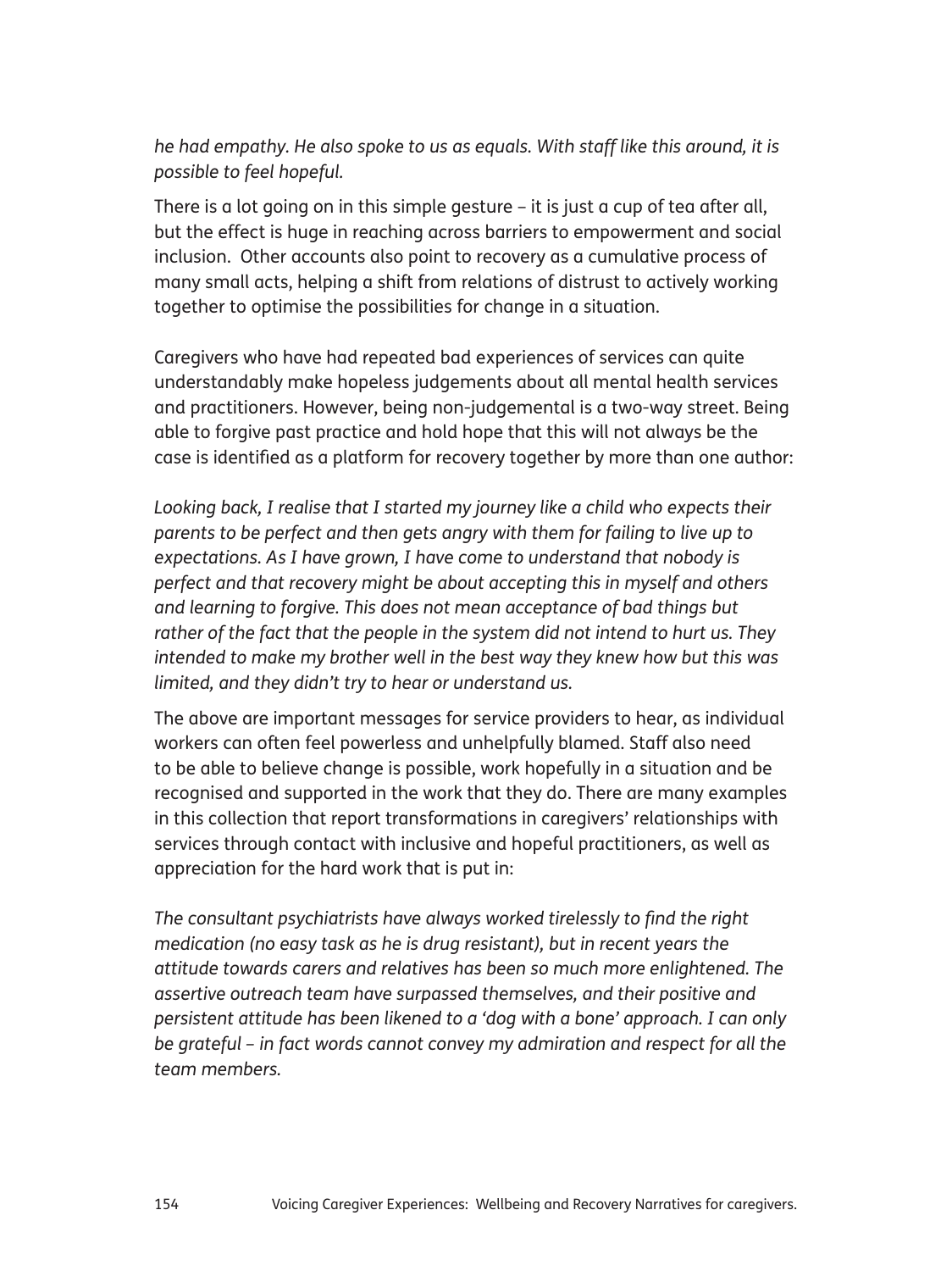*he had empathy. He also spoke to us as equals. With staff like this around, it is possible to feel hopeful.*

There is a lot going on in this simple gesture – it is just a cup of tea after all, but the effect is huge in reaching across barriers to empowerment and social inclusion. Other accounts also point to recovery as a cumulative process of many small acts, helping a shift from relations of distrust to actively working together to optimise the possibilities for change in a situation.

Caregivers who have had repeated bad experiences of services can quite understandably make hopeless judgements about all mental health services and practitioners. However, being non-judgemental is a two-way street. Being able to forgive past practice and hold hope that this will not always be the case is identified as a platform for recovery together by more than one author:

*Looking back, I realise that I started my journey like a child who expects their parents to be perfect and then gets angry with them for failing to live up to expectations. As I have grown, I have come to understand that nobody is perfect and that recovery might be about accepting this in myself and others and learning to forgive. This does not mean acceptance of bad things but rather of the fact that the people in the system did not intend to hurt us. They intended to make my brother well in the best way they knew how but this was limited, and they didn't try to hear or understand us.*

The above are important messages for service providers to hear, as individual workers can often feel powerless and unhelpfully blamed. Staff also need to be able to believe change is possible, work hopefully in a situation and be recognised and supported in the work that they do. There are many examples in this collection that report transformations in caregivers' relationships with services through contact with inclusive and hopeful practitioners, as well as appreciation for the hard work that is put in:

*The consultant psychiatrists have always worked tirelessly to find the right medication (no easy task as he is drug resistant), but in recent years the attitude towards carers and relatives has been so much more enlightened. The assertive outreach team have surpassed themselves, and their positive and persistent attitude has been likened to a 'dog with a bone' approach. I can only be grateful – in fact words cannot convey my admiration and respect for all the team members.*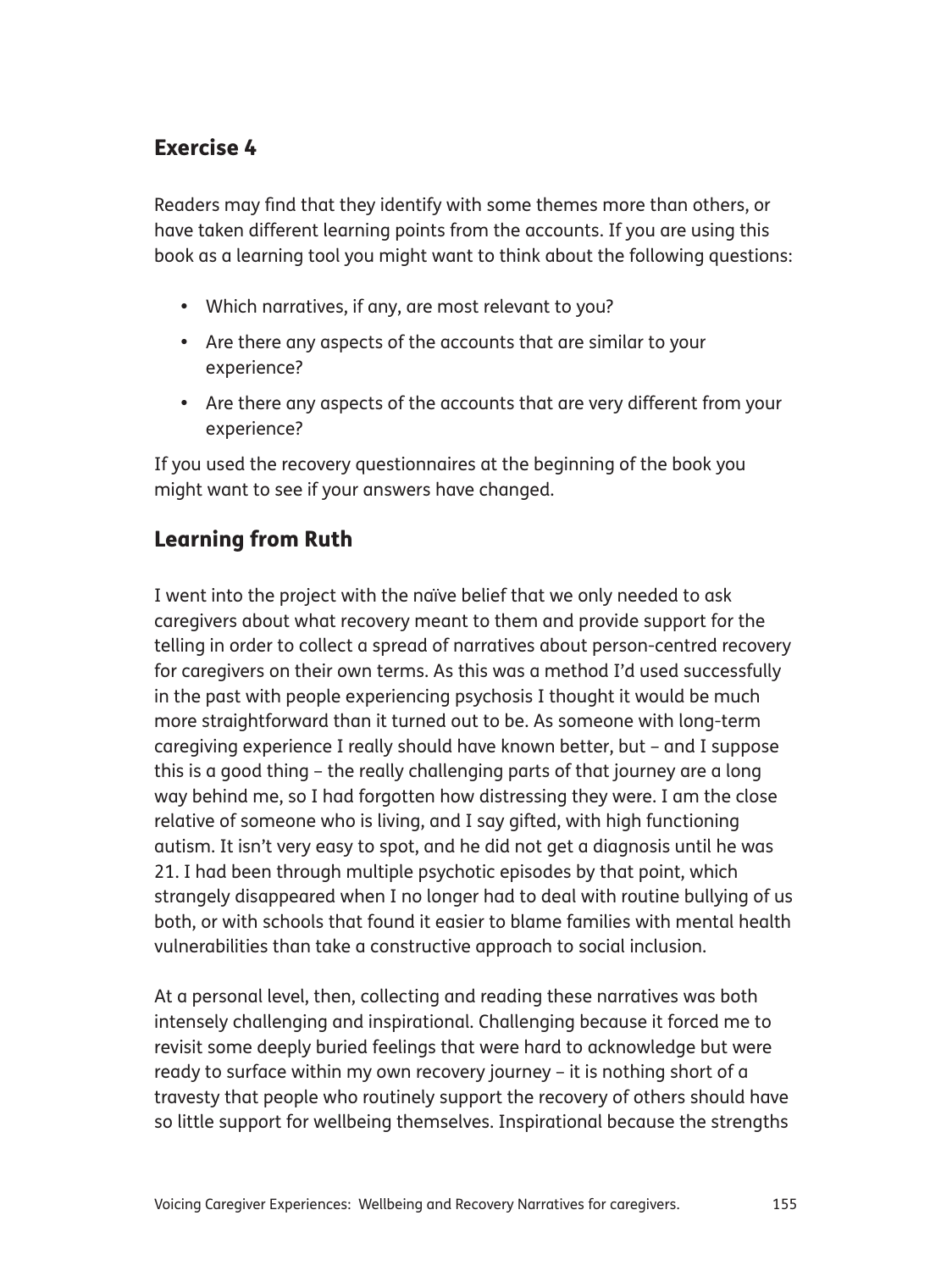## Exercise 4

Readers may find that they identify with some themes more than others, or have taken different learning points from the accounts. If you are using this book as a learning tool you might want to think about the following questions:

- Which narratives, if any, are most relevant to you?
- Are there any aspects of the accounts that are similar to your experience?
- Are there any aspects of the accounts that are very different from your experience?

If you used the recovery questionnaires at the beginning of the book you might want to see if your answers have changed.

## Learning from Ruth

I went into the project with the naïve belief that we only needed to ask caregivers about what recovery meant to them and provide support for the telling in order to collect a spread of narratives about person-centred recovery for caregivers on their own terms. As this was a method I'd used successfully in the past with people experiencing psychosis I thought it would be much more straightforward than it turned out to be. As someone with long-term caregiving experience I really should have known better, but – and I suppose this is a good thing – the really challenging parts of that journey are a long way behind me, so I had forgotten how distressing they were. I am the close relative of someone who is living, and I say gifted, with high functioning autism. It isn't very easy to spot, and he did not get a diagnosis until he was 21. I had been through multiple psychotic episodes by that point, which strangely disappeared when I no longer had to deal with routine bullying of us both, or with schools that found it easier to blame families with mental health vulnerabilities than take a constructive approach to social inclusion.

At a personal level, then, collecting and reading these narratives was both intensely challenging and inspirational. Challenging because it forced me to revisit some deeply buried feelings that were hard to acknowledge but were ready to surface within my own recovery journey – it is nothing short of a travesty that people who routinely support the recovery of others should have so little support for wellbeing themselves. Inspirational because the strengths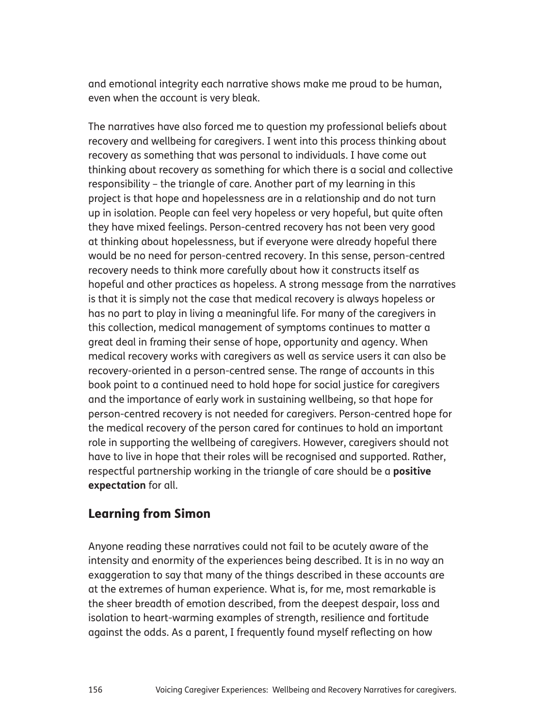and emotional integrity each narrative shows make me proud to be human, even when the account is very bleak.

The narratives have also forced me to question my professional beliefs about recovery and wellbeing for caregivers. I went into this process thinking about recovery as something that was personal to individuals. I have come out thinking about recovery as something for which there is a social and collective responsibility – the triangle of care. Another part of my learning in this project is that hope and hopelessness are in a relationship and do not turn up in isolation. People can feel very hopeless or very hopeful, but quite often they have mixed feelings. Person-centred recovery has not been very good at thinking about hopelessness, but if everyone were already hopeful there would be no need for person-centred recovery. In this sense, person-centred recovery needs to think more carefully about how it constructs itself as hopeful and other practices as hopeless. A strong message from the narratives is that it is simply not the case that medical recovery is always hopeless or has no part to play in living a meaningful life. For many of the caregivers in this collection, medical management of symptoms continues to matter a great deal in framing their sense of hope, opportunity and agency. When medical recovery works with caregivers as well as service users it can also be recovery-oriented in a person-centred sense. The range of accounts in this book point to a continued need to hold hope for social justice for caregivers and the importance of early work in sustaining wellbeing, so that hope for person-centred recovery is not needed for caregivers. Person-centred hope for the medical recovery of the person cared for continues to hold an important role in supporting the wellbeing of caregivers. However, caregivers should not have to live in hope that their roles will be recognised and supported. Rather, respectful partnership working in the triangle of care should be a **positive expectation** for all.

## Learning from Simon

Anyone reading these narratives could not fail to be acutely aware of the intensity and enormity of the experiences being described. It is in no way an exaggeration to say that many of the things described in these accounts are at the extremes of human experience. What is, for me, most remarkable is the sheer breadth of emotion described, from the deepest despair, loss and isolation to heart-warming examples of strength, resilience and fortitude against the odds. As a parent, I frequently found myself reflecting on how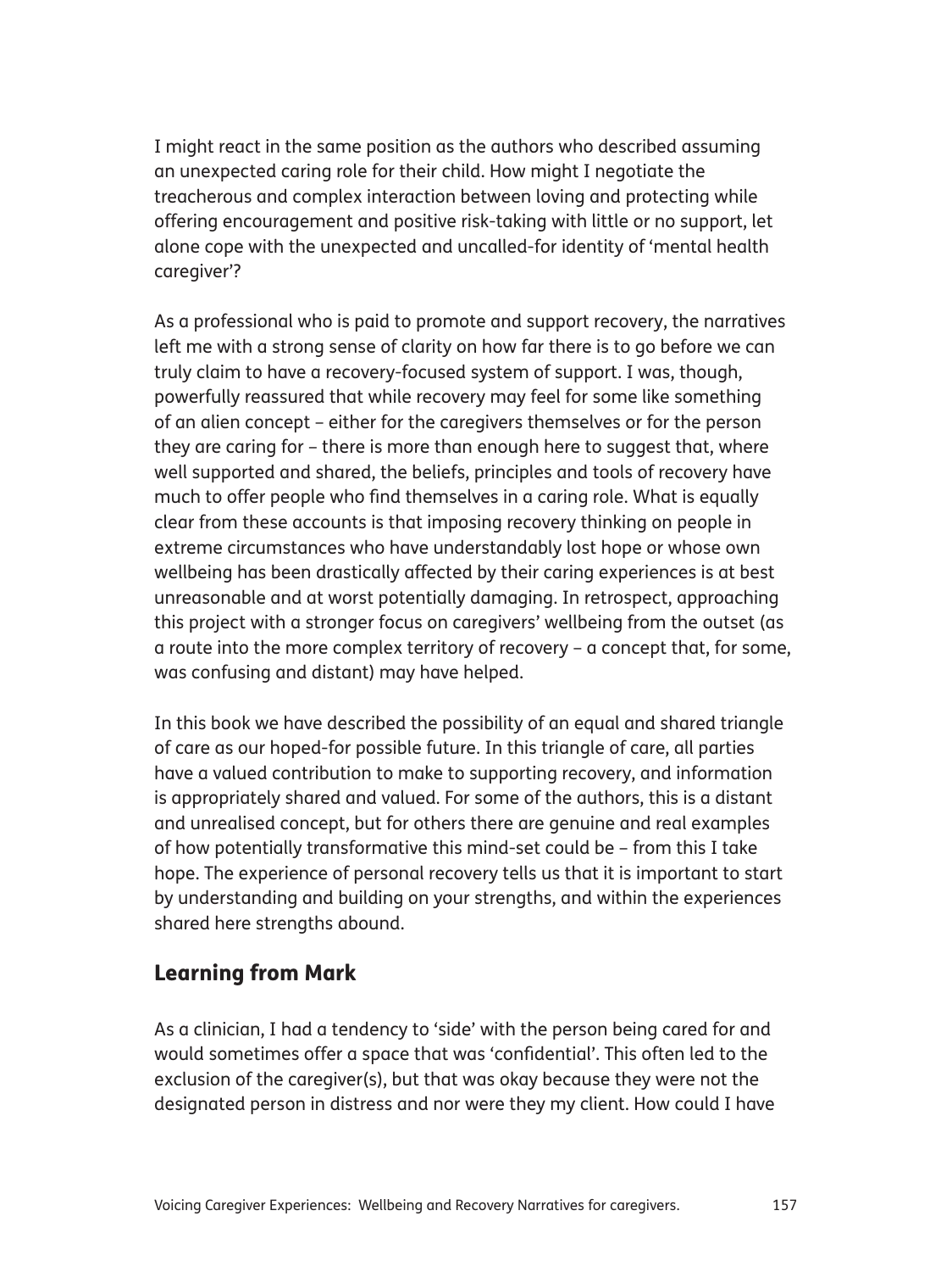I might react in the same position as the authors who described assuming an unexpected caring role for their child. How might I negotiate the treacherous and complex interaction between loving and protecting while offering encouragement and positive risk-taking with little or no support, let alone cope with the unexpected and uncalled-for identity of 'mental health caregiver'?

As a professional who is paid to promote and support recovery, the narratives left me with a strong sense of clarity on how far there is to go before we can truly claim to have a recovery-focused system of support. I was, though, powerfully reassured that while recovery may feel for some like something of an alien concept – either for the caregivers themselves or for the person they are caring for – there is more than enough here to suggest that, where well supported and shared, the beliefs, principles and tools of recovery have much to offer people who find themselves in a caring role. What is equally clear from these accounts is that imposing recovery thinking on people in extreme circumstances who have understandably lost hope or whose own wellbeing has been drastically affected by their caring experiences is at best unreasonable and at worst potentially damaging. In retrospect, approaching this project with a stronger focus on caregivers' wellbeing from the outset (as a route into the more complex territory of recovery – a concept that, for some, was confusing and distant) may have helped.

In this book we have described the possibility of an equal and shared triangle of care as our hoped-for possible future. In this triangle of care, all parties have a valued contribution to make to supporting recovery, and information is appropriately shared and valued. For some of the authors, this is a distant and unrealised concept, but for others there are genuine and real examples of how potentially transformative this mind-set could be – from this I take hope. The experience of personal recovery tells us that it is important to start by understanding and building on your strengths, and within the experiences shared here strengths abound.

## Learning from Mark

As a clinician, I had a tendency to 'side' with the person being cared for and would sometimes offer a space that was 'confidential'. This often led to the exclusion of the caregiver(s), but that was okay because they were not the designated person in distress and nor were they my client. How could I have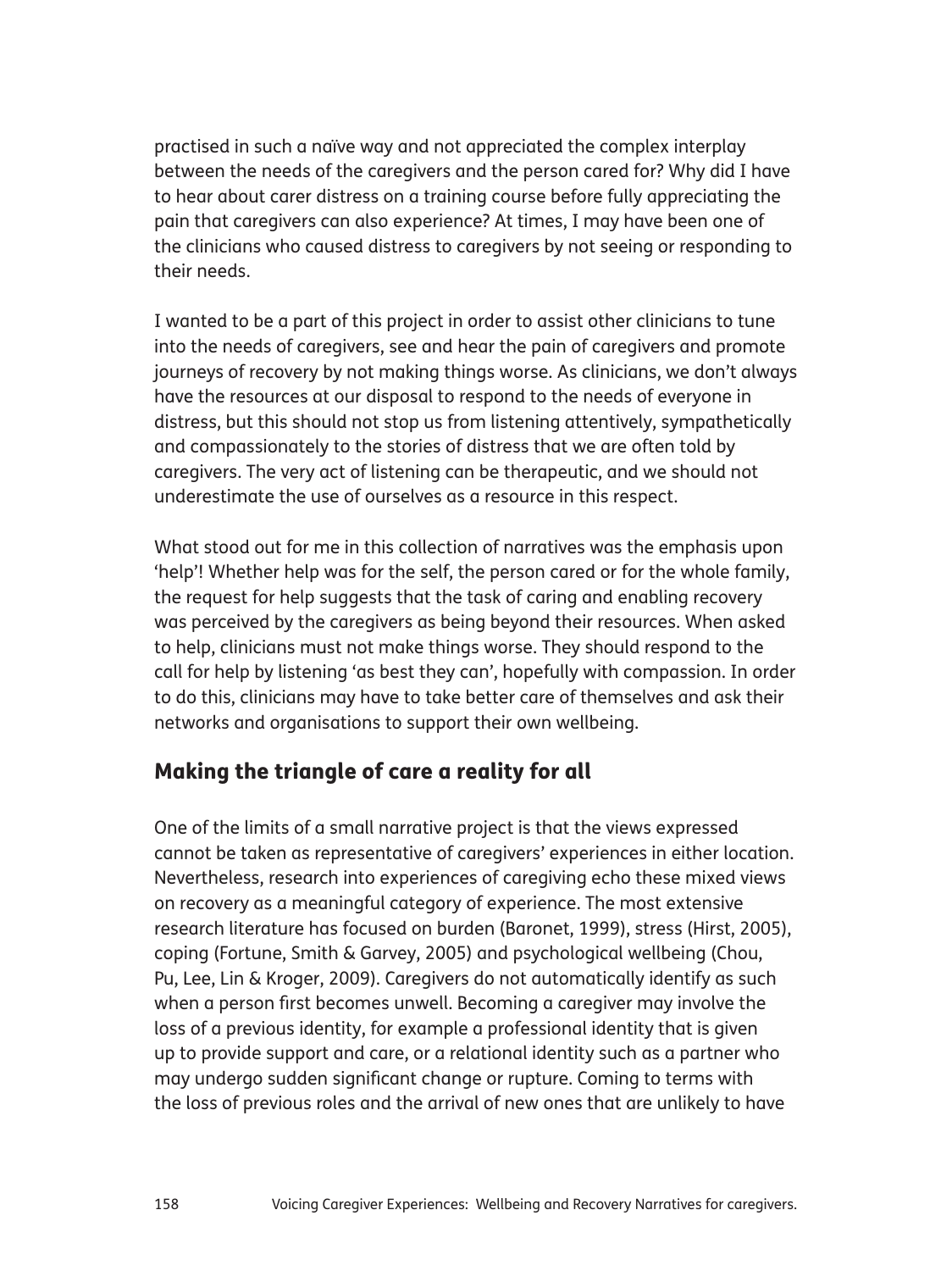practised in such a naïve way and not appreciated the complex interplay between the needs of the caregivers and the person cared for? Why did I have to hear about carer distress on a training course before fully appreciating the pain that caregivers can also experience? At times, I may have been one of the clinicians who caused distress to caregivers by not seeing or responding to their needs.

I wanted to be a part of this project in order to assist other clinicians to tune into the needs of caregivers, see and hear the pain of caregivers and promote journeys of recovery by not making things worse. As clinicians, we don't always have the resources at our disposal to respond to the needs of everyone in distress, but this should not stop us from listening attentively, sympathetically and compassionately to the stories of distress that we are often told by caregivers. The very act of listening can be therapeutic, and we should not underestimate the use of ourselves as a resource in this respect.

What stood out for me in this collection of narratives was the emphasis upon 'help'! Whether help was for the self, the person cared or for the whole family, the request for help suggests that the task of caring and enabling recovery was perceived by the caregivers as being beyond their resources. When asked to help, clinicians must not make things worse. They should respond to the call for help by listening 'as best they can', hopefully with compassion. In order to do this, clinicians may have to take better care of themselves and ask their networks and organisations to support their own wellbeing.

## Making the triangle of care a reality for all

One of the limits of a small narrative project is that the views expressed cannot be taken as representative of caregivers' experiences in either location. Nevertheless, research into experiences of caregiving echo these mixed views on recovery as a meaningful category of experience. The most extensive research literature has focused on burden (Baronet, 1999), stress (Hirst, 2005), coping (Fortune, Smith & Garvey, 2005) and psychological wellbeing (Chou, Pu, Lee, Lin & Kroger, 2009). Caregivers do not automatically identify as such when a person first becomes unwell. Becoming a caregiver may involve the loss of a previous identity, for example a professional identity that is given up to provide support and care, or a relational identity such as a partner who may undergo sudden significant change or rupture. Coming to terms with the loss of previous roles and the arrival of new ones that are unlikely to have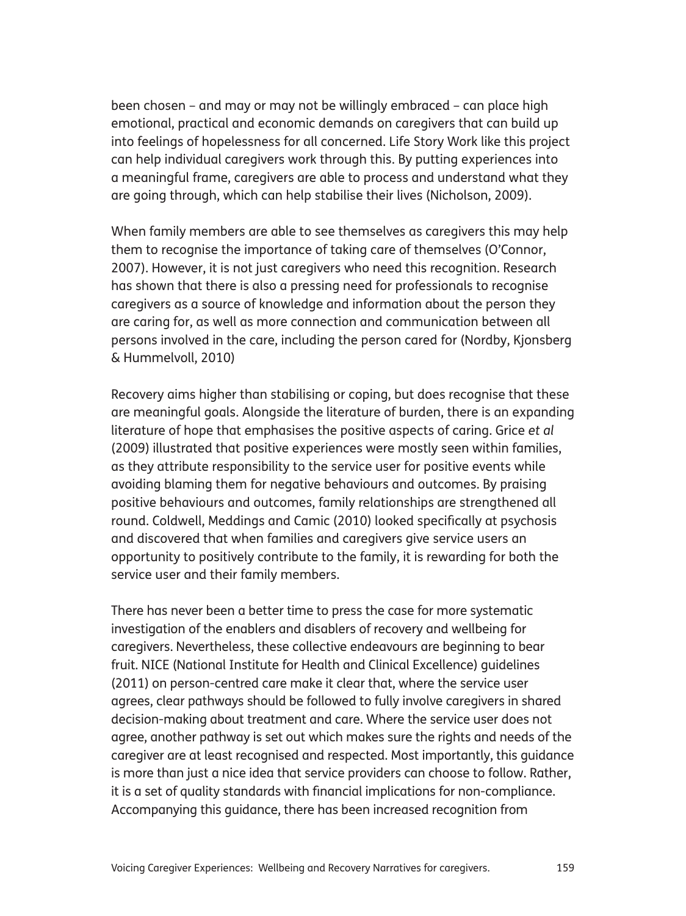been chosen – and may or may not be willingly embraced – can place high emotional, practical and economic demands on caregivers that can build up into feelings of hopelessness for all concerned. Life Story Work like this project can help individual caregivers work through this. By putting experiences into a meaningful frame, caregivers are able to process and understand what they are going through, which can help stabilise their lives (Nicholson, 2009).

When family members are able to see themselves as caregivers this may help them to recognise the importance of taking care of themselves (O'Connor, 2007). However, it is not just caregivers who need this recognition. Research has shown that there is also a pressing need for professionals to recognise caregivers as a source of knowledge and information about the person they are caring for, as well as more connection and communication between all persons involved in the care, including the person cared for (Nordby, Kjonsberg & Hummelvoll, 2010)

Recovery aims higher than stabilising or coping, but does recognise that these are meaningful goals. Alongside the literature of burden, there is an expanding literature of hope that emphasises the positive aspects of caring. Grice *et al* (2009) illustrated that positive experiences were mostly seen within families, as they attribute responsibility to the service user for positive events while avoiding blaming them for negative behaviours and outcomes. By praising positive behaviours and outcomes, family relationships are strengthened all round. Coldwell, Meddings and Camic (2010) looked specifically at psychosis and discovered that when families and caregivers give service users an opportunity to positively contribute to the family, it is rewarding for both the service user and their family members.

There has never been a better time to press the case for more systematic investigation of the enablers and disablers of recovery and wellbeing for caregivers. Nevertheless, these collective endeavours are beginning to bear fruit. NICE (National Institute for Health and Clinical Excellence) guidelines (2011) on person-centred care make it clear that, where the service user agrees, clear pathways should be followed to fully involve caregivers in shared decision-making about treatment and care. Where the service user does not agree, another pathway is set out which makes sure the rights and needs of the caregiver are at least recognised and respected. Most importantly, this guidance is more than just a nice idea that service providers can choose to follow. Rather, it is a set of quality standards with financial implications for non-compliance. Accompanying this guidance, there has been increased recognition from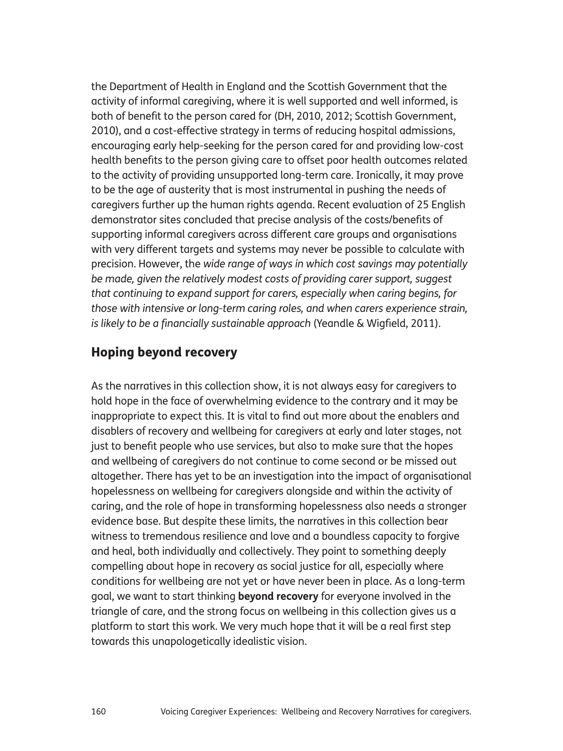the Department of Health in England and the Scottish Government that the activity of informal caregiving, where it is well supported and well informed, is both of benefit to the person cared for (DH, 2010, 2012; Scottish Government, 2010), and a cost-effective strategy in terms of reducing hospital admissions, encouraging early help-seeking for the person cared for and providing low-cost health benefits to the person giving care to offset poor health outcomes related to the activity of providing unsupported long-term care. Ironically, it may prove to be the age of austerity that is most instrumental in pushing the needs of caregivers further up the human rights agenda. Recent evaluation of 25 English demonstrator sites concluded that precise analysis of the costs/benefits of supporting informal caregivers across different care groups and organisations with very different targets and systems may never be possible to calculate with precision. However, the *wide range of ways in which cost savings may potentially be made, given the relatively modest costs of providing carer support, suggest that continuing to expand support for carers, especially when caring begins, for those with intensive or long-term caring roles, and when carers experience strain, is likely to be a financially sustainable approach* (Yeandle & Wigfield, 2011).

## Hoping beyond recovery

As the narratives in this collection show, it is not always easy for caregivers to hold hope in the face of overwhelming evidence to the contrary and it may be inappropriate to expect this. It is vital to find out more about the enablers and disablers of recovery and wellbeing for caregivers at early and later stages, not just to benefit people who use services, but also to make sure that the hopes and wellbeing of caregivers do not continue to come second or be missed out altogether. There has yet to be an investigation into the impact of organisational hopelessness on wellbeing for caregivers alongside and within the activity of caring, and the role of hope in transforming hopelessness also needs a stronger evidence base. But despite these limits, the narratives in this collection bear witness to tremendous resilience and love and a boundless capacity to forgive and heal, both individually and collectively. They point to something deeply compelling about hope in recovery as social justice for all, especially where conditions for wellbeing are not yet or have never been in place. As a long-term goal, we want to start thinking **beyond recovery** for everyone involved in the triangle of care, and the strong focus on wellbeing in this collection gives us a platform to start this work. We very much hope that it will be a real first step towards this unapologetically idealistic vision.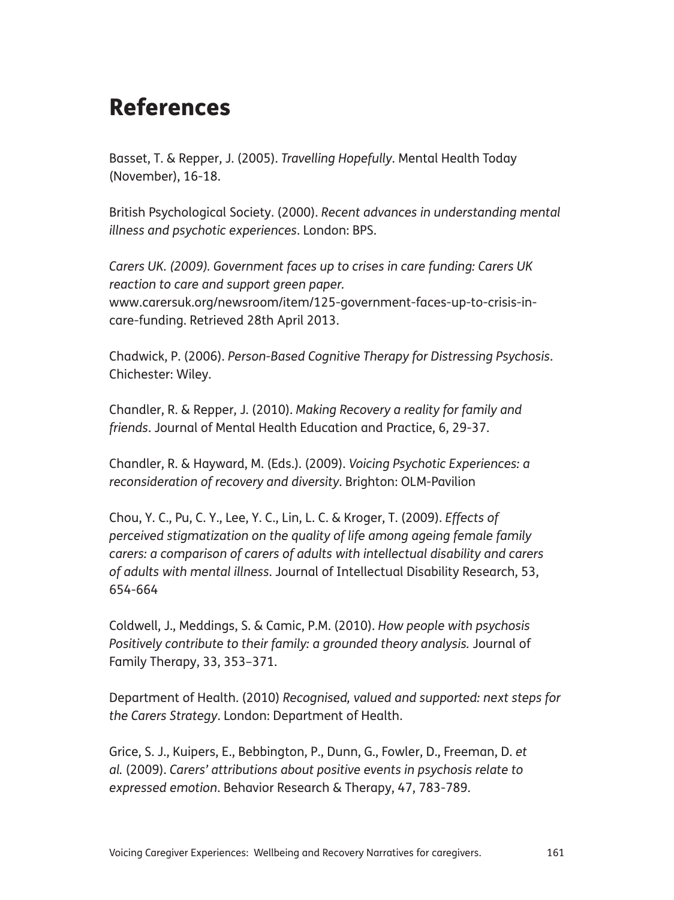# References

Basset, T. & Repper, J. (2005). *Travelling Hopefully*. Mental Health Today (November), 16-18.

British Psychological Society. (2000). *Recent advances in understanding mental illness and psychotic experiences*. London: BPS.

*Carers UK. (2009). Government faces up to crises in care funding: Carers UK reaction to care and support green paper.* www.carersuk.org/newsroom/item/125-government-faces-up-to-crisis-in-care-funding. Retrieved 28th April 2013.

Chadwick, P. (2006). *Person-Based Cognitive Therapy for Distressing Psychosis*. Chichester: Wiley.

Chandler, R. & Repper, J. (2010). *Making Recovery a reality for family and friends*. Journal of Mental Health Education and Practice, 6, 29-37.

Chandler, R. & Hayward, M. (Eds.). (2009). *Voicing Psychotic Experiences: a reconsideration of recovery and diversity*. Brighton: OLM-Pavilion

Chou, Y. C., Pu, C. Y., Lee, Y. C., Lin, L. C. & Kroger, T. (2009). *Effects of perceived stigmatization on the quality of life among ageing female family carers: a comparison of carers of adults with intellectual disability and carers of adults with mental illness*. Journal of Intellectual Disability Research, 53, 654-664

Coldwell, J., Meddings, S. & Camic, P.M. (2010). *How people with psychosis Positively contribute to their family: a grounded theory analysis.* Journal of Family Therapy, 33, 353–371.

Department of Health. (2010) *Recognised, valued and supported: next steps for the Carers Strategy*. London: Department of Health.

Grice, S. J., Kuipers, E., Bebbington, P., Dunn, G., Fowler, D., Freeman, D. *et al.* (2009). *Carers' attributions about positive events in psychosis relate to expressed emotion*. Behavior Research & Therapy, 47, 783-789.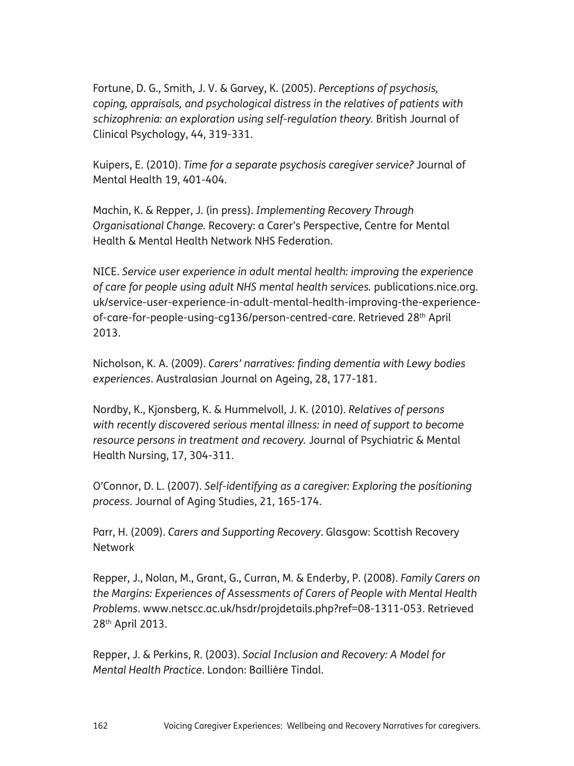Fortune, D. G., Smith, J. V. & Garvey, K. (2005). *Perceptions of psychosis, coping, appraisals, and psychological distress in the relatives of patients with schizophrenia: an exploration using self-regulation theory.* British Journal of Clinical Psychology, 44, 319-331.

Kuipers, E. (2010). *Time for a separate psychosis caregiver service?* Journal of Mental Health 19, 401-404.

Machin, K. & Repper, J. (in press). *Implementing Recovery Through Organisational Change.* Recovery: a Carer's Perspective, Centre for Mental Health & Mental Health Network NHS Federation.

NICE. *Service user experience in adult mental health: improving the experience of care for people using adult NHS mental health services.* publications.nice.org.uk/service-user-experience-in-adult-mental-health-improving-the-experience-of-care-for-people-using-cg136/person-centred-care. Retrieved 28th April 2013.

Nicholson, K. A. (2009). *Carers' narratives: finding dementia with Lewy bodies experiences*. Australasian Journal on Ageing, 28, 177-181.

Nordby, K., Kjonsberg, K. & Hummelvoll, J. K. (2010). *Relatives of persons with recently discovered serious mental illness: in need of support to become resource persons in treatment and recovery.* Journal of Psychiatric & Mental Health Nursing, 17, 304-311.

O'Connor, D. L. (2007). *Self-identifying as a caregiver: Exploring the positioning process*. Journal of Aging Studies, 21, 165-174.

Parr, H. (2009). *Carers and Supporting Recovery*. Glasgow: Scottish Recovery Network

Repper, J., Nolan, M., Grant, G., Curran, M. & Enderby, P. (2008). *Family Carers on the Margins: Experiences of Assessments of Carers of People with Mental Health Problems*. www.netscc.ac.uk/hsdr/projdetails.php?ref=08-1311-053. Retrieved 28th April 2013.

Repper, J. & Perkins, R. (2003). *Social Inclusion and Recovery: A Model for Mental Health Practice*. London: Baillière Tindal.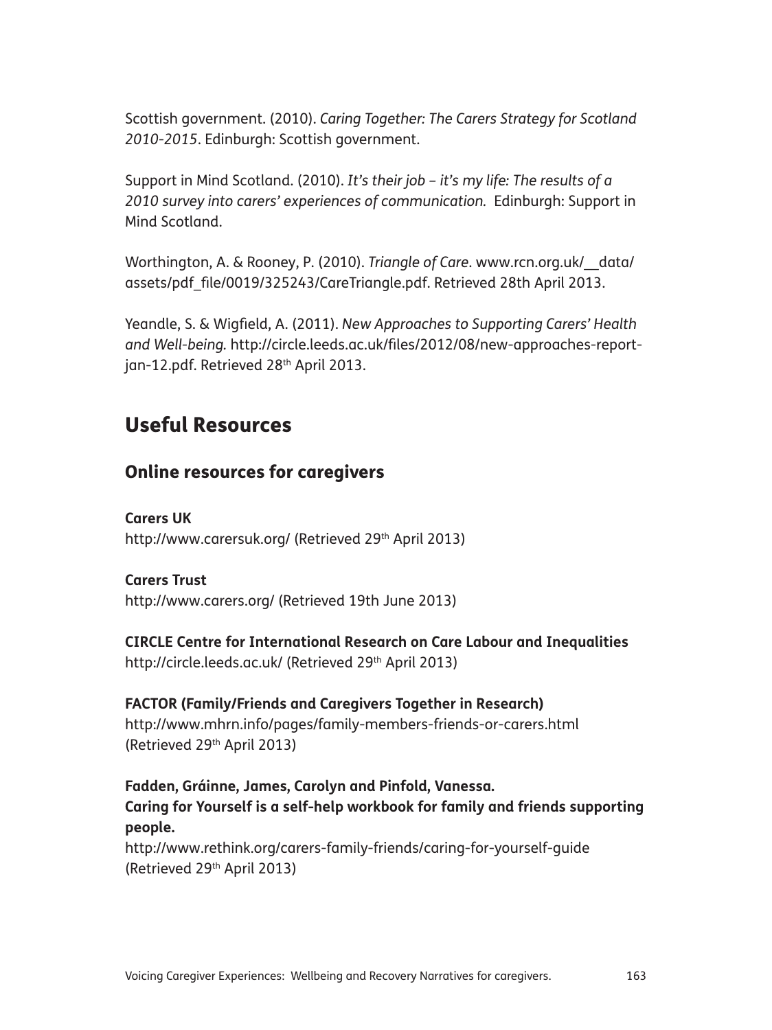Scottish government. (2010). *Caring Together: The Carers Strategy for Scotland 2010-2015*. Edinburgh: Scottish government.

Support in Mind Scotland. (2010). *It's their job – it's my life: The results of a 2010 survey into carers' experiences of communication.* Edinburgh: Support in Mind Scotland.

Worthington, A. & Rooney, P. (2010). *Triangle of Care*. www.rcn.org.uk/__data/assets/pdf_file/0019/325243/CareTriangle.pdf. Retrieved 28th April 2013.

Yeandle, S. & Wigfield, A. (2011). *New Approaches to Supporting Carers' Health and Well-being.* http://circle.leeds.ac.uk/files/2012/08/new-approaches-report-jan-12.pdf. Retrieved 28th April 2013.

## Useful Resources

### Online resources for caregivers

**Carers UK**
http://www.carersuk.org/ (Retrieved 29th April 2013)

**Carers Trust**
http://www.carers.org/ (Retrieved 19th June 2013)

**CIRCLE Centre for International Research on Care Labour and Inequalities**
http://circle.leeds.ac.uk/ (Retrieved 29th April 2013)

**FACTOR (Family/Friends and Caregivers Together in Research)**
http://www.mhrn.info/pages/family-members-friends-or-carers.html (Retrieved 29th April 2013)

**Fadden, Gráinne, James, Carolyn and Pinfold, Vanessa.**
**Caring for Yourself is a self-help workbook for family and friends supporting people.**
http://www.rethink.org/carers-family-friends/caring-for-yourself-guide (Retrieved 29th April 2013)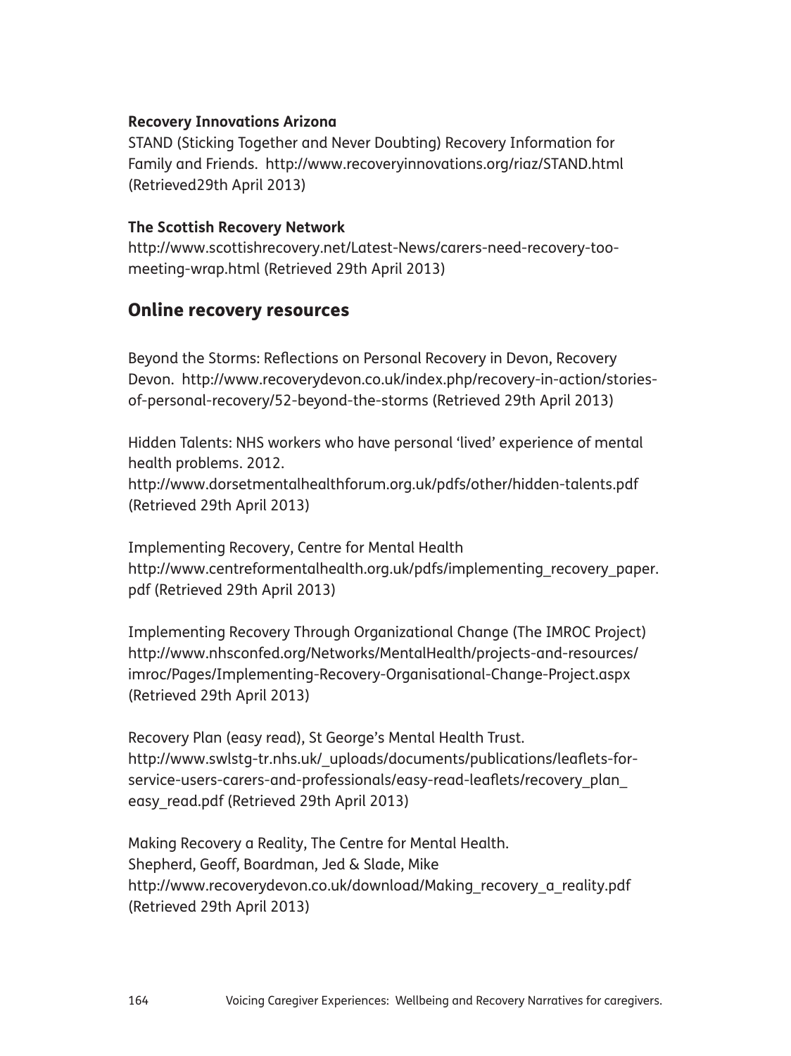**Recovery Innovations Arizona**
STAND (Sticking Together and Never Doubting) Recovery Information for Family and Friends. http://www.recoveryinnovations.org/riaz/STAND.html (Retrieved29th April 2013)

**The Scottish Recovery Network**
http://www.scottishrecovery.net/Latest-News/carers-need-recovery-too-meeting-wrap.html (Retrieved 29th April 2013)

## Online recovery resources

Beyond the Storms: Reflections on Personal Recovery in Devon, Recovery Devon. http://www.recoverydevon.co.uk/index.php/recovery-in-action/stories-of-personal-recovery/52-beyond-the-storms (Retrieved 29th April 2013)

Hidden Talents: NHS workers who have personal 'lived' experience of mental health problems. 2012.
http://www.dorsetmentalhealthforum.org.uk/pdfs/other/hidden-talents.pdf (Retrieved 29th April 2013)

Implementing Recovery, Centre for Mental Health
http://www.centreformentalhealth.org.uk/pdfs/implementing_recovery_paper.pdf (Retrieved 29th April 2013)

Implementing Recovery Through Organizational Change (The IMROC Project)
http://www.nhsconfed.org/Networks/MentalHealth/projects-and-resources/imroc/Pages/Implementing-Recovery-Organisational-Change-Project.aspx (Retrieved 29th April 2013)

Recovery Plan (easy read), St George's Mental Health Trust.
http://www.swlstg-tr.nhs.uk/_uploads/documents/publications/leaflets-for-service-users-carers-and-professionals/easy-read-leaflets/recovery_plan_easy_read.pdf (Retrieved 29th April 2013)

Making Recovery a Reality, The Centre for Mental Health.
Shepherd, Geoff, Boardman, Jed & Slade, Mike
http://www.recoverydevon.co.uk/download/Making_recovery_a_reality.pdf (Retrieved 29th April 2013)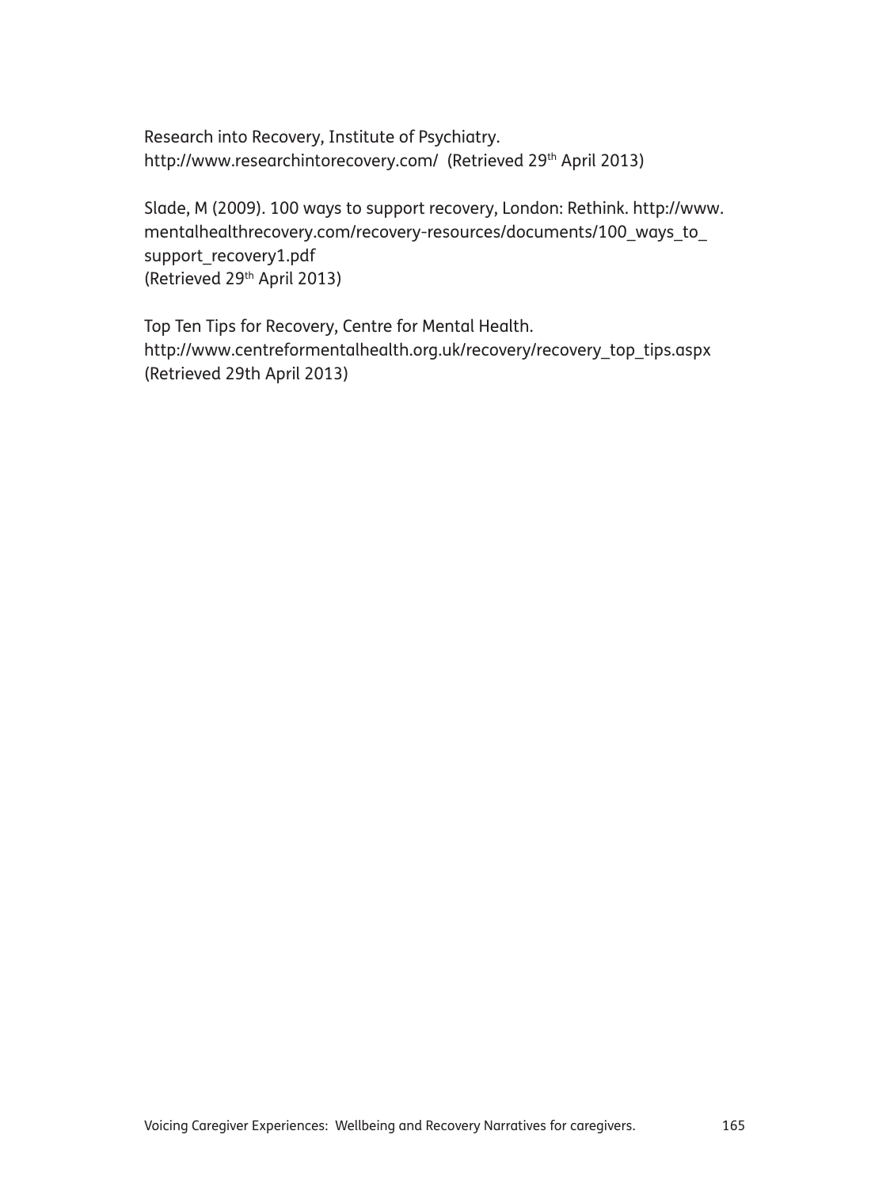Research into Recovery, Institute of Psychiatry.
http://www.researchintorecovery.com/ (Retrieved 29th April 2013)

Slade, M (2009). 100 ways to support recovery, London: Rethink. http://www.mentalhealthrecovery.com/recovery-resources/documents/100_ways_to_support_recovery1.pdf
(Retrieved 29th April 2013)

Top Ten Tips for Recovery, Centre for Mental Health.
http://www.centreformentalhealth.org.uk/recovery/recovery_top_tips.aspx
(Retrieved 29th April 2013)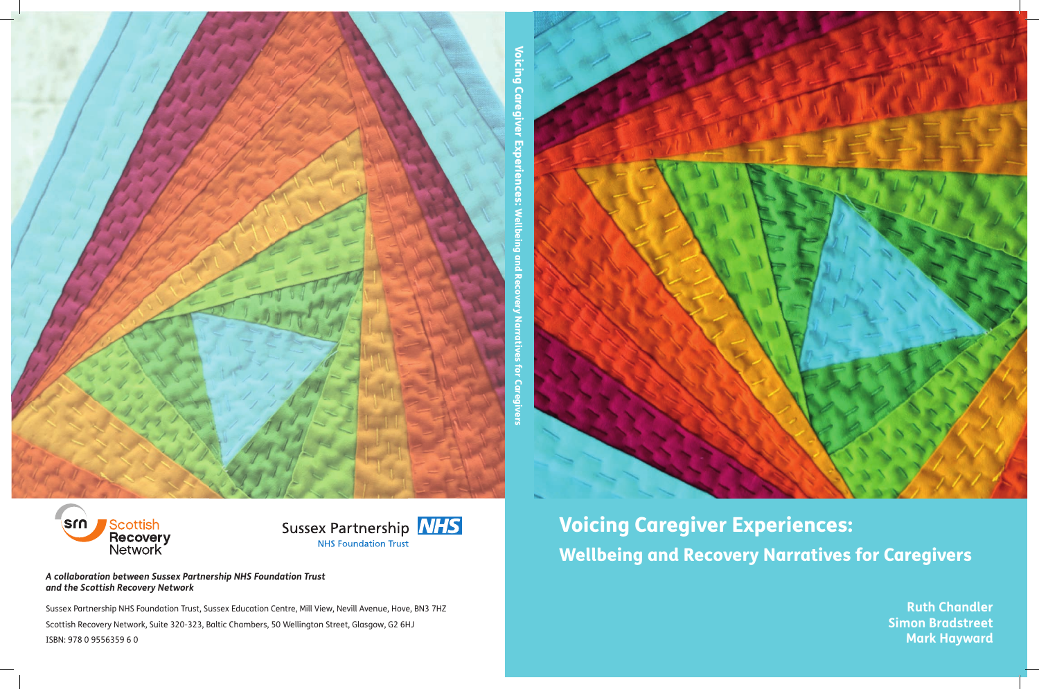# Voicing Caregiver Experiences:

## Wellbeing and Recovery Narratives for Caregivers

Ruth Chandler
Simon Bradstreet
Mark Hayward

Voicing Caregiver Experiences: Wellbeing and Recovery Narratives for Caregivers

Scottish Recovery Network

Sussex Partnership NHS
NHS Foundation Trust

*A collaboration between Sussex Partnership NHS Foundation Trust and the Scottish Recovery Network*

Sussex Partnership NHS Foundation Trust, Sussex Education Centre, Mill View, Nevill Avenue, Hove, BN3 7HZ

Scottish Recovery Network, Suite 320-323, Baltic Chambers, 50 Wellington Street, Glasgow, G2 6HJ

ISBN: 978 0 9556359 6 0